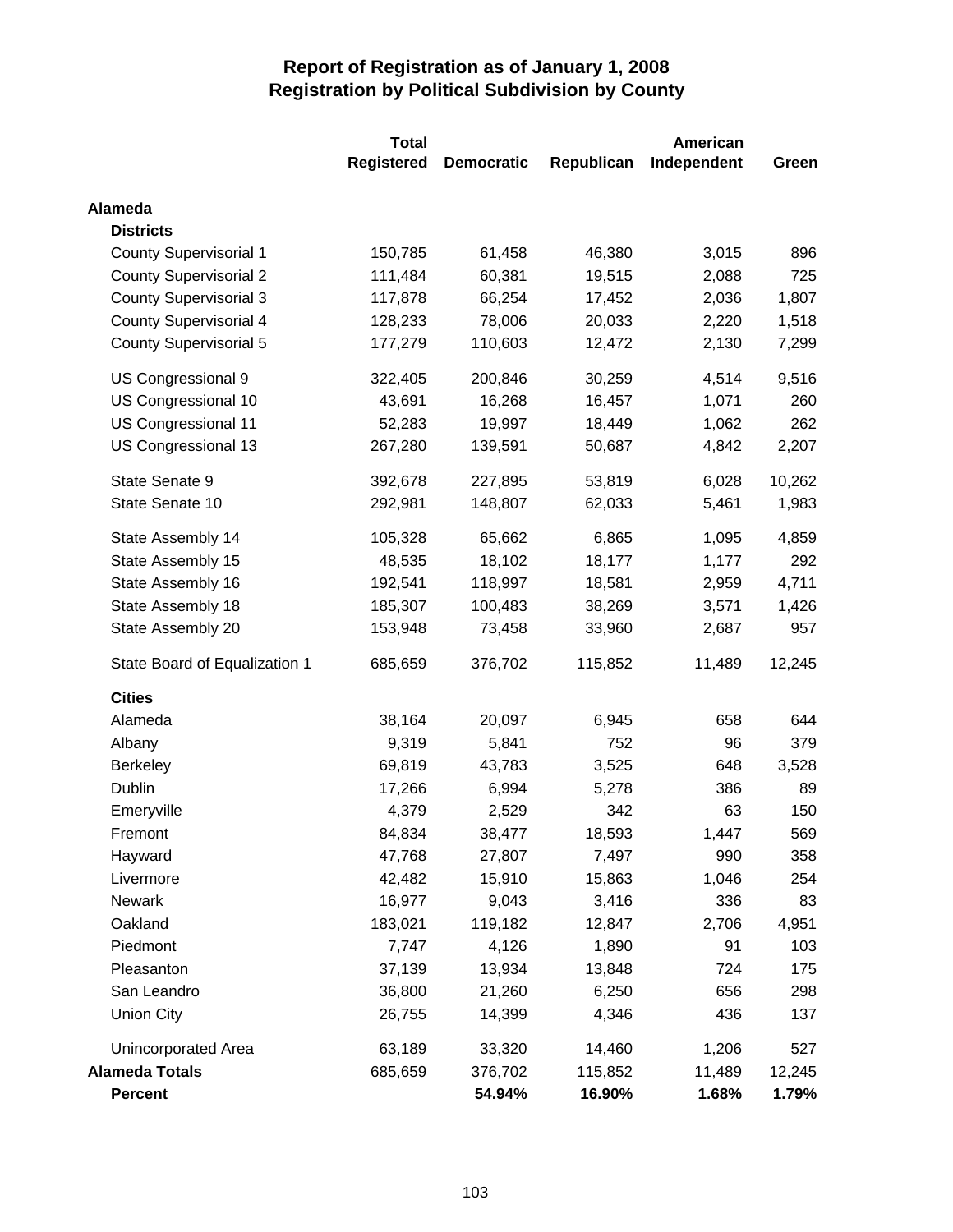# Report of Registration as of January 1, 2008
## Registration by Political Subdivision by County

| | Total Registered | Democratic | Republican | American Independent | Green |
|---|---|---|---|---|---|
| **Alameda** | | | | | |
| **Districts** | | | | | |
| County Supervisorial 1 | 150,785 | 61,458 | 46,380 | 3,015 | 896 |
| County Supervisorial 2 | 111,484 | 60,381 | 19,515 | 2,088 | 725 |
| County Supervisorial 3 | 117,878 | 66,254 | 17,452 | 2,036 | 1,807 |
| County Supervisorial 4 | 128,233 | 78,006 | 20,033 | 2,220 | 1,518 |
| County Supervisorial 5 | 177,279 | 110,603 | 12,472 | 2,130 | 7,299 |
| US Congressional 9 | 322,405 | 200,846 | 30,259 | 4,514 | 9,516 |
| US Congressional 10 | 43,691 | 16,268 | 16,457 | 1,071 | 260 |
| US Congressional 11 | 52,283 | 19,997 | 18,449 | 1,062 | 262 |
| US Congressional 13 | 267,280 | 139,591 | 50,687 | 4,842 | 2,207 |
| State Senate 9 | 392,678 | 227,895 | 53,819 | 6,028 | 10,262 |
| State Senate 10 | 292,981 | 148,807 | 62,033 | 5,461 | 1,983 |
| State Assembly 14 | 105,328 | 65,662 | 6,865 | 1,095 | 4,859 |
| State Assembly 15 | 48,535 | 18,102 | 18,177 | 1,177 | 292 |
| State Assembly 16 | 192,541 | 118,997 | 18,581 | 2,959 | 4,711 |
| State Assembly 18 | 185,307 | 100,483 | 38,269 | 3,571 | 1,426 |
| State Assembly 20 | 153,948 | 73,458 | 33,960 | 2,687 | 957 |
| State Board of Equalization 1 | 685,659 | 376,702 | 115,852 | 11,489 | 12,245 |
| **Cities** | | | | | |
| Alameda | 38,164 | 20,097 | 6,945 | 658 | 644 |
| Albany | 9,319 | 5,841 | 752 | 96 | 379 |
| Berkeley | 69,819 | 43,783 | 3,525 | 648 | 3,528 |
| Dublin | 17,266 | 6,994 | 5,278 | 386 | 89 |
| Emeryville | 4,379 | 2,529 | 342 | 63 | 150 |
| Fremont | 84,834 | 38,477 | 18,593 | 1,447 | 569 |
| Hayward | 47,768 | 27,807 | 7,497 | 990 | 358 |
| Livermore | 42,482 | 15,910 | 15,863 | 1,046 | 254 |
| Newark | 16,977 | 9,043 | 3,416 | 336 | 83 |
| Oakland | 183,021 | 119,182 | 12,847 | 2,706 | 4,951 |
| Piedmont | 7,747 | 4,126 | 1,890 | 91 | 103 |
| Pleasanton | 37,139 | 13,934 | 13,848 | 724 | 175 |
| San Leandro | 36,800 | 21,260 | 6,250 | 656 | 298 |
| Union City | 26,755 | 14,399 | 4,346 | 436 | 137 |
| Unincorporated Area | 63,189 | 33,320 | 14,460 | 1,206 | 527 |
| **Alameda Totals** | 685,659 | 376,702 | 115,852 | 11,489 | 12,245 |
| **Percent** | | **54.94%** | **16.90%** | **1.68%** | **1.79%** |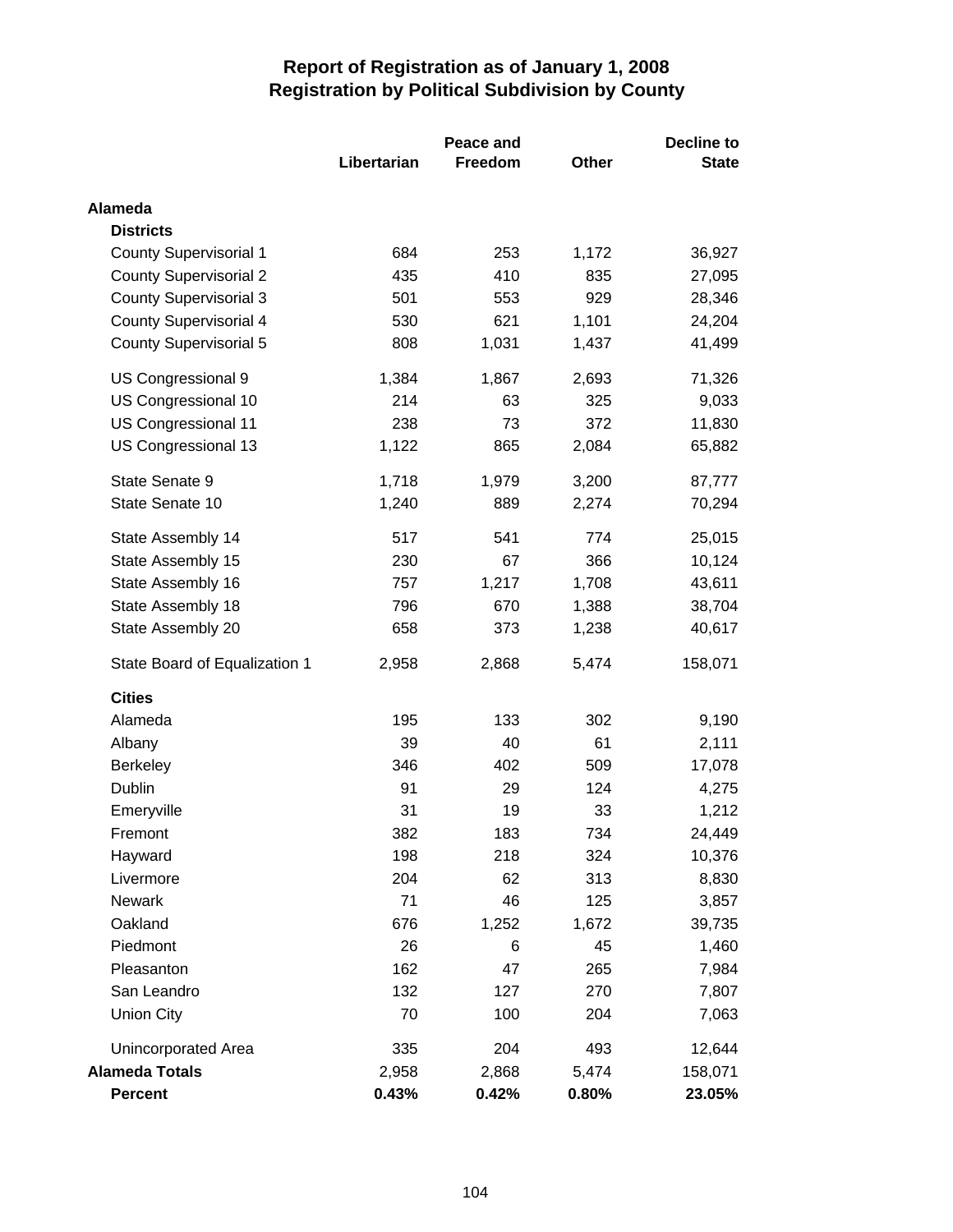# Report of Registration as of January 1, 2008
## Registration by Political Subdivision by County

| | Libertarian | Peace and Freedom | Other | Decline to State |
|---|---|---|---|---|
| **Alameda** | | | | |
| **Districts** | | | | |
| County Supervisorial 1 | 684 | 253 | 1,172 | 36,927 |
| County Supervisorial 2 | 435 | 410 | 835 | 27,095 |
| County Supervisorial 3 | 501 | 553 | 929 | 28,346 |
| County Supervisorial 4 | 530 | 621 | 1,101 | 24,204 |
| County Supervisorial 5 | 808 | 1,031 | 1,437 | 41,499 |
| US Congressional 9 | 1,384 | 1,867 | 2,693 | 71,326 |
| US Congressional 10 | 214 | 63 | 325 | 9,033 |
| US Congressional 11 | 238 | 73 | 372 | 11,830 |
| US Congressional 13 | 1,122 | 865 | 2,084 | 65,882 |
| State Senate 9 | 1,718 | 1,979 | 3,200 | 87,777 |
| State Senate 10 | 1,240 | 889 | 2,274 | 70,294 |
| State Assembly 14 | 517 | 541 | 774 | 25,015 |
| State Assembly 15 | 230 | 67 | 366 | 10,124 |
| State Assembly 16 | 757 | 1,217 | 1,708 | 43,611 |
| State Assembly 18 | 796 | 670 | 1,388 | 38,704 |
| State Assembly 20 | 658 | 373 | 1,238 | 40,617 |
| State Board of Equalization 1 | 2,958 | 2,868 | 5,474 | 158,071 |
| **Cities** | | | | |
| Alameda | 195 | 133 | 302 | 9,190 |
| Albany | 39 | 40 | 61 | 2,111 |
| Berkeley | 346 | 402 | 509 | 17,078 |
| Dublin | 91 | 29 | 124 | 4,275 |
| Emeryville | 31 | 19 | 33 | 1,212 |
| Fremont | 382 | 183 | 734 | 24,449 |
| Hayward | 198 | 218 | 324 | 10,376 |
| Livermore | 204 | 62 | 313 | 8,830 |
| Newark | 71 | 46 | 125 | 3,857 |
| Oakland | 676 | 1,252 | 1,672 | 39,735 |
| Piedmont | 26 | 6 | 45 | 1,460 |
| Pleasanton | 162 | 47 | 265 | 7,984 |
| San Leandro | 132 | 127 | 270 | 7,807 |
| Union City | 70 | 100 | 204 | 7,063 |
| Unincorporated Area | 335 | 204 | 493 | 12,644 |
| **Alameda Totals** | 2,958 | 2,868 | 5,474 | 158,071 |
| **Percent** | **0.43%** | **0.42%** | **0.80%** | **23.05%** |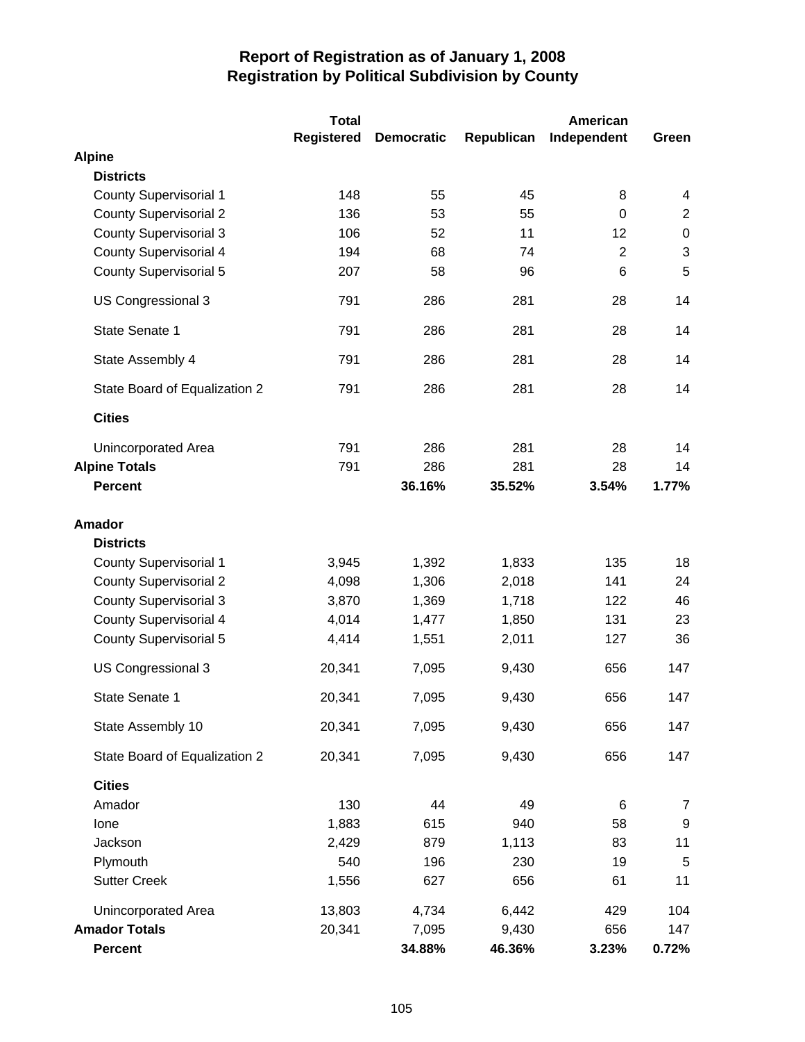# Report of Registration as of January 1, 2008
# Registration by Political Subdivision by County

| | Total Registered | Democratic | Republican | American Independent | Green |
|---|---|---|---|---|---|
| **Alpine** | | | | | |
| **Districts** | | | | | |
| County Supervisorial 1 | 148 | 55 | 45 | 8 | 4 |
| County Supervisorial 2 | 136 | 53 | 55 | 0 | 2 |
| County Supervisorial 3 | 106 | 52 | 11 | 12 | 0 |
| County Supervisorial 4 | 194 | 68 | 74 | 2 | 3 |
| County Supervisorial 5 | 207 | 58 | 96 | 6 | 5 |
| US Congressional 3 | 791 | 286 | 281 | 28 | 14 |
| State Senate 1 | 791 | 286 | 281 | 28 | 14 |
| State Assembly 4 | 791 | 286 | 281 | 28 | 14 |
| State Board of Equalization 2 | 791 | 286 | 281 | 28 | 14 |
| **Cities** | | | | | |
| Unincorporated Area | 791 | 286 | 281 | 28 | 14 |
| **Alpine Totals** | 791 | 286 | 281 | 28 | 14 |
| **Percent** | | **36.16%** | **35.52%** | **3.54%** | **1.77%** |
| **Amador** | | | | | |
| **Districts** | | | | | |
| County Supervisorial 1 | 3,945 | 1,392 | 1,833 | 135 | 18 |
| County Supervisorial 2 | 4,098 | 1,306 | 2,018 | 141 | 24 |
| County Supervisorial 3 | 3,870 | 1,369 | 1,718 | 122 | 46 |
| County Supervisorial 4 | 4,014 | 1,477 | 1,850 | 131 | 23 |
| County Supervisorial 5 | 4,414 | 1,551 | 2,011 | 127 | 36 |
| US Congressional 3 | 20,341 | 7,095 | 9,430 | 656 | 147 |
| State Senate 1 | 20,341 | 7,095 | 9,430 | 656 | 147 |
| State Assembly 10 | 20,341 | 7,095 | 9,430 | 656 | 147 |
| State Board of Equalization 2 | 20,341 | 7,095 | 9,430 | 656 | 147 |
| **Cities** | | | | | |
| Amador | 130 | 44 | 49 | 6 | 7 |
| Ione | 1,883 | 615 | 940 | 58 | 9 |
| Jackson | 2,429 | 879 | 1,113 | 83 | 11 |
| Plymouth | 540 | 196 | 230 | 19 | 5 |
| Sutter Creek | 1,556 | 627 | 656 | 61 | 11 |
| Unincorporated Area | 13,803 | 4,734 | 6,442 | 429 | 104 |
| **Amador Totals** | 20,341 | 7,095 | 9,430 | 656 | 147 |
| **Percent** | | **34.88%** | **46.36%** | **3.23%** | **0.72%** |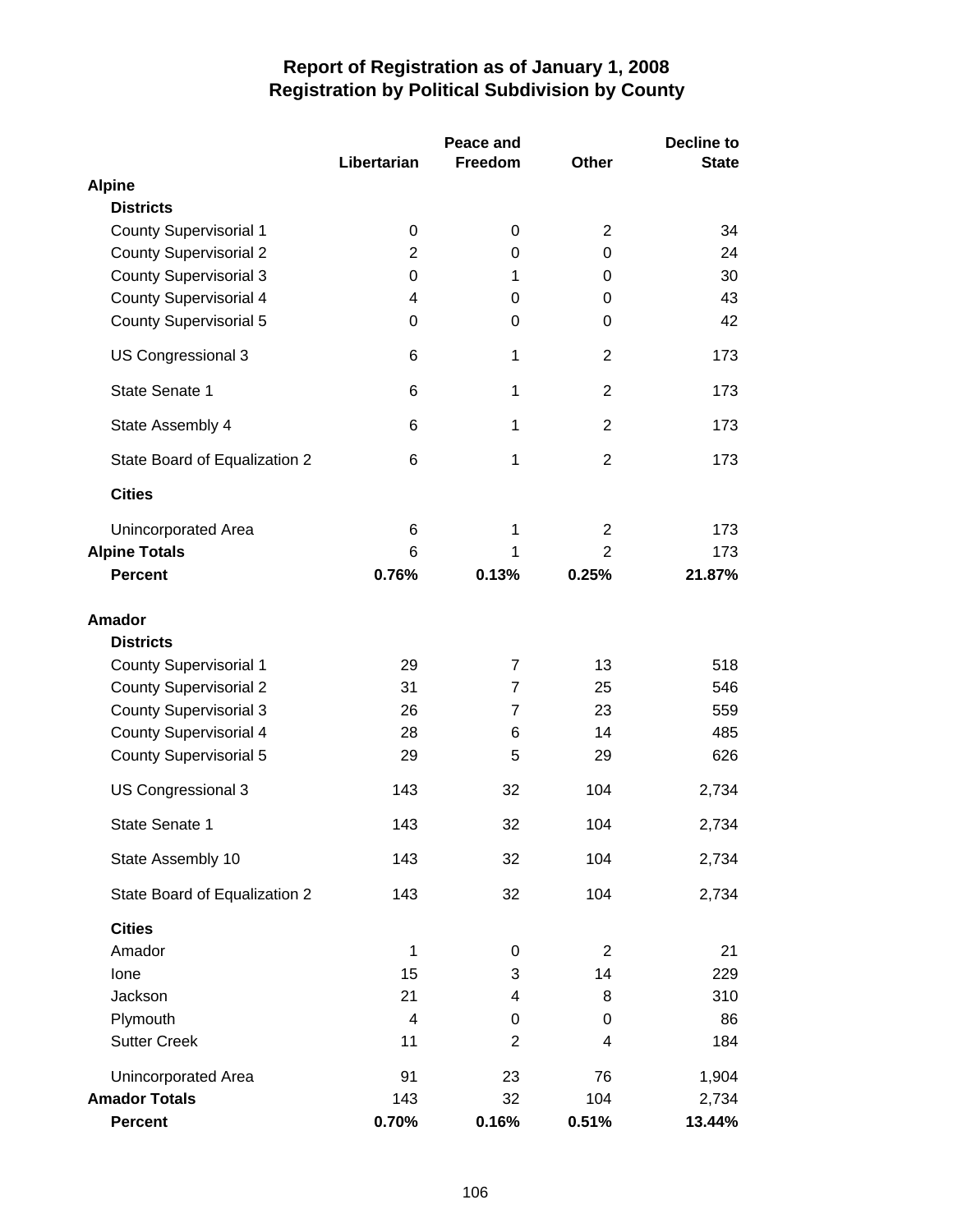# Report of Registration as of January 1, 2008
# Registration by Political Subdivision by County

| | Libertarian | Peace and Freedom | Other | Decline to State |
|---|---|---|---|---|
| **Alpine** | | | | |
| **Districts** | | | | |
| County Supervisorial 1 | 0 | 0 | 2 | 34 |
| County Supervisorial 2 | 2 | 0 | 0 | 24 |
| County Supervisorial 3 | 0 | 1 | 0 | 30 |
| County Supervisorial 4 | 4 | 0 | 0 | 43 |
| County Supervisorial 5 | 0 | 0 | 0 | 42 |
| US Congressional 3 | 6 | 1 | 2 | 173 |
| State Senate 1 | 6 | 1 | 2 | 173 |
| State Assembly 4 | 6 | 1 | 2 | 173 |
| State Board of Equalization 2 | 6 | 1 | 2 | 173 |
| **Cities** | | | | |
| Unincorporated Area | 6 | 1 | 2 | 173 |
| **Alpine Totals** | 6 | 1 | 2 | 173 |
| **Percent** | **0.76%** | **0.13%** | **0.25%** | **21.87%** |
| **Amador** | | | | |
| **Districts** | | | | |
| County Supervisorial 1 | 29 | 7 | 13 | 518 |
| County Supervisorial 2 | 31 | 7 | 25 | 546 |
| County Supervisorial 3 | 26 | 7 | 23 | 559 |
| County Supervisorial 4 | 28 | 6 | 14 | 485 |
| County Supervisorial 5 | 29 | 5 | 29 | 626 |
| US Congressional 3 | 143 | 32 | 104 | 2,734 |
| State Senate 1 | 143 | 32 | 104 | 2,734 |
| State Assembly 10 | 143 | 32 | 104 | 2,734 |
| State Board of Equalization 2 | 143 | 32 | 104 | 2,734 |
| **Cities** | | | | |
| Amador | 1 | 0 | 2 | 21 |
| Ione | 15 | 3 | 14 | 229 |
| Jackson | 21 | 4 | 8 | 310 |
| Plymouth | 4 | 0 | 0 | 86 |
| Sutter Creek | 11 | 2 | 4 | 184 |
| Unincorporated Area | 91 | 23 | 76 | 1,904 |
| **Amador Totals** | 143 | 32 | 104 | 2,734 |
| **Percent** | **0.70%** | **0.16%** | **0.51%** | **13.44%** |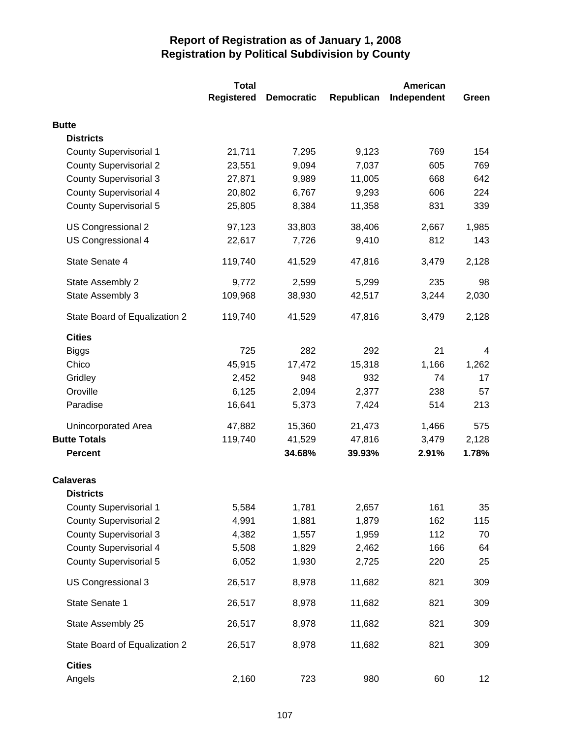# Report of Registration as of January 1, 2008
## Registration by Political Subdivision by County

| | Total Registered | Democratic | Republican | American Independent | Green |
|---|---|---|---|---|---|
| **Butte** | | | | | |
| **Districts** | | | | | |
| County Supervisorial 1 | 21,711 | 7,295 | 9,123 | 769 | 154 |
| County Supervisorial 2 | 23,551 | 9,094 | 7,037 | 605 | 769 |
| County Supervisorial 3 | 27,871 | 9,989 | 11,005 | 668 | 642 |
| County Supervisorial 4 | 20,802 | 6,767 | 9,293 | 606 | 224 |
| County Supervisorial 5 | 25,805 | 8,384 | 11,358 | 831 | 339 |
| US Congressional 2 | 97,123 | 33,803 | 38,406 | 2,667 | 1,985 |
| US Congressional 4 | 22,617 | 7,726 | 9,410 | 812 | 143 |
| State Senate 4 | 119,740 | 41,529 | 47,816 | 3,479 | 2,128 |
| State Assembly 2 | 9,772 | 2,599 | 5,299 | 235 | 98 |
| State Assembly 3 | 109,968 | 38,930 | 42,517 | 3,244 | 2,030 |
| State Board of Equalization 2 | 119,740 | 41,529 | 47,816 | 3,479 | 2,128 |
| **Cities** | | | | | |
| Biggs | 725 | 282 | 292 | 21 | 4 |
| Chico | 45,915 | 17,472 | 15,318 | 1,166 | 1,262 |
| Gridley | 2,452 | 948 | 932 | 74 | 17 |
| Oroville | 6,125 | 2,094 | 2,377 | 238 | 57 |
| Paradise | 16,641 | 5,373 | 7,424 | 514 | 213 |
| Unincorporated Area | 47,882 | 15,360 | 21,473 | 1,466 | 575 |
| **Butte Totals** | 119,740 | 41,529 | 47,816 | 3,479 | 2,128 |
| **Percent** | | **34.68%** | **39.93%** | **2.91%** | **1.78%** |
| **Calaveras** | | | | | |
| **Districts** | | | | | |
| County Supervisorial 1 | 5,584 | 1,781 | 2,657 | 161 | 35 |
| County Supervisorial 2 | 4,991 | 1,881 | 1,879 | 162 | 115 |
| County Supervisorial 3 | 4,382 | 1,557 | 1,959 | 112 | 70 |
| County Supervisorial 4 | 5,508 | 1,829 | 2,462 | 166 | 64 |
| County Supervisorial 5 | 6,052 | 1,930 | 2,725 | 220 | 25 |
| US Congressional 3 | 26,517 | 8,978 | 11,682 | 821 | 309 |
| State Senate 1 | 26,517 | 8,978 | 11,682 | 821 | 309 |
| State Assembly 25 | 26,517 | 8,978 | 11,682 | 821 | 309 |
| State Board of Equalization 2 | 26,517 | 8,978 | 11,682 | 821 | 309 |
| **Cities** | | | | | |
| Angels | 2,160 | 723 | 980 | 60 | 12 |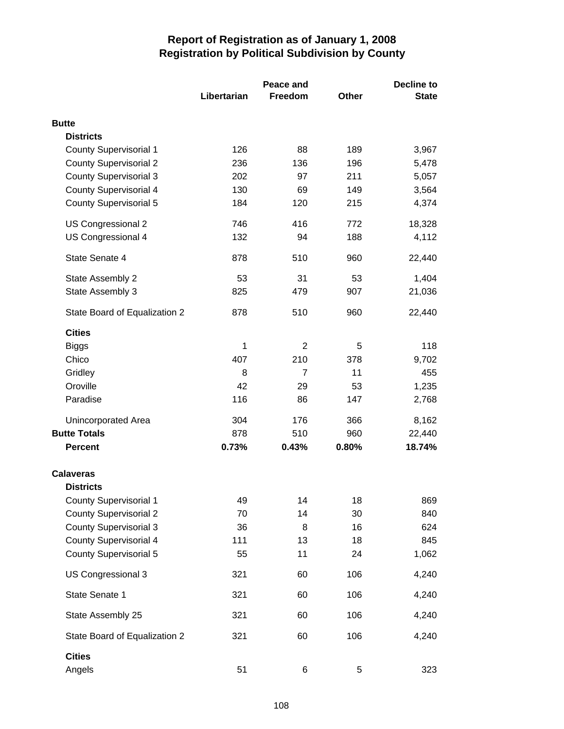# Report of Registration as of January 1, 2008
## Registration by Political Subdivision by County

| | Libertarian | Peace and Freedom | Other | Decline to State |
|---|---|---|---|---|
| **Butte** | | | | |
| **Districts** | | | | |
| County Supervisorial 1 | 126 | 88 | 189 | 3,967 |
| County Supervisorial 2 | 236 | 136 | 196 | 5,478 |
| County Supervisorial 3 | 202 | 97 | 211 | 5,057 |
| County Supervisorial 4 | 130 | 69 | 149 | 3,564 |
| County Supervisorial 5 | 184 | 120 | 215 | 4,374 |
| US Congressional 2 | 746 | 416 | 772 | 18,328 |
| US Congressional 4 | 132 | 94 | 188 | 4,112 |
| State Senate 4 | 878 | 510 | 960 | 22,440 |
| State Assembly 2 | 53 | 31 | 53 | 1,404 |
| State Assembly 3 | 825 | 479 | 907 | 21,036 |
| State Board of Equalization 2 | 878 | 510 | 960 | 22,440 |
| **Cities** | | | | |
| Biggs | 1 | 2 | 5 | 118 |
| Chico | 407 | 210 | 378 | 9,702 |
| Gridley | 8 | 7 | 11 | 455 |
| Oroville | 42 | 29 | 53 | 1,235 |
| Paradise | 116 | 86 | 147 | 2,768 |
| Unincorporated Area | 304 | 176 | 366 | 8,162 |
| **Butte Totals** | 878 | 510 | 960 | 22,440 |
| **Percent** | **0.73%** | **0.43%** | **0.80%** | **18.74%** |
| **Calaveras** | | | | |
| **Districts** | | | | |
| County Supervisorial 1 | 49 | 14 | 18 | 869 |
| County Supervisorial 2 | 70 | 14 | 30 | 840 |
| County Supervisorial 3 | 36 | 8 | 16 | 624 |
| County Supervisorial 4 | 111 | 13 | 18 | 845 |
| County Supervisorial 5 | 55 | 11 | 24 | 1,062 |
| US Congressional 3 | 321 | 60 | 106 | 4,240 |
| State Senate 1 | 321 | 60 | 106 | 4,240 |
| State Assembly 25 | 321 | 60 | 106 | 4,240 |
| State Board of Equalization 2 | 321 | 60 | 106 | 4,240 |
| **Cities** | | | | |
| Angels | 51 | 6 | 5 | 323 |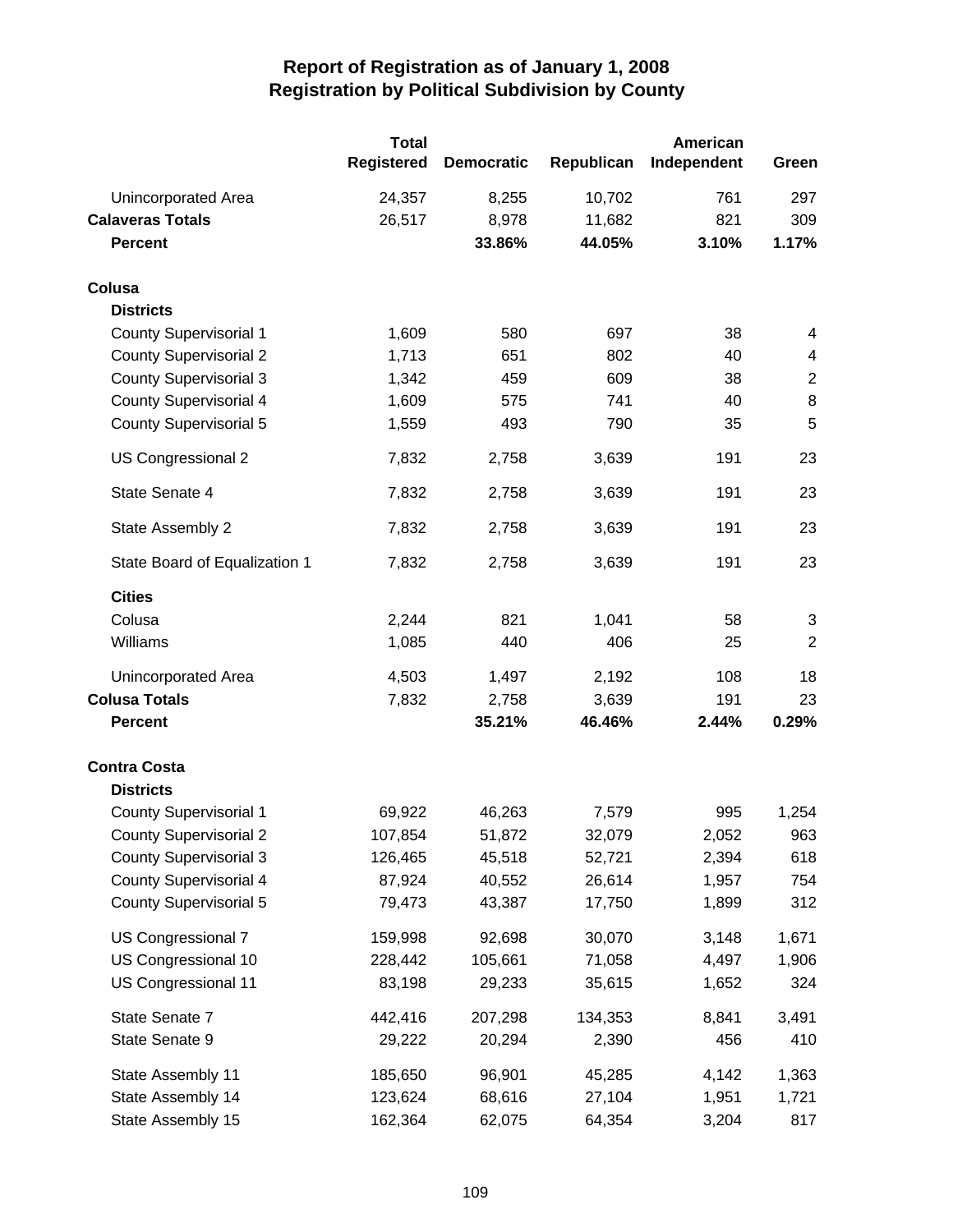# Report of Registration as of January 1, 2008
## Registration by Political Subdivision by County

| | Total Registered | Democratic | Republican | American Independent | Green |
|---|---|---|---|---|---|
| Unincorporated Area | 24,357 | 8,255 | 10,702 | 761 | 297 |
| **Calaveras Totals** | 26,517 | 8,978 | 11,682 | 821 | 309 |
| **Percent** | | **33.86%** | **44.05%** | **3.10%** | **1.17%** |
| **Colusa** | | | | | |
| **Districts** | | | | | |
| County Supervisorial 1 | 1,609 | 580 | 697 | 38 | 4 |
| County Supervisorial 2 | 1,713 | 651 | 802 | 40 | 4 |
| County Supervisorial 3 | 1,342 | 459 | 609 | 38 | 2 |
| County Supervisorial 4 | 1,609 | 575 | 741 | 40 | 8 |
| County Supervisorial 5 | 1,559 | 493 | 790 | 35 | 5 |
| US Congressional 2 | 7,832 | 2,758 | 3,639 | 191 | 23 |
| State Senate 4 | 7,832 | 2,758 | 3,639 | 191 | 23 |
| State Assembly 2 | 7,832 | 2,758 | 3,639 | 191 | 23 |
| State Board of Equalization 1 | 7,832 | 2,758 | 3,639 | 191 | 23 |
| **Cities** | | | | | |
| Colusa | 2,244 | 821 | 1,041 | 58 | 3 |
| Williams | 1,085 | 440 | 406 | 25 | 2 |
| Unincorporated Area | 4,503 | 1,497 | 2,192 | 108 | 18 |
| **Colusa Totals** | 7,832 | 2,758 | 3,639 | 191 | 23 |
| **Percent** | | **35.21%** | **46.46%** | **2.44%** | **0.29%** |
| **Contra Costa** | | | | | |
| **Districts** | | | | | |
| County Supervisorial 1 | 69,922 | 46,263 | 7,579 | 995 | 1,254 |
| County Supervisorial 2 | 107,854 | 51,872 | 32,079 | 2,052 | 963 |
| County Supervisorial 3 | 126,465 | 45,518 | 52,721 | 2,394 | 618 |
| County Supervisorial 4 | 87,924 | 40,552 | 26,614 | 1,957 | 754 |
| County Supervisorial 5 | 79,473 | 43,387 | 17,750 | 1,899 | 312 |
| US Congressional 7 | 159,998 | 92,698 | 30,070 | 3,148 | 1,671 |
| US Congressional 10 | 228,442 | 105,661 | 71,058 | 4,497 | 1,906 |
| US Congressional 11 | 83,198 | 29,233 | 35,615 | 1,652 | 324 |
| State Senate 7 | 442,416 | 207,298 | 134,353 | 8,841 | 3,491 |
| State Senate 9 | 29,222 | 20,294 | 2,390 | 456 | 410 |
| State Assembly 11 | 185,650 | 96,901 | 45,285 | 4,142 | 1,363 |
| State Assembly 14 | 123,624 | 68,616 | 27,104 | 1,951 | 1,721 |
| State Assembly 15 | 162,364 | 62,075 | 64,354 | 3,204 | 817 |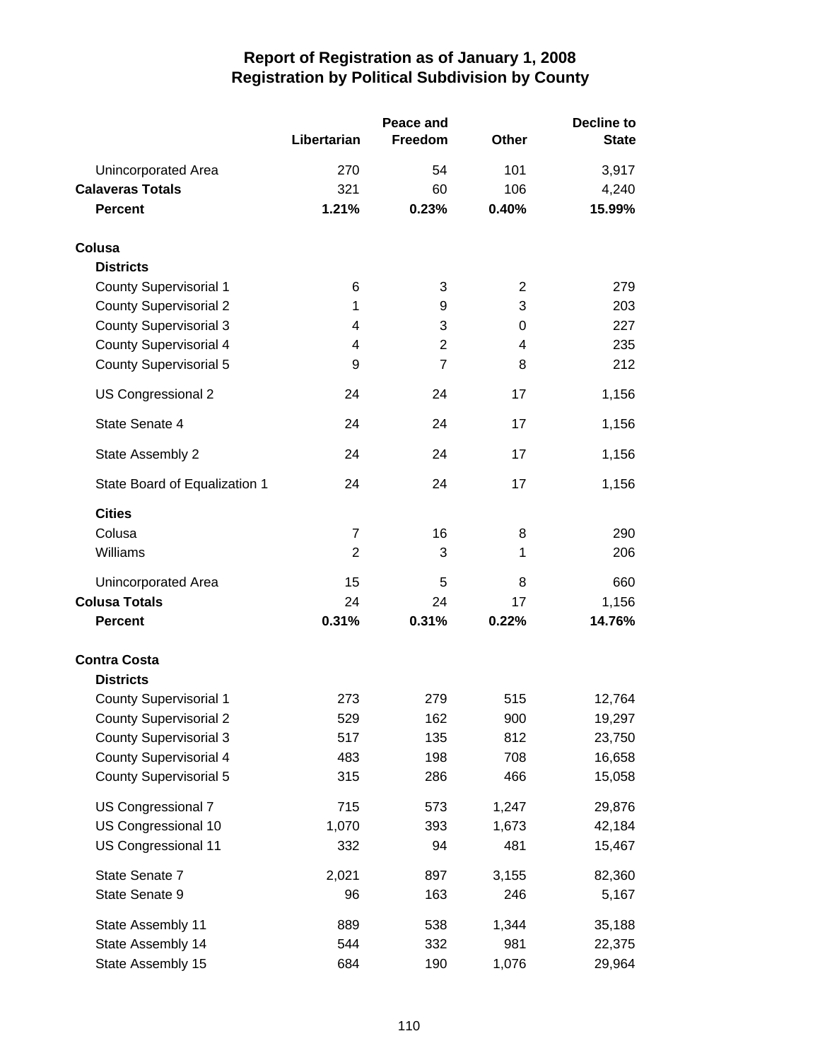# Report of Registration as of January 1, 2008
## Registration by Political Subdivision by County

| | Libertarian | Peace and Freedom | Other | Decline to State |
|---|---|---|---|---|
| Unincorporated Area | 270 | 54 | 101 | 3,917 |
| **Calaveras Totals** | 321 | 60 | 106 | 4,240 |
| **Percent** | **1.21%** | **0.23%** | **0.40%** | **15.99%** |
| **Colusa** | | | | |
| **Districts** | | | | |
| County Supervisorial 1 | 6 | 3 | 2 | 279 |
| County Supervisorial 2 | 1 | 9 | 3 | 203 |
| County Supervisorial 3 | 4 | 3 | 0 | 227 |
| County Supervisorial 4 | 4 | 2 | 4 | 235 |
| County Supervisorial 5 | 9 | 7 | 8 | 212 |
| US Congressional 2 | 24 | 24 | 17 | 1,156 |
| State Senate 4 | 24 | 24 | 17 | 1,156 |
| State Assembly 2 | 24 | 24 | 17 | 1,156 |
| State Board of Equalization 1 | 24 | 24 | 17 | 1,156 |
| **Cities** | | | | |
| Colusa | 7 | 16 | 8 | 290 |
| Williams | 2 | 3 | 1 | 206 |
| Unincorporated Area | 15 | 5 | 8 | 660 |
| **Colusa Totals** | 24 | 24 | 17 | 1,156 |
| **Percent** | **0.31%** | **0.31%** | **0.22%** | **14.76%** |
| **Contra Costa** | | | | |
| **Districts** | | | | |
| County Supervisorial 1 | 273 | 279 | 515 | 12,764 |
| County Supervisorial 2 | 529 | 162 | 900 | 19,297 |
| County Supervisorial 3 | 517 | 135 | 812 | 23,750 |
| County Supervisorial 4 | 483 | 198 | 708 | 16,658 |
| County Supervisorial 5 | 315 | 286 | 466 | 15,058 |
| US Congressional 7 | 715 | 573 | 1,247 | 29,876 |
| US Congressional 10 | 1,070 | 393 | 1,673 | 42,184 |
| US Congressional 11 | 332 | 94 | 481 | 15,467 |
| State Senate 7 | 2,021 | 897 | 3,155 | 82,360 |
| State Senate 9 | 96 | 163 | 246 | 5,167 |
| State Assembly 11 | 889 | 538 | 1,344 | 35,188 |
| State Assembly 14 | 544 | 332 | 981 | 22,375 |
| State Assembly 15 | 684 | 190 | 1,076 | 29,964 |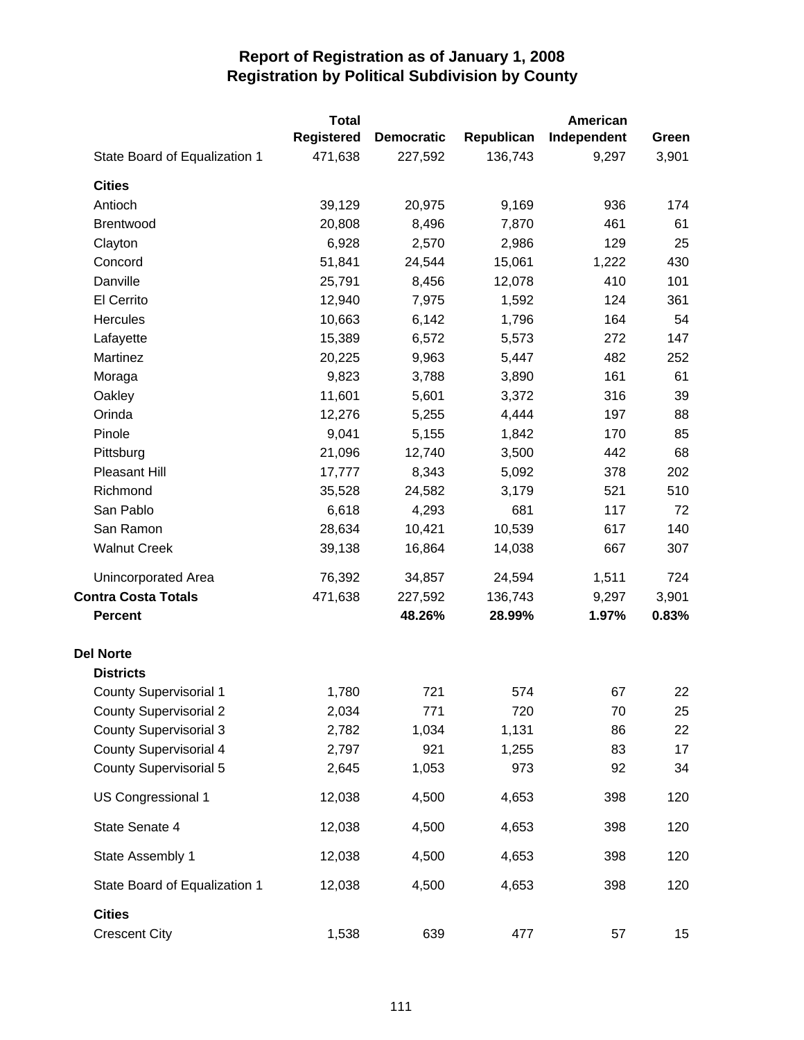# Report of Registration as of January 1, 2008
## Registration by Political Subdivision by County

| | Total Registered | Democratic | Republican | American Independent | Green |
|---|---|---|---|---|---|
| State Board of Equalization 1 | 471,638 | 227,592 | 136,743 | 9,297 | 3,901 |
| **Cities** | | | | | |
| Antioch | 39,129 | 20,975 | 9,169 | 936 | 174 |
| Brentwood | 20,808 | 8,496 | 7,870 | 461 | 61 |
| Clayton | 6,928 | 2,570 | 2,986 | 129 | 25 |
| Concord | 51,841 | 24,544 | 15,061 | 1,222 | 430 |
| Danville | 25,791 | 8,456 | 12,078 | 410 | 101 |
| El Cerrito | 12,940 | 7,975 | 1,592 | 124 | 361 |
| Hercules | 10,663 | 6,142 | 1,796 | 164 | 54 |
| Lafayette | 15,389 | 6,572 | 5,573 | 272 | 147 |
| Martinez | 20,225 | 9,963 | 5,447 | 482 | 252 |
| Moraga | 9,823 | 3,788 | 3,890 | 161 | 61 |
| Oakley | 11,601 | 5,601 | 3,372 | 316 | 39 |
| Orinda | 12,276 | 5,255 | 4,444 | 197 | 88 |
| Pinole | 9,041 | 5,155 | 1,842 | 170 | 85 |
| Pittsburg | 21,096 | 12,740 | 3,500 | 442 | 68 |
| Pleasant Hill | 17,777 | 8,343 | 5,092 | 378 | 202 |
| Richmond | 35,528 | 24,582 | 3,179 | 521 | 510 |
| San Pablo | 6,618 | 4,293 | 681 | 117 | 72 |
| San Ramon | 28,634 | 10,421 | 10,539 | 617 | 140 |
| Walnut Creek | 39,138 | 16,864 | 14,038 | 667 | 307 |
| Unincorporated Area | 76,392 | 34,857 | 24,594 | 1,511 | 724 |
| **Contra Costa Totals** | 471,638 | 227,592 | 136,743 | 9,297 | 3,901 |
| **Percent** | | **48.26%** | **28.99%** | **1.97%** | **0.83%** |
| **Del Norte** | | | | | |
| **Districts** | | | | | |
| County Supervisorial 1 | 1,780 | 721 | 574 | 67 | 22 |
| County Supervisorial 2 | 2,034 | 771 | 720 | 70 | 25 |
| County Supervisorial 3 | 2,782 | 1,034 | 1,131 | 86 | 22 |
| County Supervisorial 4 | 2,797 | 921 | 1,255 | 83 | 17 |
| County Supervisorial 5 | 2,645 | 1,053 | 973 | 92 | 34 |
| US Congressional 1 | 12,038 | 4,500 | 4,653 | 398 | 120 |
| State Senate 4 | 12,038 | 4,500 | 4,653 | 398 | 120 |
| State Assembly 1 | 12,038 | 4,500 | 4,653 | 398 | 120 |
| State Board of Equalization 1 | 12,038 | 4,500 | 4,653 | 398 | 120 |
| **Cities** | | | | | |
| Crescent City | 1,538 | 639 | 477 | 57 | 15 |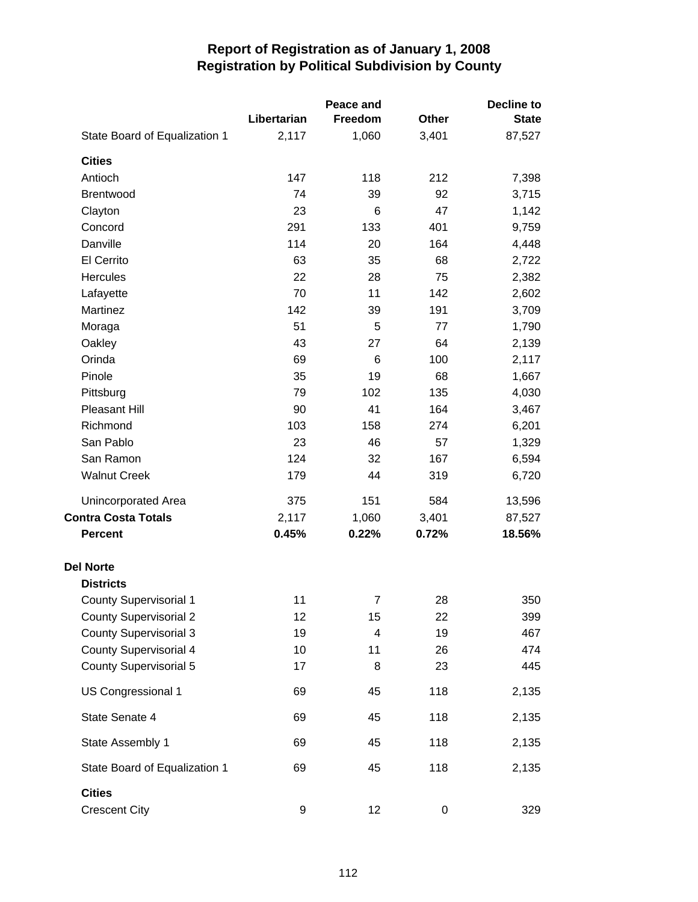# Report of Registration as of January 1, 2008
## Registration by Political Subdivision by County

| | Libertarian | Peace and Freedom | Other | Decline to State |
|---|---|---|---|---|
| State Board of Equalization 1 | 2,117 | 1,060 | 3,401 | 87,527 |
| **Cities** | | | | |
| Antioch | 147 | 118 | 212 | 7,398 |
| Brentwood | 74 | 39 | 92 | 3,715 |
| Clayton | 23 | 6 | 47 | 1,142 |
| Concord | 291 | 133 | 401 | 9,759 |
| Danville | 114 | 20 | 164 | 4,448 |
| El Cerrito | 63 | 35 | 68 | 2,722 |
| Hercules | 22 | 28 | 75 | 2,382 |
| Lafayette | 70 | 11 | 142 | 2,602 |
| Martinez | 142 | 39 | 191 | 3,709 |
| Moraga | 51 | 5 | 77 | 1,790 |
| Oakley | 43 | 27 | 64 | 2,139 |
| Orinda | 69 | 6 | 100 | 2,117 |
| Pinole | 35 | 19 | 68 | 1,667 |
| Pittsburg | 79 | 102 | 135 | 4,030 |
| Pleasant Hill | 90 | 41 | 164 | 3,467 |
| Richmond | 103 | 158 | 274 | 6,201 |
| San Pablo | 23 | 46 | 57 | 1,329 |
| San Ramon | 124 | 32 | 167 | 6,594 |
| Walnut Creek | 179 | 44 | 319 | 6,720 |
| Unincorporated Area | 375 | 151 | 584 | 13,596 |
| **Contra Costa Totals** | 2,117 | 1,060 | 3,401 | 87,527 |
| **Percent** | **0.45%** | **0.22%** | **0.72%** | **18.56%** |
| **Del Norte** | | | | |
| **Districts** | | | | |
| County Supervisorial 1 | 11 | 7 | 28 | 350 |
| County Supervisorial 2 | 12 | 15 | 22 | 399 |
| County Supervisorial 3 | 19 | 4 | 19 | 467 |
| County Supervisorial 4 | 10 | 11 | 26 | 474 |
| County Supervisorial 5 | 17 | 8 | 23 | 445 |
| US Congressional 1 | 69 | 45 | 118 | 2,135 |
| State Senate 4 | 69 | 45 | 118 | 2,135 |
| State Assembly 1 | 69 | 45 | 118 | 2,135 |
| State Board of Equalization 1 | 69 | 45 | 118 | 2,135 |
| **Cities** | | | | |
| Crescent City | 9 | 12 | 0 | 329 |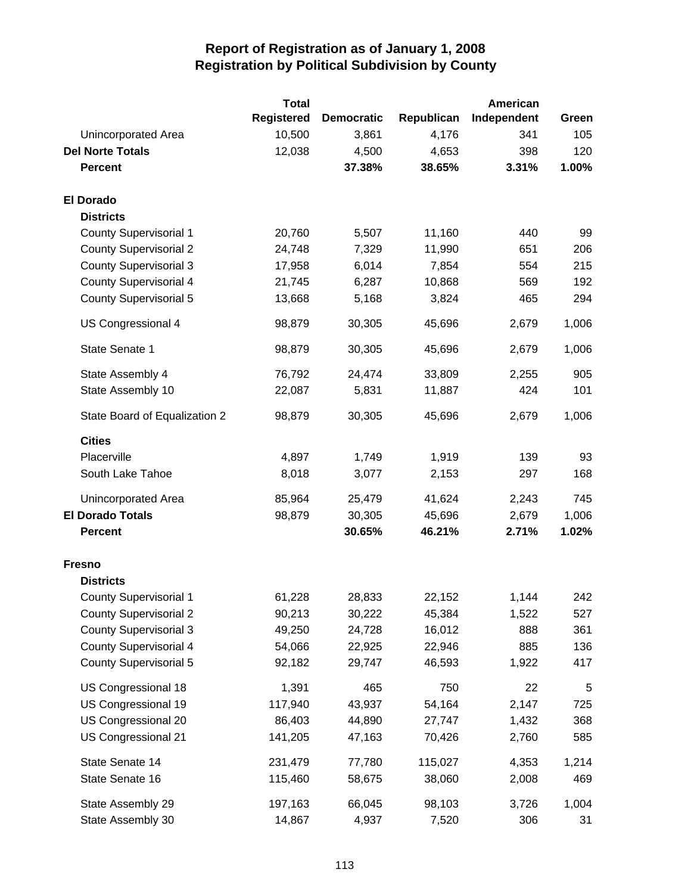# Report of Registration as of January 1, 2008
## Registration by Political Subdivision by County

| | Total Registered | Democratic | Republican | American Independent | Green |
|---|---|---|---|---|---|
| Unincorporated Area | 10,500 | 3,861 | 4,176 | 341 | 105 |
| **Del Norte Totals** | 12,038 | 4,500 | 4,653 | 398 | 120 |
| **Percent** | | **37.38%** | **38.65%** | **3.31%** | **1.00%** |
| **El Dorado** | | | | | |
| **Districts** | | | | | |
| County Supervisorial 1 | 20,760 | 5,507 | 11,160 | 440 | 99 |
| County Supervisorial 2 | 24,748 | 7,329 | 11,990 | 651 | 206 |
| County Supervisorial 3 | 17,958 | 6,014 | 7,854 | 554 | 215 |
| County Supervisorial 4 | 21,745 | 6,287 | 10,868 | 569 | 192 |
| County Supervisorial 5 | 13,668 | 5,168 | 3,824 | 465 | 294 |
| US Congressional 4 | 98,879 | 30,305 | 45,696 | 2,679 | 1,006 |
| State Senate 1 | 98,879 | 30,305 | 45,696 | 2,679 | 1,006 |
| State Assembly 4 | 76,792 | 24,474 | 33,809 | 2,255 | 905 |
| State Assembly 10 | 22,087 | 5,831 | 11,887 | 424 | 101 |
| State Board of Equalization 2 | 98,879 | 30,305 | 45,696 | 2,679 | 1,006 |
| **Cities** | | | | | |
| Placerville | 4,897 | 1,749 | 1,919 | 139 | 93 |
| South Lake Tahoe | 8,018 | 3,077 | 2,153 | 297 | 168 |
| Unincorporated Area | 85,964 | 25,479 | 41,624 | 2,243 | 745 |
| **El Dorado Totals** | 98,879 | 30,305 | 45,696 | 2,679 | 1,006 |
| **Percent** | | **30.65%** | **46.21%** | **2.71%** | **1.02%** |
| **Fresno** | | | | | |
| **Districts** | | | | | |
| County Supervisorial 1 | 61,228 | 28,833 | 22,152 | 1,144 | 242 |
| County Supervisorial 2 | 90,213 | 30,222 | 45,384 | 1,522 | 527 |
| County Supervisorial 3 | 49,250 | 24,728 | 16,012 | 888 | 361 |
| County Supervisorial 4 | 54,066 | 22,925 | 22,946 | 885 | 136 |
| County Supervisorial 5 | 92,182 | 29,747 | 46,593 | 1,922 | 417 |
| US Congressional 18 | 1,391 | 465 | 750 | 22 | 5 |
| US Congressional 19 | 117,940 | 43,937 | 54,164 | 2,147 | 725 |
| US Congressional 20 | 86,403 | 44,890 | 27,747 | 1,432 | 368 |
| US Congressional 21 | 141,205 | 47,163 | 70,426 | 2,760 | 585 |
| State Senate 14 | 231,479 | 77,780 | 115,027 | 4,353 | 1,214 |
| State Senate 16 | 115,460 | 58,675 | 38,060 | 2,008 | 469 |
| State Assembly 29 | 197,163 | 66,045 | 98,103 | 3,726 | 1,004 |
| State Assembly 30 | 14,867 | 4,937 | 7,520 | 306 | 31 |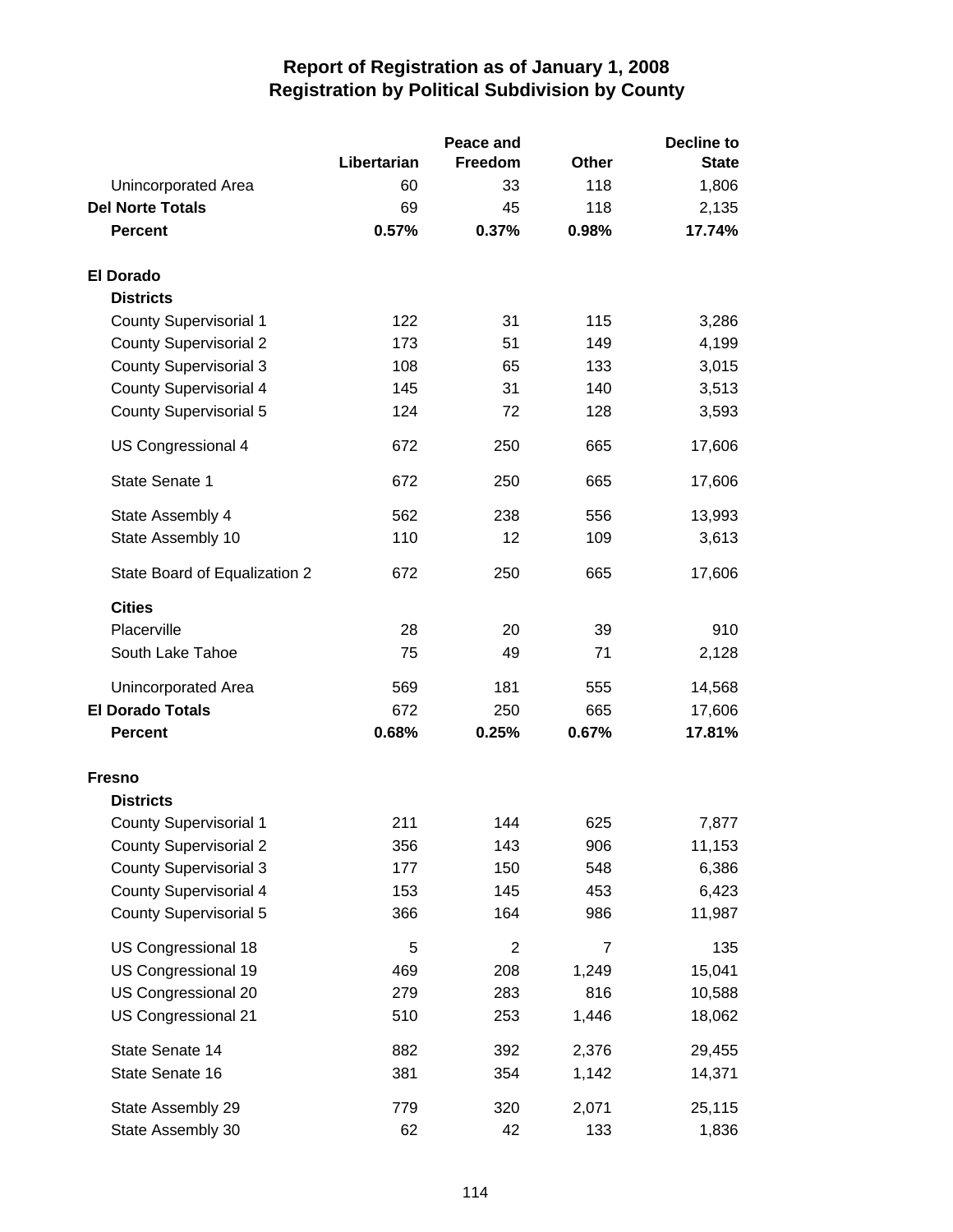# Report of Registration as of January 1, 2008
## Registration by Political Subdivision by County

| | Libertarian | Peace and Freedom | Other | Decline to State |
|---|---|---|---|---|
| Unincorporated Area | 60 | 33 | 118 | 1,806 |
| **Del Norte Totals** | 69 | 45 | 118 | 2,135 |
| **Percent** | **0.57%** | **0.37%** | **0.98%** | **17.74%** |
| | | | | |
| **El Dorado** | | | | |
| **Districts** | | | | |
| County Supervisorial 1 | 122 | 31 | 115 | 3,286 |
| County Supervisorial 2 | 173 | 51 | 149 | 4,199 |
| County Supervisorial 3 | 108 | 65 | 133 | 3,015 |
| County Supervisorial 4 | 145 | 31 | 140 | 3,513 |
| County Supervisorial 5 | 124 | 72 | 128 | 3,593 |
| US Congressional 4 | 672 | 250 | 665 | 17,606 |
| State Senate 1 | 672 | 250 | 665 | 17,606 |
| State Assembly 4 | 562 | 238 | 556 | 13,993 |
| State Assembly 10 | 110 | 12 | 109 | 3,613 |
| State Board of Equalization 2 | 672 | 250 | 665 | 17,606 |
| **Cities** | | | | |
| Placerville | 28 | 20 | 39 | 910 |
| South Lake Tahoe | 75 | 49 | 71 | 2,128 |
| Unincorporated Area | 569 | 181 | 555 | 14,568 |
| **El Dorado Totals** | 672 | 250 | 665 | 17,606 |
| **Percent** | **0.68%** | **0.25%** | **0.67%** | **17.81%** |
| | | | | |
| **Fresno** | | | | |
| **Districts** | | | | |
| County Supervisorial 1 | 211 | 144 | 625 | 7,877 |
| County Supervisorial 2 | 356 | 143 | 906 | 11,153 |
| County Supervisorial 3 | 177 | 150 | 548 | 6,386 |
| County Supervisorial 4 | 153 | 145 | 453 | 6,423 |
| County Supervisorial 5 | 366 | 164 | 986 | 11,987 |
| US Congressional 18 | 5 | 2 | 7 | 135 |
| US Congressional 19 | 469 | 208 | 1,249 | 15,041 |
| US Congressional 20 | 279 | 283 | 816 | 10,588 |
| US Congressional 21 | 510 | 253 | 1,446 | 18,062 |
| State Senate 14 | 882 | 392 | 2,376 | 29,455 |
| State Senate 16 | 381 | 354 | 1,142 | 14,371 |
| State Assembly 29 | 779 | 320 | 2,071 | 25,115 |
| State Assembly 30 | 62 | 42 | 133 | 1,836 |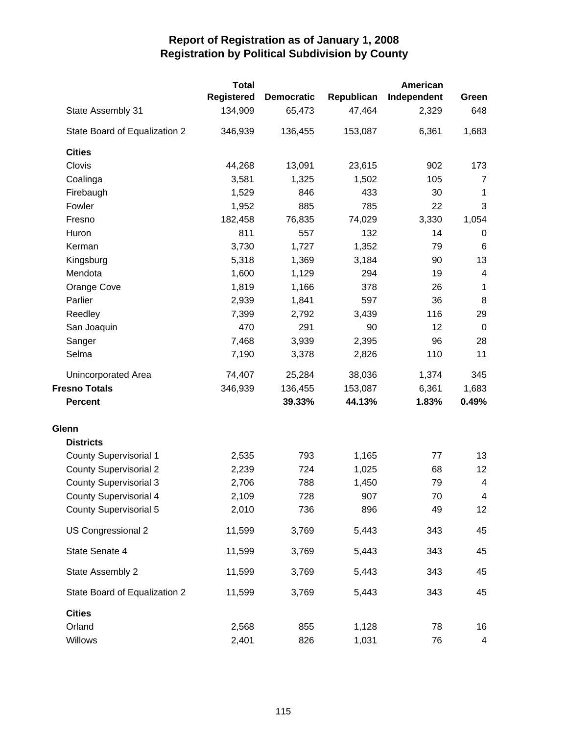# Report of Registration as of January 1, 2008
## Registration by Political Subdivision by County

| | Total Registered | Democratic | Republican | American Independent | Green |
|---|---|---|---|---|---|
| State Assembly 31 | 134,909 | 65,473 | 47,464 | 2,329 | 648 |
| State Board of Equalization 2 | 346,939 | 136,455 | 153,087 | 6,361 | 1,683 |
| **Cities** | | | | | |
| Clovis | 44,268 | 13,091 | 23,615 | 902 | 173 |
| Coalinga | 3,581 | 1,325 | 1,502 | 105 | 7 |
| Firebaugh | 1,529 | 846 | 433 | 30 | 1 |
| Fowler | 1,952 | 885 | 785 | 22 | 3 |
| Fresno | 182,458 | 76,835 | 74,029 | 3,330 | 1,054 |
| Huron | 811 | 557 | 132 | 14 | 0 |
| Kerman | 3,730 | 1,727 | 1,352 | 79 | 6 |
| Kingsburg | 5,318 | 1,369 | 3,184 | 90 | 13 |
| Mendota | 1,600 | 1,129 | 294 | 19 | 4 |
| Orange Cove | 1,819 | 1,166 | 378 | 26 | 1 |
| Parlier | 2,939 | 1,841 | 597 | 36 | 8 |
| Reedley | 7,399 | 2,792 | 3,439 | 116 | 29 |
| San Joaquin | 470 | 291 | 90 | 12 | 0 |
| Sanger | 7,468 | 3,939 | 2,395 | 96 | 28 |
| Selma | 7,190 | 3,378 | 2,826 | 110 | 11 |
| Unincorporated Area | 74,407 | 25,284 | 38,036 | 1,374 | 345 |
| **Fresno Totals** | 346,939 | 136,455 | 153,087 | 6,361 | 1,683 |
| **Percent** | | **39.33%** | **44.13%** | **1.83%** | **0.49%** |
| **Glenn** | | | | | |
| **Districts** | | | | | |
| County Supervisorial 1 | 2,535 | 793 | 1,165 | 77 | 13 |
| County Supervisorial 2 | 2,239 | 724 | 1,025 | 68 | 12 |
| County Supervisorial 3 | 2,706 | 788 | 1,450 | 79 | 4 |
| County Supervisorial 4 | 2,109 | 728 | 907 | 70 | 4 |
| County Supervisorial 5 | 2,010 | 736 | 896 | 49 | 12 |
| US Congressional 2 | 11,599 | 3,769 | 5,443 | 343 | 45 |
| State Senate 4 | 11,599 | 3,769 | 5,443 | 343 | 45 |
| State Assembly 2 | 11,599 | 3,769 | 5,443 | 343 | 45 |
| State Board of Equalization 2 | 11,599 | 3,769 | 5,443 | 343 | 45 |
| **Cities** | | | | | |
| Orland | 2,568 | 855 | 1,128 | 78 | 16 |
| Willows | 2,401 | 826 | 1,031 | 76 | 4 |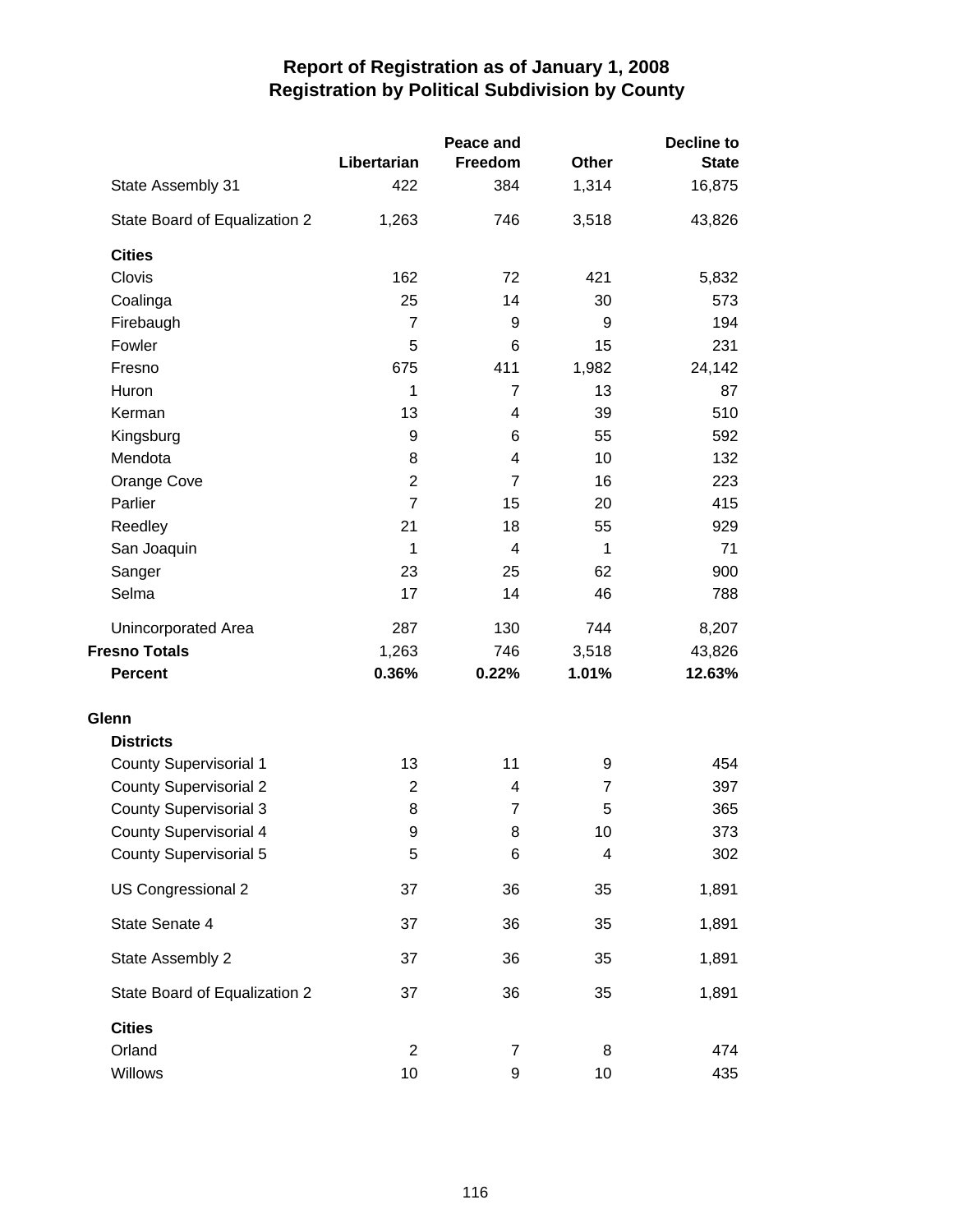# Report of Registration as of January 1, 2008
## Registration by Political Subdivision by County

| | Libertarian | Peace and Freedom | Other | Decline to State |
|---|---|---|---|---|
| State Assembly 31 | 422 | 384 | 1,314 | 16,875 |
| State Board of Equalization 2 | 1,263 | 746 | 3,518 | 43,826 |
| **Cities** | | | | |
| Clovis | 162 | 72 | 421 | 5,832 |
| Coalinga | 25 | 14 | 30 | 573 |
| Firebaugh | 7 | 9 | 9 | 194 |
| Fowler | 5 | 6 | 15 | 231 |
| Fresno | 675 | 411 | 1,982 | 24,142 |
| Huron | 1 | 7 | 13 | 87 |
| Kerman | 13 | 4 | 39 | 510 |
| Kingsburg | 9 | 6 | 55 | 592 |
| Mendota | 8 | 4 | 10 | 132 |
| Orange Cove | 2 | 7 | 16 | 223 |
| Parlier | 7 | 15 | 20 | 415 |
| Reedley | 21 | 18 | 55 | 929 |
| San Joaquin | 1 | 4 | 1 | 71 |
| Sanger | 23 | 25 | 62 | 900 |
| Selma | 17 | 14 | 46 | 788 |
| Unincorporated Area | 287 | 130 | 744 | 8,207 |
| **Fresno Totals** | 1,263 | 746 | 3,518 | 43,826 |
| **Percent** | **0.36%** | **0.22%** | **1.01%** | **12.63%** |
| **Glenn** | | | | |
| **Districts** | | | | |
| County Supervisorial 1 | 13 | 11 | 9 | 454 |
| County Supervisorial 2 | 2 | 4 | 7 | 397 |
| County Supervisorial 3 | 8 | 7 | 5 | 365 |
| County Supervisorial 4 | 9 | 8 | 10 | 373 |
| County Supervisorial 5 | 5 | 6 | 4 | 302 |
| US Congressional 2 | 37 | 36 | 35 | 1,891 |
| State Senate 4 | 37 | 36 | 35 | 1,891 |
| State Assembly 2 | 37 | 36 | 35 | 1,891 |
| State Board of Equalization 2 | 37 | 36 | 35 | 1,891 |
| **Cities** | | | | |
| Orland | 2 | 7 | 8 | 474 |
| Willows | 10 | 9 | 10 | 435 |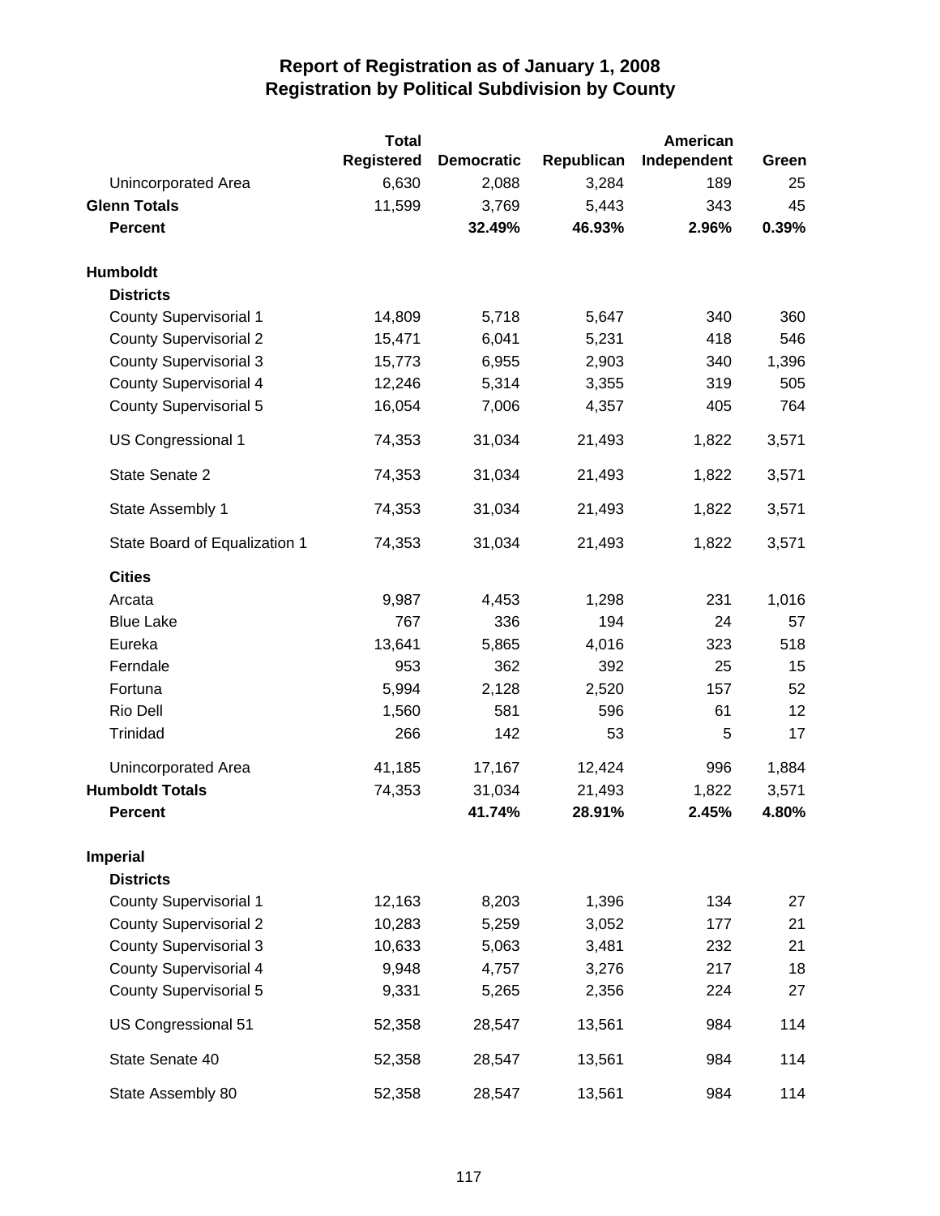# Report of Registration as of January 1, 2008
## Registration by Political Subdivision by County

| | Total Registered | Democratic | Republican | American Independent | Green |
|---|---|---|---|---|---|
| Unincorporated Area | 6,630 | 2,088 | 3,284 | 189 | 25 |
| **Glenn Totals** | 11,599 | 3,769 | 5,443 | 343 | 45 |
| **Percent** | | **32.49%** | **46.93%** | **2.96%** | **0.39%** |
| **Humboldt** | | | | | |
| **Districts** | | | | | |
| County Supervisorial 1 | 14,809 | 5,718 | 5,647 | 340 | 360 |
| County Supervisorial 2 | 15,471 | 6,041 | 5,231 | 418 | 546 |
| County Supervisorial 3 | 15,773 | 6,955 | 2,903 | 340 | 1,396 |
| County Supervisorial 4 | 12,246 | 5,314 | 3,355 | 319 | 505 |
| County Supervisorial 5 | 16,054 | 7,006 | 4,357 | 405 | 764 |
| US Congressional 1 | 74,353 | 31,034 | 21,493 | 1,822 | 3,571 |
| State Senate 2 | 74,353 | 31,034 | 21,493 | 1,822 | 3,571 |
| State Assembly 1 | 74,353 | 31,034 | 21,493 | 1,822 | 3,571 |
| State Board of Equalization 1 | 74,353 | 31,034 | 21,493 | 1,822 | 3,571 |
| **Cities** | | | | | |
| Arcata | 9,987 | 4,453 | 1,298 | 231 | 1,016 |
| Blue Lake | 767 | 336 | 194 | 24 | 57 |
| Eureka | 13,641 | 5,865 | 4,016 | 323 | 518 |
| Ferndale | 953 | 362 | 392 | 25 | 15 |
| Fortuna | 5,994 | 2,128 | 2,520 | 157 | 52 |
| Rio Dell | 1,560 | 581 | 596 | 61 | 12 |
| Trinidad | 266 | 142 | 53 | 5 | 17 |
| Unincorporated Area | 41,185 | 17,167 | 12,424 | 996 | 1,884 |
| **Humboldt Totals** | 74,353 | 31,034 | 21,493 | 1,822 | 3,571 |
| **Percent** | | **41.74%** | **28.91%** | **2.45%** | **4.80%** |
| **Imperial** | | | | | |
| **Districts** | | | | | |
| County Supervisorial 1 | 12,163 | 8,203 | 1,396 | 134 | 27 |
| County Supervisorial 2 | 10,283 | 5,259 | 3,052 | 177 | 21 |
| County Supervisorial 3 | 10,633 | 5,063 | 3,481 | 232 | 21 |
| County Supervisorial 4 | 9,948 | 4,757 | 3,276 | 217 | 18 |
| County Supervisorial 5 | 9,331 | 5,265 | 2,356 | 224 | 27 |
| US Congressional 51 | 52,358 | 28,547 | 13,561 | 984 | 114 |
| State Senate 40 | 52,358 | 28,547 | 13,561 | 984 | 114 |
| State Assembly 80 | 52,358 | 28,547 | 13,561 | 984 | 114 |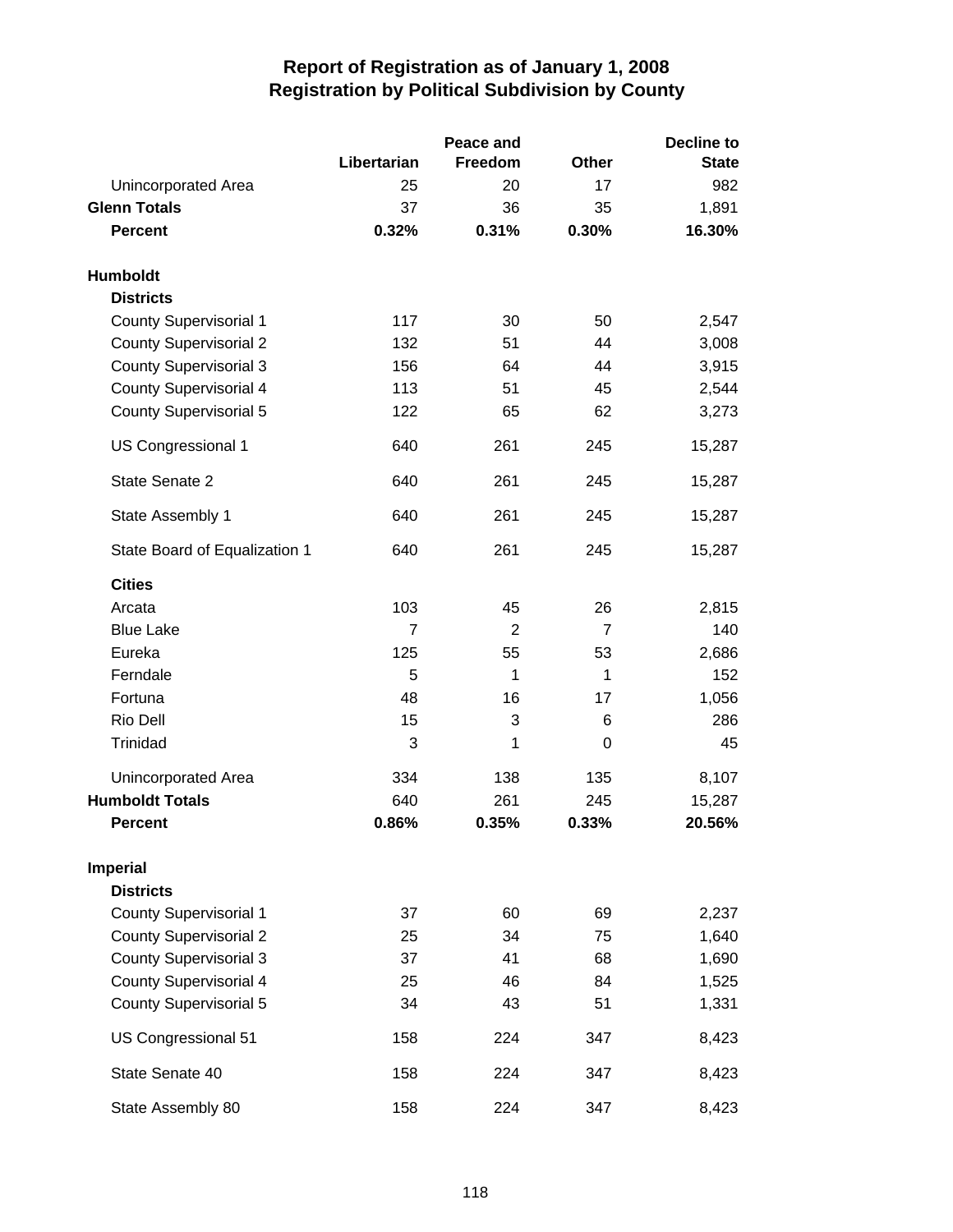# Report of Registration as of January 1, 2008
## Registration by Political Subdivision by County

| | Libertarian | Peace and Freedom | Other | Decline to State |
|---|---|---|---|---|
| Unincorporated Area | 25 | 20 | 17 | 982 |
| **Glenn Totals** | 37 | 36 | 35 | 1,891 |
| **Percent** | **0.32%** | **0.31%** | **0.30%** | **16.30%** |
| **Humboldt** | | | | |
| **Districts** | | | | |
| County Supervisorial 1 | 117 | 30 | 50 | 2,547 |
| County Supervisorial 2 | 132 | 51 | 44 | 3,008 |
| County Supervisorial 3 | 156 | 64 | 44 | 3,915 |
| County Supervisorial 4 | 113 | 51 | 45 | 2,544 |
| County Supervisorial 5 | 122 | 65 | 62 | 3,273 |
| US Congressional 1 | 640 | 261 | 245 | 15,287 |
| State Senate 2 | 640 | 261 | 245 | 15,287 |
| State Assembly 1 | 640 | 261 | 245 | 15,287 |
| State Board of Equalization 1 | 640 | 261 | 245 | 15,287 |
| **Cities** | | | | |
| Arcata | 103 | 45 | 26 | 2,815 |
| Blue Lake | 7 | 2 | 7 | 140 |
| Eureka | 125 | 55 | 53 | 2,686 |
| Ferndale | 5 | 1 | 1 | 152 |
| Fortuna | 48 | 16 | 17 | 1,056 |
| Rio Dell | 15 | 3 | 6 | 286 |
| Trinidad | 3 | 1 | 0 | 45 |
| Unincorporated Area | 334 | 138 | 135 | 8,107 |
| **Humboldt Totals** | 640 | 261 | 245 | 15,287 |
| **Percent** | **0.86%** | **0.35%** | **0.33%** | **20.56%** |
| **Imperial** | | | | |
| **Districts** | | | | |
| County Supervisorial 1 | 37 | 60 | 69 | 2,237 |
| County Supervisorial 2 | 25 | 34 | 75 | 1,640 |
| County Supervisorial 3 | 37 | 41 | 68 | 1,690 |
| County Supervisorial 4 | 25 | 46 | 84 | 1,525 |
| County Supervisorial 5 | 34 | 43 | 51 | 1,331 |
| US Congressional 51 | 158 | 224 | 347 | 8,423 |
| State Senate 40 | 158 | 224 | 347 | 8,423 |
| State Assembly 80 | 158 | 224 | 347 | 8,423 |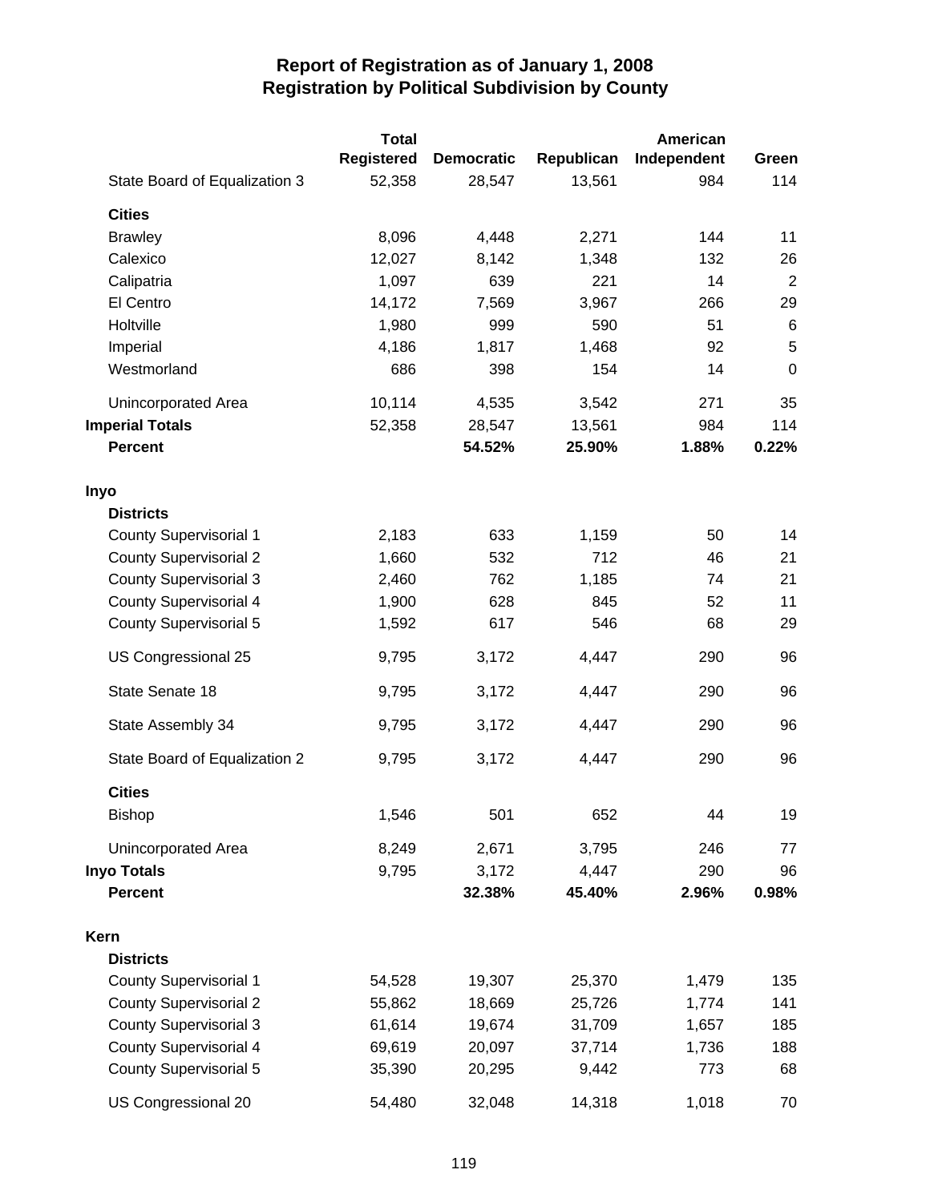# Report of Registration as of January 1, 2008
## Registration by Political Subdivision by County

| | Total Registered | Democratic | Republican | American Independent | Green |
|---|---|---|---|---|---|
| State Board of Equalization 3 | 52,358 | 28,547 | 13,561 | 984 | 114 |
| **Cities** | | | | | |
| Brawley | 8,096 | 4,448 | 2,271 | 144 | 11 |
| Calexico | 12,027 | 8,142 | 1,348 | 132 | 26 |
| Calipatria | 1,097 | 639 | 221 | 14 | 2 |
| El Centro | 14,172 | 7,569 | 3,967 | 266 | 29 |
| Holtville | 1,980 | 999 | 590 | 51 | 6 |
| Imperial | 4,186 | 1,817 | 1,468 | 92 | 5 |
| Westmorland | 686 | 398 | 154 | 14 | 0 |
| Unincorporated Area | 10,114 | 4,535 | 3,542 | 271 | 35 |
| **Imperial Totals** | 52,358 | 28,547 | 13,561 | 984 | 114 |
| **Percent** | | **54.52%** | **25.90%** | **1.88%** | **0.22%** |
| **Inyo** | | | | | |
| **Districts** | | | | | |
| County Supervisorial 1 | 2,183 | 633 | 1,159 | 50 | 14 |
| County Supervisorial 2 | 1,660 | 532 | 712 | 46 | 21 |
| County Supervisorial 3 | 2,460 | 762 | 1,185 | 74 | 21 |
| County Supervisorial 4 | 1,900 | 628 | 845 | 52 | 11 |
| County Supervisorial 5 | 1,592 | 617 | 546 | 68 | 29 |
| US Congressional 25 | 9,795 | 3,172 | 4,447 | 290 | 96 |
| State Senate 18 | 9,795 | 3,172 | 4,447 | 290 | 96 |
| State Assembly 34 | 9,795 | 3,172 | 4,447 | 290 | 96 |
| State Board of Equalization 2 | 9,795 | 3,172 | 4,447 | 290 | 96 |
| **Cities** | | | | | |
| Bishop | 1,546 | 501 | 652 | 44 | 19 |
| Unincorporated Area | 8,249 | 2,671 | 3,795 | 246 | 77 |
| **Inyo Totals** | 9,795 | 3,172 | 4,447 | 290 | 96 |
| **Percent** | | **32.38%** | **45.40%** | **2.96%** | **0.98%** |
| **Kern** | | | | | |
| **Districts** | | | | | |
| County Supervisorial 1 | 54,528 | 19,307 | 25,370 | 1,479 | 135 |
| County Supervisorial 2 | 55,862 | 18,669 | 25,726 | 1,774 | 141 |
| County Supervisorial 3 | 61,614 | 19,674 | 31,709 | 1,657 | 185 |
| County Supervisorial 4 | 69,619 | 20,097 | 37,714 | 1,736 | 188 |
| County Supervisorial 5 | 35,390 | 20,295 | 9,442 | 773 | 68 |
| US Congressional 20 | 54,480 | 32,048 | 14,318 | 1,018 | 70 |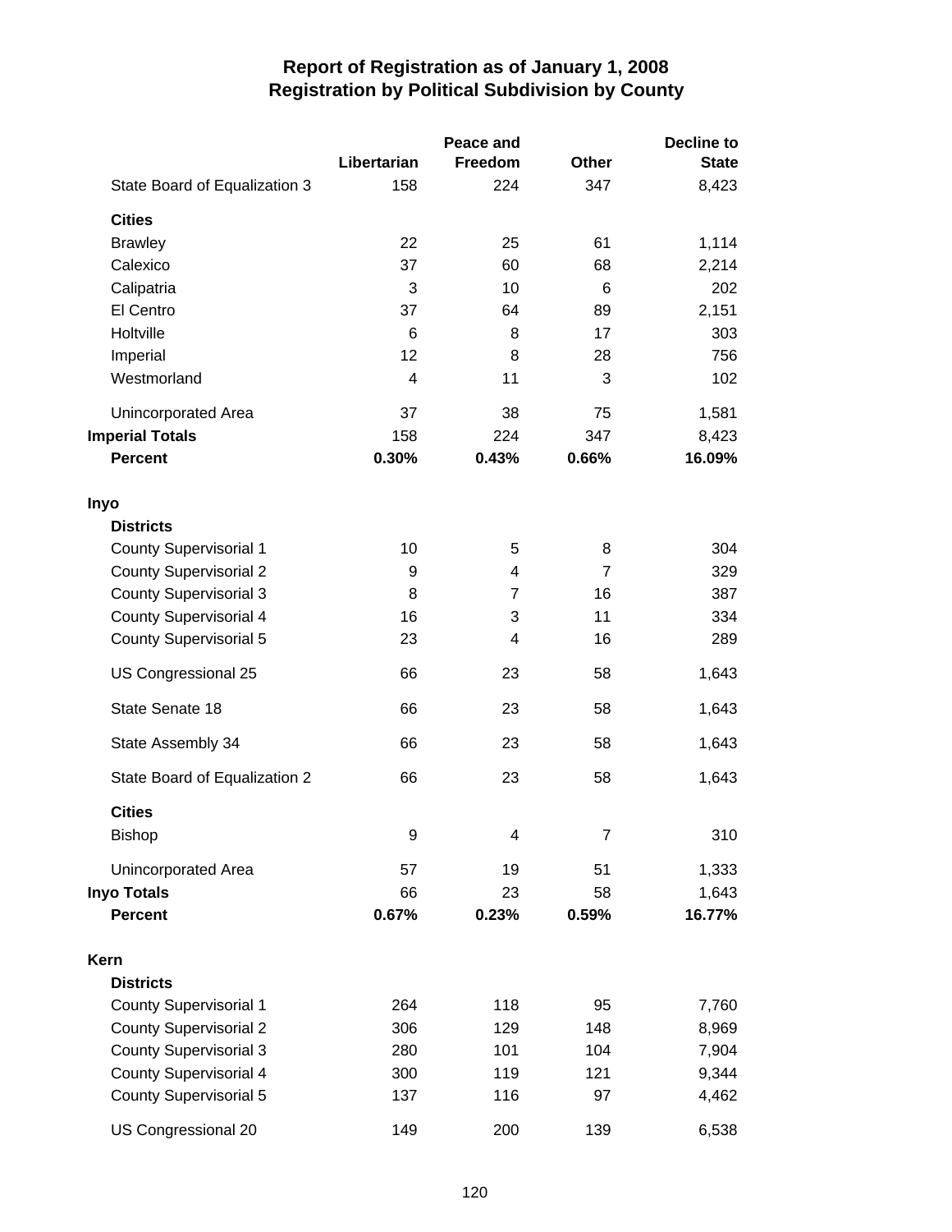# Report of Registration as of January 1, 2008
## Registration by Political Subdivision by County

| | Libertarian | Peace and Freedom | Other | Decline to State |
|---|---|---|---|---|
| State Board of Equalization 3 | 158 | 224 | 347 | 8,423 |
| **Cities** | | | | |
| Brawley | 22 | 25 | 61 | 1,114 |
| Calexico | 37 | 60 | 68 | 2,214 |
| Calipatria | 3 | 10 | 6 | 202 |
| El Centro | 37 | 64 | 89 | 2,151 |
| Holtville | 6 | 8 | 17 | 303 |
| Imperial | 12 | 8 | 28 | 756 |
| Westmorland | 4 | 11 | 3 | 102 |
| Unincorporated Area | 37 | 38 | 75 | 1,581 |
| **Imperial Totals** | 158 | 224 | 347 | 8,423 |
| **Percent** | **0.30%** | **0.43%** | **0.66%** | **16.09%** |
| **Inyo** | | | | |
| **Districts** | | | | |
| County Supervisorial 1 | 10 | 5 | 8 | 304 |
| County Supervisorial 2 | 9 | 4 | 7 | 329 |
| County Supervisorial 3 | 8 | 7 | 16 | 387 |
| County Supervisorial 4 | 16 | 3 | 11 | 334 |
| County Supervisorial 5 | 23 | 4 | 16 | 289 |
| US Congressional 25 | 66 | 23 | 58 | 1,643 |
| State Senate 18 | 66 | 23 | 58 | 1,643 |
| State Assembly 34 | 66 | 23 | 58 | 1,643 |
| State Board of Equalization 2 | 66 | 23 | 58 | 1,643 |
| **Cities** | | | | |
| Bishop | 9 | 4 | 7 | 310 |
| Unincorporated Area | 57 | 19 | 51 | 1,333 |
| **Inyo Totals** | 66 | 23 | 58 | 1,643 |
| **Percent** | **0.67%** | **0.23%** | **0.59%** | **16.77%** |
| **Kern** | | | | |
| **Districts** | | | | |
| County Supervisorial 1 | 264 | 118 | 95 | 7,760 |
| County Supervisorial 2 | 306 | 129 | 148 | 8,969 |
| County Supervisorial 3 | 280 | 101 | 104 | 7,904 |
| County Supervisorial 4 | 300 | 119 | 121 | 9,344 |
| County Supervisorial 5 | 137 | 116 | 97 | 4,462 |
| US Congressional 20 | 149 | 200 | 139 | 6,538 |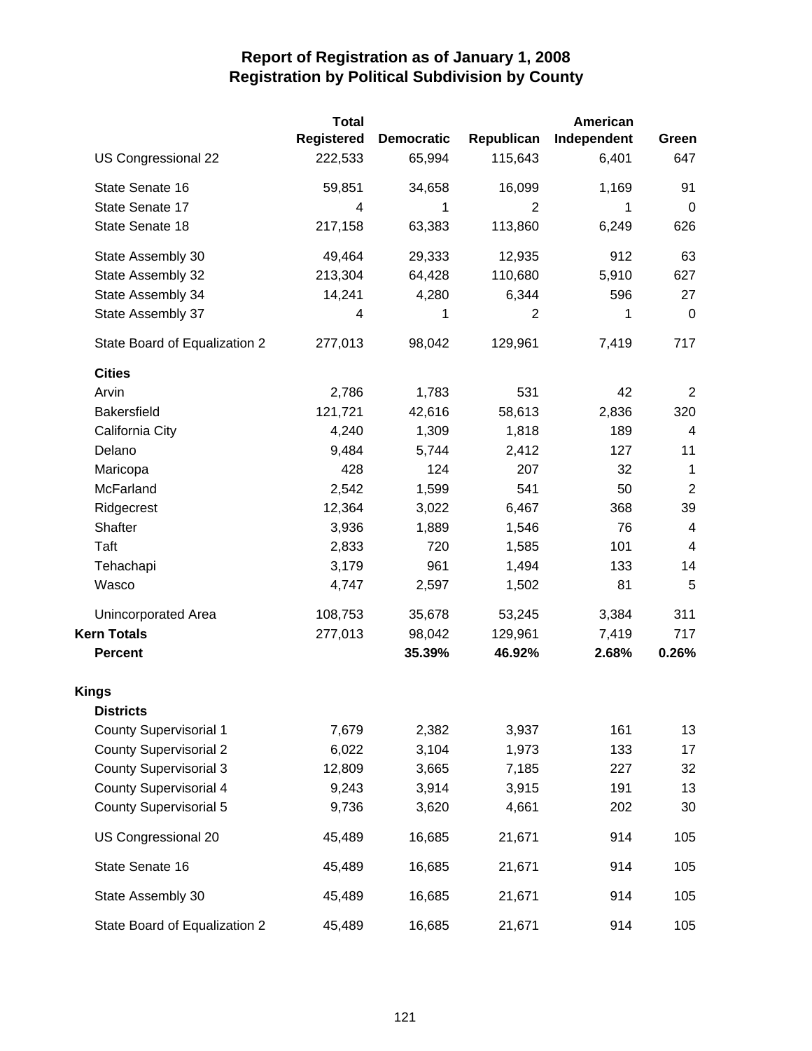# Report of Registration as of January 1, 2008
## Registration by Political Subdivision by County

| | Total Registered | Democratic | Republican | American Independent | Green |
|---|---|---|---|---|---|
| US Congressional 22 | 222,533 | 65,994 | 115,643 | 6,401 | 647 |
| State Senate 16 | 59,851 | 34,658 | 16,099 | 1,169 | 91 |
| State Senate 17 | 4 | 1 | 2 | 1 | 0 |
| State Senate 18 | 217,158 | 63,383 | 113,860 | 6,249 | 626 |
| State Assembly 30 | 49,464 | 29,333 | 12,935 | 912 | 63 |
| State Assembly 32 | 213,304 | 64,428 | 110,680 | 5,910 | 627 |
| State Assembly 34 | 14,241 | 4,280 | 6,344 | 596 | 27 |
| State Assembly 37 | 4 | 1 | 2 | 1 | 0 |
| State Board of Equalization 2 | 277,013 | 98,042 | 129,961 | 7,419 | 717 |
| **Cities** | | | | | |
| Arvin | 2,786 | 1,783 | 531 | 42 | 2 |
| Bakersfield | 121,721 | 42,616 | 58,613 | 2,836 | 320 |
| California City | 4,240 | 1,309 | 1,818 | 189 | 4 |
| Delano | 9,484 | 5,744 | 2,412 | 127 | 11 |
| Maricopa | 428 | 124 | 207 | 32 | 1 |
| McFarland | 2,542 | 1,599 | 541 | 50 | 2 |
| Ridgecrest | 12,364 | 3,022 | 6,467 | 368 | 39 |
| Shafter | 3,936 | 1,889 | 1,546 | 76 | 4 |
| Taft | 2,833 | 720 | 1,585 | 101 | 4 |
| Tehachapi | 3,179 | 961 | 1,494 | 133 | 14 |
| Wasco | 4,747 | 2,597 | 1,502 | 81 | 5 |
| Unincorporated Area | 108,753 | 35,678 | 53,245 | 3,384 | 311 |
| **Kern Totals** | 277,013 | 98,042 | 129,961 | 7,419 | 717 |
| **Percent** | | **35.39%** | **46.92%** | **2.68%** | **0.26%** |
| **Kings** | | | | | |
| **Districts** | | | | | |
| County Supervisorial 1 | 7,679 | 2,382 | 3,937 | 161 | 13 |
| County Supervisorial 2 | 6,022 | 3,104 | 1,973 | 133 | 17 |
| County Supervisorial 3 | 12,809 | 3,665 | 7,185 | 227 | 32 |
| County Supervisorial 4 | 9,243 | 3,914 | 3,915 | 191 | 13 |
| County Supervisorial 5 | 9,736 | 3,620 | 4,661 | 202 | 30 |
| US Congressional 20 | 45,489 | 16,685 | 21,671 | 914 | 105 |
| State Senate 16 | 45,489 | 16,685 | 21,671 | 914 | 105 |
| State Assembly 30 | 45,489 | 16,685 | 21,671 | 914 | 105 |
| State Board of Equalization 2 | 45,489 | 16,685 | 21,671 | 914 | 105 |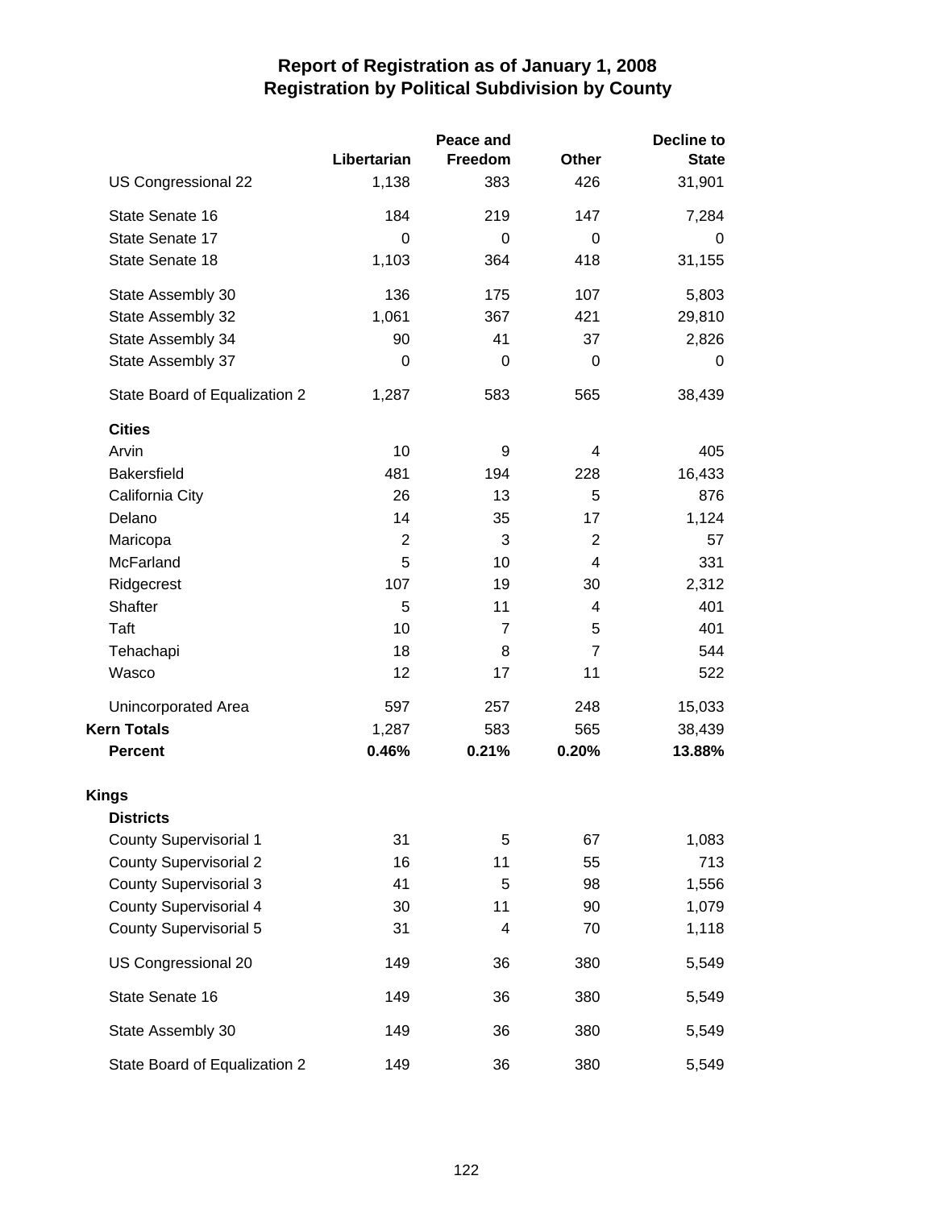# Report of Registration as of January 1, 2008
## Registration by Political Subdivision by County

| | Libertarian | Peace and Freedom | Other | Decline to State |
|---|---|---|---|---|
| US Congressional 22 | 1,138 | 383 | 426 | 31,901 |
| State Senate 16 | 184 | 219 | 147 | 7,284 |
| State Senate 17 | 0 | 0 | 0 | 0 |
| State Senate 18 | 1,103 | 364 | 418 | 31,155 |
| State Assembly 30 | 136 | 175 | 107 | 5,803 |
| State Assembly 32 | 1,061 | 367 | 421 | 29,810 |
| State Assembly 34 | 90 | 41 | 37 | 2,826 |
| State Assembly 37 | 0 | 0 | 0 | 0 |
| State Board of Equalization 2 | 1,287 | 583 | 565 | 38,439 |
| **Cities** | | | | |
| Arvin | 10 | 9 | 4 | 405 |
| Bakersfield | 481 | 194 | 228 | 16,433 |
| California City | 26 | 13 | 5 | 876 |
| Delano | 14 | 35 | 17 | 1,124 |
| Maricopa | 2 | 3 | 2 | 57 |
| McFarland | 5 | 10 | 4 | 331 |
| Ridgecrest | 107 | 19 | 30 | 2,312 |
| Shafter | 5 | 11 | 4 | 401 |
| Taft | 10 | 7 | 5 | 401 |
| Tehachapi | 18 | 8 | 7 | 544 |
| Wasco | 12 | 17 | 11 | 522 |
| Unincorporated Area | 597 | 257 | 248 | 15,033 |
| **Kern Totals** | 1,287 | 583 | 565 | 38,439 |
| **Percent** | **0.46%** | **0.21%** | **0.20%** | **13.88%** |
| **Kings** | | | | |
| **Districts** | | | | |
| County Supervisorial 1 | 31 | 5 | 67 | 1,083 |
| County Supervisorial 2 | 16 | 11 | 55 | 713 |
| County Supervisorial 3 | 41 | 5 | 98 | 1,556 |
| County Supervisorial 4 | 30 | 11 | 90 | 1,079 |
| County Supervisorial 5 | 31 | 4 | 70 | 1,118 |
| US Congressional 20 | 149 | 36 | 380 | 5,549 |
| State Senate 16 | 149 | 36 | 380 | 5,549 |
| State Assembly 30 | 149 | 36 | 380 | 5,549 |
| State Board of Equalization 2 | 149 | 36 | 380 | 5,549 |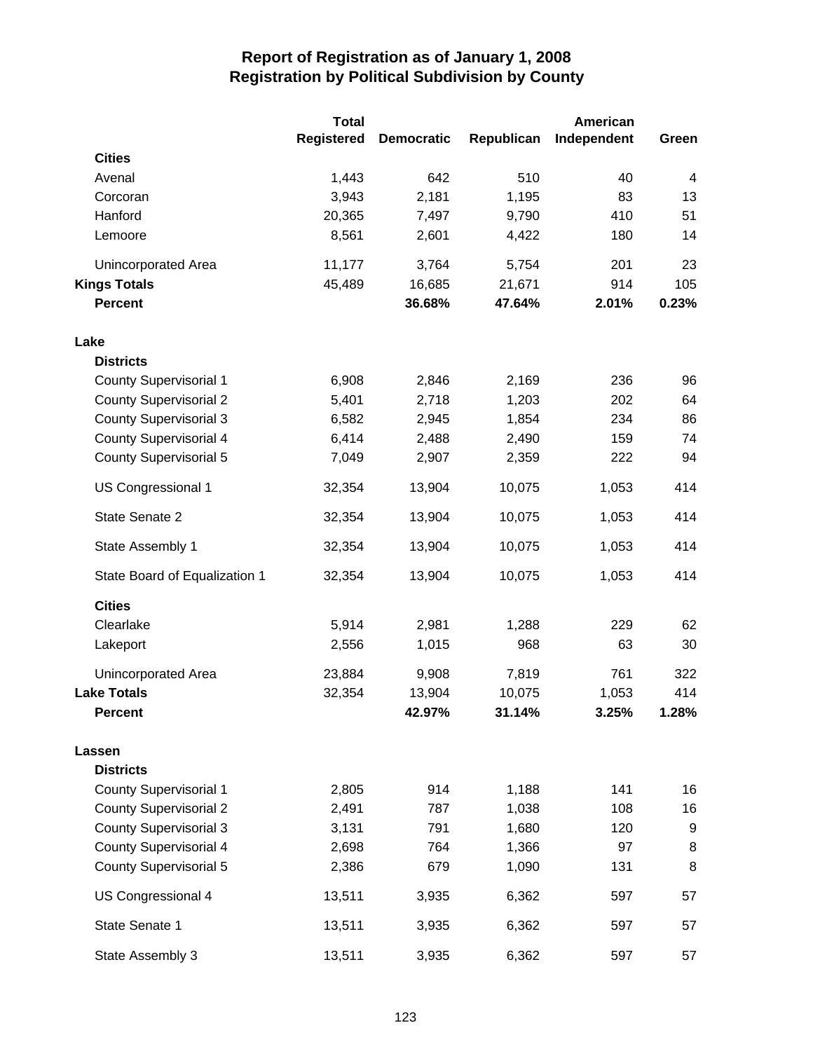# Report of Registration as of January 1, 2008
## Registration by Political Subdivision by County

| | Total Registered | Democratic | Republican | American Independent | Green |
|---|---|---|---|---|---|
| **Cities** | | | | | |
| Avenal | 1,443 | 642 | 510 | 40 | 4 |
| Corcoran | 3,943 | 2,181 | 1,195 | 83 | 13 |
| Hanford | 20,365 | 7,497 | 9,790 | 410 | 51 |
| Lemoore | 8,561 | 2,601 | 4,422 | 180 | 14 |
| Unincorporated Area | 11,177 | 3,764 | 5,754 | 201 | 23 |
| **Kings Totals** | 45,489 | 16,685 | 21,671 | 914 | 105 |
| **Percent** | | **36.68%** | **47.64%** | **2.01%** | **0.23%** |
| **Lake** | | | | | |
| **Districts** | | | | | |
| County Supervisorial 1 | 6,908 | 2,846 | 2,169 | 236 | 96 |
| County Supervisorial 2 | 5,401 | 2,718 | 1,203 | 202 | 64 |
| County Supervisorial 3 | 6,582 | 2,945 | 1,854 | 234 | 86 |
| County Supervisorial 4 | 6,414 | 2,488 | 2,490 | 159 | 74 |
| County Supervisorial 5 | 7,049 | 2,907 | 2,359 | 222 | 94 |
| US Congressional 1 | 32,354 | 13,904 | 10,075 | 1,053 | 414 |
| State Senate 2 | 32,354 | 13,904 | 10,075 | 1,053 | 414 |
| State Assembly 1 | 32,354 | 13,904 | 10,075 | 1,053 | 414 |
| State Board of Equalization 1 | 32,354 | 13,904 | 10,075 | 1,053 | 414 |
| **Cities** | | | | | |
| Clearlake | 5,914 | 2,981 | 1,288 | 229 | 62 |
| Lakeport | 2,556 | 1,015 | 968 | 63 | 30 |
| Unincorporated Area | 23,884 | 9,908 | 7,819 | 761 | 322 |
| **Lake Totals** | 32,354 | 13,904 | 10,075 | 1,053 | 414 |
| **Percent** | | **42.97%** | **31.14%** | **3.25%** | **1.28%** |
| **Lassen** | | | | | |
| **Districts** | | | | | |
| County Supervisorial 1 | 2,805 | 914 | 1,188 | 141 | 16 |
| County Supervisorial 2 | 2,491 | 787 | 1,038 | 108 | 16 |
| County Supervisorial 3 | 3,131 | 791 | 1,680 | 120 | 9 |
| County Supervisorial 4 | 2,698 | 764 | 1,366 | 97 | 8 |
| County Supervisorial 5 | 2,386 | 679 | 1,090 | 131 | 8 |
| US Congressional 4 | 13,511 | 3,935 | 6,362 | 597 | 57 |
| State Senate 1 | 13,511 | 3,935 | 6,362 | 597 | 57 |
| State Assembly 3 | 13,511 | 3,935 | 6,362 | 597 | 57 |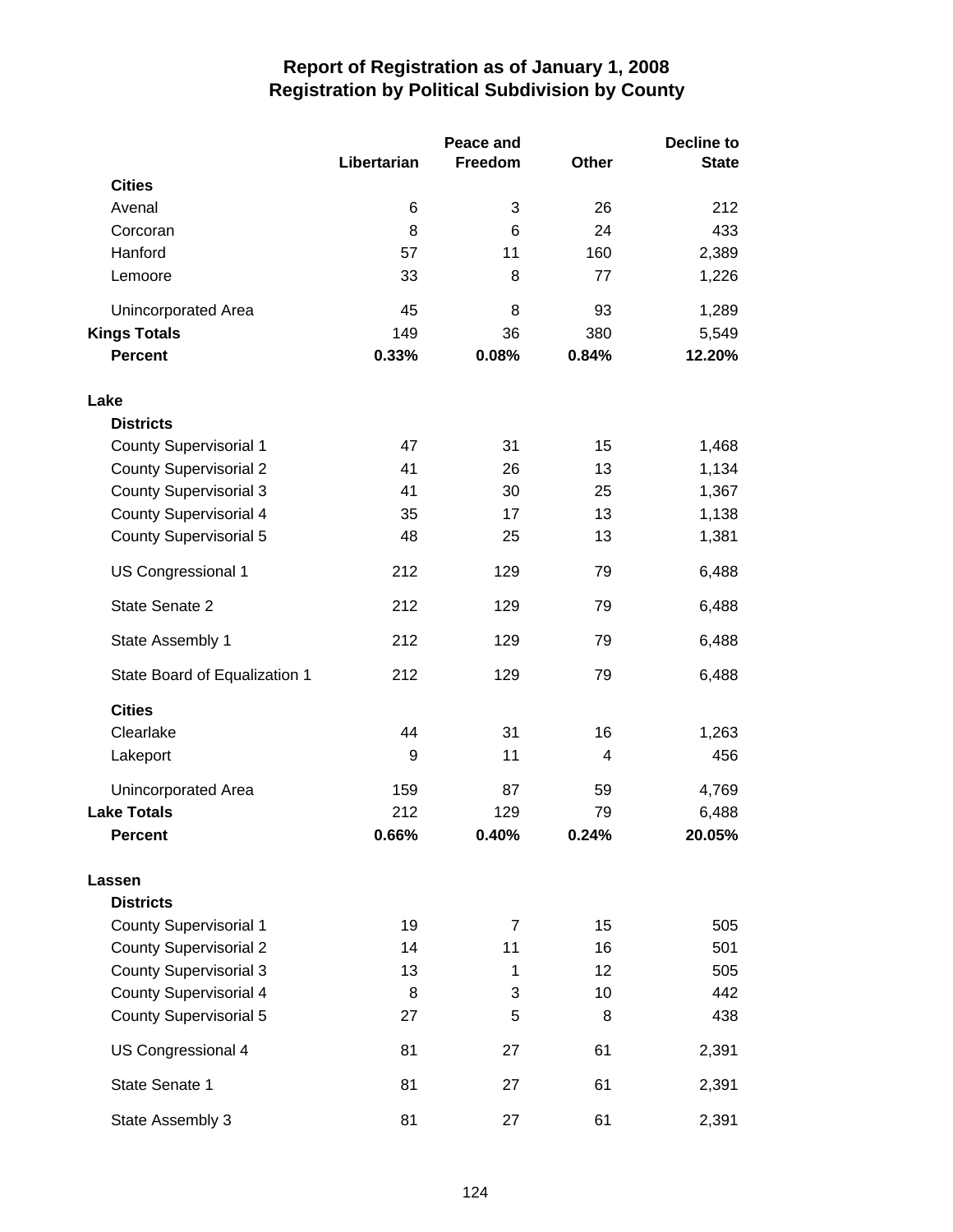# Report of Registration as of January 1, 2008
## Registration by Political Subdivision by County

| | Libertarian | Peace and Freedom | Other | Decline to State |
|---|---|---|---|---|
| **Cities** | | | | |
| Avenal | 6 | 3 | 26 | 212 |
| Corcoran | 8 | 6 | 24 | 433 |
| Hanford | 57 | 11 | 160 | 2,389 |
| Lemoore | 33 | 8 | 77 | 1,226 |
| Unincorporated Area | 45 | 8 | 93 | 1,289 |
| **Kings Totals** | 149 | 36 | 380 | 5,549 |
| **Percent** | **0.33%** | **0.08%** | **0.84%** | **12.20%** |
| **Lake** | | | | |
| **Districts** | | | | |
| County Supervisorial 1 | 47 | 31 | 15 | 1,468 |
| County Supervisorial 2 | 41 | 26 | 13 | 1,134 |
| County Supervisorial 3 | 41 | 30 | 25 | 1,367 |
| County Supervisorial 4 | 35 | 17 | 13 | 1,138 |
| County Supervisorial 5 | 48 | 25 | 13 | 1,381 |
| US Congressional 1 | 212 | 129 | 79 | 6,488 |
| State Senate 2 | 212 | 129 | 79 | 6,488 |
| State Assembly 1 | 212 | 129 | 79 | 6,488 |
| State Board of Equalization 1 | 212 | 129 | 79 | 6,488 |
| **Cities** | | | | |
| Clearlake | 44 | 31 | 16 | 1,263 |
| Lakeport | 9 | 11 | 4 | 456 |
| Unincorporated Area | 159 | 87 | 59 | 4,769 |
| **Lake Totals** | 212 | 129 | 79 | 6,488 |
| **Percent** | **0.66%** | **0.40%** | **0.24%** | **20.05%** |
| **Lassen** | | | | |
| **Districts** | | | | |
| County Supervisorial 1 | 19 | 7 | 15 | 505 |
| County Supervisorial 2 | 14 | 11 | 16 | 501 |
| County Supervisorial 3 | 13 | 1 | 12 | 505 |
| County Supervisorial 4 | 8 | 3 | 10 | 442 |
| County Supervisorial 5 | 27 | 5 | 8 | 438 |
| US Congressional 4 | 81 | 27 | 61 | 2,391 |
| State Senate 1 | 81 | 27 | 61 | 2,391 |
| State Assembly 3 | 81 | 27 | 61 | 2,391 |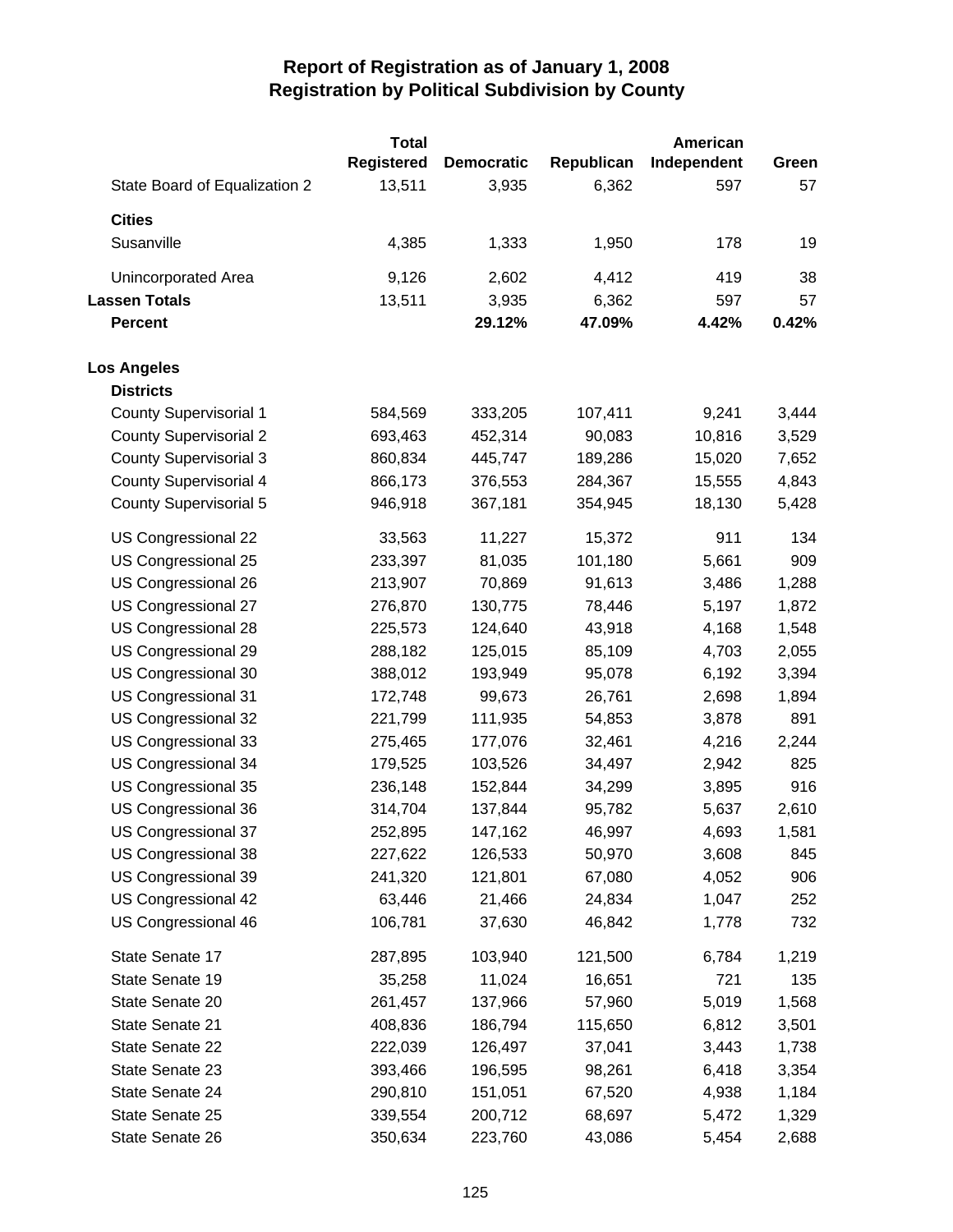# Report of Registration as of January 1, 2008
## Registration by Political Subdivision by County

| | Total Registered | Democratic | Republican | American Independent | Green |
|---|---|---|---|---|---|
| State Board of Equalization 2 | 13,511 | 3,935 | 6,362 | 597 | 57 |
| **Cities** | | | | | |
| Susanville | 4,385 | 1,333 | 1,950 | 178 | 19 |
| Unincorporated Area | 9,126 | 2,602 | 4,412 | 419 | 38 |
| **Lassen Totals** | 13,511 | 3,935 | 6,362 | 597 | 57 |
| **Percent** | | **29.12%** | **47.09%** | **4.42%** | **0.42%** |
| **Los Angeles** | | | | | |
| **Districts** | | | | | |
| County Supervisorial 1 | 584,569 | 333,205 | 107,411 | 9,241 | 3,444 |
| County Supervisorial 2 | 693,463 | 452,314 | 90,083 | 10,816 | 3,529 |
| County Supervisorial 3 | 860,834 | 445,747 | 189,286 | 15,020 | 7,652 |
| County Supervisorial 4 | 866,173 | 376,553 | 284,367 | 15,555 | 4,843 |
| County Supervisorial 5 | 946,918 | 367,181 | 354,945 | 18,130 | 5,428 |
| US Congressional 22 | 33,563 | 11,227 | 15,372 | 911 | 134 |
| US Congressional 25 | 233,397 | 81,035 | 101,180 | 5,661 | 909 |
| US Congressional 26 | 213,907 | 70,869 | 91,613 | 3,486 | 1,288 |
| US Congressional 27 | 276,870 | 130,775 | 78,446 | 5,197 | 1,872 |
| US Congressional 28 | 225,573 | 124,640 | 43,918 | 4,168 | 1,548 |
| US Congressional 29 | 288,182 | 125,015 | 85,109 | 4,703 | 2,055 |
| US Congressional 30 | 388,012 | 193,949 | 95,078 | 6,192 | 3,394 |
| US Congressional 31 | 172,748 | 99,673 | 26,761 | 2,698 | 1,894 |
| US Congressional 32 | 221,799 | 111,935 | 54,853 | 3,878 | 891 |
| US Congressional 33 | 275,465 | 177,076 | 32,461 | 4,216 | 2,244 |
| US Congressional 34 | 179,525 | 103,526 | 34,497 | 2,942 | 825 |
| US Congressional 35 | 236,148 | 152,844 | 34,299 | 3,895 | 916 |
| US Congressional 36 | 314,704 | 137,844 | 95,782 | 5,637 | 2,610 |
| US Congressional 37 | 252,895 | 147,162 | 46,997 | 4,693 | 1,581 |
| US Congressional 38 | 227,622 | 126,533 | 50,970 | 3,608 | 845 |
| US Congressional 39 | 241,320 | 121,801 | 67,080 | 4,052 | 906 |
| US Congressional 42 | 63,446 | 21,466 | 24,834 | 1,047 | 252 |
| US Congressional 46 | 106,781 | 37,630 | 46,842 | 1,778 | 732 |
| State Senate 17 | 287,895 | 103,940 | 121,500 | 6,784 | 1,219 |
| State Senate 19 | 35,258 | 11,024 | 16,651 | 721 | 135 |
| State Senate 20 | 261,457 | 137,966 | 57,960 | 5,019 | 1,568 |
| State Senate 21 | 408,836 | 186,794 | 115,650 | 6,812 | 3,501 |
| State Senate 22 | 222,039 | 126,497 | 37,041 | 3,443 | 1,738 |
| State Senate 23 | 393,466 | 196,595 | 98,261 | 6,418 | 3,354 |
| State Senate 24 | 290,810 | 151,051 | 67,520 | 4,938 | 1,184 |
| State Senate 25 | 339,554 | 200,712 | 68,697 | 5,472 | 1,329 |
| State Senate 26 | 350,634 | 223,760 | 43,086 | 5,454 | 2,688 |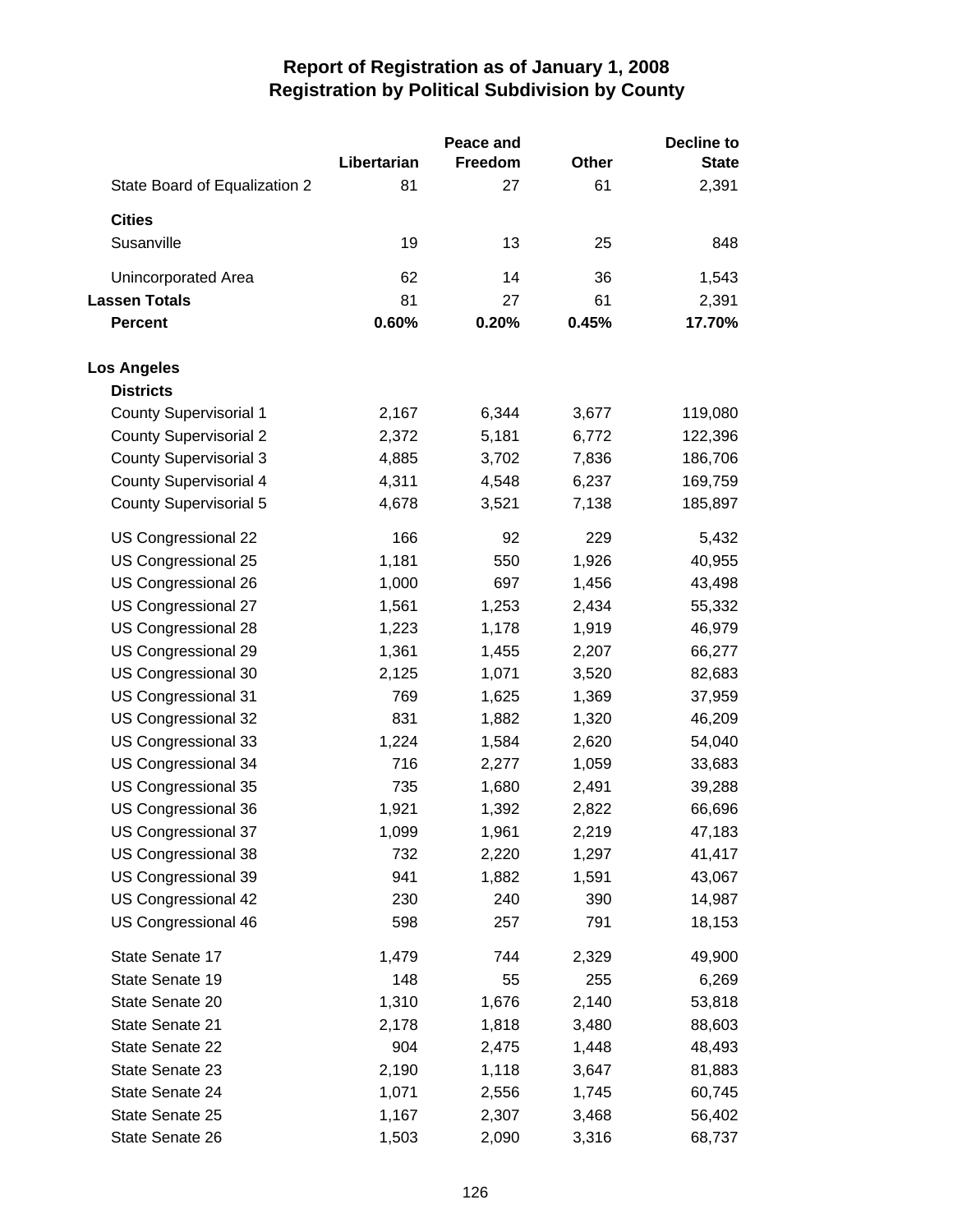# Report of Registration as of January 1, 2008
## Registration by Political Subdivision by County

| | Libertarian | Peace and Freedom | Other | Decline to State |
|---|---|---|---|---|
| State Board of Equalization 2 | 81 | 27 | 61 | 2,391 |
| **Cities** | | | | |
| Susanville | 19 | 13 | 25 | 848 |
| Unincorporated Area | 62 | 14 | 36 | 1,543 |
| **Lassen Totals** | 81 | 27 | 61 | 2,391 |
| **Percent** | **0.60%** | **0.20%** | **0.45%** | **17.70%** |
| **Los Angeles** | | | | |
| **Districts** | | | | |
| County Supervisorial 1 | 2,167 | 6,344 | 3,677 | 119,080 |
| County Supervisorial 2 | 2,372 | 5,181 | 6,772 | 122,396 |
| County Supervisorial 3 | 4,885 | 3,702 | 7,836 | 186,706 |
| County Supervisorial 4 | 4,311 | 4,548 | 6,237 | 169,759 |
| County Supervisorial 5 | 4,678 | 3,521 | 7,138 | 185,897 |
| US Congressional 22 | 166 | 92 | 229 | 5,432 |
| US Congressional 25 | 1,181 | 550 | 1,926 | 40,955 |
| US Congressional 26 | 1,000 | 697 | 1,456 | 43,498 |
| US Congressional 27 | 1,561 | 1,253 | 2,434 | 55,332 |
| US Congressional 28 | 1,223 | 1,178 | 1,919 | 46,979 |
| US Congressional 29 | 1,361 | 1,455 | 2,207 | 66,277 |
| US Congressional 30 | 2,125 | 1,071 | 3,520 | 82,683 |
| US Congressional 31 | 769 | 1,625 | 1,369 | 37,959 |
| US Congressional 32 | 831 | 1,882 | 1,320 | 46,209 |
| US Congressional 33 | 1,224 | 1,584 | 2,620 | 54,040 |
| US Congressional 34 | 716 | 2,277 | 1,059 | 33,683 |
| US Congressional 35 | 735 | 1,680 | 2,491 | 39,288 |
| US Congressional 36 | 1,921 | 1,392 | 2,822 | 66,696 |
| US Congressional 37 | 1,099 | 1,961 | 2,219 | 47,183 |
| US Congressional 38 | 732 | 2,220 | 1,297 | 41,417 |
| US Congressional 39 | 941 | 1,882 | 1,591 | 43,067 |
| US Congressional 42 | 230 | 240 | 390 | 14,987 |
| US Congressional 46 | 598 | 257 | 791 | 18,153 |
| State Senate 17 | 1,479 | 744 | 2,329 | 49,900 |
| State Senate 19 | 148 | 55 | 255 | 6,269 |
| State Senate 20 | 1,310 | 1,676 | 2,140 | 53,818 |
| State Senate 21 | 2,178 | 1,818 | 3,480 | 88,603 |
| State Senate 22 | 904 | 2,475 | 1,448 | 48,493 |
| State Senate 23 | 2,190 | 1,118 | 3,647 | 81,883 |
| State Senate 24 | 1,071 | 2,556 | 1,745 | 60,745 |
| State Senate 25 | 1,167 | 2,307 | 3,468 | 56,402 |
| State Senate 26 | 1,503 | 2,090 | 3,316 | 68,737 |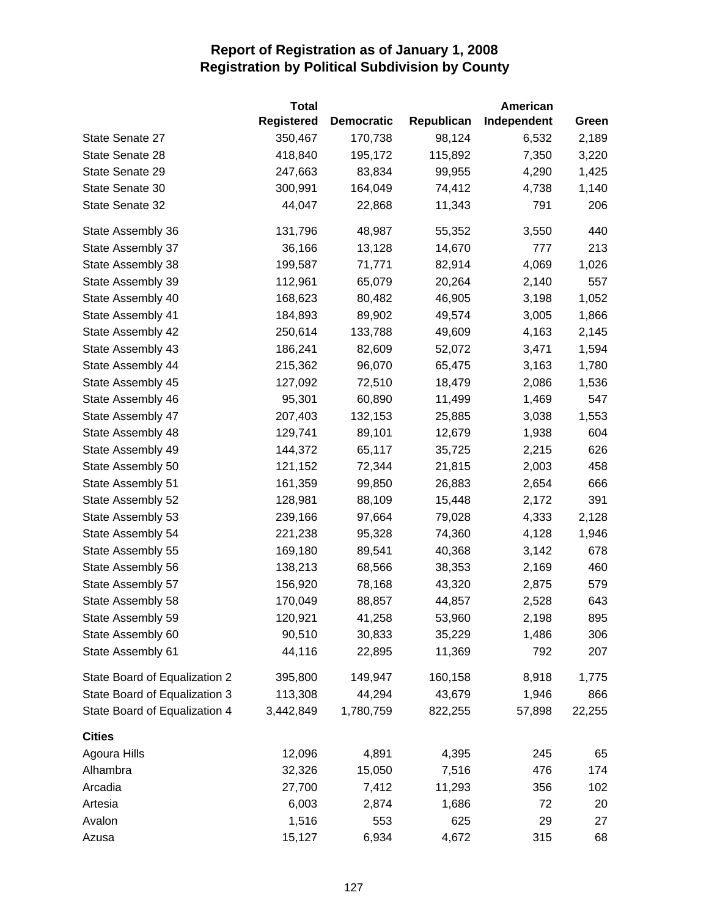# Report of Registration as of January 1, 2008
## Registration by Political Subdivision by County

| | Total Registered | Democratic | Republican | American Independent | Green |
|---|---|---|---|---|---|
| State Senate 27 | 350,467 | 170,738 | 98,124 | 6,532 | 2,189 |
| State Senate 28 | 418,840 | 195,172 | 115,892 | 7,350 | 3,220 |
| State Senate 29 | 247,663 | 83,834 | 99,955 | 4,290 | 1,425 |
| State Senate 30 | 300,991 | 164,049 | 74,412 | 4,738 | 1,140 |
| State Senate 32 | 44,047 | 22,868 | 11,343 | 791 | 206 |
| State Assembly 36 | 131,796 | 48,987 | 55,352 | 3,550 | 440 |
| State Assembly 37 | 36,166 | 13,128 | 14,670 | 777 | 213 |
| State Assembly 38 | 199,587 | 71,771 | 82,914 | 4,069 | 1,026 |
| State Assembly 39 | 112,961 | 65,079 | 20,264 | 2,140 | 557 |
| State Assembly 40 | 168,623 | 80,482 | 46,905 | 3,198 | 1,052 |
| State Assembly 41 | 184,893 | 89,902 | 49,574 | 3,005 | 1,866 |
| State Assembly 42 | 250,614 | 133,788 | 49,609 | 4,163 | 2,145 |
| State Assembly 43 | 186,241 | 82,609 | 52,072 | 3,471 | 1,594 |
| State Assembly 44 | 215,362 | 96,070 | 65,475 | 3,163 | 1,780 |
| State Assembly 45 | 127,092 | 72,510 | 18,479 | 2,086 | 1,536 |
| State Assembly 46 | 95,301 | 60,890 | 11,499 | 1,469 | 547 |
| State Assembly 47 | 207,403 | 132,153 | 25,885 | 3,038 | 1,553 |
| State Assembly 48 | 129,741 | 89,101 | 12,679 | 1,938 | 604 |
| State Assembly 49 | 144,372 | 65,117 | 35,725 | 2,215 | 626 |
| State Assembly 50 | 121,152 | 72,344 | 21,815 | 2,003 | 458 |
| State Assembly 51 | 161,359 | 99,850 | 26,883 | 2,654 | 666 |
| State Assembly 52 | 128,981 | 88,109 | 15,448 | 2,172 | 391 |
| State Assembly 53 | 239,166 | 97,664 | 79,028 | 4,333 | 2,128 |
| State Assembly 54 | 221,238 | 95,328 | 74,360 | 4,128 | 1,946 |
| State Assembly 55 | 169,180 | 89,541 | 40,368 | 3,142 | 678 |
| State Assembly 56 | 138,213 | 68,566 | 38,353 | 2,169 | 460 |
| State Assembly 57 | 156,920 | 78,168 | 43,320 | 2,875 | 579 |
| State Assembly 58 | 170,049 | 88,857 | 44,857 | 2,528 | 643 |
| State Assembly 59 | 120,921 | 41,258 | 53,960 | 2,198 | 895 |
| State Assembly 60 | 90,510 | 30,833 | 35,229 | 1,486 | 306 |
| State Assembly 61 | 44,116 | 22,895 | 11,369 | 792 | 207 |
| State Board of Equalization 2 | 395,800 | 149,947 | 160,158 | 8,918 | 1,775 |
| State Board of Equalization 3 | 113,308 | 44,294 | 43,679 | 1,946 | 866 |
| State Board of Equalization 4 | 3,442,849 | 1,780,759 | 822,255 | 57,898 | 22,255 |
| **Cities** | | | | | |
| Agoura Hills | 12,096 | 4,891 | 4,395 | 245 | 65 |
| Alhambra | 32,326 | 15,050 | 7,516 | 476 | 174 |
| Arcadia | 27,700 | 7,412 | 11,293 | 356 | 102 |
| Artesia | 6,003 | 2,874 | 1,686 | 72 | 20 |
| Avalon | 1,516 | 553 | 625 | 29 | 27 |
| Azusa | 15,127 | 6,934 | 4,672 | 315 | 68 |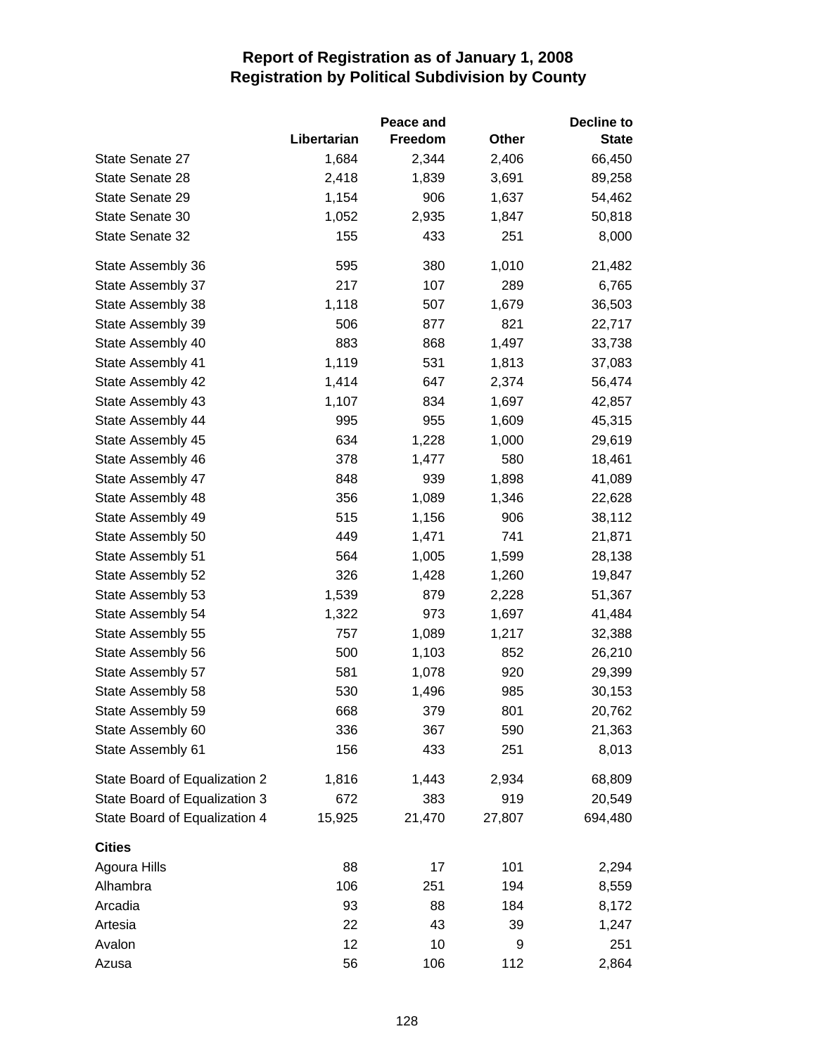# Report of Registration as of January 1, 2008
## Registration by Political Subdivision by County

| | Libertarian | Peace and Freedom | Other | Decline to State |
|---|---|---|---|---|
| State Senate 27 | 1,684 | 2,344 | 2,406 | 66,450 |
| State Senate 28 | 2,418 | 1,839 | 3,691 | 89,258 |
| State Senate 29 | 1,154 | 906 | 1,637 | 54,462 |
| State Senate 30 | 1,052 | 2,935 | 1,847 | 50,818 |
| State Senate 32 | 155 | 433 | 251 | 8,000 |
| State Assembly 36 | 595 | 380 | 1,010 | 21,482 |
| State Assembly 37 | 217 | 107 | 289 | 6,765 |
| State Assembly 38 | 1,118 | 507 | 1,679 | 36,503 |
| State Assembly 39 | 506 | 877 | 821 | 22,717 |
| State Assembly 40 | 883 | 868 | 1,497 | 33,738 |
| State Assembly 41 | 1,119 | 531 | 1,813 | 37,083 |
| State Assembly 42 | 1,414 | 647 | 2,374 | 56,474 |
| State Assembly 43 | 1,107 | 834 | 1,697 | 42,857 |
| State Assembly 44 | 995 | 955 | 1,609 | 45,315 |
| State Assembly 45 | 634 | 1,228 | 1,000 | 29,619 |
| State Assembly 46 | 378 | 1,477 | 580 | 18,461 |
| State Assembly 47 | 848 | 939 | 1,898 | 41,089 |
| State Assembly 48 | 356 | 1,089 | 1,346 | 22,628 |
| State Assembly 49 | 515 | 1,156 | 906 | 38,112 |
| State Assembly 50 | 449 | 1,471 | 741 | 21,871 |
| State Assembly 51 | 564 | 1,005 | 1,599 | 28,138 |
| State Assembly 52 | 326 | 1,428 | 1,260 | 19,847 |
| State Assembly 53 | 1,539 | 879 | 2,228 | 51,367 |
| State Assembly 54 | 1,322 | 973 | 1,697 | 41,484 |
| State Assembly 55 | 757 | 1,089 | 1,217 | 32,388 |
| State Assembly 56 | 500 | 1,103 | 852 | 26,210 |
| State Assembly 57 | 581 | 1,078 | 920 | 29,399 |
| State Assembly 58 | 530 | 1,496 | 985 | 30,153 |
| State Assembly 59 | 668 | 379 | 801 | 20,762 |
| State Assembly 60 | 336 | 367 | 590 | 21,363 |
| State Assembly 61 | 156 | 433 | 251 | 8,013 |
| State Board of Equalization 2 | 1,816 | 1,443 | 2,934 | 68,809 |
| State Board of Equalization 3 | 672 | 383 | 919 | 20,549 |
| State Board of Equalization 4 | 15,925 | 21,470 | 27,807 | 694,480 |
| **Cities** | | | | |
| Agoura Hills | 88 | 17 | 101 | 2,294 |
| Alhambra | 106 | 251 | 194 | 8,559 |
| Arcadia | 93 | 88 | 184 | 8,172 |
| Artesia | 22 | 43 | 39 | 1,247 |
| Avalon | 12 | 10 | 9 | 251 |
| Azusa | 56 | 106 | 112 | 2,864 |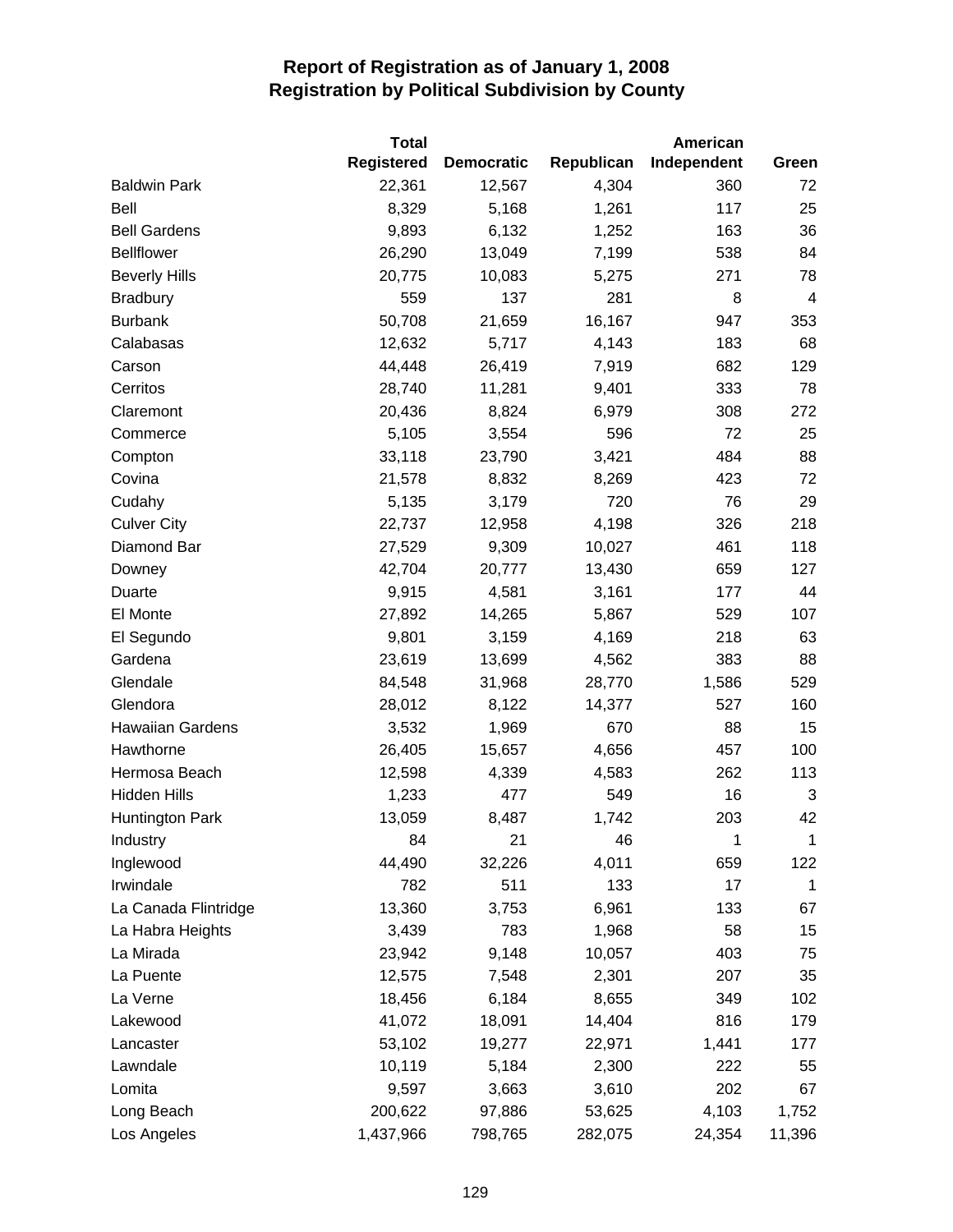# Report of Registration as of January 1, 2008
# Registration by Political Subdivision by County

| | Total Registered | Democratic | Republican | American Independent | Green |
|---|---|---|---|---|---|
| Baldwin Park | 22,361 | 12,567 | 4,304 | 360 | 72 |
| Bell | 8,329 | 5,168 | 1,261 | 117 | 25 |
| Bell Gardens | 9,893 | 6,132 | 1,252 | 163 | 36 |
| Bellflower | 26,290 | 13,049 | 7,199 | 538 | 84 |
| Beverly Hills | 20,775 | 10,083 | 5,275 | 271 | 78 |
| Bradbury | 559 | 137 | 281 | 8 | 4 |
| Burbank | 50,708 | 21,659 | 16,167 | 947 | 353 |
| Calabasas | 12,632 | 5,717 | 4,143 | 183 | 68 |
| Carson | 44,448 | 26,419 | 7,919 | 682 | 129 |
| Cerritos | 28,740 | 11,281 | 9,401 | 333 | 78 |
| Claremont | 20,436 | 8,824 | 6,979 | 308 | 272 |
| Commerce | 5,105 | 3,554 | 596 | 72 | 25 |
| Compton | 33,118 | 23,790 | 3,421 | 484 | 88 |
| Covina | 21,578 | 8,832 | 8,269 | 423 | 72 |
| Cudahy | 5,135 | 3,179 | 720 | 76 | 29 |
| Culver City | 22,737 | 12,958 | 4,198 | 326 | 218 |
| Diamond Bar | 27,529 | 9,309 | 10,027 | 461 | 118 |
| Downey | 42,704 | 20,777 | 13,430 | 659 | 127 |
| Duarte | 9,915 | 4,581 | 3,161 | 177 | 44 |
| El Monte | 27,892 | 14,265 | 5,867 | 529 | 107 |
| El Segundo | 9,801 | 3,159 | 4,169 | 218 | 63 |
| Gardena | 23,619 | 13,699 | 4,562 | 383 | 88 |
| Glendale | 84,548 | 31,968 | 28,770 | 1,586 | 529 |
| Glendora | 28,012 | 8,122 | 14,377 | 527 | 160 |
| Hawaiian Gardens | 3,532 | 1,969 | 670 | 88 | 15 |
| Hawthorne | 26,405 | 15,657 | 4,656 | 457 | 100 |
| Hermosa Beach | 12,598 | 4,339 | 4,583 | 262 | 113 |
| Hidden Hills | 1,233 | 477 | 549 | 16 | 3 |
| Huntington Park | 13,059 | 8,487 | 1,742 | 203 | 42 |
| Industry | 84 | 21 | 46 | 1 | 1 |
| Inglewood | 44,490 | 32,226 | 4,011 | 659 | 122 |
| Irwindale | 782 | 511 | 133 | 17 | 1 |
| La Canada Flintridge | 13,360 | 3,753 | 6,961 | 133 | 67 |
| La Habra Heights | 3,439 | 783 | 1,968 | 58 | 15 |
| La Mirada | 23,942 | 9,148 | 10,057 | 403 | 75 |
| La Puente | 12,575 | 7,548 | 2,301 | 207 | 35 |
| La Verne | 18,456 | 6,184 | 8,655 | 349 | 102 |
| Lakewood | 41,072 | 18,091 | 14,404 | 816 | 179 |
| Lancaster | 53,102 | 19,277 | 22,971 | 1,441 | 177 |
| Lawndale | 10,119 | 5,184 | 2,300 | 222 | 55 |
| Lomita | 9,597 | 3,663 | 3,610 | 202 | 67 |
| Long Beach | 200,622 | 97,886 | 53,625 | 4,103 | 1,752 |
| Los Angeles | 1,437,966 | 798,765 | 282,075 | 24,354 | 11,396 |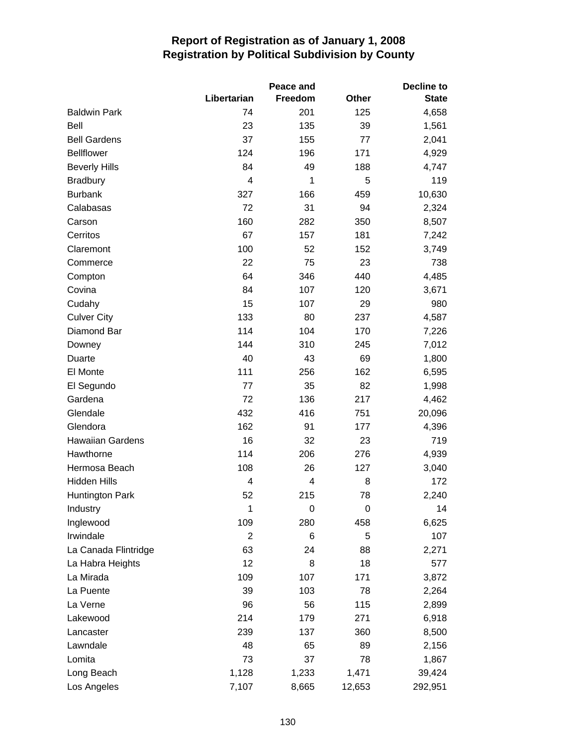# Report of Registration as of January 1, 2008
# Registration by Political Subdivision by County

| | Libertarian | Peace and Freedom | Other | Decline to State |
|---|---|---|---|---|
| Baldwin Park | 74 | 201 | 125 | 4,658 |
| Bell | 23 | 135 | 39 | 1,561 |
| Bell Gardens | 37 | 155 | 77 | 2,041 |
| Bellflower | 124 | 196 | 171 | 4,929 |
| Beverly Hills | 84 | 49 | 188 | 4,747 |
| Bradbury | 4 | 1 | 5 | 119 |
| Burbank | 327 | 166 | 459 | 10,630 |
| Calabasas | 72 | 31 | 94 | 2,324 |
| Carson | 160 | 282 | 350 | 8,507 |
| Cerritos | 67 | 157 | 181 | 7,242 |
| Claremont | 100 | 52 | 152 | 3,749 |
| Commerce | 22 | 75 | 23 | 738 |
| Compton | 64 | 346 | 440 | 4,485 |
| Covina | 84 | 107 | 120 | 3,671 |
| Cudahy | 15 | 107 | 29 | 980 |
| Culver City | 133 | 80 | 237 | 4,587 |
| Diamond Bar | 114 | 104 | 170 | 7,226 |
| Downey | 144 | 310 | 245 | 7,012 |
| Duarte | 40 | 43 | 69 | 1,800 |
| El Monte | 111 | 256 | 162 | 6,595 |
| El Segundo | 77 | 35 | 82 | 1,998 |
| Gardena | 72 | 136 | 217 | 4,462 |
| Glendale | 432 | 416 | 751 | 20,096 |
| Glendora | 162 | 91 | 177 | 4,396 |
| Hawaiian Gardens | 16 | 32 | 23 | 719 |
| Hawthorne | 114 | 206 | 276 | 4,939 |
| Hermosa Beach | 108 | 26 | 127 | 3,040 |
| Hidden Hills | 4 | 4 | 8 | 172 |
| Huntington Park | 52 | 215 | 78 | 2,240 |
| Industry | 1 | 0 | 0 | 14 |
| Inglewood | 109 | 280 | 458 | 6,625 |
| Irwindale | 2 | 6 | 5 | 107 |
| La Canada Flintridge | 63 | 24 | 88 | 2,271 |
| La Habra Heights | 12 | 8 | 18 | 577 |
| La Mirada | 109 | 107 | 171 | 3,872 |
| La Puente | 39 | 103 | 78 | 2,264 |
| La Verne | 96 | 56 | 115 | 2,899 |
| Lakewood | 214 | 179 | 271 | 6,918 |
| Lancaster | 239 | 137 | 360 | 8,500 |
| Lawndale | 48 | 65 | 89 | 2,156 |
| Lomita | 73 | 37 | 78 | 1,867 |
| Long Beach | 1,128 | 1,233 | 1,471 | 39,424 |
| Los Angeles | 7,107 | 8,665 | 12,653 | 292,951 |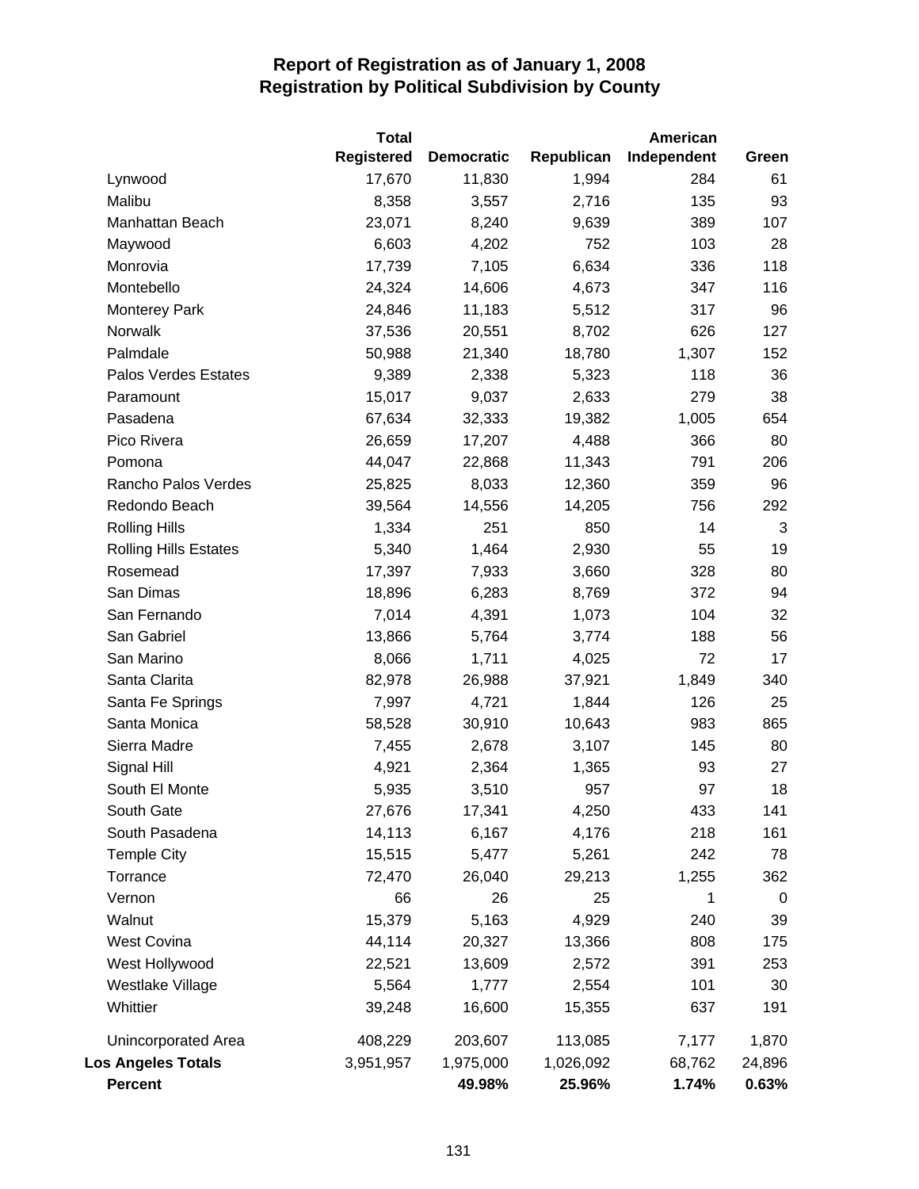# Report of Registration as of January 1, 2008
## Registration by Political Subdivision by County

| | Total Registered | Democratic | Republican | American Independent | Green |
|---|---|---|---|---|---|
| Lynwood | 17,670 | 11,830 | 1,994 | 284 | 61 |
| Malibu | 8,358 | 3,557 | 2,716 | 135 | 93 |
| Manhattan Beach | 23,071 | 8,240 | 9,639 | 389 | 107 |
| Maywood | 6,603 | 4,202 | 752 | 103 | 28 |
| Monrovia | 17,739 | 7,105 | 6,634 | 336 | 118 |
| Montebello | 24,324 | 14,606 | 4,673 | 347 | 116 |
| Monterey Park | 24,846 | 11,183 | 5,512 | 317 | 96 |
| Norwalk | 37,536 | 20,551 | 8,702 | 626 | 127 |
| Palmdale | 50,988 | 21,340 | 18,780 | 1,307 | 152 |
| Palos Verdes Estates | 9,389 | 2,338 | 5,323 | 118 | 36 |
| Paramount | 15,017 | 9,037 | 2,633 | 279 | 38 |
| Pasadena | 67,634 | 32,333 | 19,382 | 1,005 | 654 |
| Pico Rivera | 26,659 | 17,207 | 4,488 | 366 | 80 |
| Pomona | 44,047 | 22,868 | 11,343 | 791 | 206 |
| Rancho Palos Verdes | 25,825 | 8,033 | 12,360 | 359 | 96 |
| Redondo Beach | 39,564 | 14,556 | 14,205 | 756 | 292 |
| Rolling Hills | 1,334 | 251 | 850 | 14 | 3 |
| Rolling Hills Estates | 5,340 | 1,464 | 2,930 | 55 | 19 |
| Rosemead | 17,397 | 7,933 | 3,660 | 328 | 80 |
| San Dimas | 18,896 | 6,283 | 8,769 | 372 | 94 |
| San Fernando | 7,014 | 4,391 | 1,073 | 104 | 32 |
| San Gabriel | 13,866 | 5,764 | 3,774 | 188 | 56 |
| San Marino | 8,066 | 1,711 | 4,025 | 72 | 17 |
| Santa Clarita | 82,978 | 26,988 | 37,921 | 1,849 | 340 |
| Santa Fe Springs | 7,997 | 4,721 | 1,844 | 126 | 25 |
| Santa Monica | 58,528 | 30,910 | 10,643 | 983 | 865 |
| Sierra Madre | 7,455 | 2,678 | 3,107 | 145 | 80 |
| Signal Hill | 4,921 | 2,364 | 1,365 | 93 | 27 |
| South El Monte | 5,935 | 3,510 | 957 | 97 | 18 |
| South Gate | 27,676 | 17,341 | 4,250 | 433 | 141 |
| South Pasadena | 14,113 | 6,167 | 4,176 | 218 | 161 |
| Temple City | 15,515 | 5,477 | 5,261 | 242 | 78 |
| Torrance | 72,470 | 26,040 | 29,213 | 1,255 | 362 |
| Vernon | 66 | 26 | 25 | 1 | 0 |
| Walnut | 15,379 | 5,163 | 4,929 | 240 | 39 |
| West Covina | 44,114 | 20,327 | 13,366 | 808 | 175 |
| West Hollywood | 22,521 | 13,609 | 2,572 | 391 | 253 |
| Westlake Village | 5,564 | 1,777 | 2,554 | 101 | 30 |
| Whittier | 39,248 | 16,600 | 15,355 | 637 | 191 |
| Unincorporated Area | 408,229 | 203,607 | 113,085 | 7,177 | 1,870 |
| **Los Angeles Totals** | 3,951,957 | 1,975,000 | 1,026,092 | 68,762 | 24,896 |
| **Percent** | | **49.98%** | **25.96%** | **1.74%** | **0.63%** |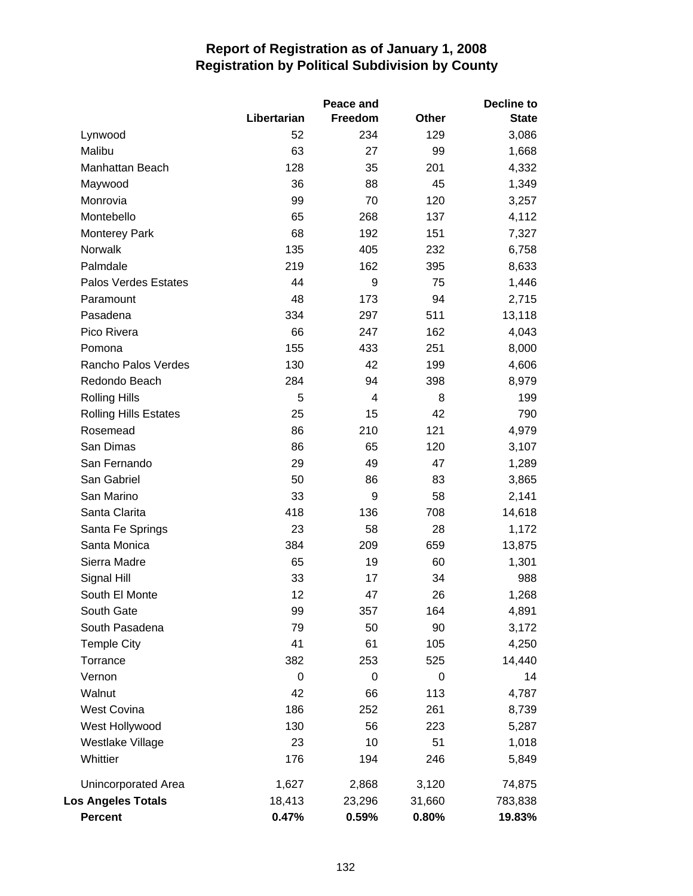# Report of Registration as of January 1, 2008
## Registration by Political Subdivision by County

| | Libertarian | Peace and Freedom | Other | Decline to State |
|---|---|---|---|---|
| Lynwood | 52 | 234 | 129 | 3,086 |
| Malibu | 63 | 27 | 99 | 1,668 |
| Manhattan Beach | 128 | 35 | 201 | 4,332 |
| Maywood | 36 | 88 | 45 | 1,349 |
| Monrovia | 99 | 70 | 120 | 3,257 |
| Montebello | 65 | 268 | 137 | 4,112 |
| Monterey Park | 68 | 192 | 151 | 7,327 |
| Norwalk | 135 | 405 | 232 | 6,758 |
| Palmdale | 219 | 162 | 395 | 8,633 |
| Palos Verdes Estates | 44 | 9 | 75 | 1,446 |
| Paramount | 48 | 173 | 94 | 2,715 |
| Pasadena | 334 | 297 | 511 | 13,118 |
| Pico Rivera | 66 | 247 | 162 | 4,043 |
| Pomona | 155 | 433 | 251 | 8,000 |
| Rancho Palos Verdes | 130 | 42 | 199 | 4,606 |
| Redondo Beach | 284 | 94 | 398 | 8,979 |
| Rolling Hills | 5 | 4 | 8 | 199 |
| Rolling Hills Estates | 25 | 15 | 42 | 790 |
| Rosemead | 86 | 210 | 121 | 4,979 |
| San Dimas | 86 | 65 | 120 | 3,107 |
| San Fernando | 29 | 49 | 47 | 1,289 |
| San Gabriel | 50 | 86 | 83 | 3,865 |
| San Marino | 33 | 9 | 58 | 2,141 |
| Santa Clarita | 418 | 136 | 708 | 14,618 |
| Santa Fe Springs | 23 | 58 | 28 | 1,172 |
| Santa Monica | 384 | 209 | 659 | 13,875 |
| Sierra Madre | 65 | 19 | 60 | 1,301 |
| Signal Hill | 33 | 17 | 34 | 988 |
| South El Monte | 12 | 47 | 26 | 1,268 |
| South Gate | 99 | 357 | 164 | 4,891 |
| South Pasadena | 79 | 50 | 90 | 3,172 |
| Temple City | 41 | 61 | 105 | 4,250 |
| Torrance | 382 | 253 | 525 | 14,440 |
| Vernon | 0 | 0 | 0 | 14 |
| Walnut | 42 | 66 | 113 | 4,787 |
| West Covina | 186 | 252 | 261 | 8,739 |
| West Hollywood | 130 | 56 | 223 | 5,287 |
| Westlake Village | 23 | 10 | 51 | 1,018 |
| Whittier | 176 | 194 | 246 | 5,849 |
| Unincorporated Area | 1,627 | 2,868 | 3,120 | 74,875 |
| **Los Angeles Totals** | 18,413 | 23,296 | 31,660 | 783,838 |
| **Percent** | **0.47%** | **0.59%** | **0.80%** | **19.83%** |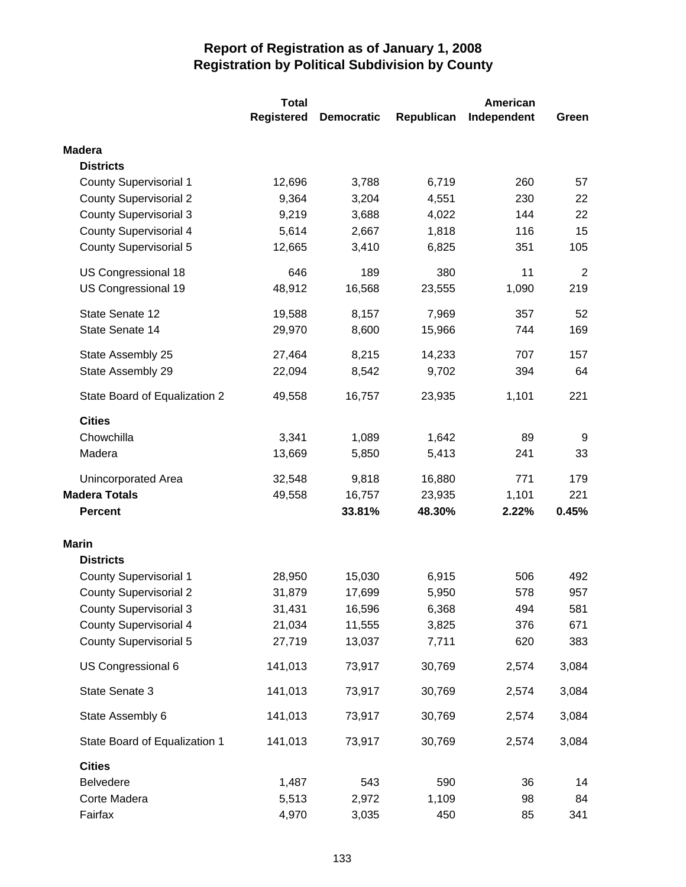# Report of Registration as of January 1, 2008
## Registration by Political Subdivision by County

| | Total Registered | Democratic | Republican | American Independent | Green |
|---|---|---|---|---|---|
| **Madera** | | | | | |
| **Districts** | | | | | |
| County Supervisorial 1 | 12,696 | 3,788 | 6,719 | 260 | 57 |
| County Supervisorial 2 | 9,364 | 3,204 | 4,551 | 230 | 22 |
| County Supervisorial 3 | 9,219 | 3,688 | 4,022 | 144 | 22 |
| County Supervisorial 4 | 5,614 | 2,667 | 1,818 | 116 | 15 |
| County Supervisorial 5 | 12,665 | 3,410 | 6,825 | 351 | 105 |
| US Congressional 18 | 646 | 189 | 380 | 11 | 2 |
| US Congressional 19 | 48,912 | 16,568 | 23,555 | 1,090 | 219 |
| State Senate 12 | 19,588 | 8,157 | 7,969 | 357 | 52 |
| State Senate 14 | 29,970 | 8,600 | 15,966 | 744 | 169 |
| State Assembly 25 | 27,464 | 8,215 | 14,233 | 707 | 157 |
| State Assembly 29 | 22,094 | 8,542 | 9,702 | 394 | 64 |
| State Board of Equalization 2 | 49,558 | 16,757 | 23,935 | 1,101 | 221 |
| **Cities** | | | | | |
| Chowchilla | 3,341 | 1,089 | 1,642 | 89 | 9 |
| Madera | 13,669 | 5,850 | 5,413 | 241 | 33 |
| Unincorporated Area | 32,548 | 9,818 | 16,880 | 771 | 179 |
| **Madera Totals** | 49,558 | 16,757 | 23,935 | 1,101 | 221 |
| **Percent** | | **33.81%** | **48.30%** | **2.22%** | **0.45%** |
| **Marin** | | | | | |
| **Districts** | | | | | |
| County Supervisorial 1 | 28,950 | 15,030 | 6,915 | 506 | 492 |
| County Supervisorial 2 | 31,879 | 17,699 | 5,950 | 578 | 957 |
| County Supervisorial 3 | 31,431 | 16,596 | 6,368 | 494 | 581 |
| County Supervisorial 4 | 21,034 | 11,555 | 3,825 | 376 | 671 |
| County Supervisorial 5 | 27,719 | 13,037 | 7,711 | 620 | 383 |
| US Congressional 6 | 141,013 | 73,917 | 30,769 | 2,574 | 3,084 |
| State Senate 3 | 141,013 | 73,917 | 30,769 | 2,574 | 3,084 |
| State Assembly 6 | 141,013 | 73,917 | 30,769 | 2,574 | 3,084 |
| State Board of Equalization 1 | 141,013 | 73,917 | 30,769 | 2,574 | 3,084 |
| **Cities** | | | | | |
| Belvedere | 1,487 | 543 | 590 | 36 | 14 |
| Corte Madera | 5,513 | 2,972 | 1,109 | 98 | 84 |
| Fairfax | 4,970 | 3,035 | 450 | 85 | 341 |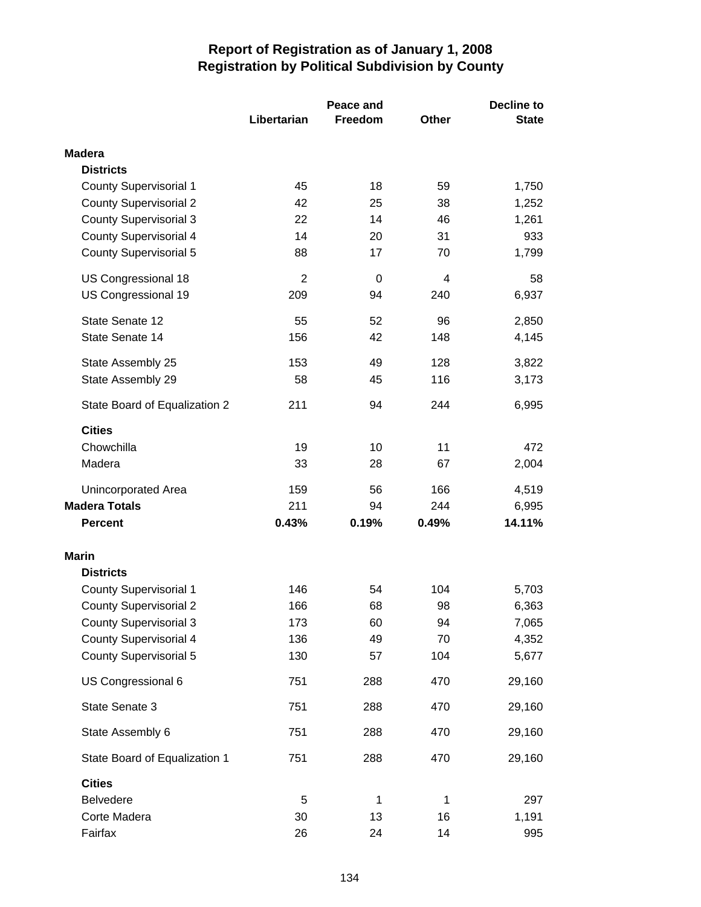# Report of Registration as of January 1, 2008
## Registration by Political Subdivision by County

| | Libertarian | Peace and Freedom | Other | Decline to State |
|---|---|---|---|---|
| **Madera** | | | | |
| **Districts** | | | | |
| County Supervisorial 1 | 45 | 18 | 59 | 1,750 |
| County Supervisorial 2 | 42 | 25 | 38 | 1,252 |
| County Supervisorial 3 | 22 | 14 | 46 | 1,261 |
| County Supervisorial 4 | 14 | 20 | 31 | 933 |
| County Supervisorial 5 | 88 | 17 | 70 | 1,799 |
| US Congressional 18 | 2 | 0 | 4 | 58 |
| US Congressional 19 | 209 | 94 | 240 | 6,937 |
| State Senate 12 | 55 | 52 | 96 | 2,850 |
| State Senate 14 | 156 | 42 | 148 | 4,145 |
| State Assembly 25 | 153 | 49 | 128 | 3,822 |
| State Assembly 29 | 58 | 45 | 116 | 3,173 |
| State Board of Equalization 2 | 211 | 94 | 244 | 6,995 |
| **Cities** | | | | |
| Chowchilla | 19 | 10 | 11 | 472 |
| Madera | 33 | 28 | 67 | 2,004 |
| Unincorporated Area | 159 | 56 | 166 | 4,519 |
| **Madera Totals** | 211 | 94 | 244 | 6,995 |
| **Percent** | **0.43%** | **0.19%** | **0.49%** | **14.11%** |
| **Marin** | | | | |
| **Districts** | | | | |
| County Supervisorial 1 | 146 | 54 | 104 | 5,703 |
| County Supervisorial 2 | 166 | 68 | 98 | 6,363 |
| County Supervisorial 3 | 173 | 60 | 94 | 7,065 |
| County Supervisorial 4 | 136 | 49 | 70 | 4,352 |
| County Supervisorial 5 | 130 | 57 | 104 | 5,677 |
| US Congressional 6 | 751 | 288 | 470 | 29,160 |
| State Senate 3 | 751 | 288 | 470 | 29,160 |
| State Assembly 6 | 751 | 288 | 470 | 29,160 |
| State Board of Equalization 1 | 751 | 288 | 470 | 29,160 |
| **Cities** | | | | |
| Belvedere | 5 | 1 | 1 | 297 |
| Corte Madera | 30 | 13 | 16 | 1,191 |
| Fairfax | 26 | 24 | 14 | 995 |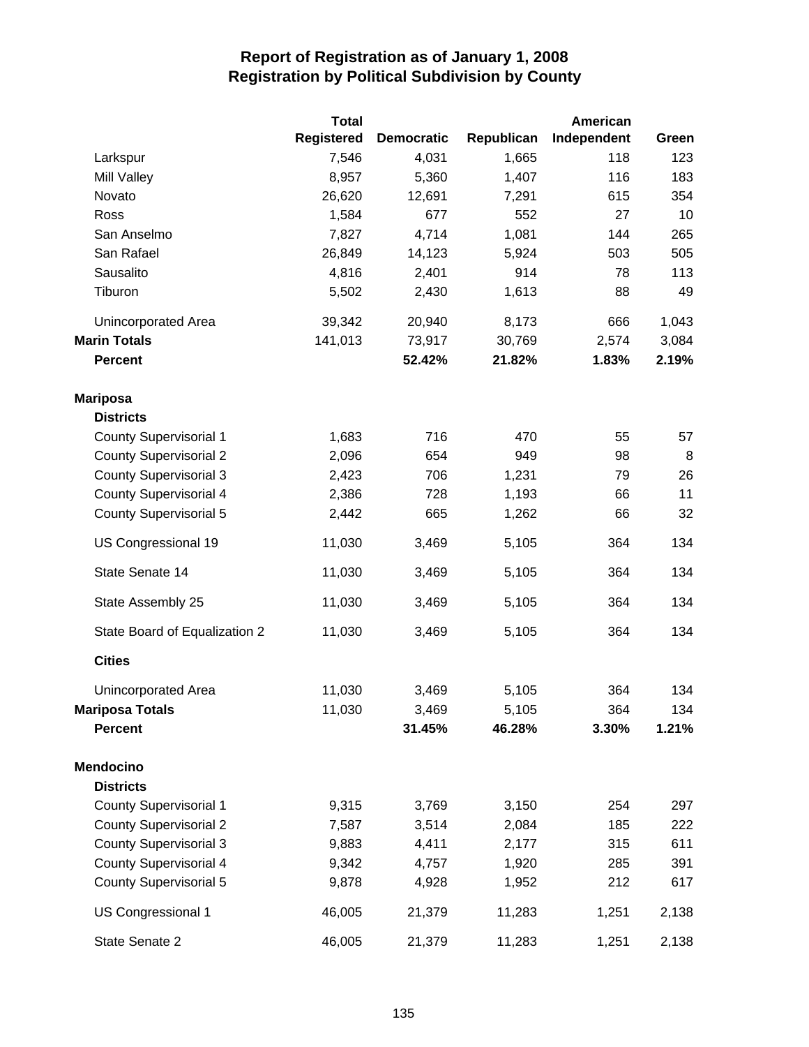# Report of Registration as of January 1, 2008
## Registration by Political Subdivision by County

| | Total Registered | Democratic | Republican | American Independent | Green |
|---|---|---|---|---|---|
| Larkspur | 7,546 | 4,031 | 1,665 | 118 | 123 |
| Mill Valley | 8,957 | 5,360 | 1,407 | 116 | 183 |
| Novato | 26,620 | 12,691 | 7,291 | 615 | 354 |
| Ross | 1,584 | 677 | 552 | 27 | 10 |
| San Anselmo | 7,827 | 4,714 | 1,081 | 144 | 265 |
| San Rafael | 26,849 | 14,123 | 5,924 | 503 | 505 |
| Sausalito | 4,816 | 2,401 | 914 | 78 | 113 |
| Tiburon | 5,502 | 2,430 | 1,613 | 88 | 49 |
| Unincorporated Area | 39,342 | 20,940 | 8,173 | 666 | 1,043 |
| **Marin Totals** | 141,013 | 73,917 | 30,769 | 2,574 | 3,084 |
| **Percent** | | **52.42%** | **21.82%** | **1.83%** | **2.19%** |
| **Mariposa** | | | | | |
| **Districts** | | | | | |
| County Supervisorial 1 | 1,683 | 716 | 470 | 55 | 57 |
| County Supervisorial 2 | 2,096 | 654 | 949 | 98 | 8 |
| County Supervisorial 3 | 2,423 | 706 | 1,231 | 79 | 26 |
| County Supervisorial 4 | 2,386 | 728 | 1,193 | 66 | 11 |
| County Supervisorial 5 | 2,442 | 665 | 1,262 | 66 | 32 |
| US Congressional 19 | 11,030 | 3,469 | 5,105 | 364 | 134 |
| State Senate 14 | 11,030 | 3,469 | 5,105 | 364 | 134 |
| State Assembly 25 | 11,030 | 3,469 | 5,105 | 364 | 134 |
| State Board of Equalization 2 | 11,030 | 3,469 | 5,105 | 364 | 134 |
| **Cities** | | | | | |
| Unincorporated Area | 11,030 | 3,469 | 5,105 | 364 | 134 |
| **Mariposa Totals** | 11,030 | 3,469 | 5,105 | 364 | 134 |
| **Percent** | | **31.45%** | **46.28%** | **3.30%** | **1.21%** |
| **Mendocino** | | | | | |
| **Districts** | | | | | |
| County Supervisorial 1 | 9,315 | 3,769 | 3,150 | 254 | 297 |
| County Supervisorial 2 | 7,587 | 3,514 | 2,084 | 185 | 222 |
| County Supervisorial 3 | 9,883 | 4,411 | 2,177 | 315 | 611 |
| County Supervisorial 4 | 9,342 | 4,757 | 1,920 | 285 | 391 |
| County Supervisorial 5 | 9,878 | 4,928 | 1,952 | 212 | 617 |
| US Congressional 1 | 46,005 | 21,379 | 11,283 | 1,251 | 2,138 |
| State Senate 2 | 46,005 | 21,379 | 11,283 | 1,251 | 2,138 |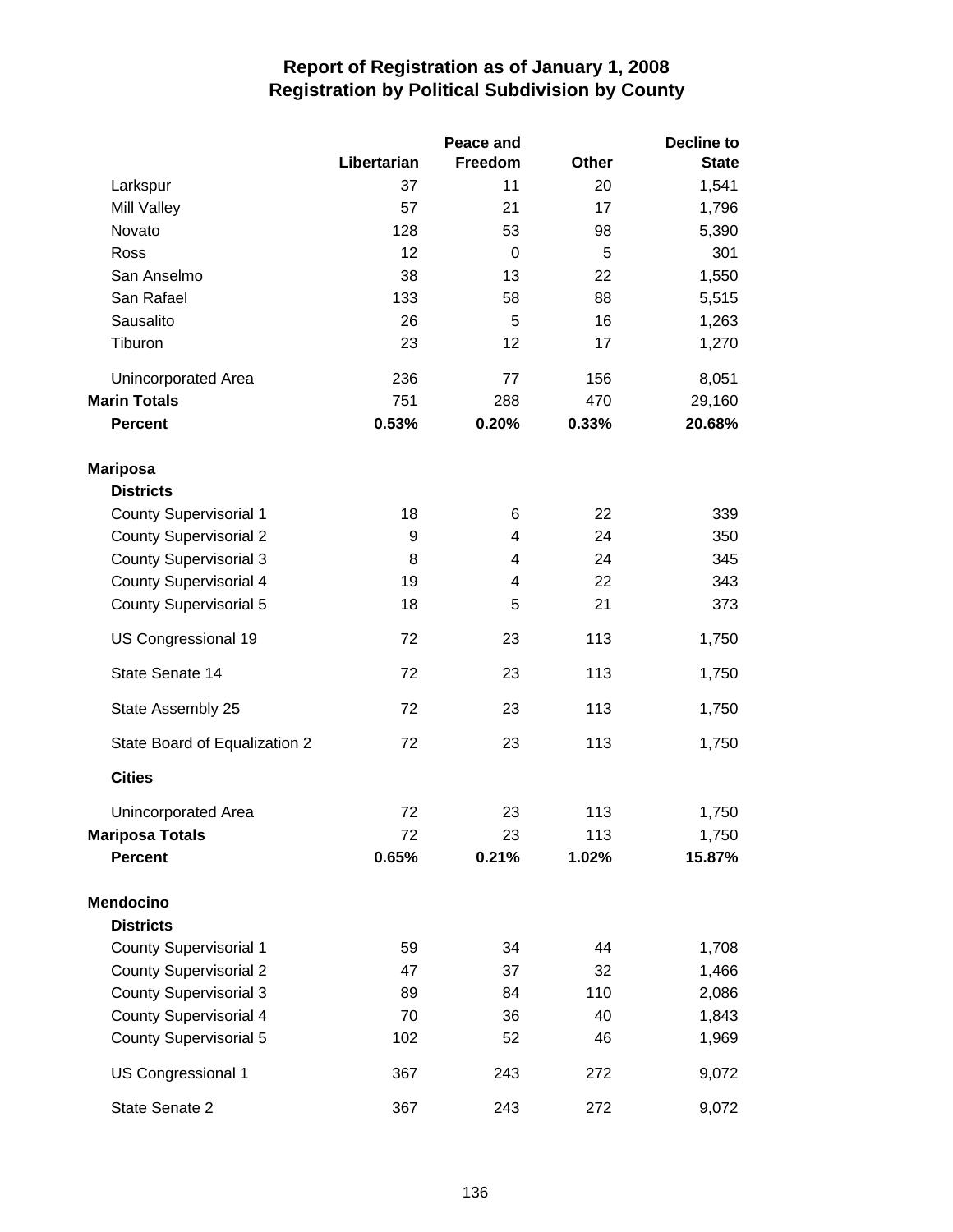# Report of Registration as of January 1, 2008
## Registration by Political Subdivision by County

| | Libertarian | Peace and Freedom | Other | Decline to State |
|---|---|---|---|---|
| Larkspur | 37 | 11 | 20 | 1,541 |
| Mill Valley | 57 | 21 | 17 | 1,796 |
| Novato | 128 | 53 | 98 | 5,390 |
| Ross | 12 | 0 | 5 | 301 |
| San Anselmo | 38 | 13 | 22 | 1,550 |
| San Rafael | 133 | 58 | 88 | 5,515 |
| Sausalito | 26 | 5 | 16 | 1,263 |
| Tiburon | 23 | 12 | 17 | 1,270 |
| Unincorporated Area | 236 | 77 | 156 | 8,051 |
| **Marin Totals** | 751 | 288 | 470 | 29,160 |
| **Percent** | **0.53%** | **0.20%** | **0.33%** | **20.68%** |
| **Mariposa** | | | | |
| **Districts** | | | | |
| County Supervisorial 1 | 18 | 6 | 22 | 339 |
| County Supervisorial 2 | 9 | 4 | 24 | 350 |
| County Supervisorial 3 | 8 | 4 | 24 | 345 |
| County Supervisorial 4 | 19 | 4 | 22 | 343 |
| County Supervisorial 5 | 18 | 5 | 21 | 373 |
| US Congressional 19 | 72 | 23 | 113 | 1,750 |
| State Senate 14 | 72 | 23 | 113 | 1,750 |
| State Assembly 25 | 72 | 23 | 113 | 1,750 |
| State Board of Equalization 2 | 72 | 23 | 113 | 1,750 |
| **Cities** | | | | |
| Unincorporated Area | 72 | 23 | 113 | 1,750 |
| **Mariposa Totals** | 72 | 23 | 113 | 1,750 |
| **Percent** | **0.65%** | **0.21%** | **1.02%** | **15.87%** |
| **Mendocino** | | | | |
| **Districts** | | | | |
| County Supervisorial 1 | 59 | 34 | 44 | 1,708 |
| County Supervisorial 2 | 47 | 37 | 32 | 1,466 |
| County Supervisorial 3 | 89 | 84 | 110 | 2,086 |
| County Supervisorial 4 | 70 | 36 | 40 | 1,843 |
| County Supervisorial 5 | 102 | 52 | 46 | 1,969 |
| US Congressional 1 | 367 | 243 | 272 | 9,072 |
| State Senate 2 | 367 | 243 | 272 | 9,072 |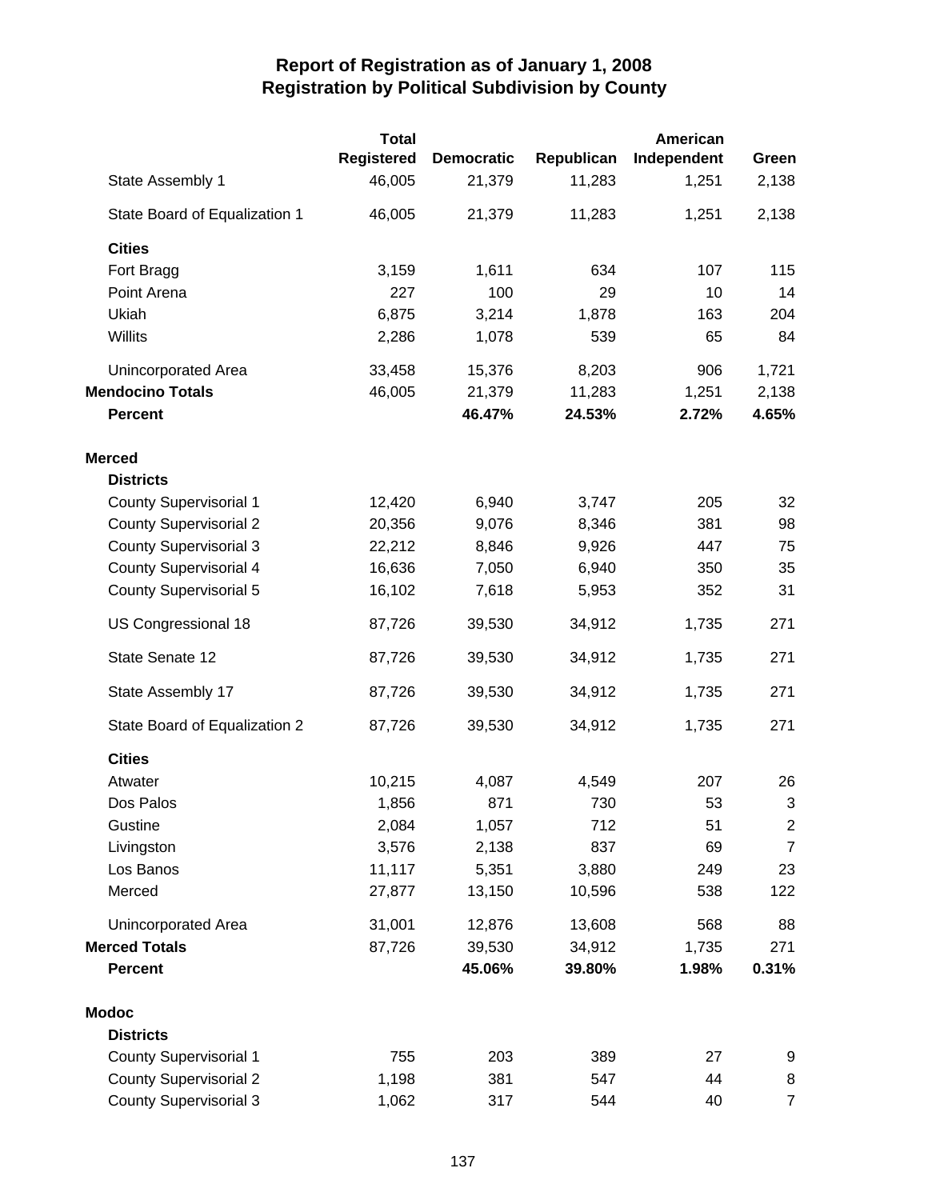# Report of Registration as of January 1, 2008
## Registration by Political Subdivision by County

| | Total Registered | Democratic | Republican | American Independent | Green |
|---|---|---|---|---|---|
| State Assembly 1 | 46,005 | 21,379 | 11,283 | 1,251 | 2,138 |
| State Board of Equalization 1 | 46,005 | 21,379 | 11,283 | 1,251 | 2,138 |
| **Cities** | | | | | |
| Fort Bragg | 3,159 | 1,611 | 634 | 107 | 115 |
| Point Arena | 227 | 100 | 29 | 10 | 14 |
| Ukiah | 6,875 | 3,214 | 1,878 | 163 | 204 |
| Willits | 2,286 | 1,078 | 539 | 65 | 84 |
| Unincorporated Area | 33,458 | 15,376 | 8,203 | 906 | 1,721 |
| **Mendocino Totals** | 46,005 | 21,379 | 11,283 | 1,251 | 2,138 |
| **Percent** | | **46.47%** | **24.53%** | **2.72%** | **4.65%** |
| **Merced** | | | | | |
| **Districts** | | | | | |
| County Supervisorial 1 | 12,420 | 6,940 | 3,747 | 205 | 32 |
| County Supervisorial 2 | 20,356 | 9,076 | 8,346 | 381 | 98 |
| County Supervisorial 3 | 22,212 | 8,846 | 9,926 | 447 | 75 |
| County Supervisorial 4 | 16,636 | 7,050 | 6,940 | 350 | 35 |
| County Supervisorial 5 | 16,102 | 7,618 | 5,953 | 352 | 31 |
| US Congressional 18 | 87,726 | 39,530 | 34,912 | 1,735 | 271 |
| State Senate 12 | 87,726 | 39,530 | 34,912 | 1,735 | 271 |
| State Assembly 17 | 87,726 | 39,530 | 34,912 | 1,735 | 271 |
| State Board of Equalization 2 | 87,726 | 39,530 | 34,912 | 1,735 | 271 |
| **Cities** | | | | | |
| Atwater | 10,215 | 4,087 | 4,549 | 207 | 26 |
| Dos Palos | 1,856 | 871 | 730 | 53 | 3 |
| Gustine | 2,084 | 1,057 | 712 | 51 | 2 |
| Livingston | 3,576 | 2,138 | 837 | 69 | 7 |
| Los Banos | 11,117 | 5,351 | 3,880 | 249 | 23 |
| Merced | 27,877 | 13,150 | 10,596 | 538 | 122 |
| Unincorporated Area | 31,001 | 12,876 | 13,608 | 568 | 88 |
| **Merced Totals** | 87,726 | 39,530 | 34,912 | 1,735 | 271 |
| **Percent** | | **45.06%** | **39.80%** | **1.98%** | **0.31%** |
| **Modoc** | | | | | |
| **Districts** | | | | | |
| County Supervisorial 1 | 755 | 203 | 389 | 27 | 9 |
| County Supervisorial 2 | 1,198 | 381 | 547 | 44 | 8 |
| County Supervisorial 3 | 1,062 | 317 | 544 | 40 | 7 |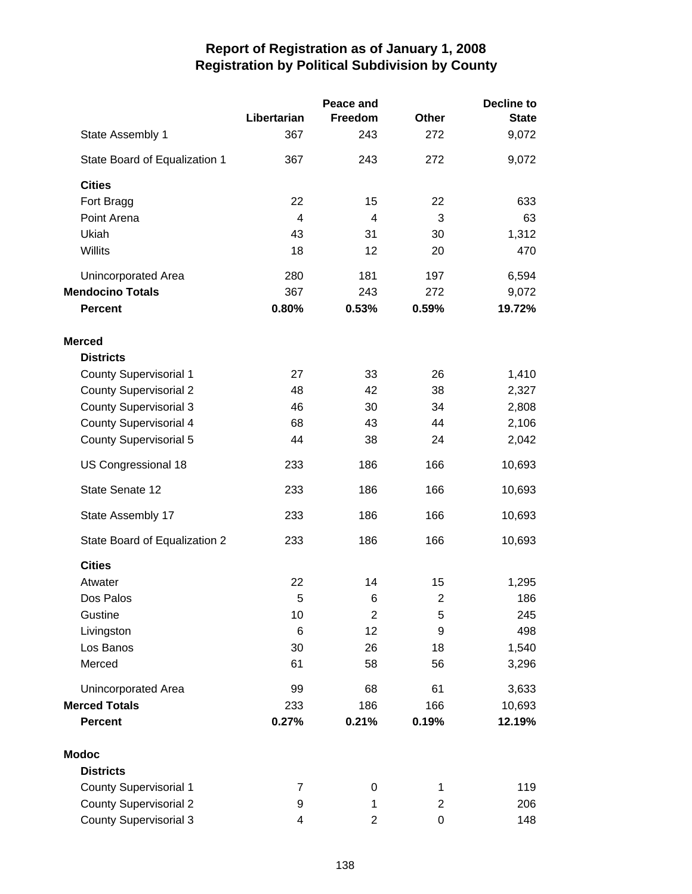# Report of Registration as of January 1, 2008
## Registration by Political Subdivision by County

| | Libertarian | Peace and Freedom | Other | Decline to State |
|---|---|---|---|---|
| State Assembly 1 | 367 | 243 | 272 | 9,072 |
| State Board of Equalization 1 | 367 | 243 | 272 | 9,072 |
| **Cities** | | | | |
| Fort Bragg | 22 | 15 | 22 | 633 |
| Point Arena | 4 | 4 | 3 | 63 |
| Ukiah | 43 | 31 | 30 | 1,312 |
| Willits | 18 | 12 | 20 | 470 |
| Unincorporated Area | 280 | 181 | 197 | 6,594 |
| **Mendocino Totals** | 367 | 243 | 272 | 9,072 |
| **Percent** | **0.80%** | **0.53%** | **0.59%** | **19.72%** |
| **Merced** | | | | |
| **Districts** | | | | |
| County Supervisorial 1 | 27 | 33 | 26 | 1,410 |
| County Supervisorial 2 | 48 | 42 | 38 | 2,327 |
| County Supervisorial 3 | 46 | 30 | 34 | 2,808 |
| County Supervisorial 4 | 68 | 43 | 44 | 2,106 |
| County Supervisorial 5 | 44 | 38 | 24 | 2,042 |
| US Congressional 18 | 233 | 186 | 166 | 10,693 |
| State Senate 12 | 233 | 186 | 166 | 10,693 |
| State Assembly 17 | 233 | 186 | 166 | 10,693 |
| State Board of Equalization 2 | 233 | 186 | 166 | 10,693 |
| **Cities** | | | | |
| Atwater | 22 | 14 | 15 | 1,295 |
| Dos Palos | 5 | 6 | 2 | 186 |
| Gustine | 10 | 2 | 5 | 245 |
| Livingston | 6 | 12 | 9 | 498 |
| Los Banos | 30 | 26 | 18 | 1,540 |
| Merced | 61 | 58 | 56 | 3,296 |
| Unincorporated Area | 99 | 68 | 61 | 3,633 |
| **Merced Totals** | 233 | 186 | 166 | 10,693 |
| **Percent** | **0.27%** | **0.21%** | **0.19%** | **12.19%** |
| **Modoc** | | | | |
| **Districts** | | | | |
| County Supervisorial 1 | 7 | 0 | 1 | 119 |
| County Supervisorial 2 | 9 | 1 | 2 | 206 |
| County Supervisorial 3 | 4 | 2 | 0 | 148 |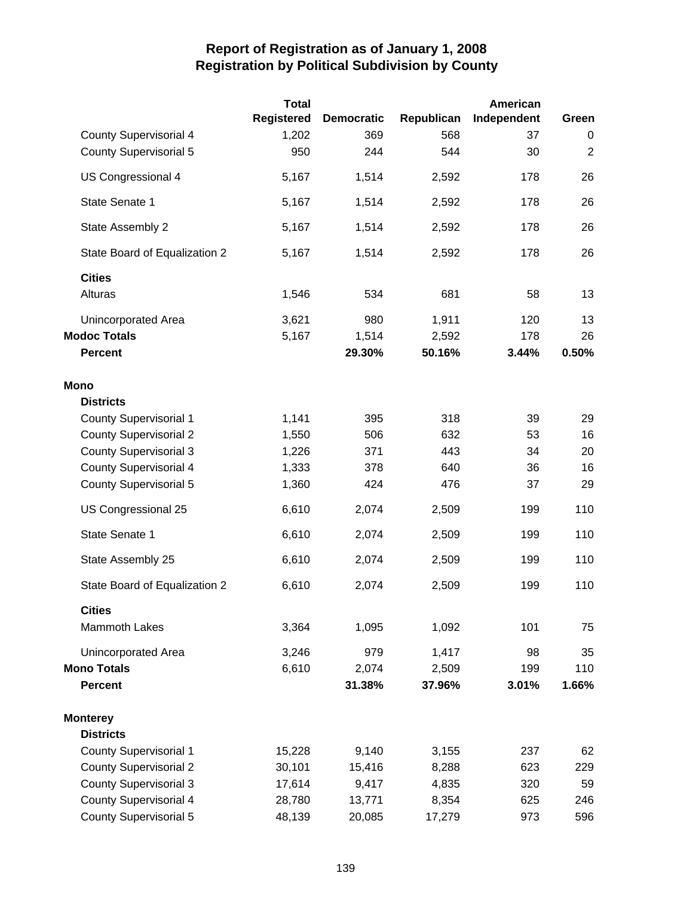# Report of Registration as of January 1, 2008
## Registration by Political Subdivision by County

| | Total Registered | Democratic | Republican | American Independent | Green |
|---|---|---|---|---|---|
| County Supervisorial 4 | 1,202 | 369 | 568 | 37 | 0 |
| County Supervisorial 5 | 950 | 244 | 544 | 30 | 2 |
| US Congressional 4 | 5,167 | 1,514 | 2,592 | 178 | 26 |
| State Senate 1 | 5,167 | 1,514 | 2,592 | 178 | 26 |
| State Assembly 2 | 5,167 | 1,514 | 2,592 | 178 | 26 |
| State Board of Equalization 2 | 5,167 | 1,514 | 2,592 | 178 | 26 |
| **Cities** | | | | | |
| Alturas | 1,546 | 534 | 681 | 58 | 13 |
| Unincorporated Area | 3,621 | 980 | 1,911 | 120 | 13 |
| **Modoc Totals** | 5,167 | 1,514 | 2,592 | 178 | 26 |
| **Percent** | | **29.30%** | **50.16%** | **3.44%** | **0.50%** |
| **Mono** | | | | | |
| **Districts** | | | | | |
| County Supervisorial 1 | 1,141 | 395 | 318 | 39 | 29 |
| County Supervisorial 2 | 1,550 | 506 | 632 | 53 | 16 |
| County Supervisorial 3 | 1,226 | 371 | 443 | 34 | 20 |
| County Supervisorial 4 | 1,333 | 378 | 640 | 36 | 16 |
| County Supervisorial 5 | 1,360 | 424 | 476 | 37 | 29 |
| US Congressional 25 | 6,610 | 2,074 | 2,509 | 199 | 110 |
| State Senate 1 | 6,610 | 2,074 | 2,509 | 199 | 110 |
| State Assembly 25 | 6,610 | 2,074 | 2,509 | 199 | 110 |
| State Board of Equalization 2 | 6,610 | 2,074 | 2,509 | 199 | 110 |
| **Cities** | | | | | |
| Mammoth Lakes | 3,364 | 1,095 | 1,092 | 101 | 75 |
| Unincorporated Area | 3,246 | 979 | 1,417 | 98 | 35 |
| **Mono Totals** | 6,610 | 2,074 | 2,509 | 199 | 110 |
| **Percent** | | **31.38%** | **37.96%** | **3.01%** | **1.66%** |
| **Monterey** | | | | | |
| **Districts** | | | | | |
| County Supervisorial 1 | 15,228 | 9,140 | 3,155 | 237 | 62 |
| County Supervisorial 2 | 30,101 | 15,416 | 8,288 | 623 | 229 |
| County Supervisorial 3 | 17,614 | 9,417 | 4,835 | 320 | 59 |
| County Supervisorial 4 | 28,780 | 13,771 | 8,354 | 625 | 246 |
| County Supervisorial 5 | 48,139 | 20,085 | 17,279 | 973 | 596 |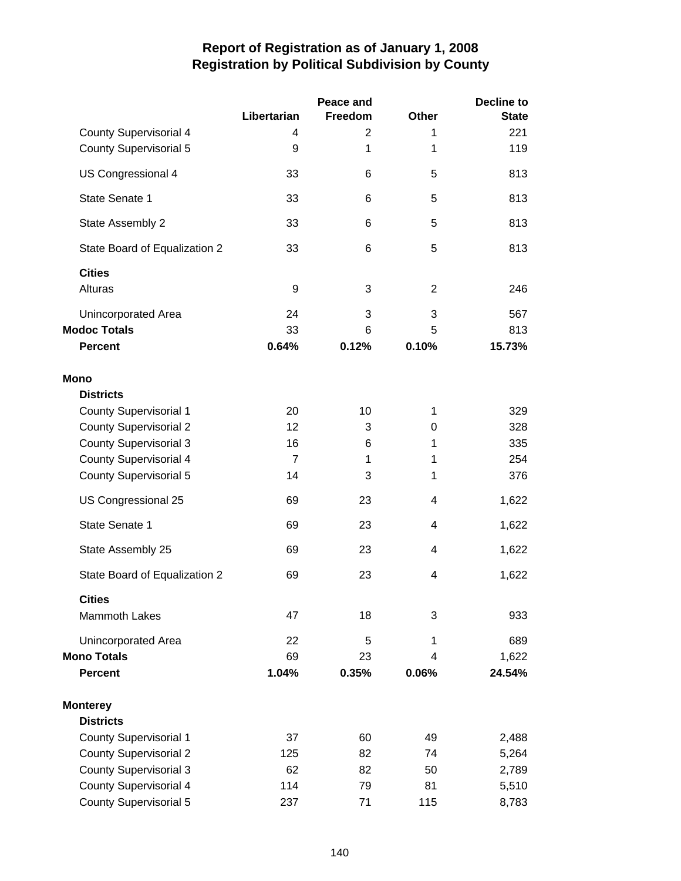# Report of Registration as of January 1, 2008
## Registration by Political Subdivision by County

| | Libertarian | Peace and Freedom | Other | Decline to State |
|---|---|---|---|---|
| County Supervisorial 4 | 4 | 2 | 1 | 221 |
| County Supervisorial 5 | 9 | 1 | 1 | 119 |
| US Congressional 4 | 33 | 6 | 5 | 813 |
| State Senate 1 | 33 | 6 | 5 | 813 |
| State Assembly 2 | 33 | 6 | 5 | 813 |
| State Board of Equalization 2 | 33 | 6 | 5 | 813 |
| **Cities** | | | | |
| Alturas | 9 | 3 | 2 | 246 |
| Unincorporated Area | 24 | 3 | 3 | 567 |
| **Modoc Totals** | 33 | 6 | 5 | 813 |
| **Percent** | **0.64%** | **0.12%** | **0.10%** | **15.73%** |
| **Mono** | | | | |
| **Districts** | | | | |
| County Supervisorial 1 | 20 | 10 | 1 | 329 |
| County Supervisorial 2 | 12 | 3 | 0 | 328 |
| County Supervisorial 3 | 16 | 6 | 1 | 335 |
| County Supervisorial 4 | 7 | 1 | 1 | 254 |
| County Supervisorial 5 | 14 | 3 | 1 | 376 |
| US Congressional 25 | 69 | 23 | 4 | 1,622 |
| State Senate 1 | 69 | 23 | 4 | 1,622 |
| State Assembly 25 | 69 | 23 | 4 | 1,622 |
| State Board of Equalization 2 | 69 | 23 | 4 | 1,622 |
| **Cities** | | | | |
| Mammoth Lakes | 47 | 18 | 3 | 933 |
| Unincorporated Area | 22 | 5 | 1 | 689 |
| **Mono Totals** | 69 | 23 | 4 | 1,622 |
| **Percent** | **1.04%** | **0.35%** | **0.06%** | **24.54%** |
| **Monterey** | | | | |
| **Districts** | | | | |
| County Supervisorial 1 | 37 | 60 | 49 | 2,488 |
| County Supervisorial 2 | 125 | 82 | 74 | 5,264 |
| County Supervisorial 3 | 62 | 82 | 50 | 2,789 |
| County Supervisorial 4 | 114 | 79 | 81 | 5,510 |
| County Supervisorial 5 | 237 | 71 | 115 | 8,783 |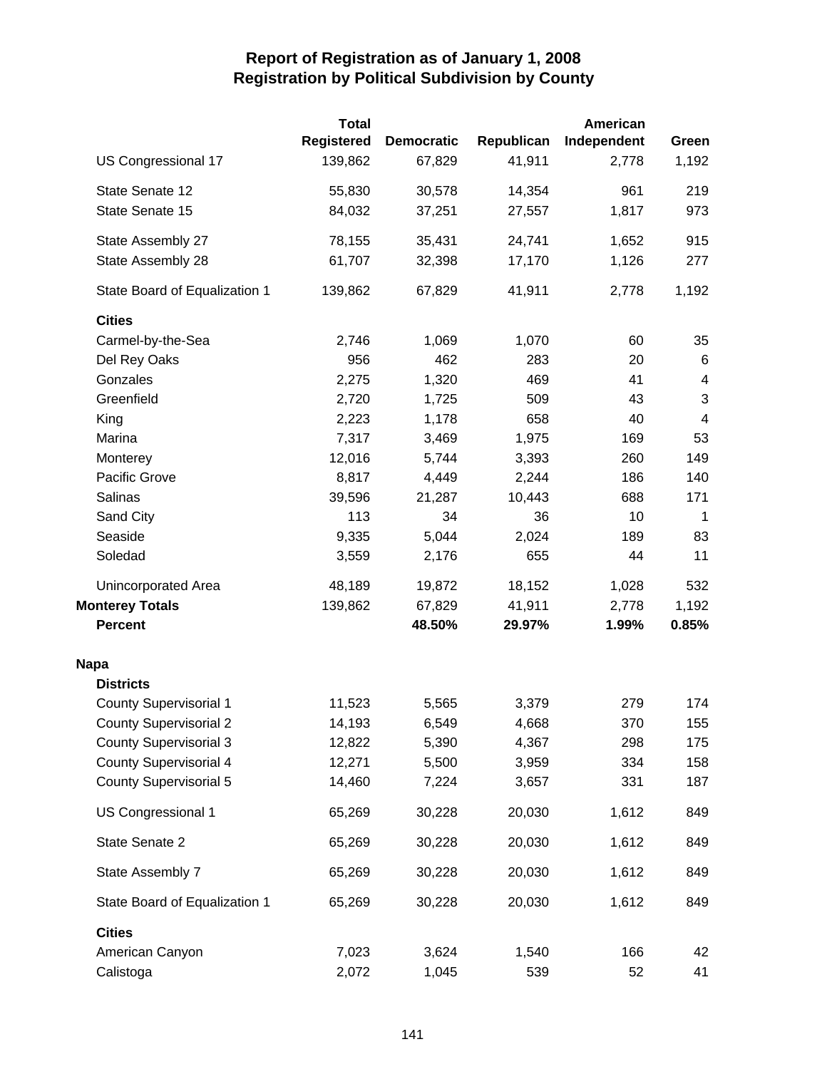# Report of Registration as of January 1, 2008
## Registration by Political Subdivision by County

| | Total Registered | Democratic | Republican | American Independent | Green |
|---|---|---|---|---|---|
| US Congressional 17 | 139,862 | 67,829 | 41,911 | 2,778 | 1,192 |
| State Senate 12 | 55,830 | 30,578 | 14,354 | 961 | 219 |
| State Senate 15 | 84,032 | 37,251 | 27,557 | 1,817 | 973 |
| State Assembly 27 | 78,155 | 35,431 | 24,741 | 1,652 | 915 |
| State Assembly 28 | 61,707 | 32,398 | 17,170 | 1,126 | 277 |
| State Board of Equalization 1 | 139,862 | 67,829 | 41,911 | 2,778 | 1,192 |
| **Cities** | | | | | |
| Carmel-by-the-Sea | 2,746 | 1,069 | 1,070 | 60 | 35 |
| Del Rey Oaks | 956 | 462 | 283 | 20 | 6 |
| Gonzales | 2,275 | 1,320 | 469 | 41 | 4 |
| Greenfield | 2,720 | 1,725 | 509 | 43 | 3 |
| King | 2,223 | 1,178 | 658 | 40 | 4 |
| Marina | 7,317 | 3,469 | 1,975 | 169 | 53 |
| Monterey | 12,016 | 5,744 | 3,393 | 260 | 149 |
| Pacific Grove | 8,817 | 4,449 | 2,244 | 186 | 140 |
| Salinas | 39,596 | 21,287 | 10,443 | 688 | 171 |
| Sand City | 113 | 34 | 36 | 10 | 1 |
| Seaside | 9,335 | 5,044 | 2,024 | 189 | 83 |
| Soledad | 3,559 | 2,176 | 655 | 44 | 11 |
| Unincorporated Area | 48,189 | 19,872 | 18,152 | 1,028 | 532 |
| **Monterey Totals** | 139,862 | 67,829 | 41,911 | 2,778 | 1,192 |
| **Percent** | | **48.50%** | **29.97%** | **1.99%** | **0.85%** |
| **Napa** | | | | | |
| **Districts** | | | | | |
| County Supervisorial 1 | 11,523 | 5,565 | 3,379 | 279 | 174 |
| County Supervisorial 2 | 14,193 | 6,549 | 4,668 | 370 | 155 |
| County Supervisorial 3 | 12,822 | 5,390 | 4,367 | 298 | 175 |
| County Supervisorial 4 | 12,271 | 5,500 | 3,959 | 334 | 158 |
| County Supervisorial 5 | 14,460 | 7,224 | 3,657 | 331 | 187 |
| US Congressional 1 | 65,269 | 30,228 | 20,030 | 1,612 | 849 |
| State Senate 2 | 65,269 | 30,228 | 20,030 | 1,612 | 849 |
| State Assembly 7 | 65,269 | 30,228 | 20,030 | 1,612 | 849 |
| State Board of Equalization 1 | 65,269 | 30,228 | 20,030 | 1,612 | 849 |
| **Cities** | | | | | |
| American Canyon | 7,023 | 3,624 | 1,540 | 166 | 42 |
| Calistoga | 2,072 | 1,045 | 539 | 52 | 41 |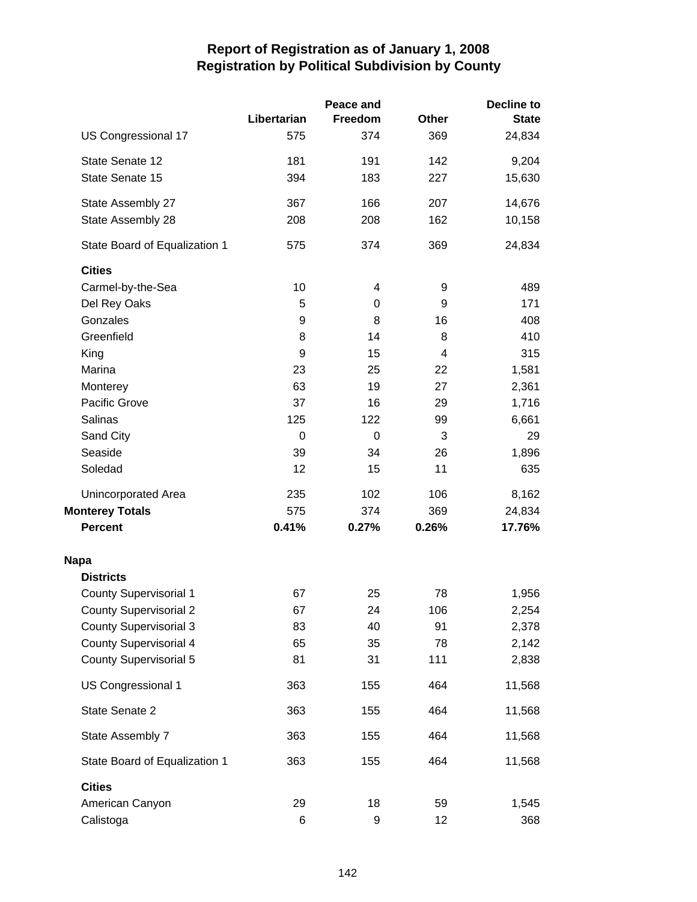# Report of Registration as of January 1, 2008
## Registration by Political Subdivision by County

| | Libertarian | Peace and Freedom | Other | Decline to State |
|---|---|---|---|---|
| US Congressional 17 | 575 | 374 | 369 | 24,834 |
| State Senate 12 | 181 | 191 | 142 | 9,204 |
| State Senate 15 | 394 | 183 | 227 | 15,630 |
| State Assembly 27 | 367 | 166 | 207 | 14,676 |
| State Assembly 28 | 208 | 208 | 162 | 10,158 |
| State Board of Equalization 1 | 575 | 374 | 369 | 24,834 |
| **Cities** | | | | |
| Carmel-by-the-Sea | 10 | 4 | 9 | 489 |
| Del Rey Oaks | 5 | 0 | 9 | 171 |
| Gonzales | 9 | 8 | 16 | 408 |
| Greenfield | 8 | 14 | 8 | 410 |
| King | 9 | 15 | 4 | 315 |
| Marina | 23 | 25 | 22 | 1,581 |
| Monterey | 63 | 19 | 27 | 2,361 |
| Pacific Grove | 37 | 16 | 29 | 1,716 |
| Salinas | 125 | 122 | 99 | 6,661 |
| Sand City | 0 | 0 | 3 | 29 |
| Seaside | 39 | 34 | 26 | 1,896 |
| Soledad | 12 | 15 | 11 | 635 |
| Unincorporated Area | 235 | 102 | 106 | 8,162 |
| **Monterey Totals** | 575 | 374 | 369 | 24,834 |
| **Percent** | **0.41%** | **0.27%** | **0.26%** | **17.76%** |
| **Napa** | | | | |
| **Districts** | | | | |
| County Supervisorial 1 | 67 | 25 | 78 | 1,956 |
| County Supervisorial 2 | 67 | 24 | 106 | 2,254 |
| County Supervisorial 3 | 83 | 40 | 91 | 2,378 |
| County Supervisorial 4 | 65 | 35 | 78 | 2,142 |
| County Supervisorial 5 | 81 | 31 | 111 | 2,838 |
| US Congressional 1 | 363 | 155 | 464 | 11,568 |
| State Senate 2 | 363 | 155 | 464 | 11,568 |
| State Assembly 7 | 363 | 155 | 464 | 11,568 |
| State Board of Equalization 1 | 363 | 155 | 464 | 11,568 |
| **Cities** | | | | |
| American Canyon | 29 | 18 | 59 | 1,545 |
| Calistoga | 6 | 9 | 12 | 368 |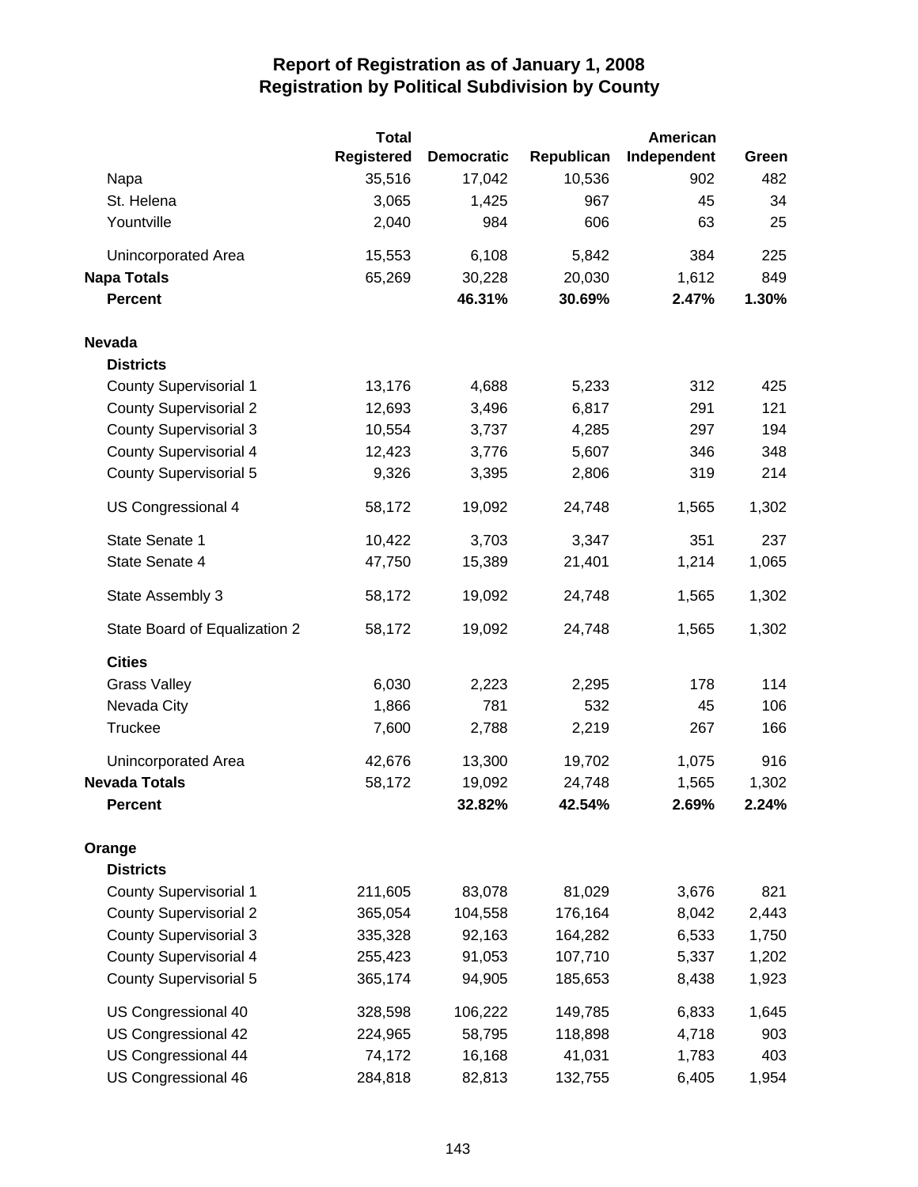# Report of Registration as of January 1, 2008
## Registration by Political Subdivision by County

| | Total Registered | Democratic | Republican | American Independent | Green |
|---|---|---|---|---|---|
| Napa | 35,516 | 17,042 | 10,536 | 902 | 482 |
| St. Helena | 3,065 | 1,425 | 967 | 45 | 34 |
| Yountville | 2,040 | 984 | 606 | 63 | 25 |
| Unincorporated Area | 15,553 | 6,108 | 5,842 | 384 | 225 |
| **Napa Totals** | 65,269 | 30,228 | 20,030 | 1,612 | 849 |
| **Percent** | | **46.31%** | **30.69%** | **2.47%** | **1.30%** |
| **Nevada** | | | | | |
| **Districts** | | | | | |
| County Supervisorial 1 | 13,176 | 4,688 | 5,233 | 312 | 425 |
| County Supervisorial 2 | 12,693 | 3,496 | 6,817 | 291 | 121 |
| County Supervisorial 3 | 10,554 | 3,737 | 4,285 | 297 | 194 |
| County Supervisorial 4 | 12,423 | 3,776 | 5,607 | 346 | 348 |
| County Supervisorial 5 | 9,326 | 3,395 | 2,806 | 319 | 214 |
| US Congressional 4 | 58,172 | 19,092 | 24,748 | 1,565 | 1,302 |
| State Senate 1 | 10,422 | 3,703 | 3,347 | 351 | 237 |
| State Senate 4 | 47,750 | 15,389 | 21,401 | 1,214 | 1,065 |
| State Assembly 3 | 58,172 | 19,092 | 24,748 | 1,565 | 1,302 |
| State Board of Equalization 2 | 58,172 | 19,092 | 24,748 | 1,565 | 1,302 |
| **Cities** | | | | | |
| Grass Valley | 6,030 | 2,223 | 2,295 | 178 | 114 |
| Nevada City | 1,866 | 781 | 532 | 45 | 106 |
| Truckee | 7,600 | 2,788 | 2,219 | 267 | 166 |
| Unincorporated Area | 42,676 | 13,300 | 19,702 | 1,075 | 916 |
| **Nevada Totals** | 58,172 | 19,092 | 24,748 | 1,565 | 1,302 |
| **Percent** | | **32.82%** | **42.54%** | **2.69%** | **2.24%** |
| **Orange** | | | | | |
| **Districts** | | | | | |
| County Supervisorial 1 | 211,605 | 83,078 | 81,029 | 3,676 | 821 |
| County Supervisorial 2 | 365,054 | 104,558 | 176,164 | 8,042 | 2,443 |
| County Supervisorial 3 | 335,328 | 92,163 | 164,282 | 6,533 | 1,750 |
| County Supervisorial 4 | 255,423 | 91,053 | 107,710 | 5,337 | 1,202 |
| County Supervisorial 5 | 365,174 | 94,905 | 185,653 | 8,438 | 1,923 |
| US Congressional 40 | 328,598 | 106,222 | 149,785 | 6,833 | 1,645 |
| US Congressional 42 | 224,965 | 58,795 | 118,898 | 4,718 | 903 |
| US Congressional 44 | 74,172 | 16,168 | 41,031 | 1,783 | 403 |
| US Congressional 46 | 284,818 | 82,813 | 132,755 | 6,405 | 1,954 |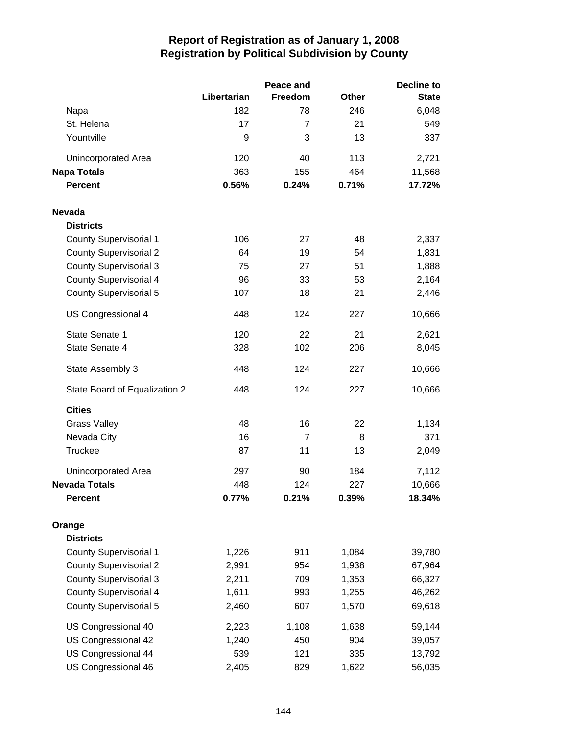# Report of Registration as of January 1, 2008
## Registration by Political Subdivision by County

| | Libertarian | Peace and Freedom | Other | Decline to State |
|---|---|---|---|---|
| Napa | 182 | 78 | 246 | 6,048 |
| St. Helena | 17 | 7 | 21 | 549 |
| Yountville | 9 | 3 | 13 | 337 |
| Unincorporated Area | 120 | 40 | 113 | 2,721 |
| **Napa Totals** | 363 | 155 | 464 | 11,568 |
| **Percent** | **0.56%** | **0.24%** | **0.71%** | **17.72%** |
| **Nevada** | | | | |
| **Districts** | | | | |
| County Supervisorial 1 | 106 | 27 | 48 | 2,337 |
| County Supervisorial 2 | 64 | 19 | 54 | 1,831 |
| County Supervisorial 3 | 75 | 27 | 51 | 1,888 |
| County Supervisorial 4 | 96 | 33 | 53 | 2,164 |
| County Supervisorial 5 | 107 | 18 | 21 | 2,446 |
| US Congressional 4 | 448 | 124 | 227 | 10,666 |
| State Senate 1 | 120 | 22 | 21 | 2,621 |
| State Senate 4 | 328 | 102 | 206 | 8,045 |
| State Assembly 3 | 448 | 124 | 227 | 10,666 |
| State Board of Equalization 2 | 448 | 124 | 227 | 10,666 |
| **Cities** | | | | |
| Grass Valley | 48 | 16 | 22 | 1,134 |
| Nevada City | 16 | 7 | 8 | 371 |
| Truckee | 87 | 11 | 13 | 2,049 |
| Unincorporated Area | 297 | 90 | 184 | 7,112 |
| **Nevada Totals** | 448 | 124 | 227 | 10,666 |
| **Percent** | **0.77%** | **0.21%** | **0.39%** | **18.34%** |
| **Orange** | | | | |
| **Districts** | | | | |
| County Supervisorial 1 | 1,226 | 911 | 1,084 | 39,780 |
| County Supervisorial 2 | 2,991 | 954 | 1,938 | 67,964 |
| County Supervisorial 3 | 2,211 | 709 | 1,353 | 66,327 |
| County Supervisorial 4 | 1,611 | 993 | 1,255 | 46,262 |
| County Supervisorial 5 | 2,460 | 607 | 1,570 | 69,618 |
| US Congressional 40 | 2,223 | 1,108 | 1,638 | 59,144 |
| US Congressional 42 | 1,240 | 450 | 904 | 39,057 |
| US Congressional 44 | 539 | 121 | 335 | 13,792 |
| US Congressional 46 | 2,405 | 829 | 1,622 | 56,035 |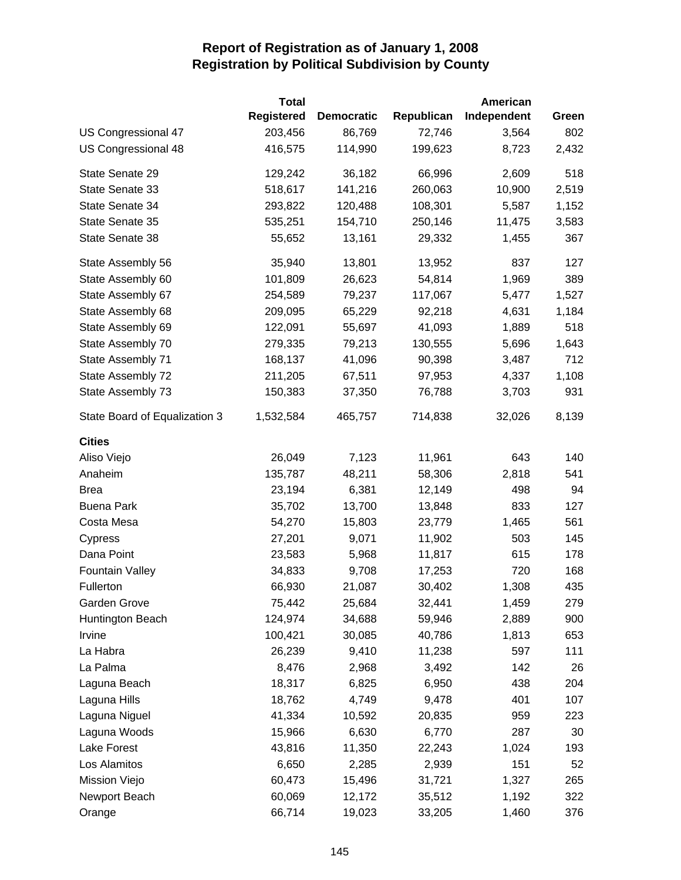# Report of Registration as of January 1, 2008
## Registration by Political Subdivision by County

| | Total Registered | Democratic | Republican | American Independent | Green |
|---|---|---|---|---|---|
| US Congressional 47 | 203,456 | 86,769 | 72,746 | 3,564 | 802 |
| US Congressional 48 | 416,575 | 114,990 | 199,623 | 8,723 | 2,432 |
| State Senate 29 | 129,242 | 36,182 | 66,996 | 2,609 | 518 |
| State Senate 33 | 518,617 | 141,216 | 260,063 | 10,900 | 2,519 |
| State Senate 34 | 293,822 | 120,488 | 108,301 | 5,587 | 1,152 |
| State Senate 35 | 535,251 | 154,710 | 250,146 | 11,475 | 3,583 |
| State Senate 38 | 55,652 | 13,161 | 29,332 | 1,455 | 367 |
| State Assembly 56 | 35,940 | 13,801 | 13,952 | 837 | 127 |
| State Assembly 60 | 101,809 | 26,623 | 54,814 | 1,969 | 389 |
| State Assembly 67 | 254,589 | 79,237 | 117,067 | 5,477 | 1,527 |
| State Assembly 68 | 209,095 | 65,229 | 92,218 | 4,631 | 1,184 |
| State Assembly 69 | 122,091 | 55,697 | 41,093 | 1,889 | 518 |
| State Assembly 70 | 279,335 | 79,213 | 130,555 | 5,696 | 1,643 |
| State Assembly 71 | 168,137 | 41,096 | 90,398 | 3,487 | 712 |
| State Assembly 72 | 211,205 | 67,511 | 97,953 | 4,337 | 1,108 |
| State Assembly 73 | 150,383 | 37,350 | 76,788 | 3,703 | 931 |
| State Board of Equalization 3 | 1,532,584 | 465,757 | 714,838 | 32,026 | 8,139 |
| **Cities** | | | | | |
| Aliso Viejo | 26,049 | 7,123 | 11,961 | 643 | 140 |
| Anaheim | 135,787 | 48,211 | 58,306 | 2,818 | 541 |
| Brea | 23,194 | 6,381 | 12,149 | 498 | 94 |
| Buena Park | 35,702 | 13,700 | 13,848 | 833 | 127 |
| Costa Mesa | 54,270 | 15,803 | 23,779 | 1,465 | 561 |
| Cypress | 27,201 | 9,071 | 11,902 | 503 | 145 |
| Dana Point | 23,583 | 5,968 | 11,817 | 615 | 178 |
| Fountain Valley | 34,833 | 9,708 | 17,253 | 720 | 168 |
| Fullerton | 66,930 | 21,087 | 30,402 | 1,308 | 435 |
| Garden Grove | 75,442 | 25,684 | 32,441 | 1,459 | 279 |
| Huntington Beach | 124,974 | 34,688 | 59,946 | 2,889 | 900 |
| Irvine | 100,421 | 30,085 | 40,786 | 1,813 | 653 |
| La Habra | 26,239 | 9,410 | 11,238 | 597 | 111 |
| La Palma | 8,476 | 2,968 | 3,492 | 142 | 26 |
| Laguna Beach | 18,317 | 6,825 | 6,950 | 438 | 204 |
| Laguna Hills | 18,762 | 4,749 | 9,478 | 401 | 107 |
| Laguna Niguel | 41,334 | 10,592 | 20,835 | 959 | 223 |
| Laguna Woods | 15,966 | 6,630 | 6,770 | 287 | 30 |
| Lake Forest | 43,816 | 11,350 | 22,243 | 1,024 | 193 |
| Los Alamitos | 6,650 | 2,285 | 2,939 | 151 | 52 |
| Mission Viejo | 60,473 | 15,496 | 31,721 | 1,327 | 265 |
| Newport Beach | 60,069 | 12,172 | 35,512 | 1,192 | 322 |
| Orange | 66,714 | 19,023 | 33,205 | 1,460 | 376 |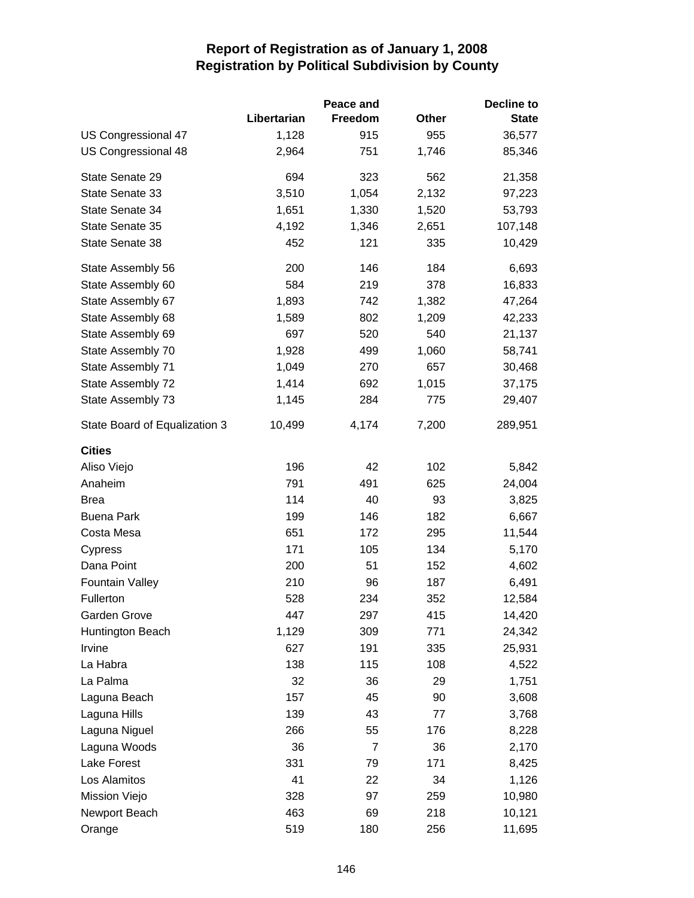# Report of Registration as of January 1, 2008
## Registration by Political Subdivision by County

| | Libertarian | Peace and Freedom | Other | Decline to State |
|---|---|---|---|---|
| US Congressional 47 | 1,128 | 915 | 955 | 36,577 |
| US Congressional 48 | 2,964 | 751 | 1,746 | 85,346 |
| State Senate 29 | 694 | 323 | 562 | 21,358 |
| State Senate 33 | 3,510 | 1,054 | 2,132 | 97,223 |
| State Senate 34 | 1,651 | 1,330 | 1,520 | 53,793 |
| State Senate 35 | 4,192 | 1,346 | 2,651 | 107,148 |
| State Senate 38 | 452 | 121 | 335 | 10,429 |
| State Assembly 56 | 200 | 146 | 184 | 6,693 |
| State Assembly 60 | 584 | 219 | 378 | 16,833 |
| State Assembly 67 | 1,893 | 742 | 1,382 | 47,264 |
| State Assembly 68 | 1,589 | 802 | 1,209 | 42,233 |
| State Assembly 69 | 697 | 520 | 540 | 21,137 |
| State Assembly 70 | 1,928 | 499 | 1,060 | 58,741 |
| State Assembly 71 | 1,049 | 270 | 657 | 30,468 |
| State Assembly 72 | 1,414 | 692 | 1,015 | 37,175 |
| State Assembly 73 | 1,145 | 284 | 775 | 29,407 |
| State Board of Equalization 3 | 10,499 | 4,174 | 7,200 | 289,951 |
| **Cities** | | | | |
| Aliso Viejo | 196 | 42 | 102 | 5,842 |
| Anaheim | 791 | 491 | 625 | 24,004 |
| Brea | 114 | 40 | 93 | 3,825 |
| Buena Park | 199 | 146 | 182 | 6,667 |
| Costa Mesa | 651 | 172 | 295 | 11,544 |
| Cypress | 171 | 105 | 134 | 5,170 |
| Dana Point | 200 | 51 | 152 | 4,602 |
| Fountain Valley | 210 | 96 | 187 | 6,491 |
| Fullerton | 528 | 234 | 352 | 12,584 |
| Garden Grove | 447 | 297 | 415 | 14,420 |
| Huntington Beach | 1,129 | 309 | 771 | 24,342 |
| Irvine | 627 | 191 | 335 | 25,931 |
| La Habra | 138 | 115 | 108 | 4,522 |
| La Palma | 32 | 36 | 29 | 1,751 |
| Laguna Beach | 157 | 45 | 90 | 3,608 |
| Laguna Hills | 139 | 43 | 77 | 3,768 |
| Laguna Niguel | 266 | 55 | 176 | 8,228 |
| Laguna Woods | 36 | 7 | 36 | 2,170 |
| Lake Forest | 331 | 79 | 171 | 8,425 |
| Los Alamitos | 41 | 22 | 34 | 1,126 |
| Mission Viejo | 328 | 97 | 259 | 10,980 |
| Newport Beach | 463 | 69 | 218 | 10,121 |
| Orange | 519 | 180 | 256 | 11,695 |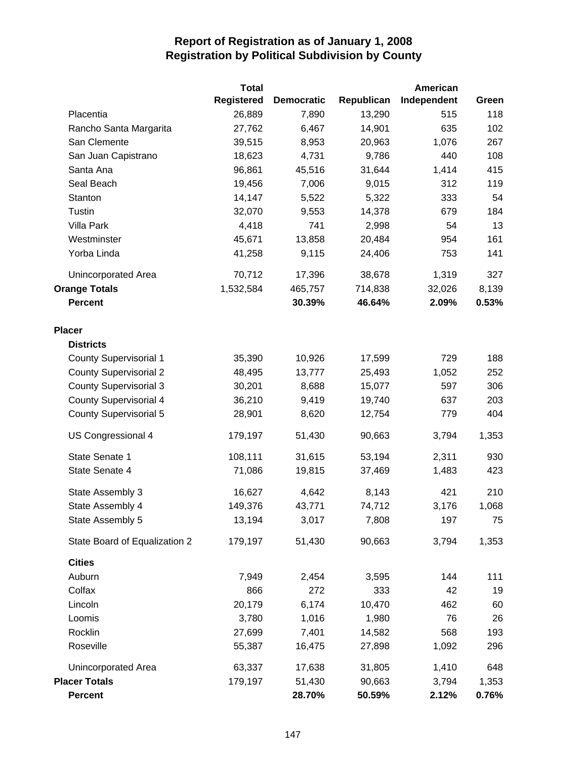# Report of Registration as of January 1, 2008
## Registration by Political Subdivision by County

| | Total Registered | Democratic | Republican | American Independent | Green |
|---|---|---|---|---|---|
| Placentia | 26,889 | 7,890 | 13,290 | 515 | 118 |
| Rancho Santa Margarita | 27,762 | 6,467 | 14,901 | 635 | 102 |
| San Clemente | 39,515 | 8,953 | 20,963 | 1,076 | 267 |
| San Juan Capistrano | 18,623 | 4,731 | 9,786 | 440 | 108 |
| Santa Ana | 96,861 | 45,516 | 31,644 | 1,414 | 415 |
| Seal Beach | 19,456 | 7,006 | 9,015 | 312 | 119 |
| Stanton | 14,147 | 5,522 | 5,322 | 333 | 54 |
| Tustin | 32,070 | 9,553 | 14,378 | 679 | 184 |
| Villa Park | 4,418 | 741 | 2,998 | 54 | 13 |
| Westminster | 45,671 | 13,858 | 20,484 | 954 | 161 |
| Yorba Linda | 41,258 | 9,115 | 24,406 | 753 | 141 |
| Unincorporated Area | 70,712 | 17,396 | 38,678 | 1,319 | 327 |
| **Orange Totals** | 1,532,584 | 465,757 | 714,838 | 32,026 | 8,139 |
| **Percent** | | **30.39%** | **46.64%** | **2.09%** | **0.53%** |
| **Placer** | | | | | |
| **Districts** | | | | | |
| County Supervisorial 1 | 35,390 | 10,926 | 17,599 | 729 | 188 |
| County Supervisorial 2 | 48,495 | 13,777 | 25,493 | 1,052 | 252 |
| County Supervisorial 3 | 30,201 | 8,688 | 15,077 | 597 | 306 |
| County Supervisorial 4 | 36,210 | 9,419 | 19,740 | 637 | 203 |
| County Supervisorial 5 | 28,901 | 8,620 | 12,754 | 779 | 404 |
| US Congressional 4 | 179,197 | 51,430 | 90,663 | 3,794 | 1,353 |
| State Senate 1 | 108,111 | 31,615 | 53,194 | 2,311 | 930 |
| State Senate 4 | 71,086 | 19,815 | 37,469 | 1,483 | 423 |
| State Assembly 3 | 16,627 | 4,642 | 8,143 | 421 | 210 |
| State Assembly 4 | 149,376 | 43,771 | 74,712 | 3,176 | 1,068 |
| State Assembly 5 | 13,194 | 3,017 | 7,808 | 197 | 75 |
| State Board of Equalization 2 | 179,197 | 51,430 | 90,663 | 3,794 | 1,353 |
| **Cities** | | | | | |
| Auburn | 7,949 | 2,454 | 3,595 | 144 | 111 |
| Colfax | 866 | 272 | 333 | 42 | 19 |
| Lincoln | 20,179 | 6,174 | 10,470 | 462 | 60 |
| Loomis | 3,780 | 1,016 | 1,980 | 76 | 26 |
| Rocklin | 27,699 | 7,401 | 14,582 | 568 | 193 |
| Roseville | 55,387 | 16,475 | 27,898 | 1,092 | 296 |
| Unincorporated Area | 63,337 | 17,638 | 31,805 | 1,410 | 648 |
| **Placer Totals** | 179,197 | 51,430 | 90,663 | 3,794 | 1,353 |
| **Percent** | | **28.70%** | **50.59%** | **2.12%** | **0.76%** |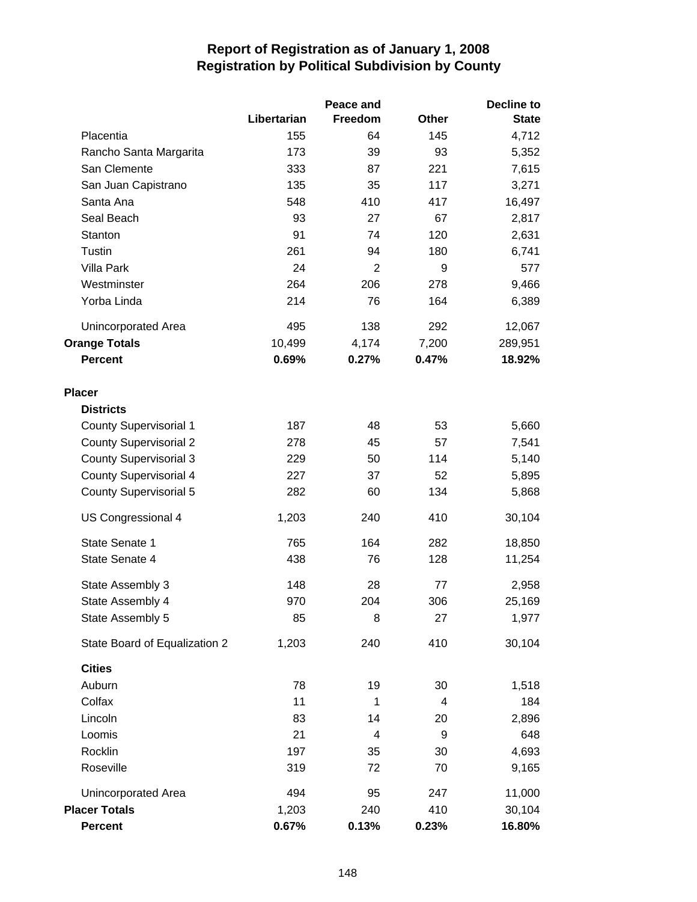# Report of Registration as of January 1, 2008
## Registration by Political Subdivision by County

| | Libertarian | Peace and Freedom | Other | Decline to State |
|---|---|---|---|---|
| Placentia | 155 | 64 | 145 | 4,712 |
| Rancho Santa Margarita | 173 | 39 | 93 | 5,352 |
| San Clemente | 333 | 87 | 221 | 7,615 |
| San Juan Capistrano | 135 | 35 | 117 | 3,271 |
| Santa Ana | 548 | 410 | 417 | 16,497 |
| Seal Beach | 93 | 27 | 67 | 2,817 |
| Stanton | 91 | 74 | 120 | 2,631 |
| Tustin | 261 | 94 | 180 | 6,741 |
| Villa Park | 24 | 2 | 9 | 577 |
| Westminster | 264 | 206 | 278 | 9,466 |
| Yorba Linda | 214 | 76 | 164 | 6,389 |
| Unincorporated Area | 495 | 138 | 292 | 12,067 |
| **Orange Totals** | 10,499 | 4,174 | 7,200 | 289,951 |
| **Percent** | **0.69%** | **0.27%** | **0.47%** | **18.92%** |
| **Placer** | | | | |
| **Districts** | | | | |
| County Supervisorial 1 | 187 | 48 | 53 | 5,660 |
| County Supervisorial 2 | 278 | 45 | 57 | 7,541 |
| County Supervisorial 3 | 229 | 50 | 114 | 5,140 |
| County Supervisorial 4 | 227 | 37 | 52 | 5,895 |
| County Supervisorial 5 | 282 | 60 | 134 | 5,868 |
| US Congressional 4 | 1,203 | 240 | 410 | 30,104 |
| State Senate 1 | 765 | 164 | 282 | 18,850 |
| State Senate 4 | 438 | 76 | 128 | 11,254 |
| State Assembly 3 | 148 | 28 | 77 | 2,958 |
| State Assembly 4 | 970 | 204 | 306 | 25,169 |
| State Assembly 5 | 85 | 8 | 27 | 1,977 |
| State Board of Equalization 2 | 1,203 | 240 | 410 | 30,104 |
| **Cities** | | | | |
| Auburn | 78 | 19 | 30 | 1,518 |
| Colfax | 11 | 1 | 4 | 184 |
| Lincoln | 83 | 14 | 20 | 2,896 |
| Loomis | 21 | 4 | 9 | 648 |
| Rocklin | 197 | 35 | 30 | 4,693 |
| Roseville | 319 | 72 | 70 | 9,165 |
| Unincorporated Area | 494 | 95 | 247 | 11,000 |
| **Placer Totals** | 1,203 | 240 | 410 | 30,104 |
| **Percent** | **0.67%** | **0.13%** | **0.23%** | **16.80%** |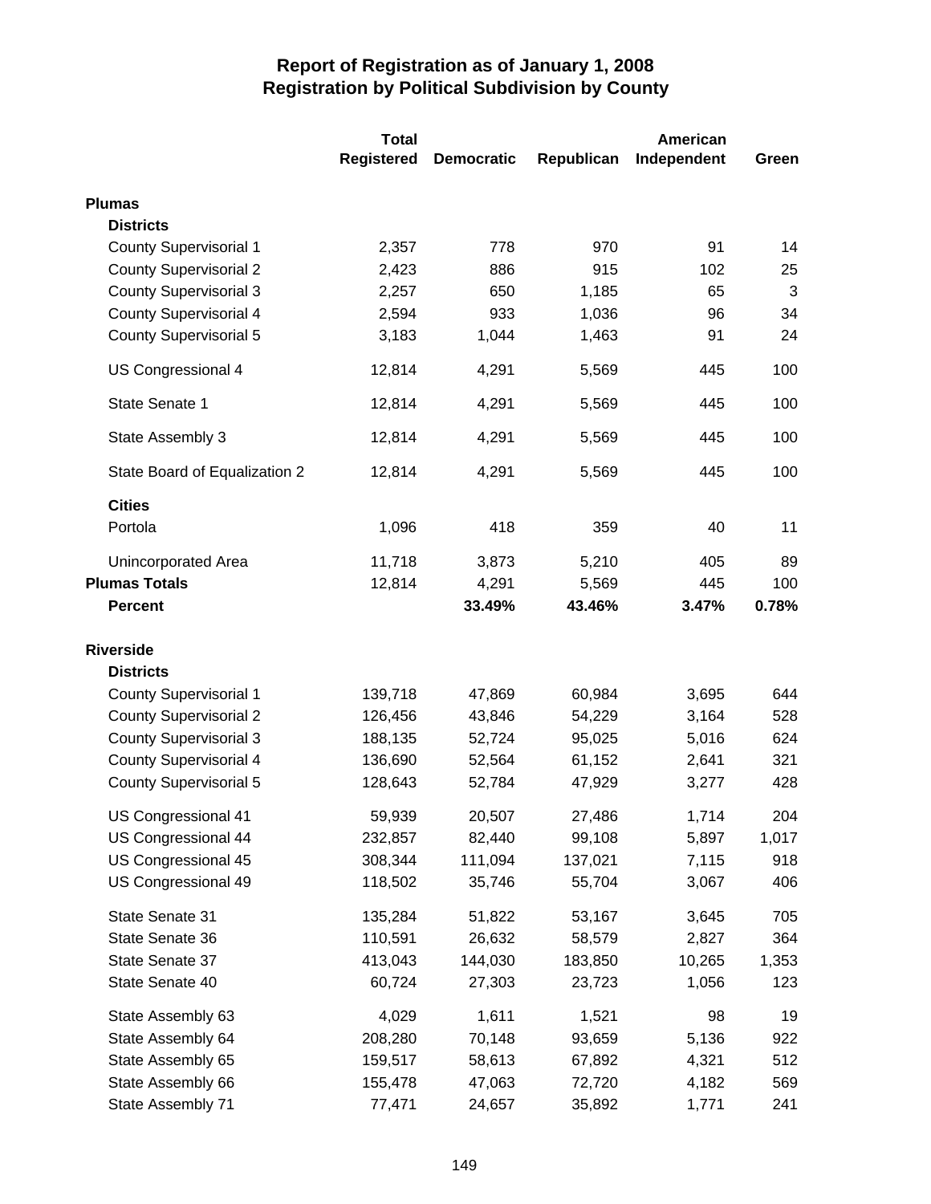# Report of Registration as of January 1, 2008
## Registration by Political Subdivision by County

| | Total Registered | Democratic | Republican | American Independent | Green |
|---|---|---|---|---|---|
| **Plumas** | | | | | |
| **Districts** | | | | | |
| County Supervisorial 1 | 2,357 | 778 | 970 | 91 | 14 |
| County Supervisorial 2 | 2,423 | 886 | 915 | 102 | 25 |
| County Supervisorial 3 | 2,257 | 650 | 1,185 | 65 | 3 |
| County Supervisorial 4 | 2,594 | 933 | 1,036 | 96 | 34 |
| County Supervisorial 5 | 3,183 | 1,044 | 1,463 | 91 | 24 |
| US Congressional 4 | 12,814 | 4,291 | 5,569 | 445 | 100 |
| State Senate 1 | 12,814 | 4,291 | 5,569 | 445 | 100 |
| State Assembly 3 | 12,814 | 4,291 | 5,569 | 445 | 100 |
| State Board of Equalization 2 | 12,814 | 4,291 | 5,569 | 445 | 100 |
| **Cities** | | | | | |
| Portola | 1,096 | 418 | 359 | 40 | 11 |
| Unincorporated Area | 11,718 | 3,873 | 5,210 | 405 | 89 |
| **Plumas Totals** | 12,814 | 4,291 | 5,569 | 445 | 100 |
| **Percent** | | **33.49%** | **43.46%** | **3.47%** | **0.78%** |
| **Riverside** | | | | | |
| **Districts** | | | | | |
| County Supervisorial 1 | 139,718 | 47,869 | 60,984 | 3,695 | 644 |
| County Supervisorial 2 | 126,456 | 43,846 | 54,229 | 3,164 | 528 |
| County Supervisorial 3 | 188,135 | 52,724 | 95,025 | 5,016 | 624 |
| County Supervisorial 4 | 136,690 | 52,564 | 61,152 | 2,641 | 321 |
| County Supervisorial 5 | 128,643 | 52,784 | 47,929 | 3,277 | 428 |
| US Congressional 41 | 59,939 | 20,507 | 27,486 | 1,714 | 204 |
| US Congressional 44 | 232,857 | 82,440 | 99,108 | 5,897 | 1,017 |
| US Congressional 45 | 308,344 | 111,094 | 137,021 | 7,115 | 918 |
| US Congressional 49 | 118,502 | 35,746 | 55,704 | 3,067 | 406 |
| State Senate 31 | 135,284 | 51,822 | 53,167 | 3,645 | 705 |
| State Senate 36 | 110,591 | 26,632 | 58,579 | 2,827 | 364 |
| State Senate 37 | 413,043 | 144,030 | 183,850 | 10,265 | 1,353 |
| State Senate 40 | 60,724 | 27,303 | 23,723 | 1,056 | 123 |
| State Assembly 63 | 4,029 | 1,611 | 1,521 | 98 | 19 |
| State Assembly 64 | 208,280 | 70,148 | 93,659 | 5,136 | 922 |
| State Assembly 65 | 159,517 | 58,613 | 67,892 | 4,321 | 512 |
| State Assembly 66 | 155,478 | 47,063 | 72,720 | 4,182 | 569 |
| State Assembly 71 | 77,471 | 24,657 | 35,892 | 1,771 | 241 |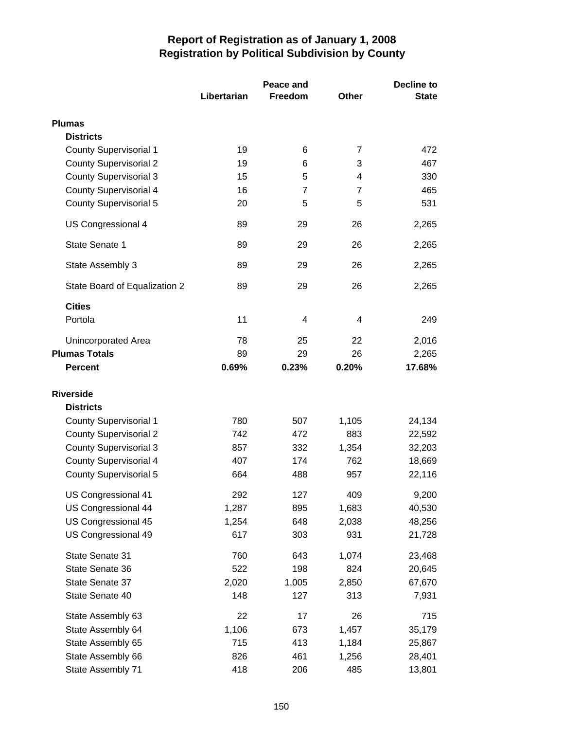# Report of Registration as of January 1, 2008
## Registration by Political Subdivision by County

| | Libertarian | Peace and Freedom | Other | Decline to State |
|---|---|---|---|---|
| **Plumas** | | | | |
| **Districts** | | | | |
| County Supervisorial 1 | 19 | 6 | 7 | 472 |
| County Supervisorial 2 | 19 | 6 | 3 | 467 |
| County Supervisorial 3 | 15 | 5 | 4 | 330 |
| County Supervisorial 4 | 16 | 7 | 7 | 465 |
| County Supervisorial 5 | 20 | 5 | 5 | 531 |
| US Congressional 4 | 89 | 29 | 26 | 2,265 |
| State Senate 1 | 89 | 29 | 26 | 2,265 |
| State Assembly 3 | 89 | 29 | 26 | 2,265 |
| State Board of Equalization 2 | 89 | 29 | 26 | 2,265 |
| **Cities** | | | | |
| Portola | 11 | 4 | 4 | 249 |
| Unincorporated Area | 78 | 25 | 22 | 2,016 |
| **Plumas Totals** | 89 | 29 | 26 | 2,265 |
| **Percent** | **0.69%** | **0.23%** | **0.20%** | **17.68%** |
| **Riverside** | | | | |
| **Districts** | | | | |
| County Supervisorial 1 | 780 | 507 | 1,105 | 24,134 |
| County Supervisorial 2 | 742 | 472 | 883 | 22,592 |
| County Supervisorial 3 | 857 | 332 | 1,354 | 32,203 |
| County Supervisorial 4 | 407 | 174 | 762 | 18,669 |
| County Supervisorial 5 | 664 | 488 | 957 | 22,116 |
| US Congressional 41 | 292 | 127 | 409 | 9,200 |
| US Congressional 44 | 1,287 | 895 | 1,683 | 40,530 |
| US Congressional 45 | 1,254 | 648 | 2,038 | 48,256 |
| US Congressional 49 | 617 | 303 | 931 | 21,728 |
| State Senate 31 | 760 | 643 | 1,074 | 23,468 |
| State Senate 36 | 522 | 198 | 824 | 20,645 |
| State Senate 37 | 2,020 | 1,005 | 2,850 | 67,670 |
| State Senate 40 | 148 | 127 | 313 | 7,931 |
| State Assembly 63 | 22 | 17 | 26 | 715 |
| State Assembly 64 | 1,106 | 673 | 1,457 | 35,179 |
| State Assembly 65 | 715 | 413 | 1,184 | 25,867 |
| State Assembly 66 | 826 | 461 | 1,256 | 28,401 |
| State Assembly 71 | 418 | 206 | 485 | 13,801 |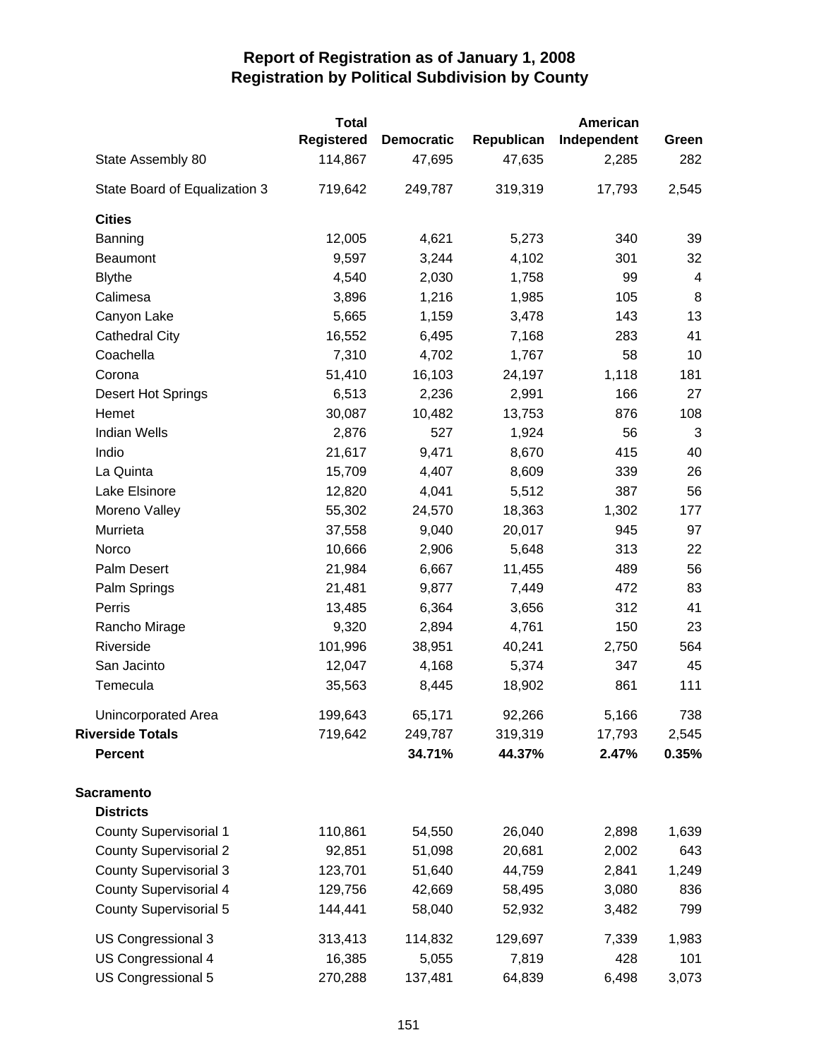# Report of Registration as of January 1, 2008
## Registration by Political Subdivision by County

| | Total Registered | Democratic | Republican | American Independent | Green |
|---|---|---|---|---|---|
| State Assembly 80 | 114,867 | 47,695 | 47,635 | 2,285 | 282 |
| State Board of Equalization 3 | 719,642 | 249,787 | 319,319 | 17,793 | 2,545 |
| **Cities** | | | | | |
| Banning | 12,005 | 4,621 | 5,273 | 340 | 39 |
| Beaumont | 9,597 | 3,244 | 4,102 | 301 | 32 |
| Blythe | 4,540 | 2,030 | 1,758 | 99 | 4 |
| Calimesa | 3,896 | 1,216 | 1,985 | 105 | 8 |
| Canyon Lake | 5,665 | 1,159 | 3,478 | 143 | 13 |
| Cathedral City | 16,552 | 6,495 | 7,168 | 283 | 41 |
| Coachella | 7,310 | 4,702 | 1,767 | 58 | 10 |
| Corona | 51,410 | 16,103 | 24,197 | 1,118 | 181 |
| Desert Hot Springs | 6,513 | 2,236 | 2,991 | 166 | 27 |
| Hemet | 30,087 | 10,482 | 13,753 | 876 | 108 |
| Indian Wells | 2,876 | 527 | 1,924 | 56 | 3 |
| Indio | 21,617 | 9,471 | 8,670 | 415 | 40 |
| La Quinta | 15,709 | 4,407 | 8,609 | 339 | 26 |
| Lake Elsinore | 12,820 | 4,041 | 5,512 | 387 | 56 |
| Moreno Valley | 55,302 | 24,570 | 18,363 | 1,302 | 177 |
| Murrieta | 37,558 | 9,040 | 20,017 | 945 | 97 |
| Norco | 10,666 | 2,906 | 5,648 | 313 | 22 |
| Palm Desert | 21,984 | 6,667 | 11,455 | 489 | 56 |
| Palm Springs | 21,481 | 9,877 | 7,449 | 472 | 83 |
| Perris | 13,485 | 6,364 | 3,656 | 312 | 41 |
| Rancho Mirage | 9,320 | 2,894 | 4,761 | 150 | 23 |
| Riverside | 101,996 | 38,951 | 40,241 | 2,750 | 564 |
| San Jacinto | 12,047 | 4,168 | 5,374 | 347 | 45 |
| Temecula | 35,563 | 8,445 | 18,902 | 861 | 111 |
| Unincorporated Area | 199,643 | 65,171 | 92,266 | 5,166 | 738 |
| **Riverside Totals** | 719,642 | 249,787 | 319,319 | 17,793 | 2,545 |
| **Percent** | | **34.71%** | **44.37%** | **2.47%** | **0.35%** |
| **Sacramento** | | | | | |
| **Districts** | | | | | |
| County Supervisorial 1 | 110,861 | 54,550 | 26,040 | 2,898 | 1,639 |
| County Supervisorial 2 | 92,851 | 51,098 | 20,681 | 2,002 | 643 |
| County Supervisorial 3 | 123,701 | 51,640 | 44,759 | 2,841 | 1,249 |
| County Supervisorial 4 | 129,756 | 42,669 | 58,495 | 3,080 | 836 |
| County Supervisorial 5 | 144,441 | 58,040 | 52,932 | 3,482 | 799 |
| US Congressional 3 | 313,413 | 114,832 | 129,697 | 7,339 | 1,983 |
| US Congressional 4 | 16,385 | 5,055 | 7,819 | 428 | 101 |
| US Congressional 5 | 270,288 | 137,481 | 64,839 | 6,498 | 3,073 |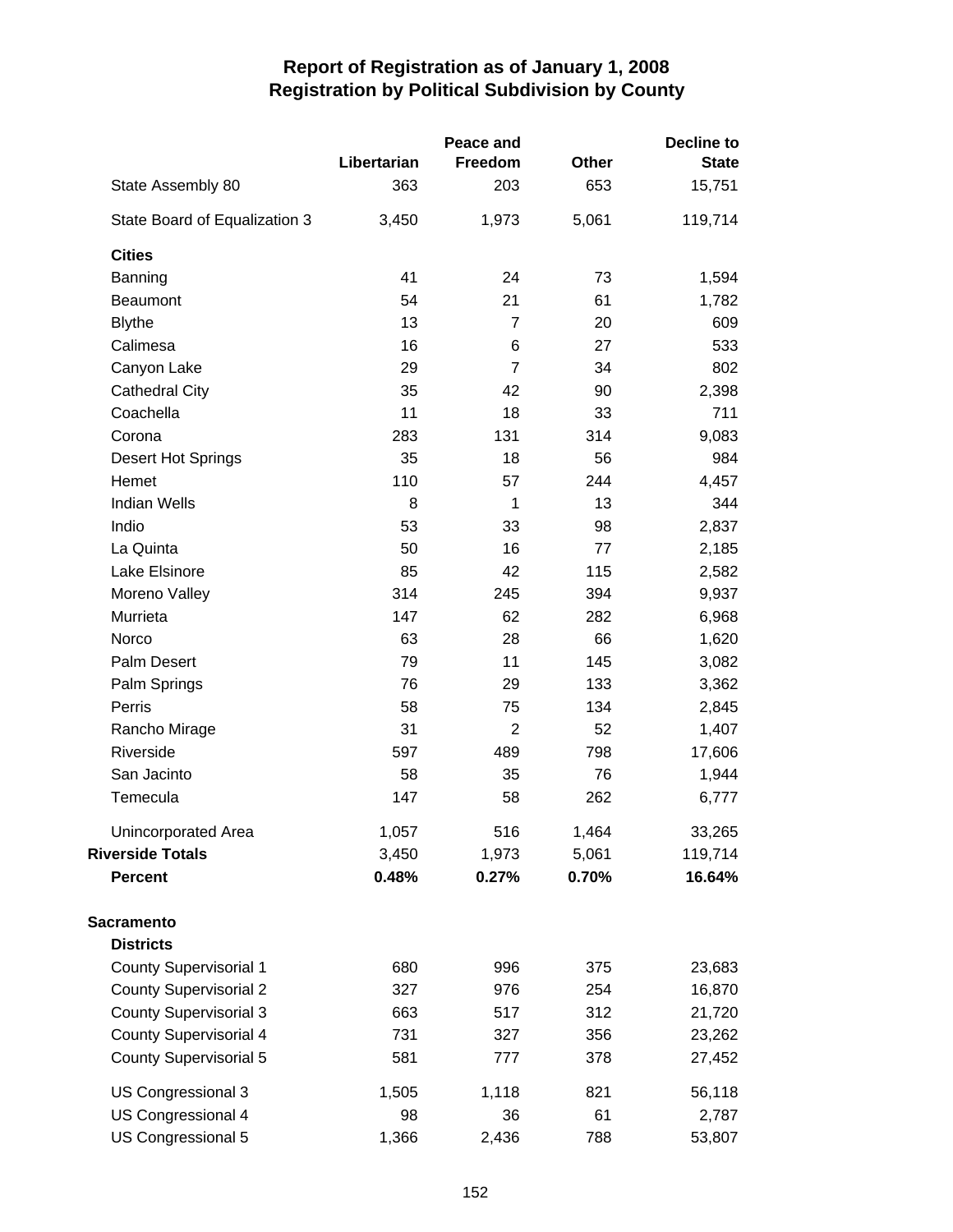# Report of Registration as of January 1, 2008
## Registration by Political Subdivision by County

| | Libertarian | Peace and Freedom | Other | Decline to State |
|---|---|---|---|---|
| State Assembly 80 | 363 | 203 | 653 | 15,751 |
| State Board of Equalization 3 | 3,450 | 1,973 | 5,061 | 119,714 |
| **Cities** | | | | |
| Banning | 41 | 24 | 73 | 1,594 |
| Beaumont | 54 | 21 | 61 | 1,782 |
| Blythe | 13 | 7 | 20 | 609 |
| Calimesa | 16 | 6 | 27 | 533 |
| Canyon Lake | 29 | 7 | 34 | 802 |
| Cathedral City | 35 | 42 | 90 | 2,398 |
| Coachella | 11 | 18 | 33 | 711 |
| Corona | 283 | 131 | 314 | 9,083 |
| Desert Hot Springs | 35 | 18 | 56 | 984 |
| Hemet | 110 | 57 | 244 | 4,457 |
| Indian Wells | 8 | 1 | 13 | 344 |
| Indio | 53 | 33 | 98 | 2,837 |
| La Quinta | 50 | 16 | 77 | 2,185 |
| Lake Elsinore | 85 | 42 | 115 | 2,582 |
| Moreno Valley | 314 | 245 | 394 | 9,937 |
| Murrieta | 147 | 62 | 282 | 6,968 |
| Norco | 63 | 28 | 66 | 1,620 |
| Palm Desert | 79 | 11 | 145 | 3,082 |
| Palm Springs | 76 | 29 | 133 | 3,362 |
| Perris | 58 | 75 | 134 | 2,845 |
| Rancho Mirage | 31 | 2 | 52 | 1,407 |
| Riverside | 597 | 489 | 798 | 17,606 |
| San Jacinto | 58 | 35 | 76 | 1,944 |
| Temecula | 147 | 58 | 262 | 6,777 |
| Unincorporated Area | 1,057 | 516 | 1,464 | 33,265 |
| **Riverside Totals** | 3,450 | 1,973 | 5,061 | 119,714 |
| **Percent** | **0.48%** | **0.27%** | **0.70%** | **16.64%** |
| **Sacramento** | | | | |
| **Districts** | | | | |
| County Supervisorial 1 | 680 | 996 | 375 | 23,683 |
| County Supervisorial 2 | 327 | 976 | 254 | 16,870 |
| County Supervisorial 3 | 663 | 517 | 312 | 21,720 |
| County Supervisorial 4 | 731 | 327 | 356 | 23,262 |
| County Supervisorial 5 | 581 | 777 | 378 | 27,452 |
| US Congressional 3 | 1,505 | 1,118 | 821 | 56,118 |
| US Congressional 4 | 98 | 36 | 61 | 2,787 |
| US Congressional 5 | 1,366 | 2,436 | 788 | 53,807 |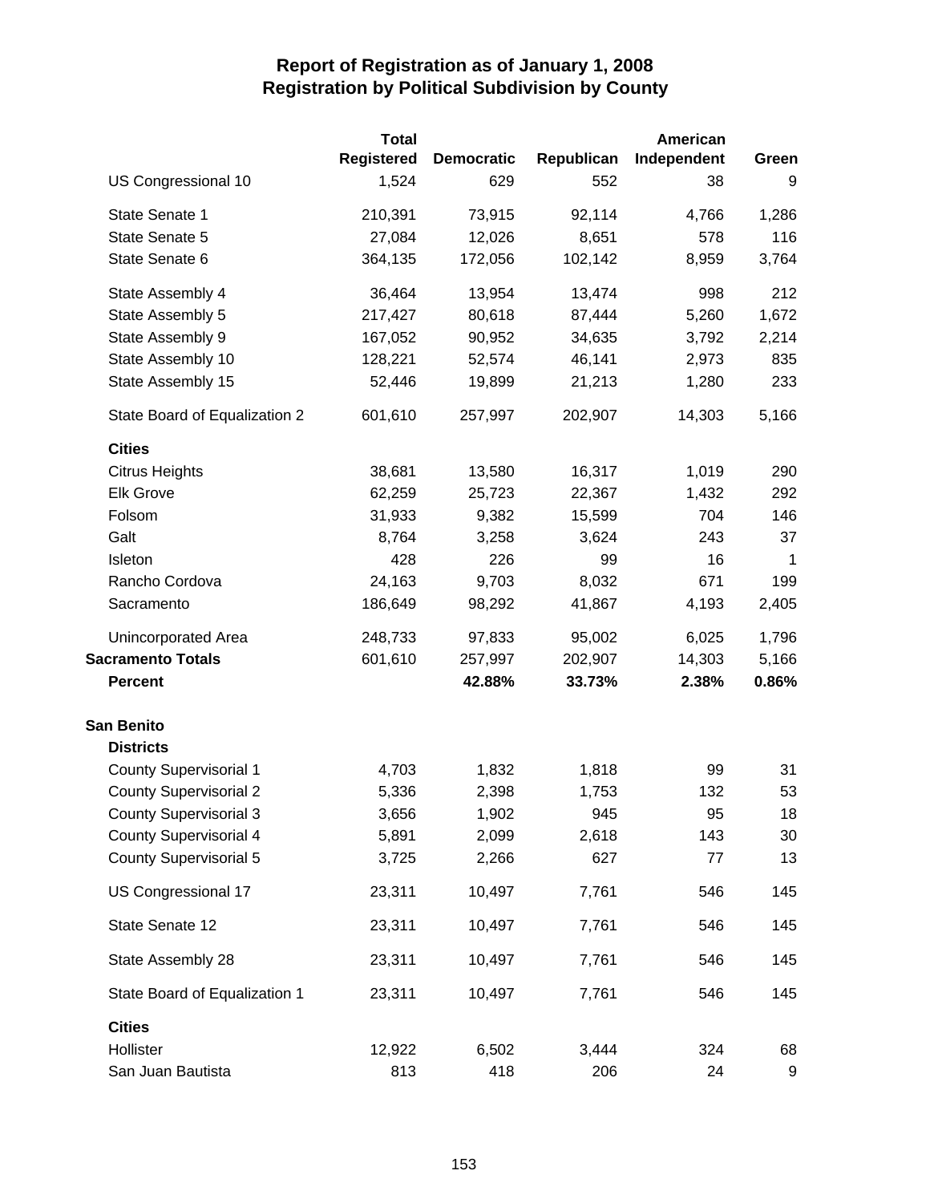# Report of Registration as of January 1, 2008
## Registration by Political Subdivision by County

| | Total Registered | Democratic | Republican | American Independent | Green |
|---|---|---|---|---|---|
| US Congressional 10 | 1,524 | 629 | 552 | 38 | 9 |
| State Senate 1 | 210,391 | 73,915 | 92,114 | 4,766 | 1,286 |
| State Senate 5 | 27,084 | 12,026 | 8,651 | 578 | 116 |
| State Senate 6 | 364,135 | 172,056 | 102,142 | 8,959 | 3,764 |
| State Assembly 4 | 36,464 | 13,954 | 13,474 | 998 | 212 |
| State Assembly 5 | 217,427 | 80,618 | 87,444 | 5,260 | 1,672 |
| State Assembly 9 | 167,052 | 90,952 | 34,635 | 3,792 | 2,214 |
| State Assembly 10 | 128,221 | 52,574 | 46,141 | 2,973 | 835 |
| State Assembly 15 | 52,446 | 19,899 | 21,213 | 1,280 | 233 |
| State Board of Equalization 2 | 601,610 | 257,997 | 202,907 | 14,303 | 5,166 |
| **Cities** | | | | | |
| Citrus Heights | 38,681 | 13,580 | 16,317 | 1,019 | 290 |
| Elk Grove | 62,259 | 25,723 | 22,367 | 1,432 | 292 |
| Folsom | 31,933 | 9,382 | 15,599 | 704 | 146 |
| Galt | 8,764 | 3,258 | 3,624 | 243 | 37 |
| Isleton | 428 | 226 | 99 | 16 | 1 |
| Rancho Cordova | 24,163 | 9,703 | 8,032 | 671 | 199 |
| Sacramento | 186,649 | 98,292 | 41,867 | 4,193 | 2,405 |
| Unincorporated Area | 248,733 | 97,833 | 95,002 | 6,025 | 1,796 |
| **Sacramento Totals** | 601,610 | 257,997 | 202,907 | 14,303 | 5,166 |
| **Percent** | | **42.88%** | **33.73%** | **2.38%** | **0.86%** |
| **San Benito** | | | | | |
| **Districts** | | | | | |
| County Supervisorial 1 | 4,703 | 1,832 | 1,818 | 99 | 31 |
| County Supervisorial 2 | 5,336 | 2,398 | 1,753 | 132 | 53 |
| County Supervisorial 3 | 3,656 | 1,902 | 945 | 95 | 18 |
| County Supervisorial 4 | 5,891 | 2,099 | 2,618 | 143 | 30 |
| County Supervisorial 5 | 3,725 | 2,266 | 627 | 77 | 13 |
| US Congressional 17 | 23,311 | 10,497 | 7,761 | 546 | 145 |
| State Senate 12 | 23,311 | 10,497 | 7,761 | 546 | 145 |
| State Assembly 28 | 23,311 | 10,497 | 7,761 | 546 | 145 |
| State Board of Equalization 1 | 23,311 | 10,497 | 7,761 | 546 | 145 |
| **Cities** | | | | | |
| Hollister | 12,922 | 6,502 | 3,444 | 324 | 68 |
| San Juan Bautista | 813 | 418 | 206 | 24 | 9 |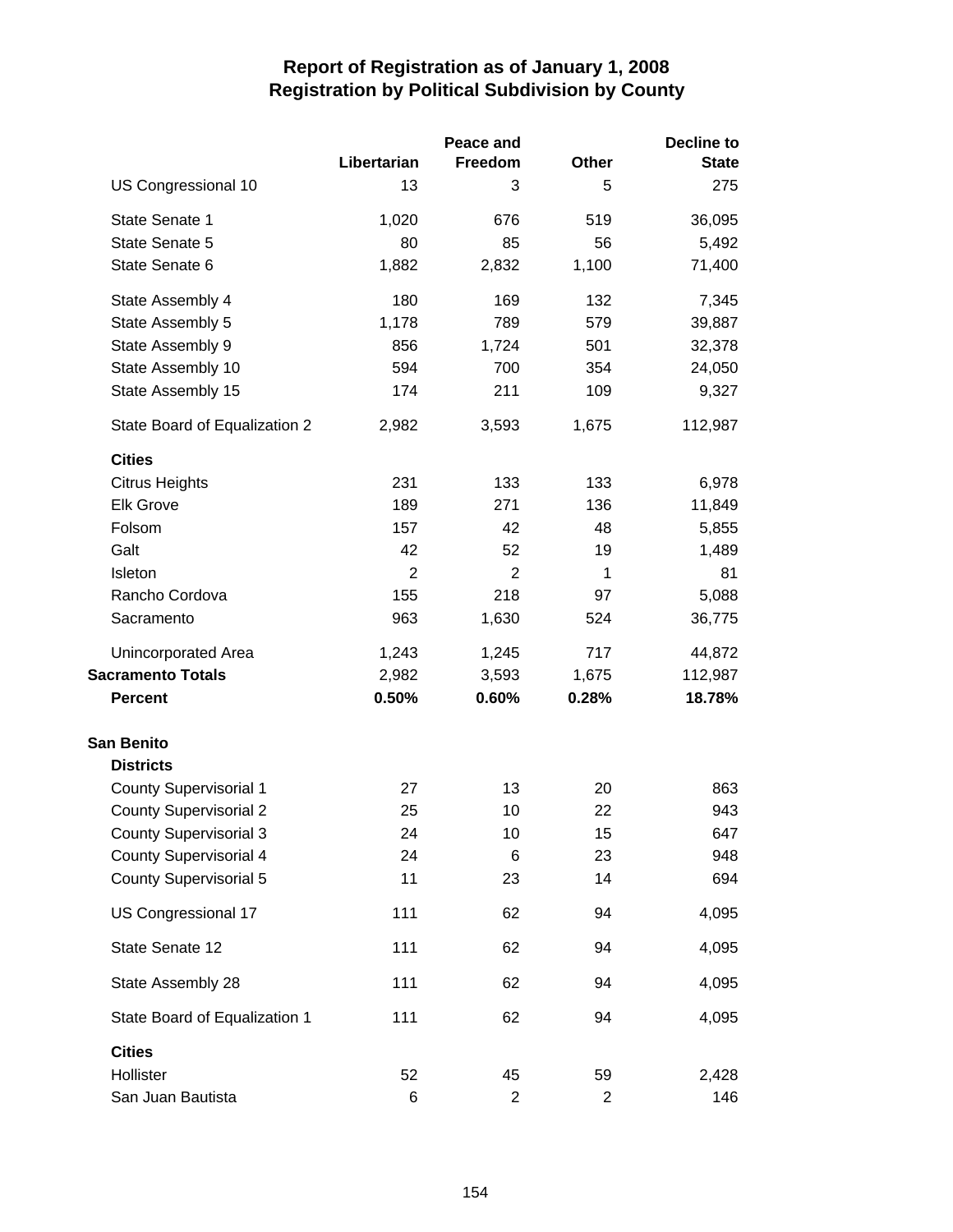# Report of Registration as of January 1, 2008
## Registration by Political Subdivision by County

| | Libertarian | Peace and Freedom | Other | Decline to State |
|---|---|---|---|---|
| US Congressional 10 | 13 | 3 | 5 | 275 |
| State Senate 1 | 1,020 | 676 | 519 | 36,095 |
| State Senate 5 | 80 | 85 | 56 | 5,492 |
| State Senate 6 | 1,882 | 2,832 | 1,100 | 71,400 |
| State Assembly 4 | 180 | 169 | 132 | 7,345 |
| State Assembly 5 | 1,178 | 789 | 579 | 39,887 |
| State Assembly 9 | 856 | 1,724 | 501 | 32,378 |
| State Assembly 10 | 594 | 700 | 354 | 24,050 |
| State Assembly 15 | 174 | 211 | 109 | 9,327 |
| State Board of Equalization 2 | 2,982 | 3,593 | 1,675 | 112,987 |
| **Cities** | | | | |
| Citrus Heights | 231 | 133 | 133 | 6,978 |
| Elk Grove | 189 | 271 | 136 | 11,849 |
| Folsom | 157 | 42 | 48 | 5,855 |
| Galt | 42 | 52 | 19 | 1,489 |
| Isleton | 2 | 2 | 1 | 81 |
| Rancho Cordova | 155 | 218 | 97 | 5,088 |
| Sacramento | 963 | 1,630 | 524 | 36,775 |
| Unincorporated Area | 1,243 | 1,245 | 717 | 44,872 |
| **Sacramento Totals** | 2,982 | 3,593 | 1,675 | 112,987 |
| **Percent** | **0.50%** | **0.60%** | **0.28%** | **18.78%** |
| **San Benito** | | | | |
| **Districts** | | | | |
| County Supervisorial 1 | 27 | 13 | 20 | 863 |
| County Supervisorial 2 | 25 | 10 | 22 | 943 |
| County Supervisorial 3 | 24 | 10 | 15 | 647 |
| County Supervisorial 4 | 24 | 6 | 23 | 948 |
| County Supervisorial 5 | 11 | 23 | 14 | 694 |
| US Congressional 17 | 111 | 62 | 94 | 4,095 |
| State Senate 12 | 111 | 62 | 94 | 4,095 |
| State Assembly 28 | 111 | 62 | 94 | 4,095 |
| State Board of Equalization 1 | 111 | 62 | 94 | 4,095 |
| **Cities** | | | | |
| Hollister | 52 | 45 | 59 | 2,428 |
| San Juan Bautista | 6 | 2 | 2 | 146 |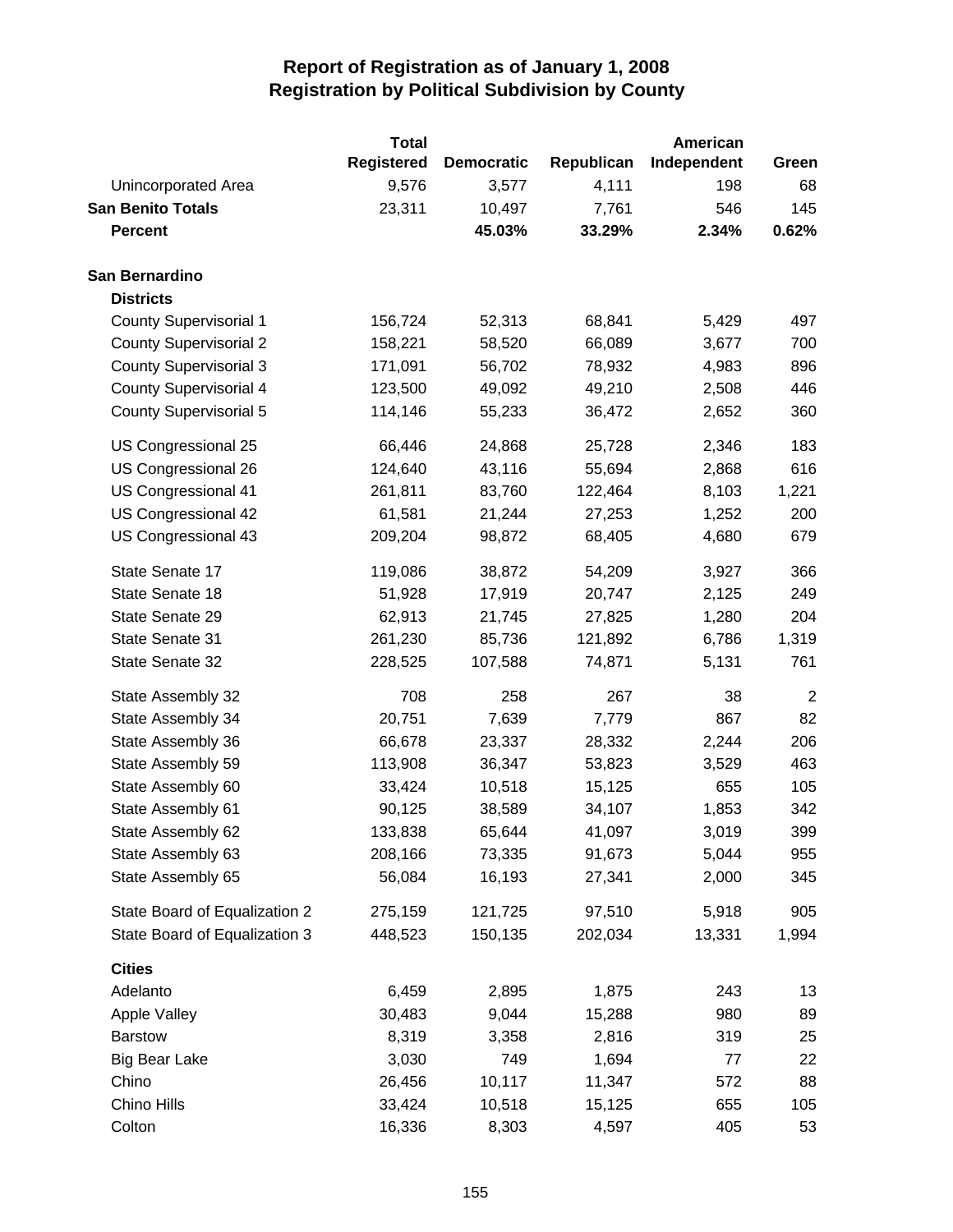# Report of Registration as of January 1, 2008
## Registration by Political Subdivision by County

| | Total Registered | Democratic | Republican | American Independent | Green |
|---|---|---|---|---|---|
| Unincorporated Area | 9,576 | 3,577 | 4,111 | 198 | 68 |
| **San Benito Totals** | 23,311 | 10,497 | 7,761 | 546 | 145 |
| **Percent** | | **45.03%** | **33.29%** | **2.34%** | **0.62%** |
| **San Bernardino** | | | | | |
| **Districts** | | | | | |
| County Supervisorial 1 | 156,724 | 52,313 | 68,841 | 5,429 | 497 |
| County Supervisorial 2 | 158,221 | 58,520 | 66,089 | 3,677 | 700 |
| County Supervisorial 3 | 171,091 | 56,702 | 78,932 | 4,983 | 896 |
| County Supervisorial 4 | 123,500 | 49,092 | 49,210 | 2,508 | 446 |
| County Supervisorial 5 | 114,146 | 55,233 | 36,472 | 2,652 | 360 |
| US Congressional 25 | 66,446 | 24,868 | 25,728 | 2,346 | 183 |
| US Congressional 26 | 124,640 | 43,116 | 55,694 | 2,868 | 616 |
| US Congressional 41 | 261,811 | 83,760 | 122,464 | 8,103 | 1,221 |
| US Congressional 42 | 61,581 | 21,244 | 27,253 | 1,252 | 200 |
| US Congressional 43 | 209,204 | 98,872 | 68,405 | 4,680 | 679 |
| State Senate 17 | 119,086 | 38,872 | 54,209 | 3,927 | 366 |
| State Senate 18 | 51,928 | 17,919 | 20,747 | 2,125 | 249 |
| State Senate 29 | 62,913 | 21,745 | 27,825 | 1,280 | 204 |
| State Senate 31 | 261,230 | 85,736 | 121,892 | 6,786 | 1,319 |
| State Senate 32 | 228,525 | 107,588 | 74,871 | 5,131 | 761 |
| State Assembly 32 | 708 | 258 | 267 | 38 | 2 |
| State Assembly 34 | 20,751 | 7,639 | 7,779 | 867 | 82 |
| State Assembly 36 | 66,678 | 23,337 | 28,332 | 2,244 | 206 |
| State Assembly 59 | 113,908 | 36,347 | 53,823 | 3,529 | 463 |
| State Assembly 60 | 33,424 | 10,518 | 15,125 | 655 | 105 |
| State Assembly 61 | 90,125 | 38,589 | 34,107 | 1,853 | 342 |
| State Assembly 62 | 133,838 | 65,644 | 41,097 | 3,019 | 399 |
| State Assembly 63 | 208,166 | 73,335 | 91,673 | 5,044 | 955 |
| State Assembly 65 | 56,084 | 16,193 | 27,341 | 2,000 | 345 |
| State Board of Equalization 2 | 275,159 | 121,725 | 97,510 | 5,918 | 905 |
| State Board of Equalization 3 | 448,523 | 150,135 | 202,034 | 13,331 | 1,994 |
| **Cities** | | | | | |
| Adelanto | 6,459 | 2,895 | 1,875 | 243 | 13 |
| Apple Valley | 30,483 | 9,044 | 15,288 | 980 | 89 |
| Barstow | 8,319 | 3,358 | 2,816 | 319 | 25 |
| Big Bear Lake | 3,030 | 749 | 1,694 | 77 | 22 |
| Chino | 26,456 | 10,117 | 11,347 | 572 | 88 |
| Chino Hills | 33,424 | 10,518 | 15,125 | 655 | 105 |
| Colton | 16,336 | 8,303 | 4,597 | 405 | 53 |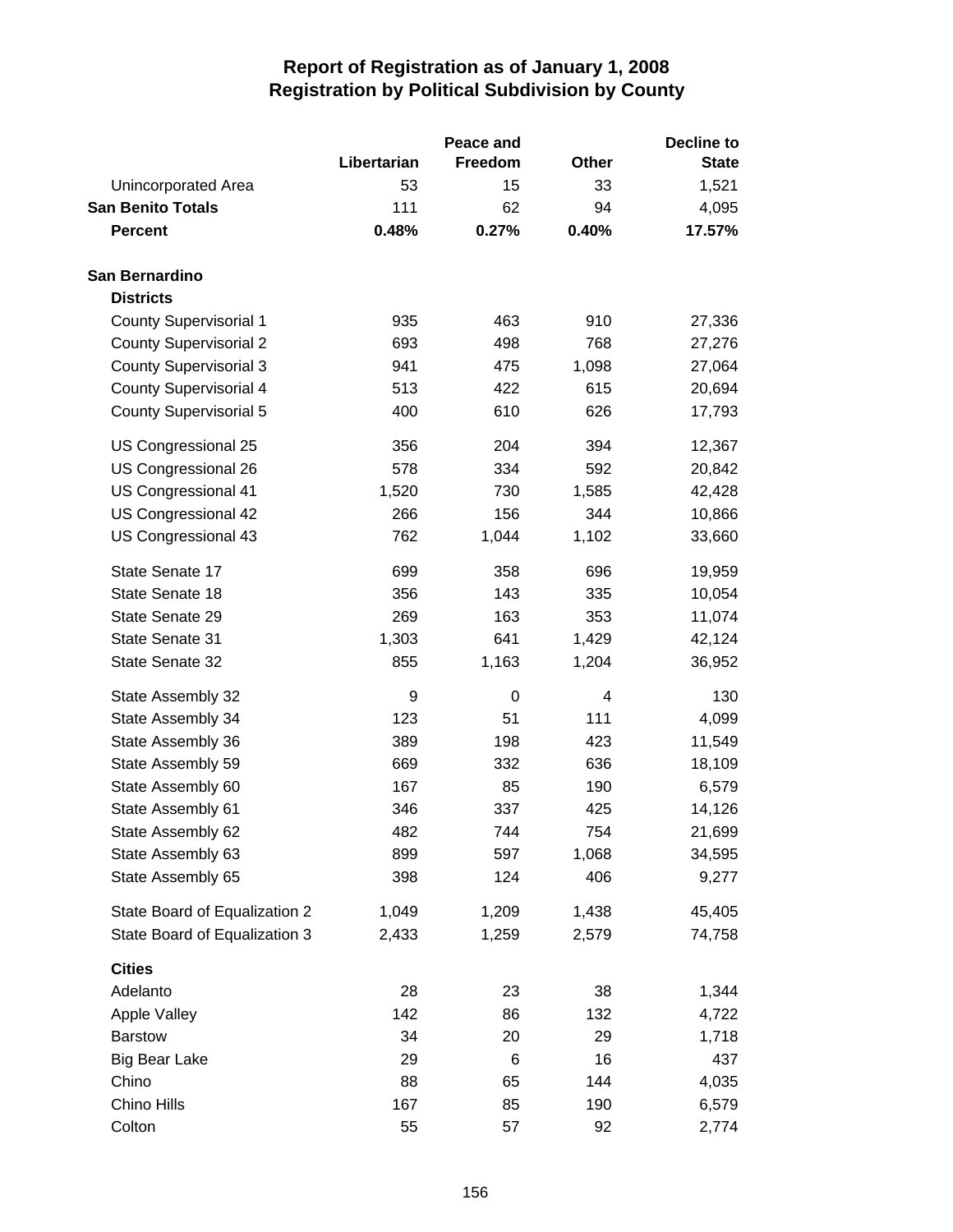# Report of Registration as of January 1, 2008
## Registration by Political Subdivision by County

| | Libertarian | Peace and Freedom | Other | Decline to State |
|---|---|---|---|---|
| Unincorporated Area | 53 | 15 | 33 | 1,521 |
| **San Benito Totals** | 111 | 62 | 94 | 4,095 |
| **Percent** | **0.48%** | **0.27%** | **0.40%** | **17.57%** |
| | | | | |
| **San Bernardino** | | | | |
| **Districts** | | | | |
| County Supervisorial 1 | 935 | 463 | 910 | 27,336 |
| County Supervisorial 2 | 693 | 498 | 768 | 27,276 |
| County Supervisorial 3 | 941 | 475 | 1,098 | 27,064 |
| County Supervisorial 4 | 513 | 422 | 615 | 20,694 |
| County Supervisorial 5 | 400 | 610 | 626 | 17,793 |
| | | | | |
| US Congressional 25 | 356 | 204 | 394 | 12,367 |
| US Congressional 26 | 578 | 334 | 592 | 20,842 |
| US Congressional 41 | 1,520 | 730 | 1,585 | 42,428 |
| US Congressional 42 | 266 | 156 | 344 | 10,866 |
| US Congressional 43 | 762 | 1,044 | 1,102 | 33,660 |
| | | | | |
| State Senate 17 | 699 | 358 | 696 | 19,959 |
| State Senate 18 | 356 | 143 | 335 | 10,054 |
| State Senate 29 | 269 | 163 | 353 | 11,074 |
| State Senate 31 | 1,303 | 641 | 1,429 | 42,124 |
| State Senate 32 | 855 | 1,163 | 1,204 | 36,952 |
| | | | | |
| State Assembly 32 | 9 | 0 | 4 | 130 |
| State Assembly 34 | 123 | 51 | 111 | 4,099 |
| State Assembly 36 | 389 | 198 | 423 | 11,549 |
| State Assembly 59 | 669 | 332 | 636 | 18,109 |
| State Assembly 60 | 167 | 85 | 190 | 6,579 |
| State Assembly 61 | 346 | 337 | 425 | 14,126 |
| State Assembly 62 | 482 | 744 | 754 | 21,699 |
| State Assembly 63 | 899 | 597 | 1,068 | 34,595 |
| State Assembly 65 | 398 | 124 | 406 | 9,277 |
| | | | | |
| State Board of Equalization 2 | 1,049 | 1,209 | 1,438 | 45,405 |
| State Board of Equalization 3 | 2,433 | 1,259 | 2,579 | 74,758 |
| | | | | |
| **Cities** | | | | |
| Adelanto | 28 | 23 | 38 | 1,344 |
| Apple Valley | 142 | 86 | 132 | 4,722 |
| Barstow | 34 | 20 | 29 | 1,718 |
| Big Bear Lake | 29 | 6 | 16 | 437 |
| Chino | 88 | 65 | 144 | 4,035 |
| Chino Hills | 167 | 85 | 190 | 6,579 |
| Colton | 55 | 57 | 92 | 2,774 |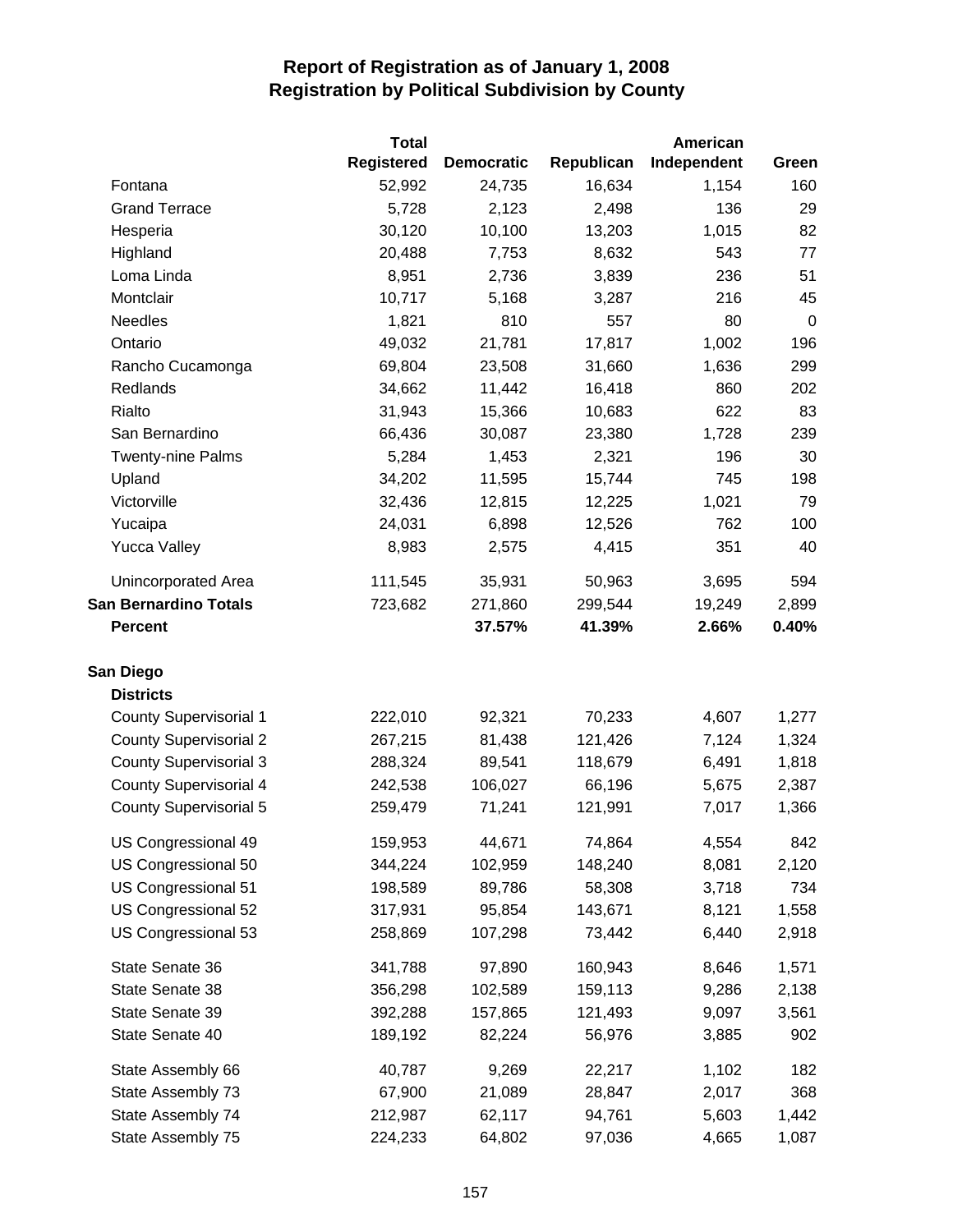# Report of Registration as of January 1, 2008
## Registration by Political Subdivision by County

| | Total Registered | Democratic | Republican | American Independent | Green |
|---|---|---|---|---|---|
| Fontana | 52,992 | 24,735 | 16,634 | 1,154 | 160 |
| Grand Terrace | 5,728 | 2,123 | 2,498 | 136 | 29 |
| Hesperia | 30,120 | 10,100 | 13,203 | 1,015 | 82 |
| Highland | 20,488 | 7,753 | 8,632 | 543 | 77 |
| Loma Linda | 8,951 | 2,736 | 3,839 | 236 | 51 |
| Montclair | 10,717 | 5,168 | 3,287 | 216 | 45 |
| Needles | 1,821 | 810 | 557 | 80 | 0 |
| Ontario | 49,032 | 21,781 | 17,817 | 1,002 | 196 |
| Rancho Cucamonga | 69,804 | 23,508 | 31,660 | 1,636 | 299 |
| Redlands | 34,662 | 11,442 | 16,418 | 860 | 202 |
| Rialto | 31,943 | 15,366 | 10,683 | 622 | 83 |
| San Bernardino | 66,436 | 30,087 | 23,380 | 1,728 | 239 |
| Twenty-nine Palms | 5,284 | 1,453 | 2,321 | 196 | 30 |
| Upland | 34,202 | 11,595 | 15,744 | 745 | 198 |
| Victorville | 32,436 | 12,815 | 12,225 | 1,021 | 79 |
| Yucaipa | 24,031 | 6,898 | 12,526 | 762 | 100 |
| Yucca Valley | 8,983 | 2,575 | 4,415 | 351 | 40 |
| Unincorporated Area | 111,545 | 35,931 | 50,963 | 3,695 | 594 |
| **San Bernardino Totals** | 723,682 | 271,860 | 299,544 | 19,249 | 2,899 |
| **Percent** | | **37.57%** | **41.39%** | **2.66%** | **0.40%** |
| **San Diego** | | | | | |
| **Districts** | | | | | |
| County Supervisorial 1 | 222,010 | 92,321 | 70,233 | 4,607 | 1,277 |
| County Supervisorial 2 | 267,215 | 81,438 | 121,426 | 7,124 | 1,324 |
| County Supervisorial 3 | 288,324 | 89,541 | 118,679 | 6,491 | 1,818 |
| County Supervisorial 4 | 242,538 | 106,027 | 66,196 | 5,675 | 2,387 |
| County Supervisorial 5 | 259,479 | 71,241 | 121,991 | 7,017 | 1,366 |
| US Congressional 49 | 159,953 | 44,671 | 74,864 | 4,554 | 842 |
| US Congressional 50 | 344,224 | 102,959 | 148,240 | 8,081 | 2,120 |
| US Congressional 51 | 198,589 | 89,786 | 58,308 | 3,718 | 734 |
| US Congressional 52 | 317,931 | 95,854 | 143,671 | 8,121 | 1,558 |
| US Congressional 53 | 258,869 | 107,298 | 73,442 | 6,440 | 2,918 |
| State Senate 36 | 341,788 | 97,890 | 160,943 | 8,646 | 1,571 |
| State Senate 38 | 356,298 | 102,589 | 159,113 | 9,286 | 2,138 |
| State Senate 39 | 392,288 | 157,865 | 121,493 | 9,097 | 3,561 |
| State Senate 40 | 189,192 | 82,224 | 56,976 | 3,885 | 902 |
| State Assembly 66 | 40,787 | 9,269 | 22,217 | 1,102 | 182 |
| State Assembly 73 | 67,900 | 21,089 | 28,847 | 2,017 | 368 |
| State Assembly 74 | 212,987 | 62,117 | 94,761 | 5,603 | 1,442 |
| State Assembly 75 | 224,233 | 64,802 | 97,036 | 4,665 | 1,087 |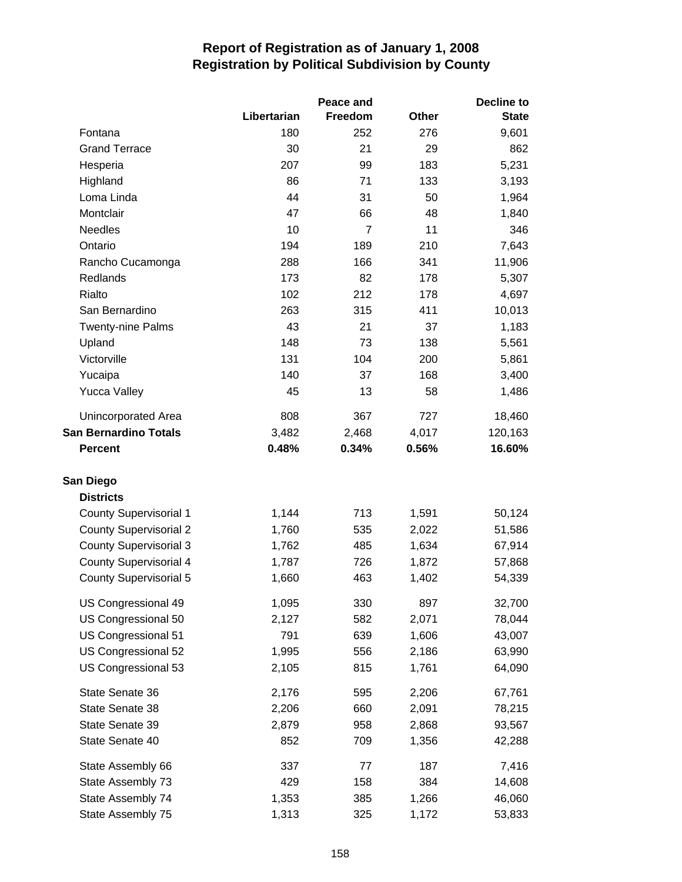# Report of Registration as of January 1, 2008
## Registration by Political Subdivision by County

| | Libertarian | Peace and Freedom | Other | Decline to State |
|---|---|---|---|---|
| Fontana | 180 | 252 | 276 | 9,601 |
| Grand Terrace | 30 | 21 | 29 | 862 |
| Hesperia | 207 | 99 | 183 | 5,231 |
| Highland | 86 | 71 | 133 | 3,193 |
| Loma Linda | 44 | 31 | 50 | 1,964 |
| Montclair | 47 | 66 | 48 | 1,840 |
| Needles | 10 | 7 | 11 | 346 |
| Ontario | 194 | 189 | 210 | 7,643 |
| Rancho Cucamonga | 288 | 166 | 341 | 11,906 |
| Redlands | 173 | 82 | 178 | 5,307 |
| Rialto | 102 | 212 | 178 | 4,697 |
| San Bernardino | 263 | 315 | 411 | 10,013 |
| Twenty-nine Palms | 43 | 21 | 37 | 1,183 |
| Upland | 148 | 73 | 138 | 5,561 |
| Victorville | 131 | 104 | 200 | 5,861 |
| Yucaipa | 140 | 37 | 168 | 3,400 |
| Yucca Valley | 45 | 13 | 58 | 1,486 |
| Unincorporated Area | 808 | 367 | 727 | 18,460 |
| **San Bernardino Totals** | 3,482 | 2,468 | 4,017 | 120,163 |
| **Percent** | **0.48%** | **0.34%** | **0.56%** | **16.60%** |
| **San Diego** | | | | |
| **Districts** | | | | |
| County Supervisorial 1 | 1,144 | 713 | 1,591 | 50,124 |
| County Supervisorial 2 | 1,760 | 535 | 2,022 | 51,586 |
| County Supervisorial 3 | 1,762 | 485 | 1,634 | 67,914 |
| County Supervisorial 4 | 1,787 | 726 | 1,872 | 57,868 |
| County Supervisorial 5 | 1,660 | 463 | 1,402 | 54,339 |
| US Congressional 49 | 1,095 | 330 | 897 | 32,700 |
| US Congressional 50 | 2,127 | 582 | 2,071 | 78,044 |
| US Congressional 51 | 791 | 639 | 1,606 | 43,007 |
| US Congressional 52 | 1,995 | 556 | 2,186 | 63,990 |
| US Congressional 53 | 2,105 | 815 | 1,761 | 64,090 |
| State Senate 36 | 2,176 | 595 | 2,206 | 67,761 |
| State Senate 38 | 2,206 | 660 | 2,091 | 78,215 |
| State Senate 39 | 2,879 | 958 | 2,868 | 93,567 |
| State Senate 40 | 852 | 709 | 1,356 | 42,288 |
| State Assembly 66 | 337 | 77 | 187 | 7,416 |
| State Assembly 73 | 429 | 158 | 384 | 14,608 |
| State Assembly 74 | 1,353 | 385 | 1,266 | 46,060 |
| State Assembly 75 | 1,313 | 325 | 1,172 | 53,833 |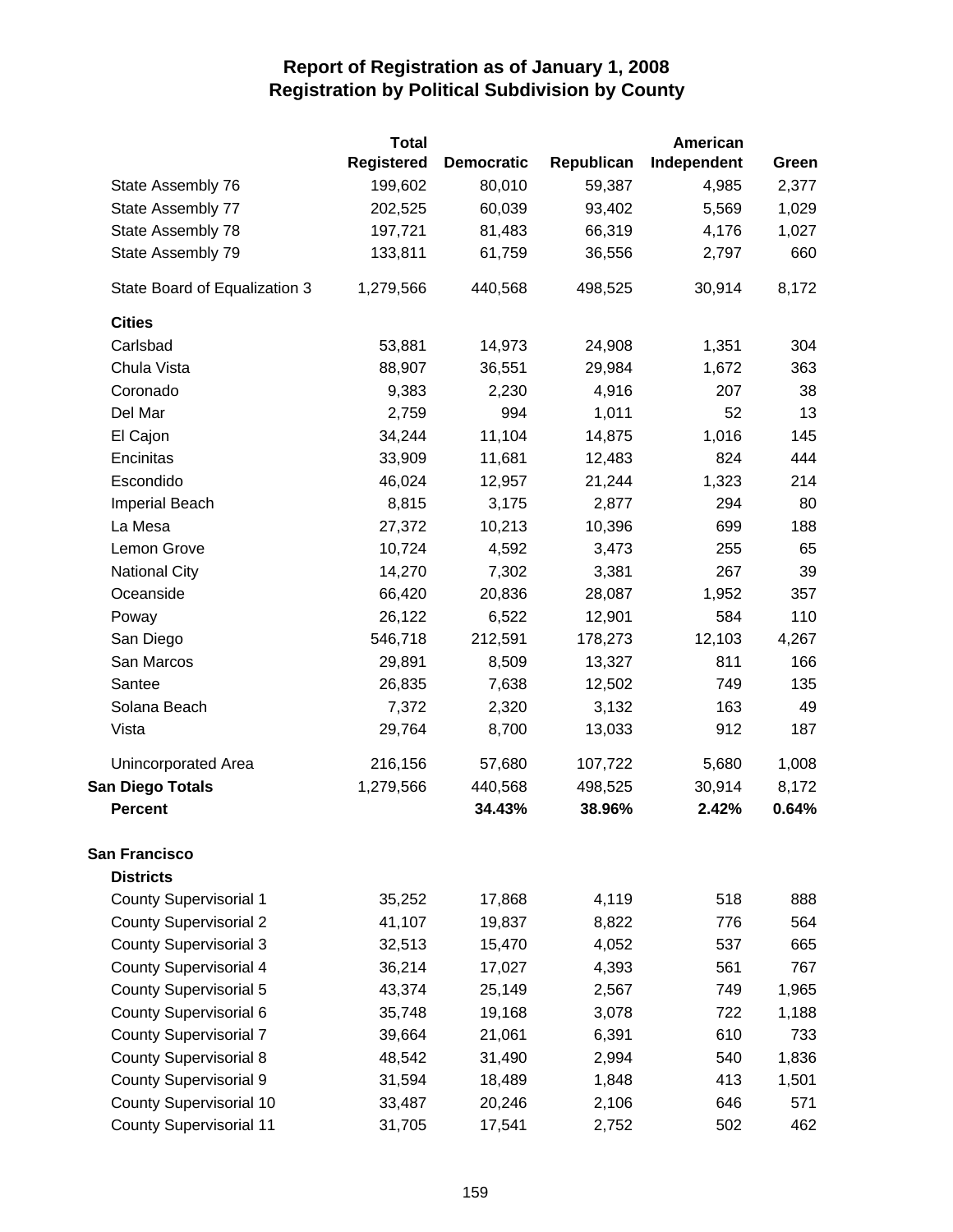# Report of Registration as of January 1, 2008
## Registration by Political Subdivision by County

| | Total Registered | Democratic | Republican | American Independent | Green |
|---|---|---|---|---|---|
| State Assembly 76 | 199,602 | 80,010 | 59,387 | 4,985 | 2,377 |
| State Assembly 77 | 202,525 | 60,039 | 93,402 | 5,569 | 1,029 |
| State Assembly 78 | 197,721 | 81,483 | 66,319 | 4,176 | 1,027 |
| State Assembly 79 | 133,811 | 61,759 | 36,556 | 2,797 | 660 |
| State Board of Equalization 3 | 1,279,566 | 440,568 | 498,525 | 30,914 | 8,172 |
| **Cities** | | | | | |
| Carlsbad | 53,881 | 14,973 | 24,908 | 1,351 | 304 |
| Chula Vista | 88,907 | 36,551 | 29,984 | 1,672 | 363 |
| Coronado | 9,383 | 2,230 | 4,916 | 207 | 38 |
| Del Mar | 2,759 | 994 | 1,011 | 52 | 13 |
| El Cajon | 34,244 | 11,104 | 14,875 | 1,016 | 145 |
| Encinitas | 33,909 | 11,681 | 12,483 | 824 | 444 |
| Escondido | 46,024 | 12,957 | 21,244 | 1,323 | 214 |
| Imperial Beach | 8,815 | 3,175 | 2,877 | 294 | 80 |
| La Mesa | 27,372 | 10,213 | 10,396 | 699 | 188 |
| Lemon Grove | 10,724 | 4,592 | 3,473 | 255 | 65 |
| National City | 14,270 | 7,302 | 3,381 | 267 | 39 |
| Oceanside | 66,420 | 20,836 | 28,087 | 1,952 | 357 |
| Poway | 26,122 | 6,522 | 12,901 | 584 | 110 |
| San Diego | 546,718 | 212,591 | 178,273 | 12,103 | 4,267 |
| San Marcos | 29,891 | 8,509 | 13,327 | 811 | 166 |
| Santee | 26,835 | 7,638 | 12,502 | 749 | 135 |
| Solana Beach | 7,372 | 2,320 | 3,132 | 163 | 49 |
| Vista | 29,764 | 8,700 | 13,033 | 912 | 187 |
| Unincorporated Area | 216,156 | 57,680 | 107,722 | 5,680 | 1,008 |
| **San Diego Totals** | 1,279,566 | 440,568 | 498,525 | 30,914 | 8,172 |
| **Percent** | | **34.43%** | **38.96%** | **2.42%** | **0.64%** |
| **San Francisco** | | | | | |
| **Districts** | | | | | |
| County Supervisorial 1 | 35,252 | 17,868 | 4,119 | 518 | 888 |
| County Supervisorial 2 | 41,107 | 19,837 | 8,822 | 776 | 564 |
| County Supervisorial 3 | 32,513 | 15,470 | 4,052 | 537 | 665 |
| County Supervisorial 4 | 36,214 | 17,027 | 4,393 | 561 | 767 |
| County Supervisorial 5 | 43,374 | 25,149 | 2,567 | 749 | 1,965 |
| County Supervisorial 6 | 35,748 | 19,168 | 3,078 | 722 | 1,188 |
| County Supervisorial 7 | 39,664 | 21,061 | 6,391 | 610 | 733 |
| County Supervisorial 8 | 48,542 | 31,490 | 2,994 | 540 | 1,836 |
| County Supervisorial 9 | 31,594 | 18,489 | 1,848 | 413 | 1,501 |
| County Supervisorial 10 | 33,487 | 20,246 | 2,106 | 646 | 571 |
| County Supervisorial 11 | 31,705 | 17,541 | 2,752 | 502 | 462 |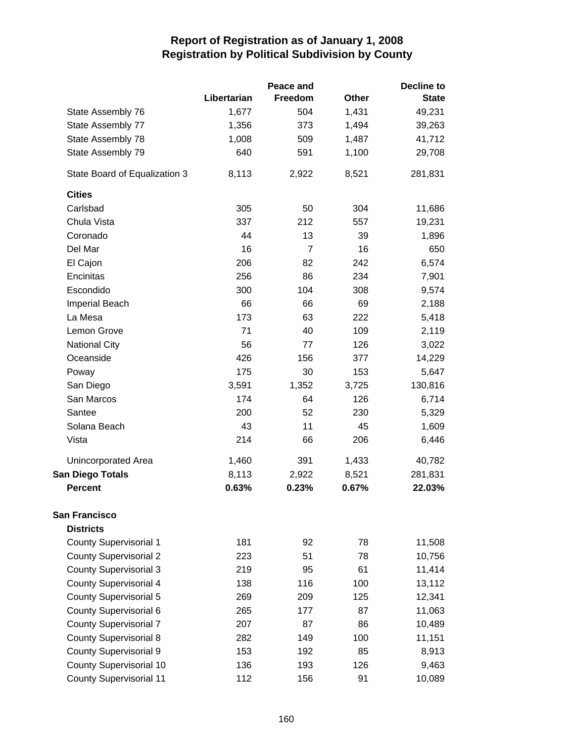# Report of Registration as of January 1, 2008
## Registration by Political Subdivision by County

| | Libertarian | Peace and Freedom | Other | Decline to State |
|---|---|---|---|---|
| State Assembly 76 | 1,677 | 504 | 1,431 | 49,231 |
| State Assembly 77 | 1,356 | 373 | 1,494 | 39,263 |
| State Assembly 78 | 1,008 | 509 | 1,487 | 41,712 |
| State Assembly 79 | 640 | 591 | 1,100 | 29,708 |
| State Board of Equalization 3 | 8,113 | 2,922 | 8,521 | 281,831 |
| **Cities** | | | | |
| Carlsbad | 305 | 50 | 304 | 11,686 |
| Chula Vista | 337 | 212 | 557 | 19,231 |
| Coronado | 44 | 13 | 39 | 1,896 |
| Del Mar | 16 | 7 | 16 | 650 |
| El Cajon | 206 | 82 | 242 | 6,574 |
| Encinitas | 256 | 86 | 234 | 7,901 |
| Escondido | 300 | 104 | 308 | 9,574 |
| Imperial Beach | 66 | 66 | 69 | 2,188 |
| La Mesa | 173 | 63 | 222 | 5,418 |
| Lemon Grove | 71 | 40 | 109 | 2,119 |
| National City | 56 | 77 | 126 | 3,022 |
| Oceanside | 426 | 156 | 377 | 14,229 |
| Poway | 175 | 30 | 153 | 5,647 |
| San Diego | 3,591 | 1,352 | 3,725 | 130,816 |
| San Marcos | 174 | 64 | 126 | 6,714 |
| Santee | 200 | 52 | 230 | 5,329 |
| Solana Beach | 43 | 11 | 45 | 1,609 |
| Vista | 214 | 66 | 206 | 6,446 |
| Unincorporated Area | 1,460 | 391 | 1,433 | 40,782 |
| **San Diego Totals** | 8,113 | 2,922 | 8,521 | 281,831 |
| **Percent** | **0.63%** | **0.23%** | **0.67%** | **22.03%** |
| **San Francisco** | | | | |
| **Districts** | | | | |
| County Supervisorial 1 | 181 | 92 | 78 | 11,508 |
| County Supervisorial 2 | 223 | 51 | 78 | 10,756 |
| County Supervisorial 3 | 219 | 95 | 61 | 11,414 |
| County Supervisorial 4 | 138 | 116 | 100 | 13,112 |
| County Supervisorial 5 | 269 | 209 | 125 | 12,341 |
| County Supervisorial 6 | 265 | 177 | 87 | 11,063 |
| County Supervisorial 7 | 207 | 87 | 86 | 10,489 |
| County Supervisorial 8 | 282 | 149 | 100 | 11,151 |
| County Supervisorial 9 | 153 | 192 | 85 | 8,913 |
| County Supervisorial 10 | 136 | 193 | 126 | 9,463 |
| County Supervisorial 11 | 112 | 156 | 91 | 10,089 |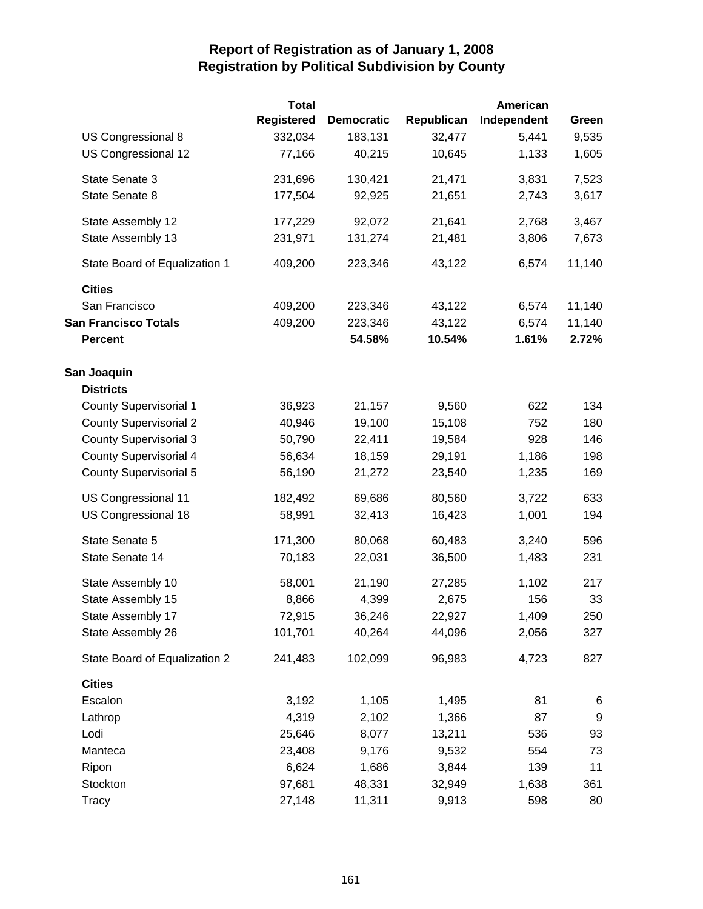# Report of Registration as of January 1, 2008
## Registration by Political Subdivision by County

| | Total Registered | Democratic | Republican | American Independent | Green |
|---|---|---|---|---|---|
| US Congressional 8 | 332,034 | 183,131 | 32,477 | 5,441 | 9,535 |
| US Congressional 12 | 77,166 | 40,215 | 10,645 | 1,133 | 1,605 |
| State Senate 3 | 231,696 | 130,421 | 21,471 | 3,831 | 7,523 |
| State Senate 8 | 177,504 | 92,925 | 21,651 | 2,743 | 3,617 |
| State Assembly 12 | 177,229 | 92,072 | 21,641 | 2,768 | 3,467 |
| State Assembly 13 | 231,971 | 131,274 | 21,481 | 3,806 | 7,673 |
| State Board of Equalization 1 | 409,200 | 223,346 | 43,122 | 6,574 | 11,140 |
| **Cities** | | | | | |
| San Francisco | 409,200 | 223,346 | 43,122 | 6,574 | 11,140 |
| **San Francisco Totals** | 409,200 | 223,346 | 43,122 | 6,574 | 11,140 |
| **Percent** | | **54.58%** | **10.54%** | **1.61%** | **2.72%** |
| **San Joaquin** | | | | | |
| **Districts** | | | | | |
| County Supervisorial 1 | 36,923 | 21,157 | 9,560 | 622 | 134 |
| County Supervisorial 2 | 40,946 | 19,100 | 15,108 | 752 | 180 |
| County Supervisorial 3 | 50,790 | 22,411 | 19,584 | 928 | 146 |
| County Supervisorial 4 | 56,634 | 18,159 | 29,191 | 1,186 | 198 |
| County Supervisorial 5 | 56,190 | 21,272 | 23,540 | 1,235 | 169 |
| US Congressional 11 | 182,492 | 69,686 | 80,560 | 3,722 | 633 |
| US Congressional 18 | 58,991 | 32,413 | 16,423 | 1,001 | 194 |
| State Senate 5 | 171,300 | 80,068 | 60,483 | 3,240 | 596 |
| State Senate 14 | 70,183 | 22,031 | 36,500 | 1,483 | 231 |
| State Assembly 10 | 58,001 | 21,190 | 27,285 | 1,102 | 217 |
| State Assembly 15 | 8,866 | 4,399 | 2,675 | 156 | 33 |
| State Assembly 17 | 72,915 | 36,246 | 22,927 | 1,409 | 250 |
| State Assembly 26 | 101,701 | 40,264 | 44,096 | 2,056 | 327 |
| State Board of Equalization 2 | 241,483 | 102,099 | 96,983 | 4,723 | 827 |
| **Cities** | | | | | |
| Escalon | 3,192 | 1,105 | 1,495 | 81 | 6 |
| Lathrop | 4,319 | 2,102 | 1,366 | 87 | 9 |
| Lodi | 25,646 | 8,077 | 13,211 | 536 | 93 |
| Manteca | 23,408 | 9,176 | 9,532 | 554 | 73 |
| Ripon | 6,624 | 1,686 | 3,844 | 139 | 11 |
| Stockton | 97,681 | 48,331 | 32,949 | 1,638 | 361 |
| Tracy | 27,148 | 11,311 | 9,913 | 598 | 80 |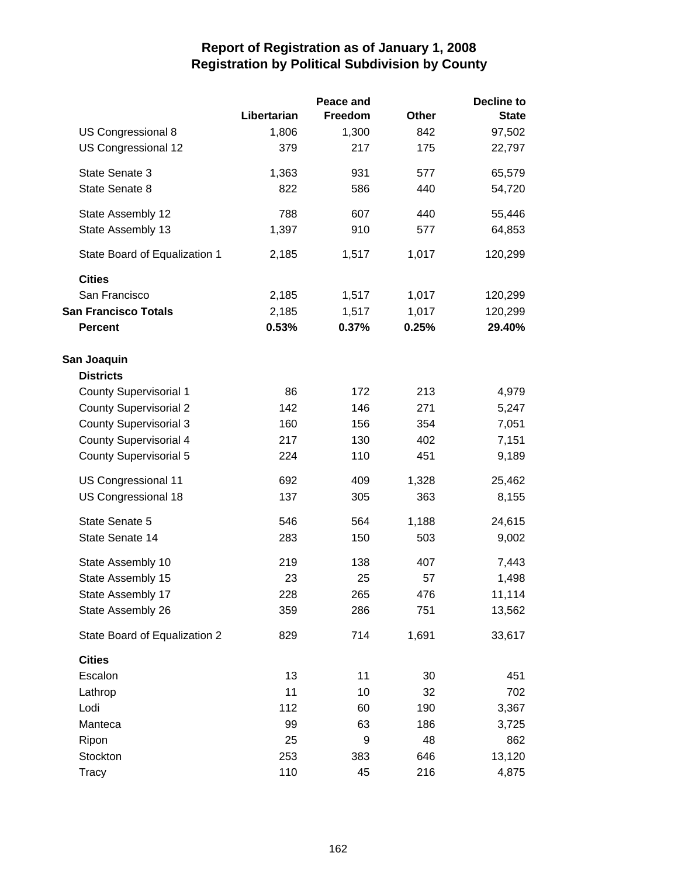# Report of Registration as of January 1, 2008
## Registration by Political Subdivision by County

| | Libertarian | Peace and Freedom | Other | Decline to State |
|---|---|---|---|---|
| US Congressional 8 | 1,806 | 1,300 | 842 | 97,502 |
| US Congressional 12 | 379 | 217 | 175 | 22,797 |
| State Senate 3 | 1,363 | 931 | 577 | 65,579 |
| State Senate 8 | 822 | 586 | 440 | 54,720 |
| State Assembly 12 | 788 | 607 | 440 | 55,446 |
| State Assembly 13 | 1,397 | 910 | 577 | 64,853 |
| State Board of Equalization 1 | 2,185 | 1,517 | 1,017 | 120,299 |
| **Cities** | | | | |
| San Francisco | 2,185 | 1,517 | 1,017 | 120,299 |
| **San Francisco Totals** | 2,185 | 1,517 | 1,017 | 120,299 |
| **Percent** | **0.53%** | **0.37%** | **0.25%** | **29.40%** |
| **San Joaquin** | | | | |
| **Districts** | | | | |
| County Supervisorial 1 | 86 | 172 | 213 | 4,979 |
| County Supervisorial 2 | 142 | 146 | 271 | 5,247 |
| County Supervisorial 3 | 160 | 156 | 354 | 7,051 |
| County Supervisorial 4 | 217 | 130 | 402 | 7,151 |
| County Supervisorial 5 | 224 | 110 | 451 | 9,189 |
| US Congressional 11 | 692 | 409 | 1,328 | 25,462 |
| US Congressional 18 | 137 | 305 | 363 | 8,155 |
| State Senate 5 | 546 | 564 | 1,188 | 24,615 |
| State Senate 14 | 283 | 150 | 503 | 9,002 |
| State Assembly 10 | 219 | 138 | 407 | 7,443 |
| State Assembly 15 | 23 | 25 | 57 | 1,498 |
| State Assembly 17 | 228 | 265 | 476 | 11,114 |
| State Assembly 26 | 359 | 286 | 751 | 13,562 |
| State Board of Equalization 2 | 829 | 714 | 1,691 | 33,617 |
| **Cities** | | | | |
| Escalon | 13 | 11 | 30 | 451 |
| Lathrop | 11 | 10 | 32 | 702 |
| Lodi | 112 | 60 | 190 | 3,367 |
| Manteca | 99 | 63 | 186 | 3,725 |
| Ripon | 25 | 9 | 48 | 862 |
| Stockton | 253 | 383 | 646 | 13,120 |
| Tracy | 110 | 45 | 216 | 4,875 |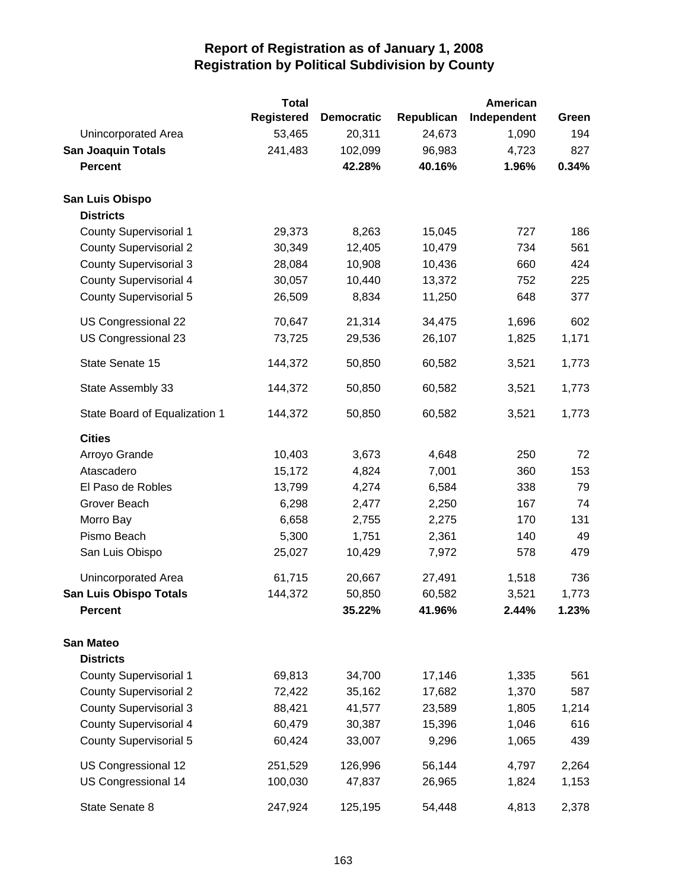# Report of Registration as of January 1, 2008
## Registration by Political Subdivision by County

| | Total Registered | Democratic | Republican | American Independent | Green |
|---|---|---|---|---|---|
| Unincorporated Area | 53,465 | 20,311 | 24,673 | 1,090 | 194 |
| **San Joaquin Totals** | 241,483 | 102,099 | 96,983 | 4,723 | 827 |
| **Percent** | | **42.28%** | **40.16%** | **1.96%** | **0.34%** |
| **San Luis Obispo** | | | | | |
| **Districts** | | | | | |
| County Supervisorial 1 | 29,373 | 8,263 | 15,045 | 727 | 186 |
| County Supervisorial 2 | 30,349 | 12,405 | 10,479 | 734 | 561 |
| County Supervisorial 3 | 28,084 | 10,908 | 10,436 | 660 | 424 |
| County Supervisorial 4 | 30,057 | 10,440 | 13,372 | 752 | 225 |
| County Supervisorial 5 | 26,509 | 8,834 | 11,250 | 648 | 377 |
| US Congressional 22 | 70,647 | 21,314 | 34,475 | 1,696 | 602 |
| US Congressional 23 | 73,725 | 29,536 | 26,107 | 1,825 | 1,171 |
| State Senate 15 | 144,372 | 50,850 | 60,582 | 3,521 | 1,773 |
| State Assembly 33 | 144,372 | 50,850 | 60,582 | 3,521 | 1,773 |
| State Board of Equalization 1 | 144,372 | 50,850 | 60,582 | 3,521 | 1,773 |
| **Cities** | | | | | |
| Arroyo Grande | 10,403 | 3,673 | 4,648 | 250 | 72 |
| Atascadero | 15,172 | 4,824 | 7,001 | 360 | 153 |
| El Paso de Robles | 13,799 | 4,274 | 6,584 | 338 | 79 |
| Grover Beach | 6,298 | 2,477 | 2,250 | 167 | 74 |
| Morro Bay | 6,658 | 2,755 | 2,275 | 170 | 131 |
| Pismo Beach | 5,300 | 1,751 | 2,361 | 140 | 49 |
| San Luis Obispo | 25,027 | 10,429 | 7,972 | 578 | 479 |
| Unincorporated Area | 61,715 | 20,667 | 27,491 | 1,518 | 736 |
| **San Luis Obispo Totals** | 144,372 | 50,850 | 60,582 | 3,521 | 1,773 |
| **Percent** | | **35.22%** | **41.96%** | **2.44%** | **1.23%** |
| **San Mateo** | | | | | |
| **Districts** | | | | | |
| County Supervisorial 1 | 69,813 | 34,700 | 17,146 | 1,335 | 561 |
| County Supervisorial 2 | 72,422 | 35,162 | 17,682 | 1,370 | 587 |
| County Supervisorial 3 | 88,421 | 41,577 | 23,589 | 1,805 | 1,214 |
| County Supervisorial 4 | 60,479 | 30,387 | 15,396 | 1,046 | 616 |
| County Supervisorial 5 | 60,424 | 33,007 | 9,296 | 1,065 | 439 |
| US Congressional 12 | 251,529 | 126,996 | 56,144 | 4,797 | 2,264 |
| US Congressional 14 | 100,030 | 47,837 | 26,965 | 1,824 | 1,153 |
| State Senate 8 | 247,924 | 125,195 | 54,448 | 4,813 | 2,378 |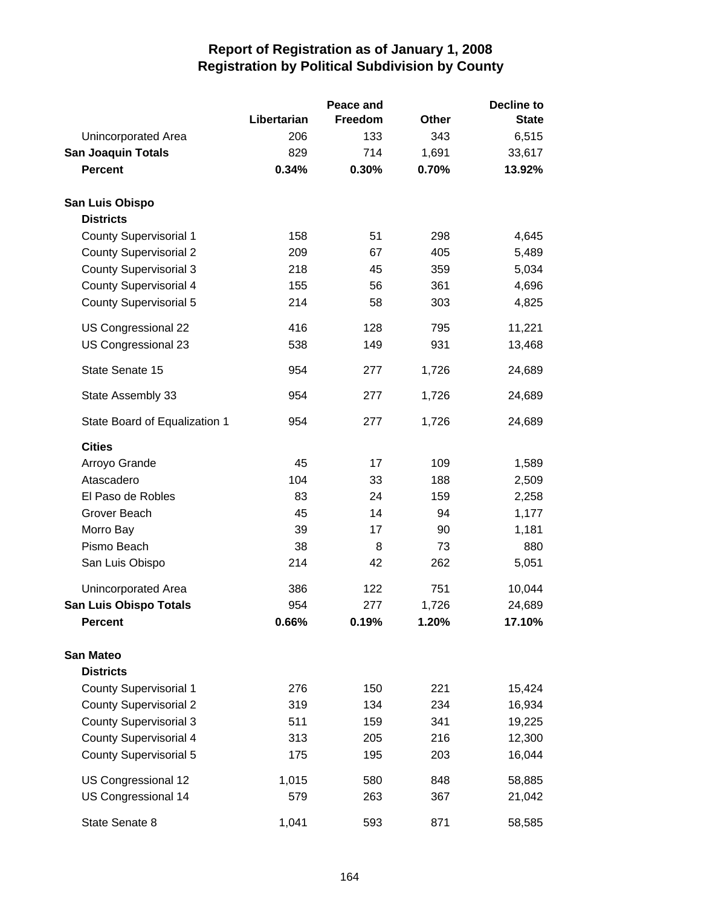# Report of Registration as of January 1, 2008
## Registration by Political Subdivision by County

| | Libertarian | Peace and Freedom | Other | Decline to State |
|---|---|---|---|---|
| Unincorporated Area | 206 | 133 | 343 | 6,515 |
| **San Joaquin Totals** | 829 | 714 | 1,691 | 33,617 |
| **Percent** | **0.34%** | **0.30%** | **0.70%** | **13.92%** |
| **San Luis Obispo** | | | | |
| **Districts** | | | | |
| County Supervisorial 1 | 158 | 51 | 298 | 4,645 |
| County Supervisorial 2 | 209 | 67 | 405 | 5,489 |
| County Supervisorial 3 | 218 | 45 | 359 | 5,034 |
| County Supervisorial 4 | 155 | 56 | 361 | 4,696 |
| County Supervisorial 5 | 214 | 58 | 303 | 4,825 |
| US Congressional 22 | 416 | 128 | 795 | 11,221 |
| US Congressional 23 | 538 | 149 | 931 | 13,468 |
| State Senate 15 | 954 | 277 | 1,726 | 24,689 |
| State Assembly 33 | 954 | 277 | 1,726 | 24,689 |
| State Board of Equalization 1 | 954 | 277 | 1,726 | 24,689 |
| **Cities** | | | | |
| Arroyo Grande | 45 | 17 | 109 | 1,589 |
| Atascadero | 104 | 33 | 188 | 2,509 |
| El Paso de Robles | 83 | 24 | 159 | 2,258 |
| Grover Beach | 45 | 14 | 94 | 1,177 |
| Morro Bay | 39 | 17 | 90 | 1,181 |
| Pismo Beach | 38 | 8 | 73 | 880 |
| San Luis Obispo | 214 | 42 | 262 | 5,051 |
| Unincorporated Area | 386 | 122 | 751 | 10,044 |
| **San Luis Obispo Totals** | 954 | 277 | 1,726 | 24,689 |
| **Percent** | **0.66%** | **0.19%** | **1.20%** | **17.10%** |
| **San Mateo** | | | | |
| **Districts** | | | | |
| County Supervisorial 1 | 276 | 150 | 221 | 15,424 |
| County Supervisorial 2 | 319 | 134 | 234 | 16,934 |
| County Supervisorial 3 | 511 | 159 | 341 | 19,225 |
| County Supervisorial 4 | 313 | 205 | 216 | 12,300 |
| County Supervisorial 5 | 175 | 195 | 203 | 16,044 |
| US Congressional 12 | 1,015 | 580 | 848 | 58,885 |
| US Congressional 14 | 579 | 263 | 367 | 21,042 |
| State Senate 8 | 1,041 | 593 | 871 | 58,585 |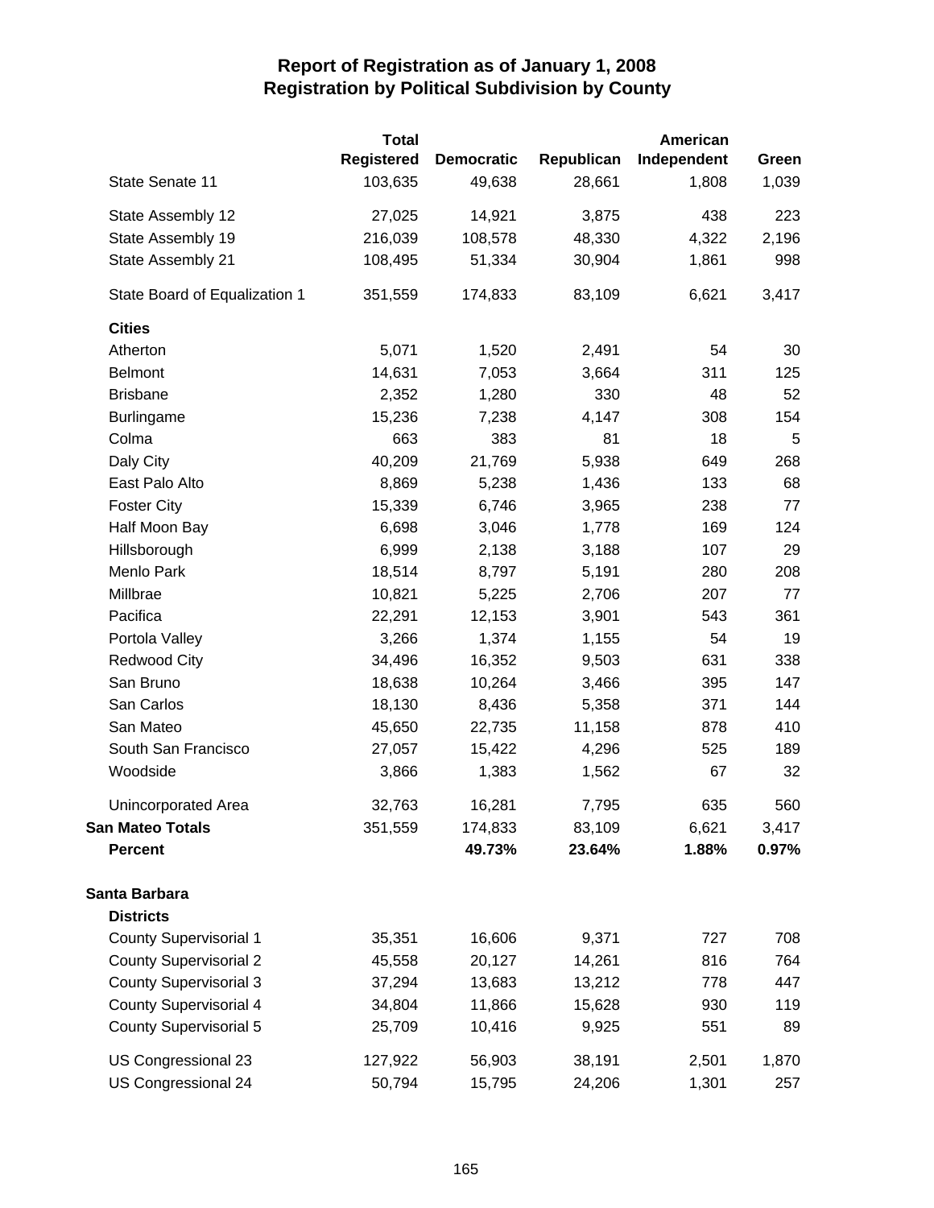# Report of Registration as of January 1, 2008
## Registration by Political Subdivision by County

| | Total Registered | Democratic | Republican | American Independent | Green |
|---|---|---|---|---|---|
| State Senate 11 | 103,635 | 49,638 | 28,661 | 1,808 | 1,039 |
| State Assembly 12 | 27,025 | 14,921 | 3,875 | 438 | 223 |
| State Assembly 19 | 216,039 | 108,578 | 48,330 | 4,322 | 2,196 |
| State Assembly 21 | 108,495 | 51,334 | 30,904 | 1,861 | 998 |
| State Board of Equalization 1 | 351,559 | 174,833 | 83,109 | 6,621 | 3,417 |
| **Cities** | | | | | |
| Atherton | 5,071 | 1,520 | 2,491 | 54 | 30 |
| Belmont | 14,631 | 7,053 | 3,664 | 311 | 125 |
| Brisbane | 2,352 | 1,280 | 330 | 48 | 52 |
| Burlingame | 15,236 | 7,238 | 4,147 | 308 | 154 |
| Colma | 663 | 383 | 81 | 18 | 5 |
| Daly City | 40,209 | 21,769 | 5,938 | 649 | 268 |
| East Palo Alto | 8,869 | 5,238 | 1,436 | 133 | 68 |
| Foster City | 15,339 | 6,746 | 3,965 | 238 | 77 |
| Half Moon Bay | 6,698 | 3,046 | 1,778 | 169 | 124 |
| Hillsborough | 6,999 | 2,138 | 3,188 | 107 | 29 |
| Menlo Park | 18,514 | 8,797 | 5,191 | 280 | 208 |
| Millbrae | 10,821 | 5,225 | 2,706 | 207 | 77 |
| Pacifica | 22,291 | 12,153 | 3,901 | 543 | 361 |
| Portola Valley | 3,266 | 1,374 | 1,155 | 54 | 19 |
| Redwood City | 34,496 | 16,352 | 9,503 | 631 | 338 |
| San Bruno | 18,638 | 10,264 | 3,466 | 395 | 147 |
| San Carlos | 18,130 | 8,436 | 5,358 | 371 | 144 |
| San Mateo | 45,650 | 22,735 | 11,158 | 878 | 410 |
| South San Francisco | 27,057 | 15,422 | 4,296 | 525 | 189 |
| Woodside | 3,866 | 1,383 | 1,562 | 67 | 32 |
| Unincorporated Area | 32,763 | 16,281 | 7,795 | 635 | 560 |
| **San Mateo Totals** | 351,559 | 174,833 | 83,109 | 6,621 | 3,417 |
| **Percent** | | **49.73%** | **23.64%** | **1.88%** | **0.97%** |
| **Santa Barbara** | | | | | |
| **Districts** | | | | | |
| County Supervisorial 1 | 35,351 | 16,606 | 9,371 | 727 | 708 |
| County Supervisorial 2 | 45,558 | 20,127 | 14,261 | 816 | 764 |
| County Supervisorial 3 | 37,294 | 13,683 | 13,212 | 778 | 447 |
| County Supervisorial 4 | 34,804 | 11,866 | 15,628 | 930 | 119 |
| County Supervisorial 5 | 25,709 | 10,416 | 9,925 | 551 | 89 |
| US Congressional 23 | 127,922 | 56,903 | 38,191 | 2,501 | 1,870 |
| US Congressional 24 | 50,794 | 15,795 | 24,206 | 1,301 | 257 |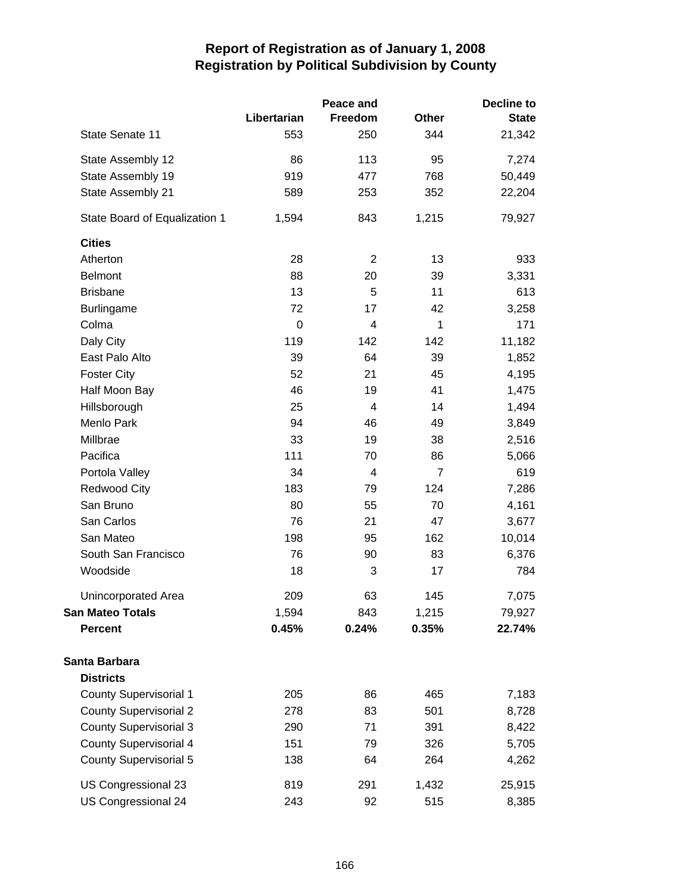# Report of Registration as of January 1, 2008
## Registration by Political Subdivision by County

| | Libertarian | Peace and Freedom | Other | Decline to State |
|---|---|---|---|---|
| State Senate 11 | 553 | 250 | 344 | 21,342 |
| State Assembly 12 | 86 | 113 | 95 | 7,274 |
| State Assembly 19 | 919 | 477 | 768 | 50,449 |
| State Assembly 21 | 589 | 253 | 352 | 22,204 |
| State Board of Equalization 1 | 1,594 | 843 | 1,215 | 79,927 |
| **Cities** | | | | |
| Atherton | 28 | 2 | 13 | 933 |
| Belmont | 88 | 20 | 39 | 3,331 |
| Brisbane | 13 | 5 | 11 | 613 |
| Burlingame | 72 | 17 | 42 | 3,258 |
| Colma | 0 | 4 | 1 | 171 |
| Daly City | 119 | 142 | 142 | 11,182 |
| East Palo Alto | 39 | 64 | 39 | 1,852 |
| Foster City | 52 | 21 | 45 | 4,195 |
| Half Moon Bay | 46 | 19 | 41 | 1,475 |
| Hillsborough | 25 | 4 | 14 | 1,494 |
| Menlo Park | 94 | 46 | 49 | 3,849 |
| Millbrae | 33 | 19 | 38 | 2,516 |
| Pacifica | 111 | 70 | 86 | 5,066 |
| Portola Valley | 34 | 4 | 7 | 619 |
| Redwood City | 183 | 79 | 124 | 7,286 |
| San Bruno | 80 | 55 | 70 | 4,161 |
| San Carlos | 76 | 21 | 47 | 3,677 |
| San Mateo | 198 | 95 | 162 | 10,014 |
| South San Francisco | 76 | 90 | 83 | 6,376 |
| Woodside | 18 | 3 | 17 | 784 |
| Unincorporated Area | 209 | 63 | 145 | 7,075 |
| **San Mateo Totals** | 1,594 | 843 | 1,215 | 79,927 |
| **Percent** | **0.45%** | **0.24%** | **0.35%** | **22.74%** |
| **Santa Barbara** | | | | |
| **Districts** | | | | |
| County Supervisorial 1 | 205 | 86 | 465 | 7,183 |
| County Supervisorial 2 | 278 | 83 | 501 | 8,728 |
| County Supervisorial 3 | 290 | 71 | 391 | 8,422 |
| County Supervisorial 4 | 151 | 79 | 326 | 5,705 |
| County Supervisorial 5 | 138 | 64 | 264 | 4,262 |
| US Congressional 23 | 819 | 291 | 1,432 | 25,915 |
| US Congressional 24 | 243 | 92 | 515 | 8,385 |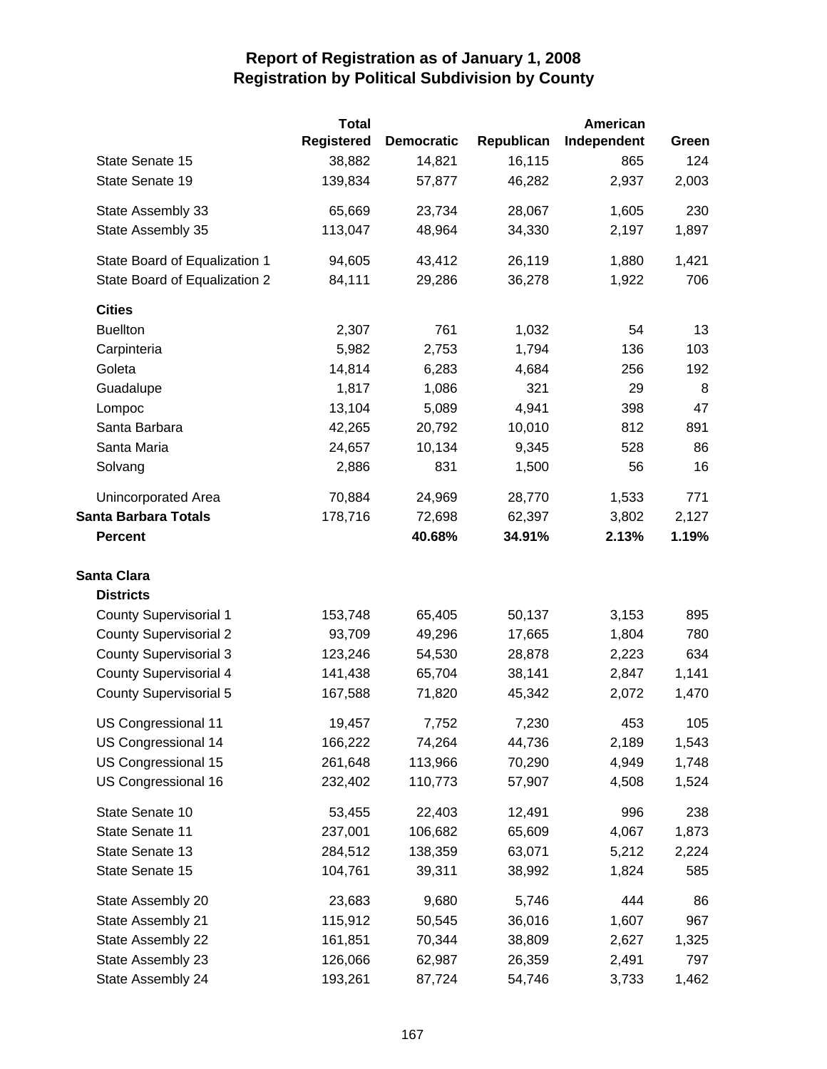# Report of Registration as of January 1, 2008
## Registration by Political Subdivision by County

| | Total Registered | Democratic | Republican | American Independent | Green |
|---|---|---|---|---|---|
| State Senate 15 | 38,882 | 14,821 | 16,115 | 865 | 124 |
| State Senate 19 | 139,834 | 57,877 | 46,282 | 2,937 | 2,003 |
| State Assembly 33 | 65,669 | 23,734 | 28,067 | 1,605 | 230 |
| State Assembly 35 | 113,047 | 48,964 | 34,330 | 2,197 | 1,897 |
| State Board of Equalization 1 | 94,605 | 43,412 | 26,119 | 1,880 | 1,421 |
| State Board of Equalization 2 | 84,111 | 29,286 | 36,278 | 1,922 | 706 |
| **Cities** | | | | | |
| Buellton | 2,307 | 761 | 1,032 | 54 | 13 |
| Carpinteria | 5,982 | 2,753 | 1,794 | 136 | 103 |
| Goleta | 14,814 | 6,283 | 4,684 | 256 | 192 |
| Guadalupe | 1,817 | 1,086 | 321 | 29 | 8 |
| Lompoc | 13,104 | 5,089 | 4,941 | 398 | 47 |
| Santa Barbara | 42,265 | 20,792 | 10,010 | 812 | 891 |
| Santa Maria | 24,657 | 10,134 | 9,345 | 528 | 86 |
| Solvang | 2,886 | 831 | 1,500 | 56 | 16 |
| Unincorporated Area | 70,884 | 24,969 | 28,770 | 1,533 | 771 |
| **Santa Barbara Totals** | 178,716 | 72,698 | 62,397 | 3,802 | 2,127 |
| **Percent** | | **40.68%** | **34.91%** | **2.13%** | **1.19%** |
| **Santa Clara** | | | | | |
| **Districts** | | | | | |
| County Supervisorial 1 | 153,748 | 65,405 | 50,137 | 3,153 | 895 |
| County Supervisorial 2 | 93,709 | 49,296 | 17,665 | 1,804 | 780 |
| County Supervisorial 3 | 123,246 | 54,530 | 28,878 | 2,223 | 634 |
| County Supervisorial 4 | 141,438 | 65,704 | 38,141 | 2,847 | 1,141 |
| County Supervisorial 5 | 167,588 | 71,820 | 45,342 | 2,072 | 1,470 |
| US Congressional 11 | 19,457 | 7,752 | 7,230 | 453 | 105 |
| US Congressional 14 | 166,222 | 74,264 | 44,736 | 2,189 | 1,543 |
| US Congressional 15 | 261,648 | 113,966 | 70,290 | 4,949 | 1,748 |
| US Congressional 16 | 232,402 | 110,773 | 57,907 | 4,508 | 1,524 |
| State Senate 10 | 53,455 | 22,403 | 12,491 | 996 | 238 |
| State Senate 11 | 237,001 | 106,682 | 65,609 | 4,067 | 1,873 |
| State Senate 13 | 284,512 | 138,359 | 63,071 | 5,212 | 2,224 |
| State Senate 15 | 104,761 | 39,311 | 38,992 | 1,824 | 585 |
| State Assembly 20 | 23,683 | 9,680 | 5,746 | 444 | 86 |
| State Assembly 21 | 115,912 | 50,545 | 36,016 | 1,607 | 967 |
| State Assembly 22 | 161,851 | 70,344 | 38,809 | 2,627 | 1,325 |
| State Assembly 23 | 126,066 | 62,987 | 26,359 | 2,491 | 797 |
| State Assembly 24 | 193,261 | 87,724 | 54,746 | 3,733 | 1,462 |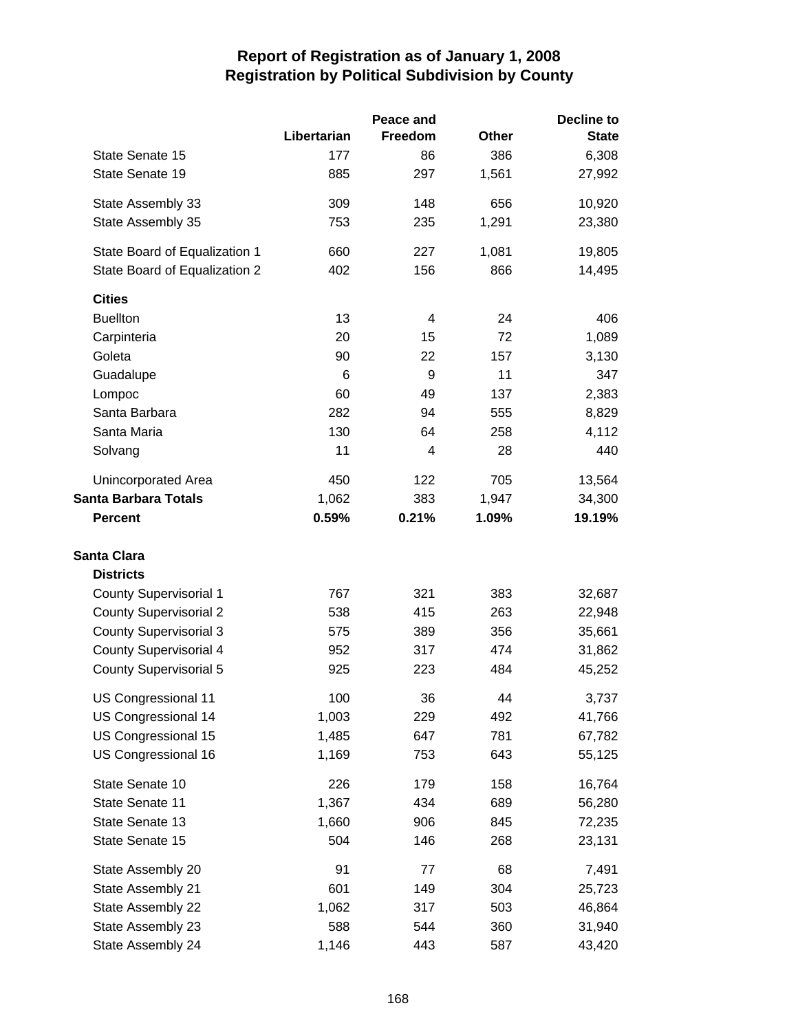# Report of Registration as of January 1, 2008
## Registration by Political Subdivision by County

| | Libertarian | Peace and Freedom | Other | Decline to State |
|---|---|---|---|---|
| State Senate 15 | 177 | 86 | 386 | 6,308 |
| State Senate 19 | 885 | 297 | 1,561 | 27,992 |
| State Assembly 33 | 309 | 148 | 656 | 10,920 |
| State Assembly 35 | 753 | 235 | 1,291 | 23,380 |
| State Board of Equalization 1 | 660 | 227 | 1,081 | 19,805 |
| State Board of Equalization 2 | 402 | 156 | 866 | 14,495 |
| **Cities** | | | | |
| Buellton | 13 | 4 | 24 | 406 |
| Carpinteria | 20 | 15 | 72 | 1,089 |
| Goleta | 90 | 22 | 157 | 3,130 |
| Guadalupe | 6 | 9 | 11 | 347 |
| Lompoc | 60 | 49 | 137 | 2,383 |
| Santa Barbara | 282 | 94 | 555 | 8,829 |
| Santa Maria | 130 | 64 | 258 | 4,112 |
| Solvang | 11 | 4 | 28 | 440 |
| Unincorporated Area | 450 | 122 | 705 | 13,564 |
| **Santa Barbara Totals** | 1,062 | 383 | 1,947 | 34,300 |
| **Percent** | **0.59%** | **0.21%** | **1.09%** | **19.19%** |
| **Santa Clara** | | | | |
| **Districts** | | | | |
| County Supervisorial 1 | 767 | 321 | 383 | 32,687 |
| County Supervisorial 2 | 538 | 415 | 263 | 22,948 |
| County Supervisorial 3 | 575 | 389 | 356 | 35,661 |
| County Supervisorial 4 | 952 | 317 | 474 | 31,862 |
| County Supervisorial 5 | 925 | 223 | 484 | 45,252 |
| US Congressional 11 | 100 | 36 | 44 | 3,737 |
| US Congressional 14 | 1,003 | 229 | 492 | 41,766 |
| US Congressional 15 | 1,485 | 647 | 781 | 67,782 |
| US Congressional 16 | 1,169 | 753 | 643 | 55,125 |
| State Senate 10 | 226 | 179 | 158 | 16,764 |
| State Senate 11 | 1,367 | 434 | 689 | 56,280 |
| State Senate 13 | 1,660 | 906 | 845 | 72,235 |
| State Senate 15 | 504 | 146 | 268 | 23,131 |
| State Assembly 20 | 91 | 77 | 68 | 7,491 |
| State Assembly 21 | 601 | 149 | 304 | 25,723 |
| State Assembly 22 | 1,062 | 317 | 503 | 46,864 |
| State Assembly 23 | 588 | 544 | 360 | 31,940 |
| State Assembly 24 | 1,146 | 443 | 587 | 43,420 |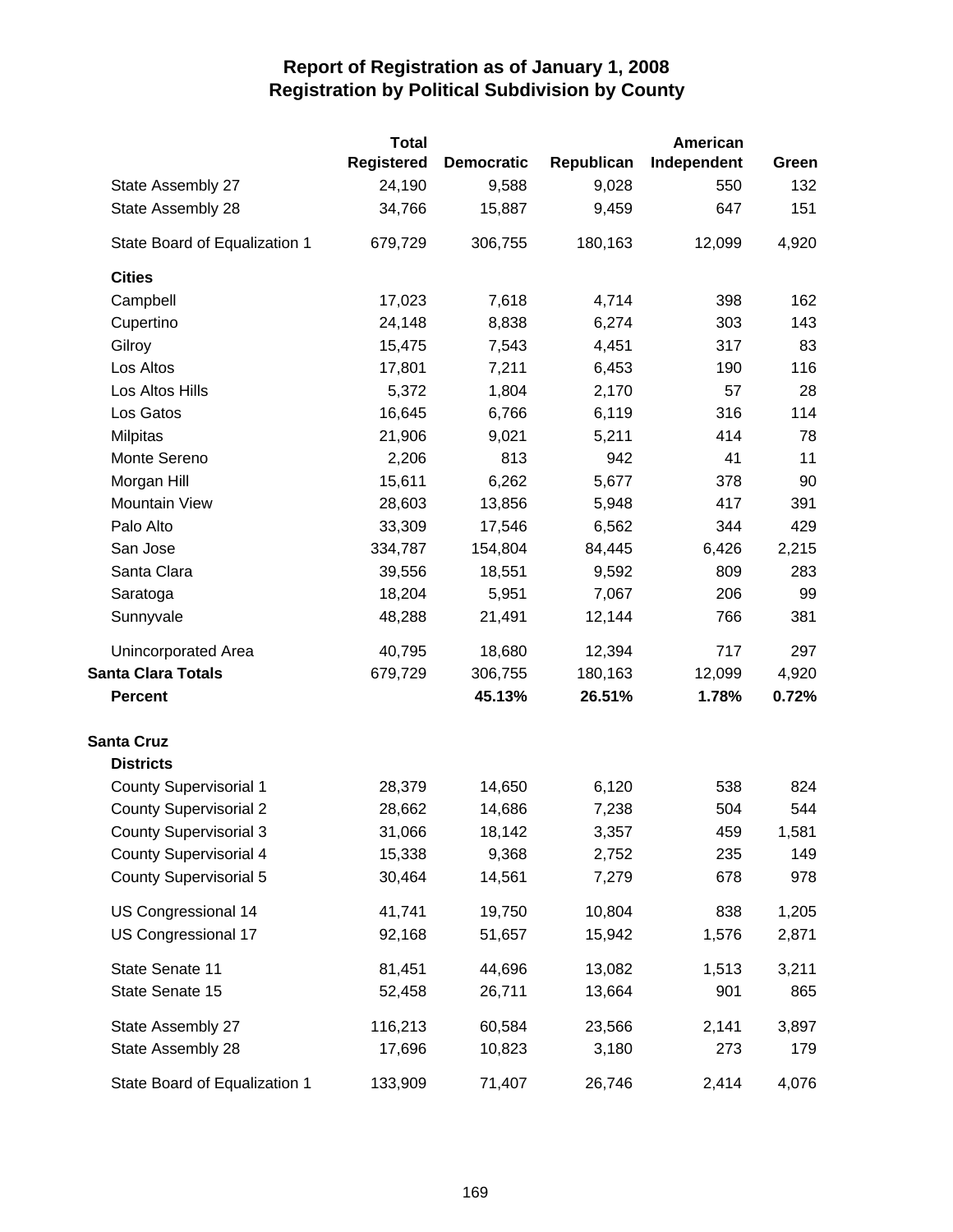# Report of Registration as of January 1, 2008
## Registration by Political Subdivision by County

| | Total Registered | Democratic | Republican | American Independent | Green |
|---|---|---|---|---|---|
| State Assembly 27 | 24,190 | 9,588 | 9,028 | 550 | 132 |
| State Assembly 28 | 34,766 | 15,887 | 9,459 | 647 | 151 |
| State Board of Equalization 1 | 679,729 | 306,755 | 180,163 | 12,099 | 4,920 |
| **Cities** | | | | | |
| Campbell | 17,023 | 7,618 | 4,714 | 398 | 162 |
| Cupertino | 24,148 | 8,838 | 6,274 | 303 | 143 |
| Gilroy | 15,475 | 7,543 | 4,451 | 317 | 83 |
| Los Altos | 17,801 | 7,211 | 6,453 | 190 | 116 |
| Los Altos Hills | 5,372 | 1,804 | 2,170 | 57 | 28 |
| Los Gatos | 16,645 | 6,766 | 6,119 | 316 | 114 |
| Milpitas | 21,906 | 9,021 | 5,211 | 414 | 78 |
| Monte Sereno | 2,206 | 813 | 942 | 41 | 11 |
| Morgan Hill | 15,611 | 6,262 | 5,677 | 378 | 90 |
| Mountain View | 28,603 | 13,856 | 5,948 | 417 | 391 |
| Palo Alto | 33,309 | 17,546 | 6,562 | 344 | 429 |
| San Jose | 334,787 | 154,804 | 84,445 | 6,426 | 2,215 |
| Santa Clara | 39,556 | 18,551 | 9,592 | 809 | 283 |
| Saratoga | 18,204 | 5,951 | 7,067 | 206 | 99 |
| Sunnyvale | 48,288 | 21,491 | 12,144 | 766 | 381 |
| Unincorporated Area | 40,795 | 18,680 | 12,394 | 717 | 297 |
| **Santa Clara Totals** | 679,729 | 306,755 | 180,163 | 12,099 | 4,920 |
| **Percent** | | **45.13%** | **26.51%** | **1.78%** | **0.72%** |
| **Santa Cruz** | | | | | |
| **Districts** | | | | | |
| County Supervisorial 1 | 28,379 | 14,650 | 6,120 | 538 | 824 |
| County Supervisorial 2 | 28,662 | 14,686 | 7,238 | 504 | 544 |
| County Supervisorial 3 | 31,066 | 18,142 | 3,357 | 459 | 1,581 |
| County Supervisorial 4 | 15,338 | 9,368 | 2,752 | 235 | 149 |
| County Supervisorial 5 | 30,464 | 14,561 | 7,279 | 678 | 978 |
| US Congressional 14 | 41,741 | 19,750 | 10,804 | 838 | 1,205 |
| US Congressional 17 | 92,168 | 51,657 | 15,942 | 1,576 | 2,871 |
| State Senate 11 | 81,451 | 44,696 | 13,082 | 1,513 | 3,211 |
| State Senate 15 | 52,458 | 26,711 | 13,664 | 901 | 865 |
| State Assembly 27 | 116,213 | 60,584 | 23,566 | 2,141 | 3,897 |
| State Assembly 28 | 17,696 | 10,823 | 3,180 | 273 | 179 |
| State Board of Equalization 1 | 133,909 | 71,407 | 26,746 | 2,414 | 4,076 |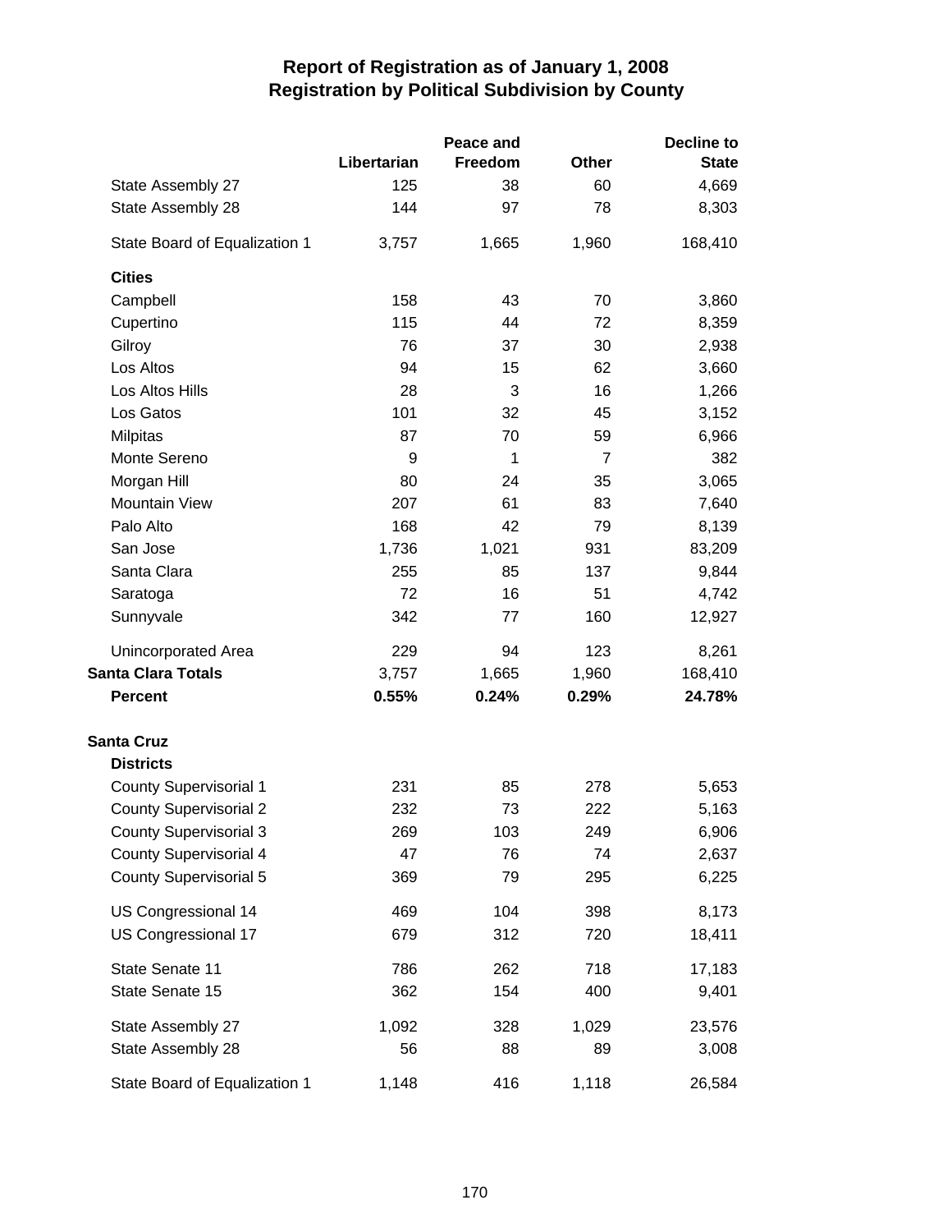# Report of Registration as of January 1, 2008
## Registration by Political Subdivision by County

| | Libertarian | Peace and Freedom | Other | Decline to State |
|---|---|---|---|---|
| State Assembly 27 | 125 | 38 | 60 | 4,669 |
| State Assembly 28 | 144 | 97 | 78 | 8,303 |
| State Board of Equalization 1 | 3,757 | 1,665 | 1,960 | 168,410 |
| **Cities** | | | | |
| Campbell | 158 | 43 | 70 | 3,860 |
| Cupertino | 115 | 44 | 72 | 8,359 |
| Gilroy | 76 | 37 | 30 | 2,938 |
| Los Altos | 94 | 15 | 62 | 3,660 |
| Los Altos Hills | 28 | 3 | 16 | 1,266 |
| Los Gatos | 101 | 32 | 45 | 3,152 |
| Milpitas | 87 | 70 | 59 | 6,966 |
| Monte Sereno | 9 | 1 | 7 | 382 |
| Morgan Hill | 80 | 24 | 35 | 3,065 |
| Mountain View | 207 | 61 | 83 | 7,640 |
| Palo Alto | 168 | 42 | 79 | 8,139 |
| San Jose | 1,736 | 1,021 | 931 | 83,209 |
| Santa Clara | 255 | 85 | 137 | 9,844 |
| Saratoga | 72 | 16 | 51 | 4,742 |
| Sunnyvale | 342 | 77 | 160 | 12,927 |
| Unincorporated Area | 229 | 94 | 123 | 8,261 |
| **Santa Clara Totals** | 3,757 | 1,665 | 1,960 | 168,410 |
| **Percent** | **0.55%** | **0.24%** | **0.29%** | **24.78%** |
| **Santa Cruz** | | | | |
| **Districts** | | | | |
| County Supervisorial 1 | 231 | 85 | 278 | 5,653 |
| County Supervisorial 2 | 232 | 73 | 222 | 5,163 |
| County Supervisorial 3 | 269 | 103 | 249 | 6,906 |
| County Supervisorial 4 | 47 | 76 | 74 | 2,637 |
| County Supervisorial 5 | 369 | 79 | 295 | 6,225 |
| US Congressional 14 | 469 | 104 | 398 | 8,173 |
| US Congressional 17 | 679 | 312 | 720 | 18,411 |
| State Senate 11 | 786 | 262 | 718 | 17,183 |
| State Senate 15 | 362 | 154 | 400 | 9,401 |
| State Assembly 27 | 1,092 | 328 | 1,029 | 23,576 |
| State Assembly 28 | 56 | 88 | 89 | 3,008 |
| State Board of Equalization 1 | 1,148 | 416 | 1,118 | 26,584 |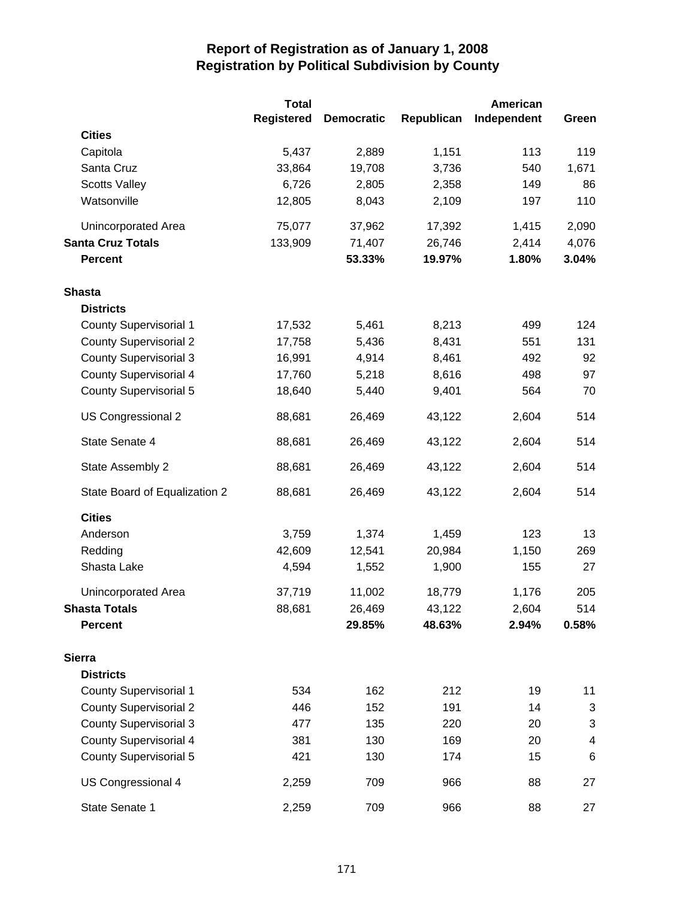# Report of Registration as of January 1, 2008
## Registration by Political Subdivision by County

| | Total Registered | Democratic | Republican | American Independent | Green |
|---|---|---|---|---|---|
| **Cities** | | | | | |
| Capitola | 5,437 | 2,889 | 1,151 | 113 | 119 |
| Santa Cruz | 33,864 | 19,708 | 3,736 | 540 | 1,671 |
| Scotts Valley | 6,726 | 2,805 | 2,358 | 149 | 86 |
| Watsonville | 12,805 | 8,043 | 2,109 | 197 | 110 |
| Unincorporated Area | 75,077 | 37,962 | 17,392 | 1,415 | 2,090 |
| **Santa Cruz Totals** | 133,909 | 71,407 | 26,746 | 2,414 | 4,076 |
| **Percent** | | **53.33%** | **19.97%** | **1.80%** | **3.04%** |
| **Shasta** | | | | | |
| **Districts** | | | | | |
| County Supervisorial 1 | 17,532 | 5,461 | 8,213 | 499 | 124 |
| County Supervisorial 2 | 17,758 | 5,436 | 8,431 | 551 | 131 |
| County Supervisorial 3 | 16,991 | 4,914 | 8,461 | 492 | 92 |
| County Supervisorial 4 | 17,760 | 5,218 | 8,616 | 498 | 97 |
| County Supervisorial 5 | 18,640 | 5,440 | 9,401 | 564 | 70 |
| US Congressional 2 | 88,681 | 26,469 | 43,122 | 2,604 | 514 |
| State Senate 4 | 88,681 | 26,469 | 43,122 | 2,604 | 514 |
| State Assembly 2 | 88,681 | 26,469 | 43,122 | 2,604 | 514 |
| State Board of Equalization 2 | 88,681 | 26,469 | 43,122 | 2,604 | 514 |
| **Cities** | | | | | |
| Anderson | 3,759 | 1,374 | 1,459 | 123 | 13 |
| Redding | 42,609 | 12,541 | 20,984 | 1,150 | 269 |
| Shasta Lake | 4,594 | 1,552 | 1,900 | 155 | 27 |
| Unincorporated Area | 37,719 | 11,002 | 18,779 | 1,176 | 205 |
| **Shasta Totals** | 88,681 | 26,469 | 43,122 | 2,604 | 514 |
| **Percent** | | **29.85%** | **48.63%** | **2.94%** | **0.58%** |
| **Sierra** | | | | | |
| **Districts** | | | | | |
| County Supervisorial 1 | 534 | 162 | 212 | 19 | 11 |
| County Supervisorial 2 | 446 | 152 | 191 | 14 | 3 |
| County Supervisorial 3 | 477 | 135 | 220 | 20 | 3 |
| County Supervisorial 4 | 381 | 130 | 169 | 20 | 4 |
| County Supervisorial 5 | 421 | 130 | 174 | 15 | 6 |
| US Congressional 4 | 2,259 | 709 | 966 | 88 | 27 |
| State Senate 1 | 2,259 | 709 | 966 | 88 | 27 |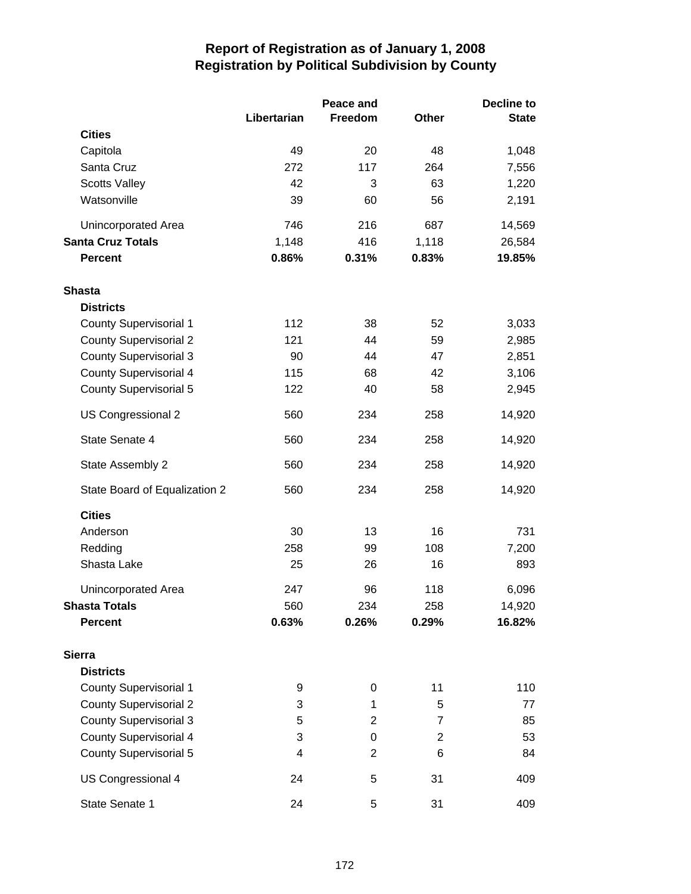# Report of Registration as of January 1, 2008
## Registration by Political Subdivision by County

| | Libertarian | Peace and Freedom | Other | Decline to State |
|---|---|---|---|---|
| **Cities** | | | | |
| Capitola | 49 | 20 | 48 | 1,048 |
| Santa Cruz | 272 | 117 | 264 | 7,556 |
| Scotts Valley | 42 | 3 | 63 | 1,220 |
| Watsonville | 39 | 60 | 56 | 2,191 |
| Unincorporated Area | 746 | 216 | 687 | 14,569 |
| **Santa Cruz Totals** | 1,148 | 416 | 1,118 | 26,584 |
| **Percent** | **0.86%** | **0.31%** | **0.83%** | **19.85%** |
| **Shasta** | | | | |
| **Districts** | | | | |
| County Supervisorial 1 | 112 | 38 | 52 | 3,033 |
| County Supervisorial 2 | 121 | 44 | 59 | 2,985 |
| County Supervisorial 3 | 90 | 44 | 47 | 2,851 |
| County Supervisorial 4 | 115 | 68 | 42 | 3,106 |
| County Supervisorial 5 | 122 | 40 | 58 | 2,945 |
| US Congressional 2 | 560 | 234 | 258 | 14,920 |
| State Senate 4 | 560 | 234 | 258 | 14,920 |
| State Assembly 2 | 560 | 234 | 258 | 14,920 |
| State Board of Equalization 2 | 560 | 234 | 258 | 14,920 |
| **Cities** | | | | |
| Anderson | 30 | 13 | 16 | 731 |
| Redding | 258 | 99 | 108 | 7,200 |
| Shasta Lake | 25 | 26 | 16 | 893 |
| Unincorporated Area | 247 | 96 | 118 | 6,096 |
| **Shasta Totals** | 560 | 234 | 258 | 14,920 |
| **Percent** | **0.63%** | **0.26%** | **0.29%** | **16.82%** |
| **Sierra** | | | | |
| **Districts** | | | | |
| County Supervisorial 1 | 9 | 0 | 11 | 110 |
| County Supervisorial 2 | 3 | 1 | 5 | 77 |
| County Supervisorial 3 | 5 | 2 | 7 | 85 |
| County Supervisorial 4 | 3 | 0 | 2 | 53 |
| County Supervisorial 5 | 4 | 2 | 6 | 84 |
| US Congressional 4 | 24 | 5 | 31 | 409 |
| State Senate 1 | 24 | 5 | 31 | 409 |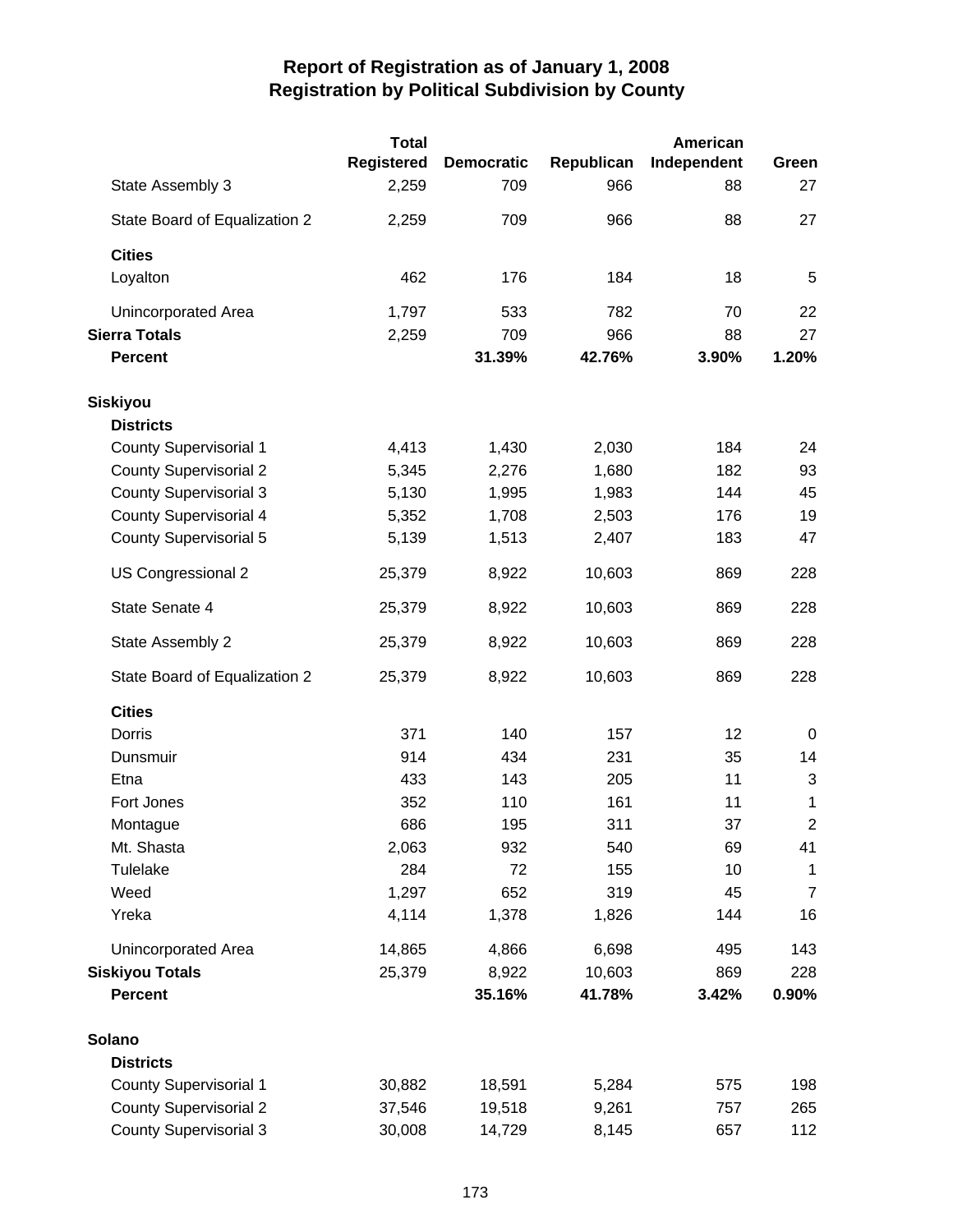# Report of Registration as of January 1, 2008
## Registration by Political Subdivision by County

| | Total Registered | Democratic | Republican | American Independent | Green |
|---|---|---|---|---|---|
| State Assembly 3 | 2,259 | 709 | 966 | 88 | 27 |
| State Board of Equalization 2 | 2,259 | 709 | 966 | 88 | 27 |
| **Cities** | | | | | |
| Loyalton | 462 | 176 | 184 | 18 | 5 |
| Unincorporated Area | 1,797 | 533 | 782 | 70 | 22 |
| **Sierra Totals** | 2,259 | 709 | 966 | 88 | 27 |
| **Percent** | | **31.39%** | **42.76%** | **3.90%** | **1.20%** |
| **Siskiyou** | | | | | |
| **Districts** | | | | | |
| County Supervisorial 1 | 4,413 | 1,430 | 2,030 | 184 | 24 |
| County Supervisorial 2 | 5,345 | 2,276 | 1,680 | 182 | 93 |
| County Supervisorial 3 | 5,130 | 1,995 | 1,983 | 144 | 45 |
| County Supervisorial 4 | 5,352 | 1,708 | 2,503 | 176 | 19 |
| County Supervisorial 5 | 5,139 | 1,513 | 2,407 | 183 | 47 |
| US Congressional 2 | 25,379 | 8,922 | 10,603 | 869 | 228 |
| State Senate 4 | 25,379 | 8,922 | 10,603 | 869 | 228 |
| State Assembly 2 | 25,379 | 8,922 | 10,603 | 869 | 228 |
| State Board of Equalization 2 | 25,379 | 8,922 | 10,603 | 869 | 228 |
| **Cities** | | | | | |
| Dorris | 371 | 140 | 157 | 12 | 0 |
| Dunsmuir | 914 | 434 | 231 | 35 | 14 |
| Etna | 433 | 143 | 205 | 11 | 3 |
| Fort Jones | 352 | 110 | 161 | 11 | 1 |
| Montague | 686 | 195 | 311 | 37 | 2 |
| Mt. Shasta | 2,063 | 932 | 540 | 69 | 41 |
| Tulelake | 284 | 72 | 155 | 10 | 1 |
| Weed | 1,297 | 652 | 319 | 45 | 7 |
| Yreka | 4,114 | 1,378 | 1,826 | 144 | 16 |
| Unincorporated Area | 14,865 | 4,866 | 6,698 | 495 | 143 |
| **Siskiyou Totals** | 25,379 | 8,922 | 10,603 | 869 | 228 |
| **Percent** | | **35.16%** | **41.78%** | **3.42%** | **0.90%** |
| **Solano** | | | | | |
| **Districts** | | | | | |
| County Supervisorial 1 | 30,882 | 18,591 | 5,284 | 575 | 198 |
| County Supervisorial 2 | 37,546 | 19,518 | 9,261 | 757 | 265 |
| County Supervisorial 3 | 30,008 | 14,729 | 8,145 | 657 | 112 |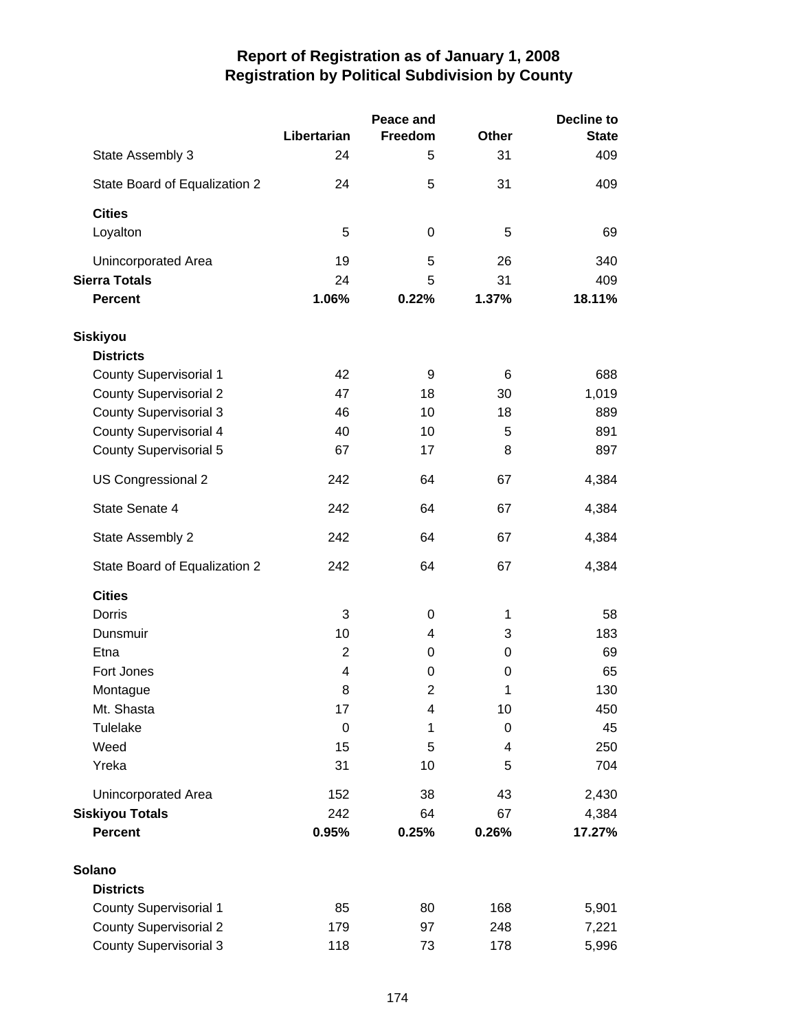## Report of Registration as of January 1, 2008
## Registration by Political Subdivision by County

| | Libertarian | Peace and Freedom | Other | Decline to State |
|---|---|---|---|---|
| State Assembly 3 | 24 | 5 | 31 | 409 |
| State Board of Equalization 2 | 24 | 5 | 31 | 409 |
| **Cities** | | | | |
| Loyalton | 5 | 0 | 5 | 69 |
| Unincorporated Area | 19 | 5 | 26 | 340 |
| **Sierra Totals** | 24 | 5 | 31 | 409 |
| **Percent** | **1.06%** | **0.22%** | **1.37%** | **18.11%** |
| **Siskiyou** | | | | |
| **Districts** | | | | |
| County Supervisorial 1 | 42 | 9 | 6 | 688 |
| County Supervisorial 2 | 47 | 18 | 30 | 1,019 |
| County Supervisorial 3 | 46 | 10 | 18 | 889 |
| County Supervisorial 4 | 40 | 10 | 5 | 891 |
| County Supervisorial 5 | 67 | 17 | 8 | 897 |
| US Congressional 2 | 242 | 64 | 67 | 4,384 |
| State Senate 4 | 242 | 64 | 67 | 4,384 |
| State Assembly 2 | 242 | 64 | 67 | 4,384 |
| State Board of Equalization 2 | 242 | 64 | 67 | 4,384 |
| **Cities** | | | | |
| Dorris | 3 | 0 | 1 | 58 |
| Dunsmuir | 10 | 4 | 3 | 183 |
| Etna | 2 | 0 | 0 | 69 |
| Fort Jones | 4 | 0 | 0 | 65 |
| Montague | 8 | 2 | 1 | 130 |
| Mt. Shasta | 17 | 4 | 10 | 450 |
| Tulelake | 0 | 1 | 0 | 45 |
| Weed | 15 | 5 | 4 | 250 |
| Yreka | 31 | 10 | 5 | 704 |
| Unincorporated Area | 152 | 38 | 43 | 2,430 |
| **Siskiyou Totals** | 242 | 64 | 67 | 4,384 |
| **Percent** | **0.95%** | **0.25%** | **0.26%** | **17.27%** |
| **Solano** | | | | |
| **Districts** | | | | |
| County Supervisorial 1 | 85 | 80 | 168 | 5,901 |
| County Supervisorial 2 | 179 | 97 | 248 | 7,221 |
| County Supervisorial 3 | 118 | 73 | 178 | 5,996 |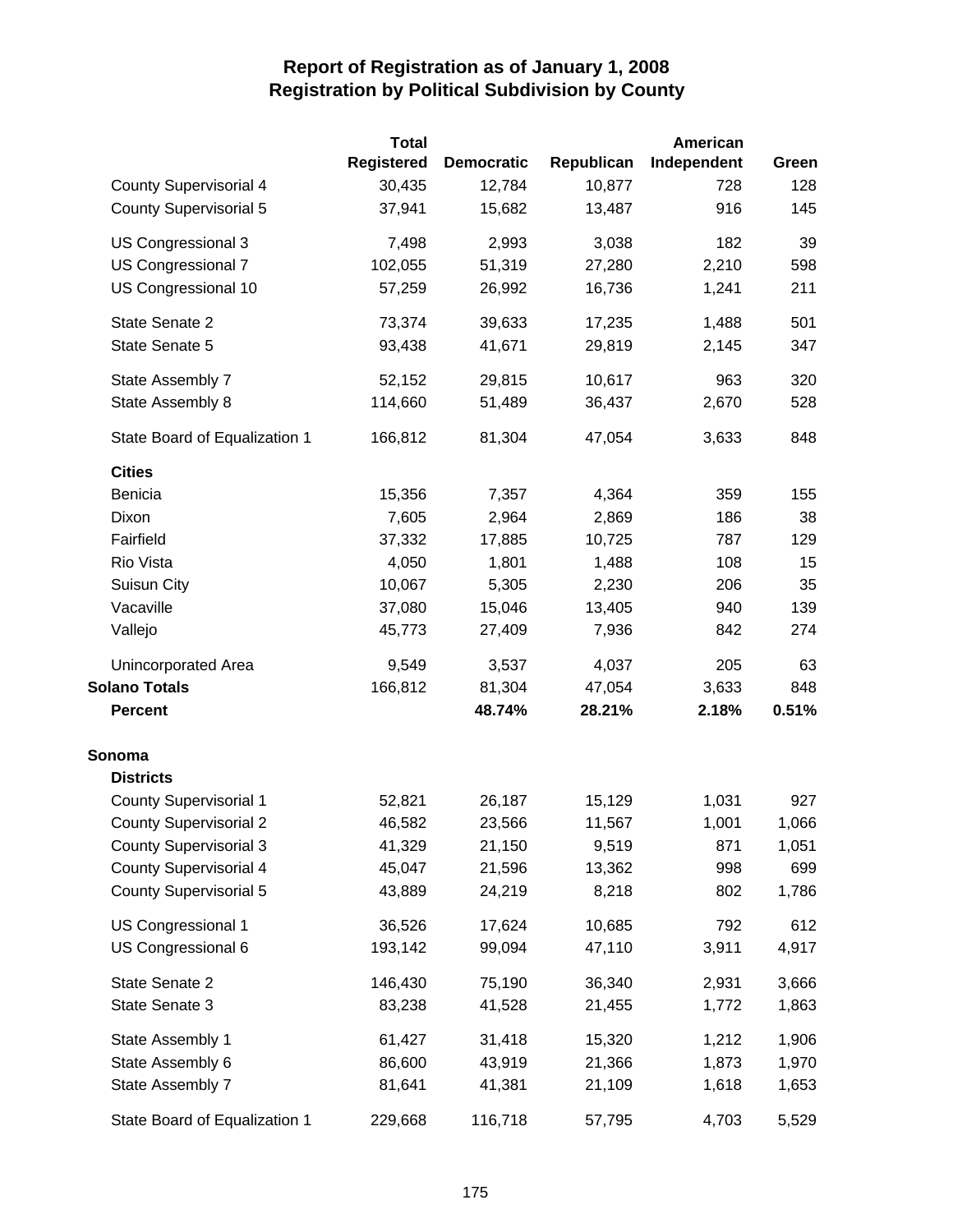# Report of Registration as of January 1, 2008
## Registration by Political Subdivision by County

| | Total Registered | Democratic | Republican | American Independent | Green |
|---|---|---|---|---|---|
| County Supervisorial 4 | 30,435 | 12,784 | 10,877 | 728 | 128 |
| County Supervisorial 5 | 37,941 | 15,682 | 13,487 | 916 | 145 |
| US Congressional 3 | 7,498 | 2,993 | 3,038 | 182 | 39 |
| US Congressional 7 | 102,055 | 51,319 | 27,280 | 2,210 | 598 |
| US Congressional 10 | 57,259 | 26,992 | 16,736 | 1,241 | 211 |
| State Senate 2 | 73,374 | 39,633 | 17,235 | 1,488 | 501 |
| State Senate 5 | 93,438 | 41,671 | 29,819 | 2,145 | 347 |
| State Assembly 7 | 52,152 | 29,815 | 10,617 | 963 | 320 |
| State Assembly 8 | 114,660 | 51,489 | 36,437 | 2,670 | 528 |
| State Board of Equalization 1 | 166,812 | 81,304 | 47,054 | 3,633 | 848 |
| **Cities** | | | | | |
| Benicia | 15,356 | 7,357 | 4,364 | 359 | 155 |
| Dixon | 7,605 | 2,964 | 2,869 | 186 | 38 |
| Fairfield | 37,332 | 17,885 | 10,725 | 787 | 129 |
| Rio Vista | 4,050 | 1,801 | 1,488 | 108 | 15 |
| Suisun City | 10,067 | 5,305 | 2,230 | 206 | 35 |
| Vacaville | 37,080 | 15,046 | 13,405 | 940 | 139 |
| Vallejo | 45,773 | 27,409 | 7,936 | 842 | 274 |
| Unincorporated Area | 9,549 | 3,537 | 4,037 | 205 | 63 |
| **Solano Totals** | 166,812 | 81,304 | 47,054 | 3,633 | 848 |
| **Percent** | | **48.74%** | **28.21%** | **2.18%** | **0.51%** |
| **Sonoma** | | | | | |
| **Districts** | | | | | |
| County Supervisorial 1 | 52,821 | 26,187 | 15,129 | 1,031 | 927 |
| County Supervisorial 2 | 46,582 | 23,566 | 11,567 | 1,001 | 1,066 |
| County Supervisorial 3 | 41,329 | 21,150 | 9,519 | 871 | 1,051 |
| County Supervisorial 4 | 45,047 | 21,596 | 13,362 | 998 | 699 |
| County Supervisorial 5 | 43,889 | 24,219 | 8,218 | 802 | 1,786 |
| US Congressional 1 | 36,526 | 17,624 | 10,685 | 792 | 612 |
| US Congressional 6 | 193,142 | 99,094 | 47,110 | 3,911 | 4,917 |
| State Senate 2 | 146,430 | 75,190 | 36,340 | 2,931 | 3,666 |
| State Senate 3 | 83,238 | 41,528 | 21,455 | 1,772 | 1,863 |
| State Assembly 1 | 61,427 | 31,418 | 15,320 | 1,212 | 1,906 |
| State Assembly 6 | 86,600 | 43,919 | 21,366 | 1,873 | 1,970 |
| State Assembly 7 | 81,641 | 41,381 | 21,109 | 1,618 | 1,653 |
| State Board of Equalization 1 | 229,668 | 116,718 | 57,795 | 4,703 | 5,529 |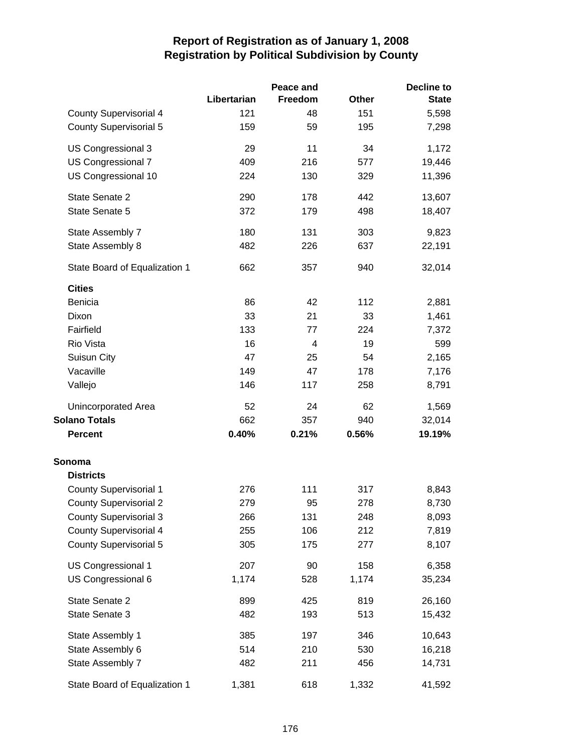# Report of Registration as of January 1, 2008
## Registration by Political Subdivision by County

| | Libertarian | Peace and Freedom | Other | Decline to State |
|---|---|---|---|---|
| County Supervisorial 4 | 121 | 48 | 151 | 5,598 |
| County Supervisorial 5 | 159 | 59 | 195 | 7,298 |
| US Congressional 3 | 29 | 11 | 34 | 1,172 |
| US Congressional 7 | 409 | 216 | 577 | 19,446 |
| US Congressional 10 | 224 | 130 | 329 | 11,396 |
| State Senate 2 | 290 | 178 | 442 | 13,607 |
| State Senate 5 | 372 | 179 | 498 | 18,407 |
| State Assembly 7 | 180 | 131 | 303 | 9,823 |
| State Assembly 8 | 482 | 226 | 637 | 22,191 |
| State Board of Equalization 1 | 662 | 357 | 940 | 32,014 |
| **Cities** | | | | |
| Benicia | 86 | 42 | 112 | 2,881 |
| Dixon | 33 | 21 | 33 | 1,461 |
| Fairfield | 133 | 77 | 224 | 7,372 |
| Rio Vista | 16 | 4 | 19 | 599 |
| Suisun City | 47 | 25 | 54 | 2,165 |
| Vacaville | 149 | 47 | 178 | 7,176 |
| Vallejo | 146 | 117 | 258 | 8,791 |
| Unincorporated Area | 52 | 24 | 62 | 1,569 |
| **Solano Totals** | 662 | 357 | 940 | 32,014 |
| **Percent** | **0.40%** | **0.21%** | **0.56%** | **19.19%** |
| **Sonoma** | | | | |
| **Districts** | | | | |
| County Supervisorial 1 | 276 | 111 | 317 | 8,843 |
| County Supervisorial 2 | 279 | 95 | 278 | 8,730 |
| County Supervisorial 3 | 266 | 131 | 248 | 8,093 |
| County Supervisorial 4 | 255 | 106 | 212 | 7,819 |
| County Supervisorial 5 | 305 | 175 | 277 | 8,107 |
| US Congressional 1 | 207 | 90 | 158 | 6,358 |
| US Congressional 6 | 1,174 | 528 | 1,174 | 35,234 |
| State Senate 2 | 899 | 425 | 819 | 26,160 |
| State Senate 3 | 482 | 193 | 513 | 15,432 |
| State Assembly 1 | 385 | 197 | 346 | 10,643 |
| State Assembly 6 | 514 | 210 | 530 | 16,218 |
| State Assembly 7 | 482 | 211 | 456 | 14,731 |
| State Board of Equalization 1 | 1,381 | 618 | 1,332 | 41,592 |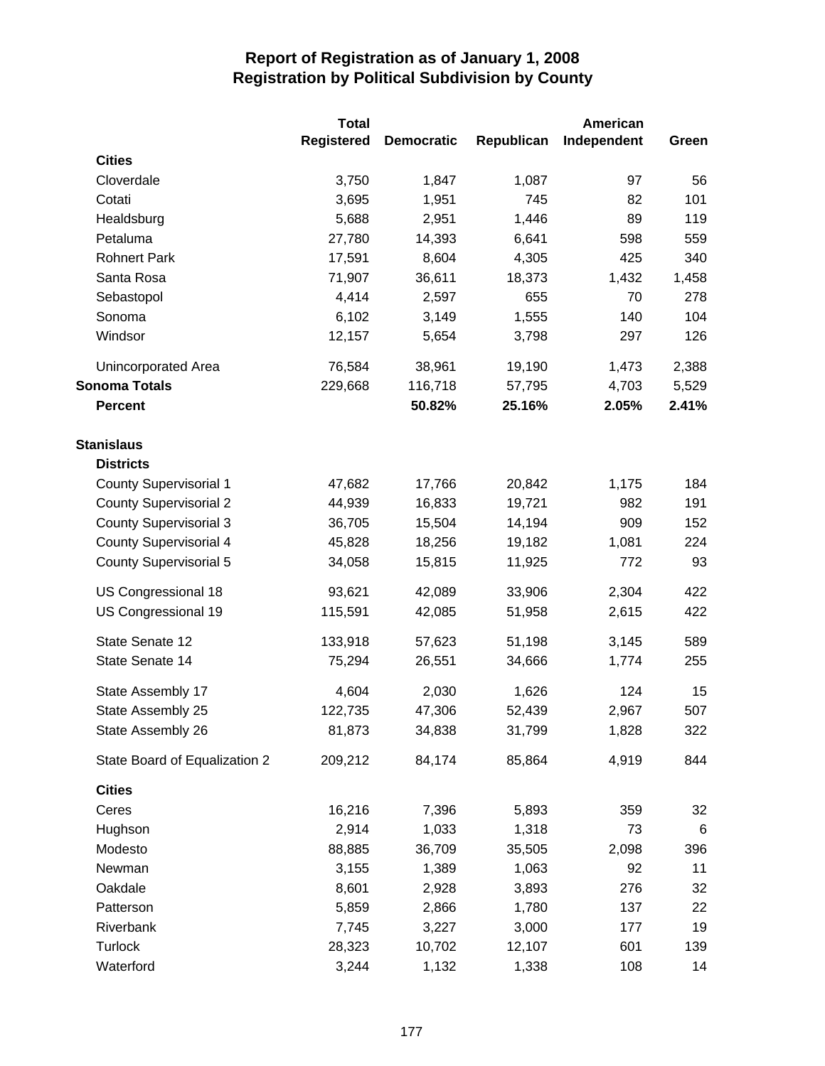# Report of Registration as of January 1, 2008
## Registration by Political Subdivision by County

| | Total Registered | Democratic | Republican | American Independent | Green |
|---|---|---|---|---|---|
| **Cities** | | | | | |
| Cloverdale | 3,750 | 1,847 | 1,087 | 97 | 56 |
| Cotati | 3,695 | 1,951 | 745 | 82 | 101 |
| Healdsburg | 5,688 | 2,951 | 1,446 | 89 | 119 |
| Petaluma | 27,780 | 14,393 | 6,641 | 598 | 559 |
| Rohnert Park | 17,591 | 8,604 | 4,305 | 425 | 340 |
| Santa Rosa | 71,907 | 36,611 | 18,373 | 1,432 | 1,458 |
| Sebastopol | 4,414 | 2,597 | 655 | 70 | 278 |
| Sonoma | 6,102 | 3,149 | 1,555 | 140 | 104 |
| Windsor | 12,157 | 5,654 | 3,798 | 297 | 126 |
| Unincorporated Area | 76,584 | 38,961 | 19,190 | 1,473 | 2,388 |
| **Sonoma Totals** | 229,668 | 116,718 | 57,795 | 4,703 | 5,529 |
| **Percent** | | **50.82%** | **25.16%** | **2.05%** | **2.41%** |
| **Stanislaus** | | | | | |
| **Districts** | | | | | |
| County Supervisorial 1 | 47,682 | 17,766 | 20,842 | 1,175 | 184 |
| County Supervisorial 2 | 44,939 | 16,833 | 19,721 | 982 | 191 |
| County Supervisorial 3 | 36,705 | 15,504 | 14,194 | 909 | 152 |
| County Supervisorial 4 | 45,828 | 18,256 | 19,182 | 1,081 | 224 |
| County Supervisorial 5 | 34,058 | 15,815 | 11,925 | 772 | 93 |
| US Congressional 18 | 93,621 | 42,089 | 33,906 | 2,304 | 422 |
| US Congressional 19 | 115,591 | 42,085 | 51,958 | 2,615 | 422 |
| State Senate 12 | 133,918 | 57,623 | 51,198 | 3,145 | 589 |
| State Senate 14 | 75,294 | 26,551 | 34,666 | 1,774 | 255 |
| State Assembly 17 | 4,604 | 2,030 | 1,626 | 124 | 15 |
| State Assembly 25 | 122,735 | 47,306 | 52,439 | 2,967 | 507 |
| State Assembly 26 | 81,873 | 34,838 | 31,799 | 1,828 | 322 |
| State Board of Equalization 2 | 209,212 | 84,174 | 85,864 | 4,919 | 844 |
| **Cities** | | | | | |
| Ceres | 16,216 | 7,396 | 5,893 | 359 | 32 |
| Hughson | 2,914 | 1,033 | 1,318 | 73 | 6 |
| Modesto | 88,885 | 36,709 | 35,505 | 2,098 | 396 |
| Newman | 3,155 | 1,389 | 1,063 | 92 | 11 |
| Oakdale | 8,601 | 2,928 | 3,893 | 276 | 32 |
| Patterson | 5,859 | 2,866 | 1,780 | 137 | 22 |
| Riverbank | 7,745 | 3,227 | 3,000 | 177 | 19 |
| Turlock | 28,323 | 10,702 | 12,107 | 601 | 139 |
| Waterford | 3,244 | 1,132 | 1,338 | 108 | 14 |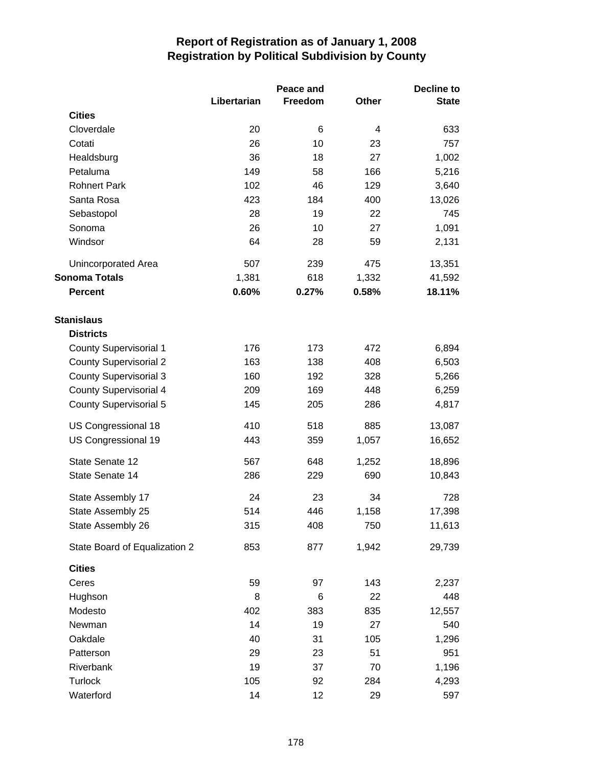# Report of Registration as of January 1, 2008
## Registration by Political Subdivision by County

| | Libertarian | Peace and Freedom | Other | Decline to State |
|---|---|---|---|---|
| **Cities** | | | | |
| Cloverdale | 20 | 6 | 4 | 633 |
| Cotati | 26 | 10 | 23 | 757 |
| Healdsburg | 36 | 18 | 27 | 1,002 |
| Petaluma | 149 | 58 | 166 | 5,216 |
| Rohnert Park | 102 | 46 | 129 | 3,640 |
| Santa Rosa | 423 | 184 | 400 | 13,026 |
| Sebastopol | 28 | 19 | 22 | 745 |
| Sonoma | 26 | 10 | 27 | 1,091 |
| Windsor | 64 | 28 | 59 | 2,131 |
| Unincorporated Area | 507 | 239 | 475 | 13,351 |
| **Sonoma Totals** | 1,381 | 618 | 1,332 | 41,592 |
| **Percent** | **0.60%** | **0.27%** | **0.58%** | **18.11%** |
| **Stanislaus** | | | | |
| **Districts** | | | | |
| County Supervisorial 1 | 176 | 173 | 472 | 6,894 |
| County Supervisorial 2 | 163 | 138 | 408 | 6,503 |
| County Supervisorial 3 | 160 | 192 | 328 | 5,266 |
| County Supervisorial 4 | 209 | 169 | 448 | 6,259 |
| County Supervisorial 5 | 145 | 205 | 286 | 4,817 |
| US Congressional 18 | 410 | 518 | 885 | 13,087 |
| US Congressional 19 | 443 | 359 | 1,057 | 16,652 |
| State Senate 12 | 567 | 648 | 1,252 | 18,896 |
| State Senate 14 | 286 | 229 | 690 | 10,843 |
| State Assembly 17 | 24 | 23 | 34 | 728 |
| State Assembly 25 | 514 | 446 | 1,158 | 17,398 |
| State Assembly 26 | 315 | 408 | 750 | 11,613 |
| State Board of Equalization 2 | 853 | 877 | 1,942 | 29,739 |
| **Cities** | | | | |
| Ceres | 59 | 97 | 143 | 2,237 |
| Hughson | 8 | 6 | 22 | 448 |
| Modesto | 402 | 383 | 835 | 12,557 |
| Newman | 14 | 19 | 27 | 540 |
| Oakdale | 40 | 31 | 105 | 1,296 |
| Patterson | 29 | 23 | 51 | 951 |
| Riverbank | 19 | 37 | 70 | 1,196 |
| Turlock | 105 | 92 | 284 | 4,293 |
| Waterford | 14 | 12 | 29 | 597 |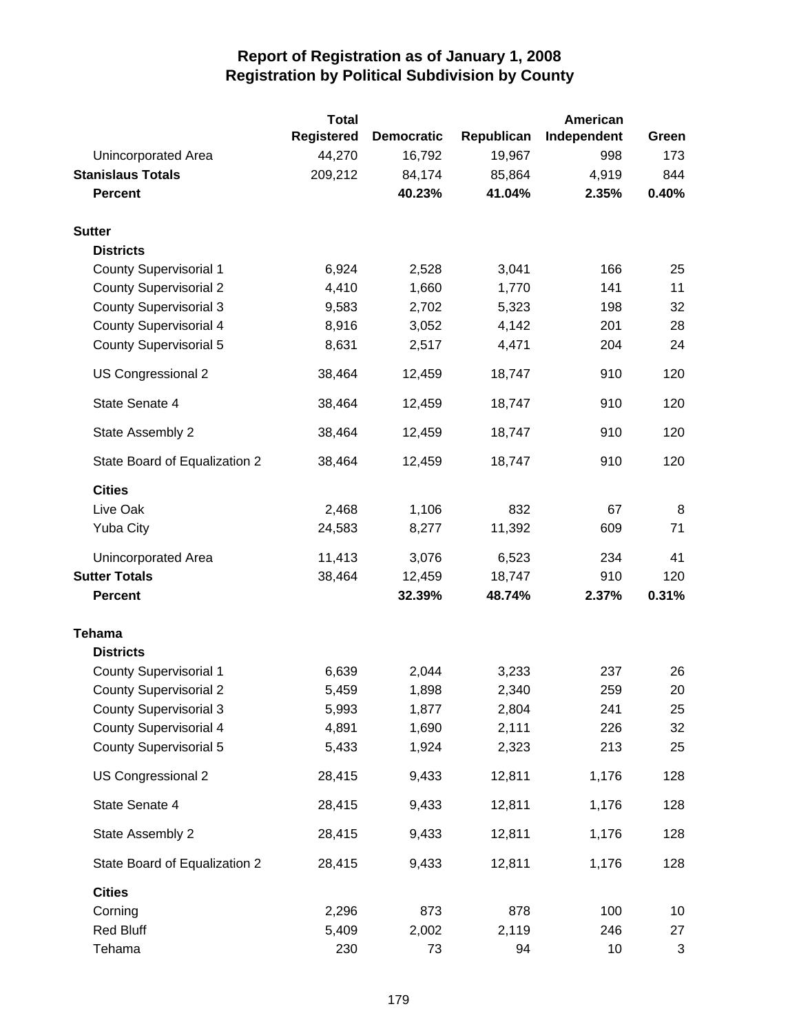# Report of Registration as of January 1, 2008
## Registration by Political Subdivision by County

| | Total Registered | Democratic | Republican | American Independent | Green |
|---|---|---|---|---|---|
| Unincorporated Area | 44,270 | 16,792 | 19,967 | 998 | 173 |
| **Stanislaus Totals** | 209,212 | 84,174 | 85,864 | 4,919 | 844 |
| **Percent** | | **40.23%** | **41.04%** | **2.35%** | **0.40%** |
| | | | | | |
| **Sutter** | | | | | |
| **Districts** | | | | | |
| County Supervisorial 1 | 6,924 | 2,528 | 3,041 | 166 | 25 |
| County Supervisorial 2 | 4,410 | 1,660 | 1,770 | 141 | 11 |
| County Supervisorial 3 | 9,583 | 2,702 | 5,323 | 198 | 32 |
| County Supervisorial 4 | 8,916 | 3,052 | 4,142 | 201 | 28 |
| County Supervisorial 5 | 8,631 | 2,517 | 4,471 | 204 | 24 |
| US Congressional 2 | 38,464 | 12,459 | 18,747 | 910 | 120 |
| State Senate 4 | 38,464 | 12,459 | 18,747 | 910 | 120 |
| State Assembly 2 | 38,464 | 12,459 | 18,747 | 910 | 120 |
| State Board of Equalization 2 | 38,464 | 12,459 | 18,747 | 910 | 120 |
| **Cities** | | | | | |
| Live Oak | 2,468 | 1,106 | 832 | 67 | 8 |
| Yuba City | 24,583 | 8,277 | 11,392 | 609 | 71 |
| Unincorporated Area | 11,413 | 3,076 | 6,523 | 234 | 41 |
| **Sutter Totals** | 38,464 | 12,459 | 18,747 | 910 | 120 |
| **Percent** | | **32.39%** | **48.74%** | **2.37%** | **0.31%** |
| | | | | | |
| **Tehama** | | | | | |
| **Districts** | | | | | |
| County Supervisorial 1 | 6,639 | 2,044 | 3,233 | 237 | 26 |
| County Supervisorial 2 | 5,459 | 1,898 | 2,340 | 259 | 20 |
| County Supervisorial 3 | 5,993 | 1,877 | 2,804 | 241 | 25 |
| County Supervisorial 4 | 4,891 | 1,690 | 2,111 | 226 | 32 |
| County Supervisorial 5 | 5,433 | 1,924 | 2,323 | 213 | 25 |
| US Congressional 2 | 28,415 | 9,433 | 12,811 | 1,176 | 128 |
| State Senate 4 | 28,415 | 9,433 | 12,811 | 1,176 | 128 |
| State Assembly 2 | 28,415 | 9,433 | 12,811 | 1,176 | 128 |
| State Board of Equalization 2 | 28,415 | 9,433 | 12,811 | 1,176 | 128 |
| **Cities** | | | | | |
| Corning | 2,296 | 873 | 878 | 100 | 10 |
| Red Bluff | 5,409 | 2,002 | 2,119 | 246 | 27 |
| Tehama | 230 | 73 | 94 | 10 | 3 |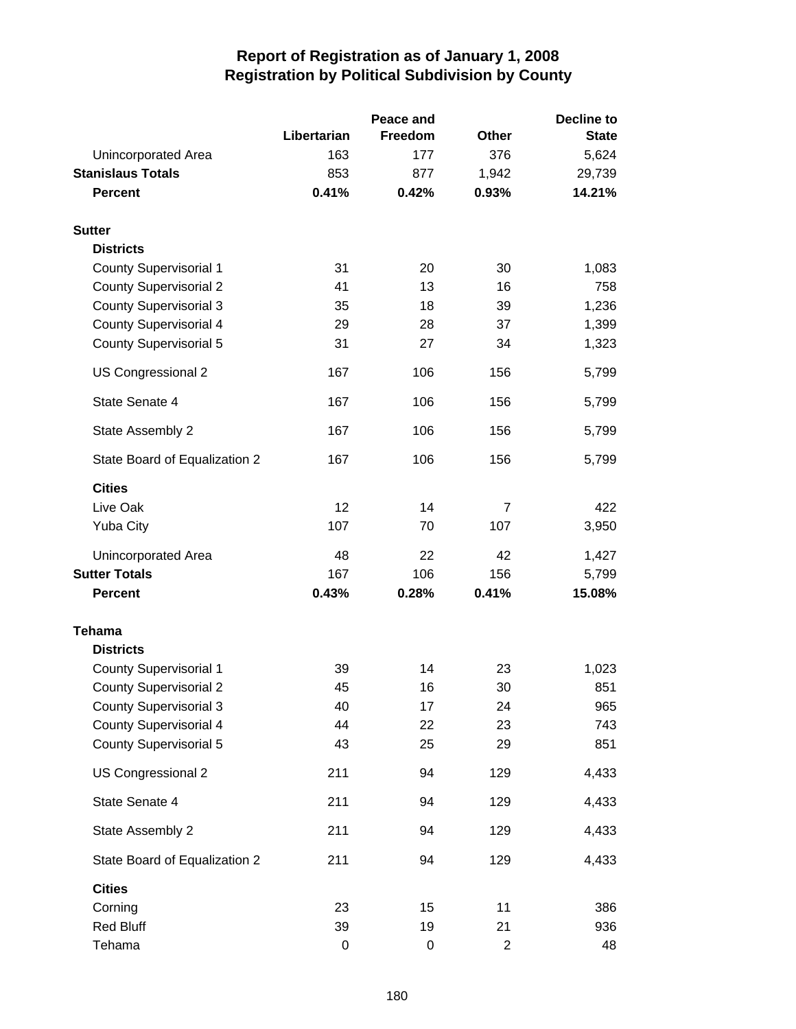# Report of Registration as of January 1, 2008
## Registration by Political Subdivision by County

| | Libertarian | Peace and Freedom | Other | Decline to State |
|---|---|---|---|---|
| Unincorporated Area | 163 | 177 | 376 | 5,624 |
| **Stanislaus Totals** | 853 | 877 | 1,942 | 29,739 |
| **Percent** | **0.41%** | **0.42%** | **0.93%** | **14.21%** |
| **Sutter** | | | | |
| **Districts** | | | | |
| County Supervisorial 1 | 31 | 20 | 30 | 1,083 |
| County Supervisorial 2 | 41 | 13 | 16 | 758 |
| County Supervisorial 3 | 35 | 18 | 39 | 1,236 |
| County Supervisorial 4 | 29 | 28 | 37 | 1,399 |
| County Supervisorial 5 | 31 | 27 | 34 | 1,323 |
| US Congressional 2 | 167 | 106 | 156 | 5,799 |
| State Senate 4 | 167 | 106 | 156 | 5,799 |
| State Assembly 2 | 167 | 106 | 156 | 5,799 |
| State Board of Equalization 2 | 167 | 106 | 156 | 5,799 |
| **Cities** | | | | |
| Live Oak | 12 | 14 | 7 | 422 |
| Yuba City | 107 | 70 | 107 | 3,950 |
| Unincorporated Area | 48 | 22 | 42 | 1,427 |
| **Sutter Totals** | 167 | 106 | 156 | 5,799 |
| **Percent** | **0.43%** | **0.28%** | **0.41%** | **15.08%** |
| **Tehama** | | | | |
| **Districts** | | | | |
| County Supervisorial 1 | 39 | 14 | 23 | 1,023 |
| County Supervisorial 2 | 45 | 16 | 30 | 851 |
| County Supervisorial 3 | 40 | 17 | 24 | 965 |
| County Supervisorial 4 | 44 | 22 | 23 | 743 |
| County Supervisorial 5 | 43 | 25 | 29 | 851 |
| US Congressional 2 | 211 | 94 | 129 | 4,433 |
| State Senate 4 | 211 | 94 | 129 | 4,433 |
| State Assembly 2 | 211 | 94 | 129 | 4,433 |
| State Board of Equalization 2 | 211 | 94 | 129 | 4,433 |
| **Cities** | | | | |
| Corning | 23 | 15 | 11 | 386 |
| Red Bluff | 39 | 19 | 21 | 936 |
| Tehama | 0 | 0 | 2 | 48 |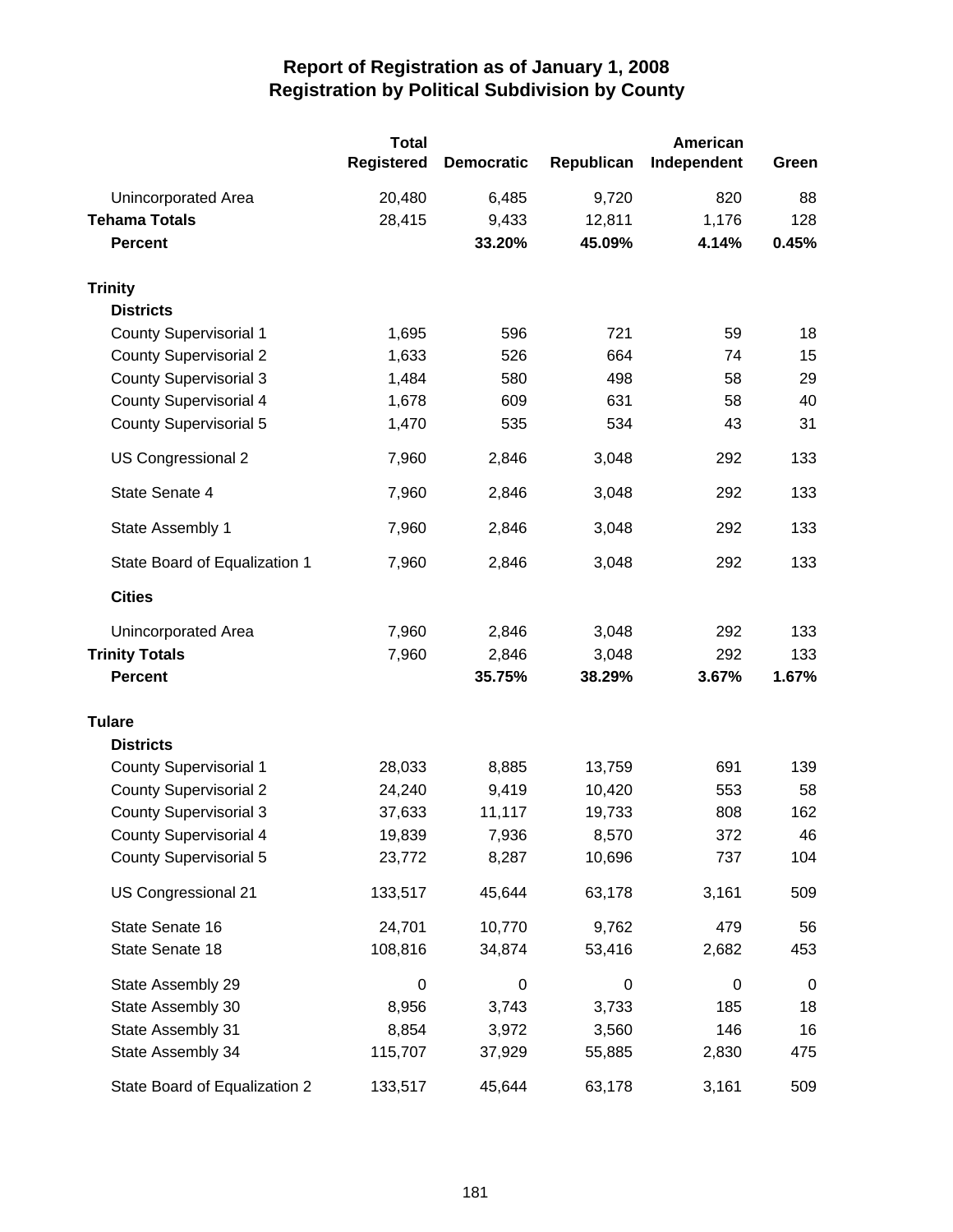# Report of Registration as of January 1, 2008
## Registration by Political Subdivision by County

| | Total Registered | Democratic | Republican | American Independent | Green |
|---|---|---|---|---|---|
| Unincorporated Area | 20,480 | 6,485 | 9,720 | 820 | 88 |
| **Tehama Totals** | 28,415 | 9,433 | 12,811 | 1,176 | 128 |
| **Percent** | | **33.20%** | **45.09%** | **4.14%** | **0.45%** |
| **Trinity** | | | | | |
| **Districts** | | | | | |
| County Supervisorial 1 | 1,695 | 596 | 721 | 59 | 18 |
| County Supervisorial 2 | 1,633 | 526 | 664 | 74 | 15 |
| County Supervisorial 3 | 1,484 | 580 | 498 | 58 | 29 |
| County Supervisorial 4 | 1,678 | 609 | 631 | 58 | 40 |
| County Supervisorial 5 | 1,470 | 535 | 534 | 43 | 31 |
| US Congressional 2 | 7,960 | 2,846 | 3,048 | 292 | 133 |
| State Senate 4 | 7,960 | 2,846 | 3,048 | 292 | 133 |
| State Assembly 1 | 7,960 | 2,846 | 3,048 | 292 | 133 |
| State Board of Equalization 1 | 7,960 | 2,846 | 3,048 | 292 | 133 |
| **Cities** | | | | | |
| Unincorporated Area | 7,960 | 2,846 | 3,048 | 292 | 133 |
| **Trinity Totals** | 7,960 | 2,846 | 3,048 | 292 | 133 |
| **Percent** | | **35.75%** | **38.29%** | **3.67%** | **1.67%** |
| **Tulare** | | | | | |
| **Districts** | | | | | |
| County Supervisorial 1 | 28,033 | 8,885 | 13,759 | 691 | 139 |
| County Supervisorial 2 | 24,240 | 9,419 | 10,420 | 553 | 58 |
| County Supervisorial 3 | 37,633 | 11,117 | 19,733 | 808 | 162 |
| County Supervisorial 4 | 19,839 | 7,936 | 8,570 | 372 | 46 |
| County Supervisorial 5 | 23,772 | 8,287 | 10,696 | 737 | 104 |
| US Congressional 21 | 133,517 | 45,644 | 63,178 | 3,161 | 509 |
| State Senate 16 | 24,701 | 10,770 | 9,762 | 479 | 56 |
| State Senate 18 | 108,816 | 34,874 | 53,416 | 2,682 | 453 |
| State Assembly 29 | 0 | 0 | 0 | 0 | 0 |
| State Assembly 30 | 8,956 | 3,743 | 3,733 | 185 | 18 |
| State Assembly 31 | 8,854 | 3,972 | 3,560 | 146 | 16 |
| State Assembly 34 | 115,707 | 37,929 | 55,885 | 2,830 | 475 |
| State Board of Equalization 2 | 133,517 | 45,644 | 63,178 | 3,161 | 509 |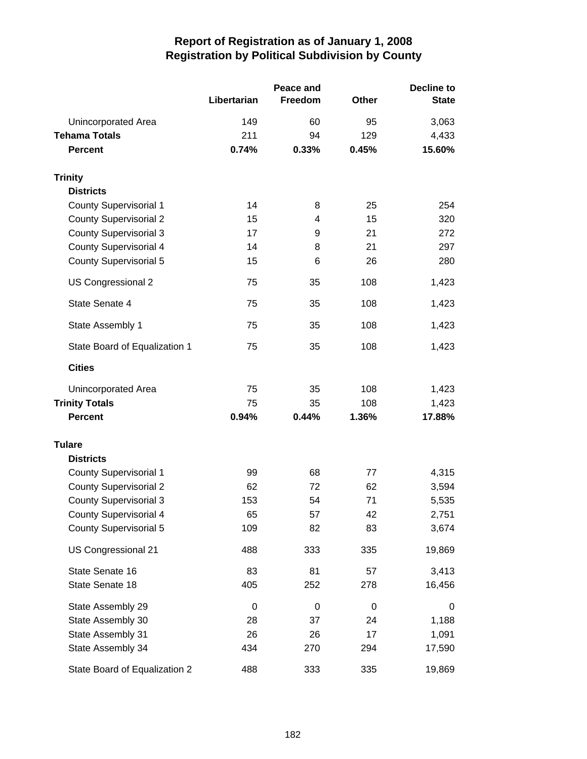# Report of Registration as of January 1, 2008
## Registration by Political Subdivision by County

| | Libertarian | Peace and Freedom | Other | Decline to State |
|---|---|---|---|---|
| Unincorporated Area | 149 | 60 | 95 | 3,063 |
| **Tehama Totals** | 211 | 94 | 129 | 4,433 |
| **Percent** | **0.74%** | **0.33%** | **0.45%** | **15.60%** |
| **Trinity** | | | | |
| **Districts** | | | | |
| County Supervisorial 1 | 14 | 8 | 25 | 254 |
| County Supervisorial 2 | 15 | 4 | 15 | 320 |
| County Supervisorial 3 | 17 | 9 | 21 | 272 |
| County Supervisorial 4 | 14 | 8 | 21 | 297 |
| County Supervisorial 5 | 15 | 6 | 26 | 280 |
| US Congressional 2 | 75 | 35 | 108 | 1,423 |
| State Senate 4 | 75 | 35 | 108 | 1,423 |
| State Assembly 1 | 75 | 35 | 108 | 1,423 |
| State Board of Equalization 1 | 75 | 35 | 108 | 1,423 |
| **Cities** | | | | |
| Unincorporated Area | 75 | 35 | 108 | 1,423 |
| **Trinity Totals** | 75 | 35 | 108 | 1,423 |
| **Percent** | **0.94%** | **0.44%** | **1.36%** | **17.88%** |
| **Tulare** | | | | |
| **Districts** | | | | |
| County Supervisorial 1 | 99 | 68 | 77 | 4,315 |
| County Supervisorial 2 | 62 | 72 | 62 | 3,594 |
| County Supervisorial 3 | 153 | 54 | 71 | 5,535 |
| County Supervisorial 4 | 65 | 57 | 42 | 2,751 |
| County Supervisorial 5 | 109 | 82 | 83 | 3,674 |
| US Congressional 21 | 488 | 333 | 335 | 19,869 |
| State Senate 16 | 83 | 81 | 57 | 3,413 |
| State Senate 18 | 405 | 252 | 278 | 16,456 |
| State Assembly 29 | 0 | 0 | 0 | 0 |
| State Assembly 30 | 28 | 37 | 24 | 1,188 |
| State Assembly 31 | 26 | 26 | 17 | 1,091 |
| State Assembly 34 | 434 | 270 | 294 | 17,590 |
| State Board of Equalization 2 | 488 | 333 | 335 | 19,869 |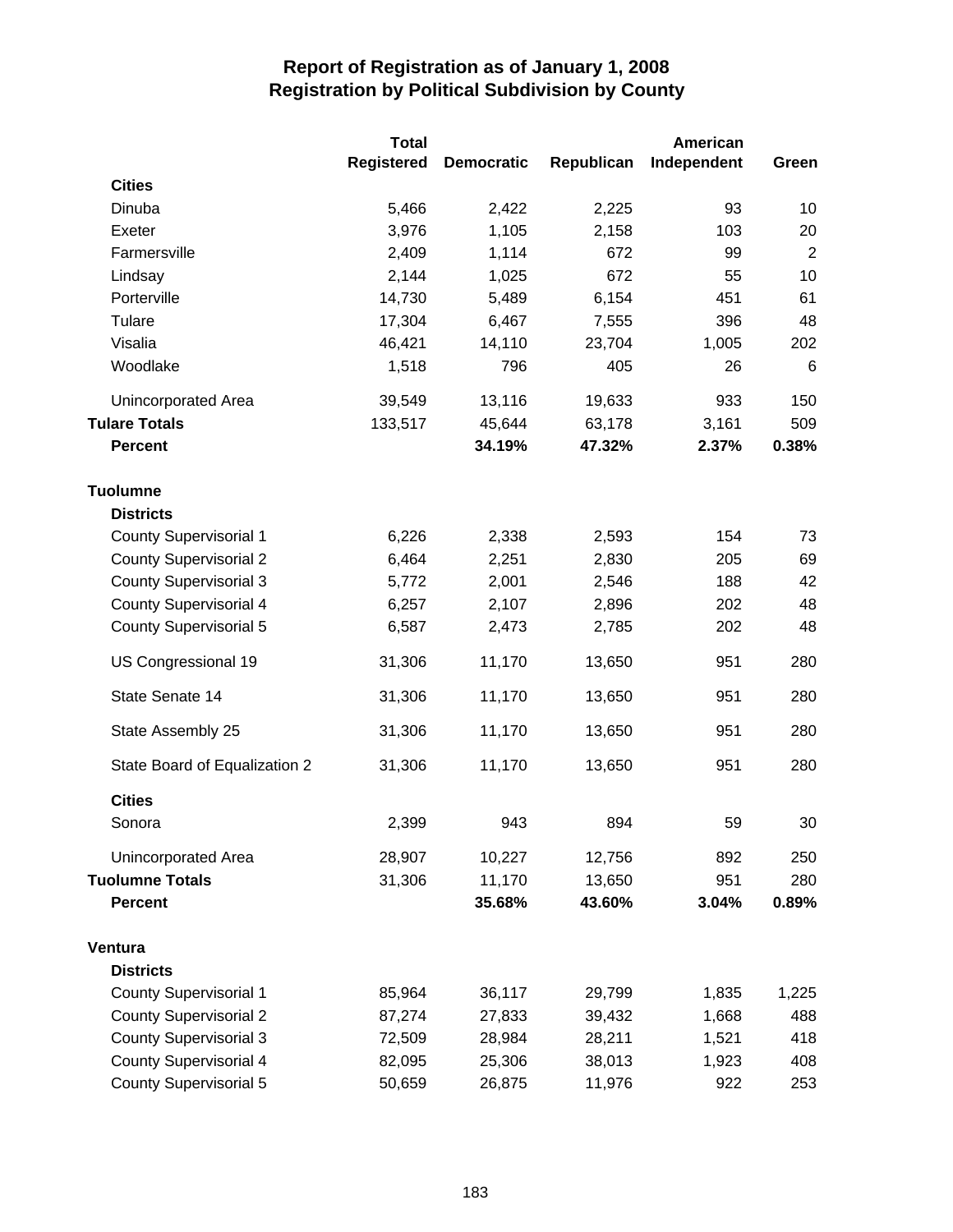# Report of Registration as of January 1, 2008
## Registration by Political Subdivision by County

| | Total Registered | Democratic | Republican | American Independent | Green |
|---|---|---|---|---|---|
| **Cities** | | | | | |
| Dinuba | 5,466 | 2,422 | 2,225 | 93 | 10 |
| Exeter | 3,976 | 1,105 | 2,158 | 103 | 20 |
| Farmersville | 2,409 | 1,114 | 672 | 99 | 2 |
| Lindsay | 2,144 | 1,025 | 672 | 55 | 10 |
| Porterville | 14,730 | 5,489 | 6,154 | 451 | 61 |
| Tulare | 17,304 | 6,467 | 7,555 | 396 | 48 |
| Visalia | 46,421 | 14,110 | 23,704 | 1,005 | 202 |
| Woodlake | 1,518 | 796 | 405 | 26 | 6 |
| Unincorporated Area | 39,549 | 13,116 | 19,633 | 933 | 150 |
| **Tulare Totals** | 133,517 | 45,644 | 63,178 | 3,161 | 509 |
| **Percent** | | **34.19%** | **47.32%** | **2.37%** | **0.38%** |
| **Tuolumne** | | | | | |
| **Districts** | | | | | |
| County Supervisorial 1 | 6,226 | 2,338 | 2,593 | 154 | 73 |
| County Supervisorial 2 | 6,464 | 2,251 | 2,830 | 205 | 69 |
| County Supervisorial 3 | 5,772 | 2,001 | 2,546 | 188 | 42 |
| County Supervisorial 4 | 6,257 | 2,107 | 2,896 | 202 | 48 |
| County Supervisorial 5 | 6,587 | 2,473 | 2,785 | 202 | 48 |
| US Congressional 19 | 31,306 | 11,170 | 13,650 | 951 | 280 |
| State Senate 14 | 31,306 | 11,170 | 13,650 | 951 | 280 |
| State Assembly 25 | 31,306 | 11,170 | 13,650 | 951 | 280 |
| State Board of Equalization 2 | 31,306 | 11,170 | 13,650 | 951 | 280 |
| **Cities** | | | | | |
| Sonora | 2,399 | 943 | 894 | 59 | 30 |
| Unincorporated Area | 28,907 | 10,227 | 12,756 | 892 | 250 |
| **Tuolumne Totals** | 31,306 | 11,170 | 13,650 | 951 | 280 |
| **Percent** | | **35.68%** | **43.60%** | **3.04%** | **0.89%** |
| **Ventura** | | | | | |
| **Districts** | | | | | |
| County Supervisorial 1 | 85,964 | 36,117 | 29,799 | 1,835 | 1,225 |
| County Supervisorial 2 | 87,274 | 27,833 | 39,432 | 1,668 | 488 |
| County Supervisorial 3 | 72,509 | 28,984 | 28,211 | 1,521 | 418 |
| County Supervisorial 4 | 82,095 | 25,306 | 38,013 | 1,923 | 408 |
| County Supervisorial 5 | 50,659 | 26,875 | 11,976 | 922 | 253 |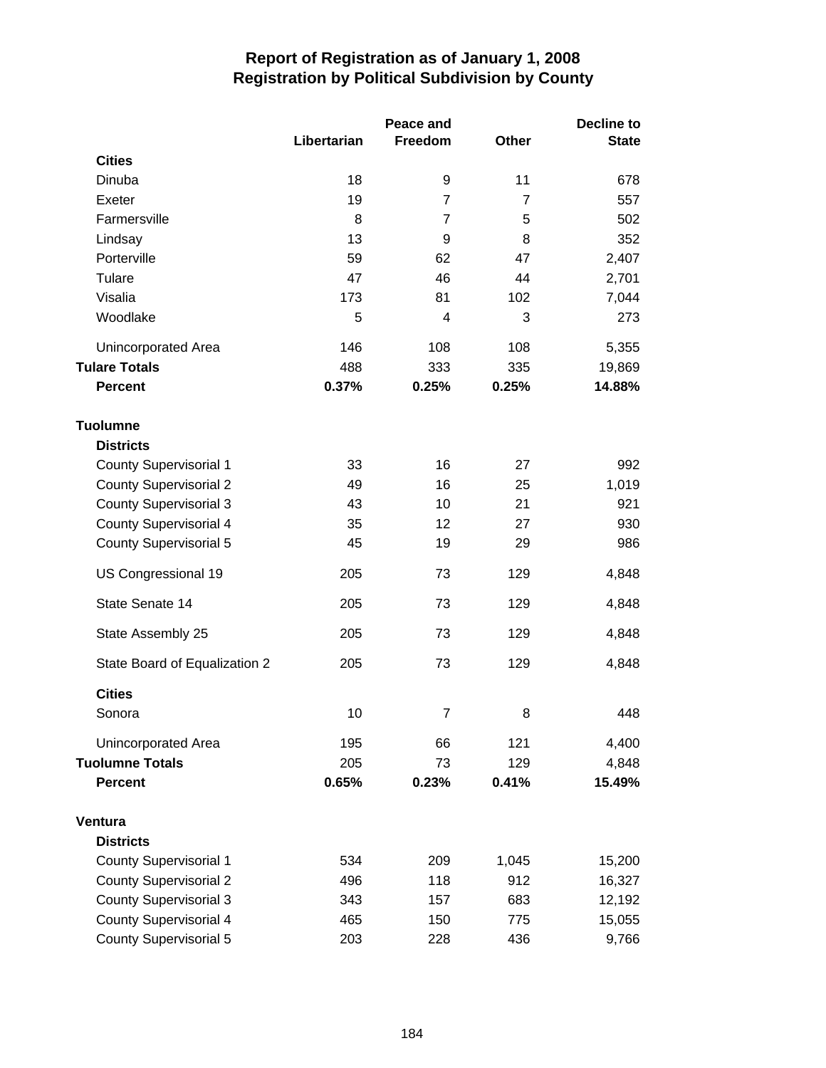# Report of Registration as of January 1, 2008
## Registration by Political Subdivision by County

| | Libertarian | Peace and Freedom | Other | Decline to State |
|---|---|---|---|---|
| **Cities** | | | | |
| Dinuba | 18 | 9 | 11 | 678 |
| Exeter | 19 | 7 | 7 | 557 |
| Farmersville | 8 | 7 | 5 | 502 |
| Lindsay | 13 | 9 | 8 | 352 |
| Porterville | 59 | 62 | 47 | 2,407 |
| Tulare | 47 | 46 | 44 | 2,701 |
| Visalia | 173 | 81 | 102 | 7,044 |
| Woodlake | 5 | 4 | 3 | 273 |
| Unincorporated Area | 146 | 108 | 108 | 5,355 |
| **Tulare Totals** | 488 | 333 | 335 | 19,869 |
| **Percent** | **0.37%** | **0.25%** | **0.25%** | **14.88%** |
| **Tuolumne** | | | | |
| **Districts** | | | | |
| County Supervisorial 1 | 33 | 16 | 27 | 992 |
| County Supervisorial 2 | 49 | 16 | 25 | 1,019 |
| County Supervisorial 3 | 43 | 10 | 21 | 921 |
| County Supervisorial 4 | 35 | 12 | 27 | 930 |
| County Supervisorial 5 | 45 | 19 | 29 | 986 |
| US Congressional 19 | 205 | 73 | 129 | 4,848 |
| State Senate 14 | 205 | 73 | 129 | 4,848 |
| State Assembly 25 | 205 | 73 | 129 | 4,848 |
| State Board of Equalization 2 | 205 | 73 | 129 | 4,848 |
| **Cities** | | | | |
| Sonora | 10 | 7 | 8 | 448 |
| Unincorporated Area | 195 | 66 | 121 | 4,400 |
| **Tuolumne Totals** | 205 | 73 | 129 | 4,848 |
| **Percent** | **0.65%** | **0.23%** | **0.41%** | **15.49%** |
| **Ventura** | | | | |
| **Districts** | | | | |
| County Supervisorial 1 | 534 | 209 | 1,045 | 15,200 |
| County Supervisorial 2 | 496 | 118 | 912 | 16,327 |
| County Supervisorial 3 | 343 | 157 | 683 | 12,192 |
| County Supervisorial 4 | 465 | 150 | 775 | 15,055 |
| County Supervisorial 5 | 203 | 228 | 436 | 9,766 |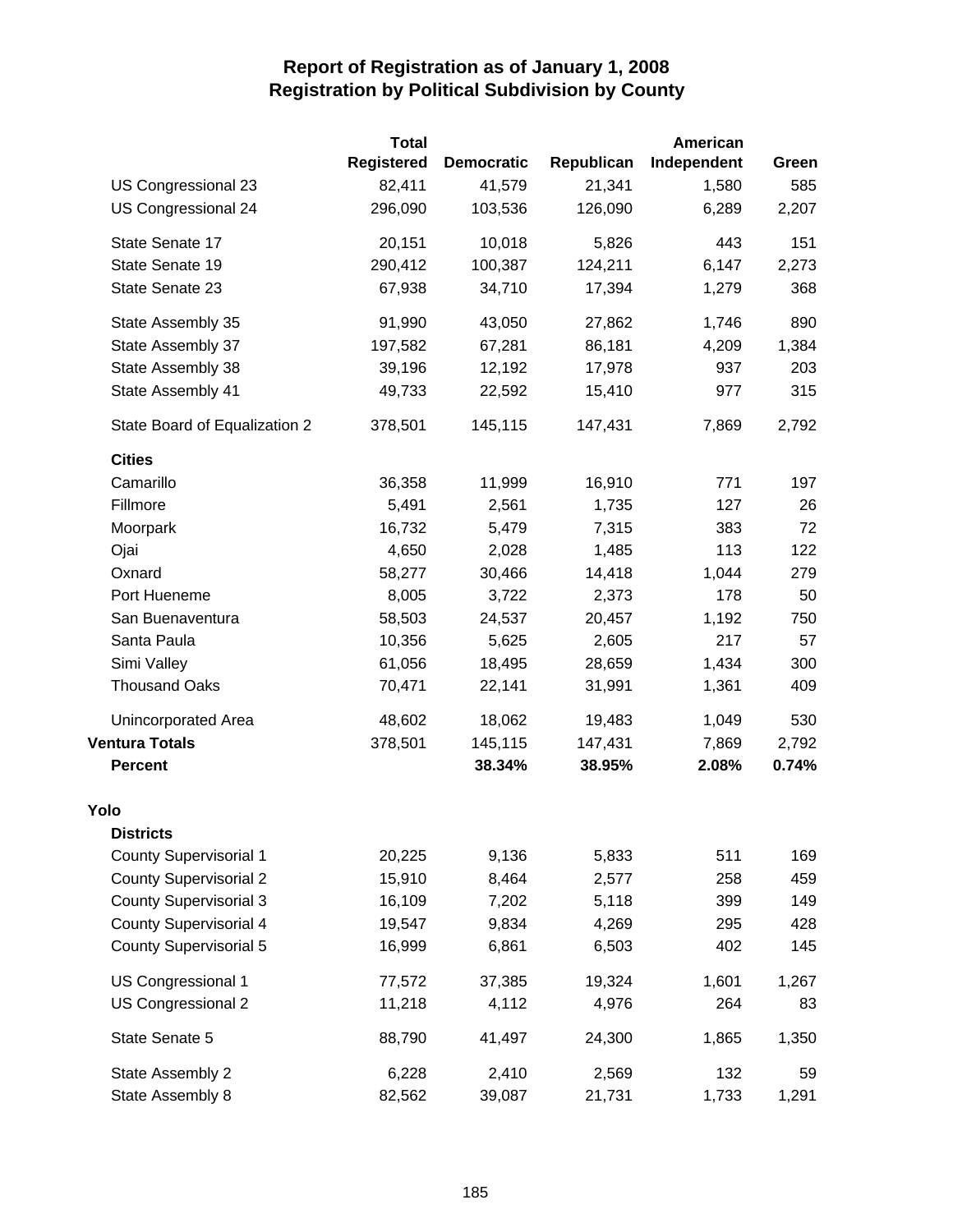# Report of Registration as of January 1, 2008
## Registration by Political Subdivision by County

| | Total Registered | Democratic | Republican | American Independent | Green |
|---|---|---|---|---|---|
| US Congressional 23 | 82,411 | 41,579 | 21,341 | 1,580 | 585 |
| US Congressional 24 | 296,090 | 103,536 | 126,090 | 6,289 | 2,207 |
| State Senate 17 | 20,151 | 10,018 | 5,826 | 443 | 151 |
| State Senate 19 | 290,412 | 100,387 | 124,211 | 6,147 | 2,273 |
| State Senate 23 | 67,938 | 34,710 | 17,394 | 1,279 | 368 |
| State Assembly 35 | 91,990 | 43,050 | 27,862 | 1,746 | 890 |
| State Assembly 37 | 197,582 | 67,281 | 86,181 | 4,209 | 1,384 |
| State Assembly 38 | 39,196 | 12,192 | 17,978 | 937 | 203 |
| State Assembly 41 | 49,733 | 22,592 | 15,410 | 977 | 315 |
| State Board of Equalization 2 | 378,501 | 145,115 | 147,431 | 7,869 | 2,792 |
| **Cities** | | | | | |
| Camarillo | 36,358 | 11,999 | 16,910 | 771 | 197 |
| Fillmore | 5,491 | 2,561 | 1,735 | 127 | 26 |
| Moorpark | 16,732 | 5,479 | 7,315 | 383 | 72 |
| Ojai | 4,650 | 2,028 | 1,485 | 113 | 122 |
| Oxnard | 58,277 | 30,466 | 14,418 | 1,044 | 279 |
| Port Hueneme | 8,005 | 3,722 | 2,373 | 178 | 50 |
| San Buenaventura | 58,503 | 24,537 | 20,457 | 1,192 | 750 |
| Santa Paula | 10,356 | 5,625 | 2,605 | 217 | 57 |
| Simi Valley | 61,056 | 18,495 | 28,659 | 1,434 | 300 |
| Thousand Oaks | 70,471 | 22,141 | 31,991 | 1,361 | 409 |
| Unincorporated Area | 48,602 | 18,062 | 19,483 | 1,049 | 530 |
| **Ventura Totals** | 378,501 | 145,115 | 147,431 | 7,869 | 2,792 |
| **Percent** | | **38.34%** | **38.95%** | **2.08%** | **0.74%** |
| **Yolo** | | | | | |
| **Districts** | | | | | |
| County Supervisorial 1 | 20,225 | 9,136 | 5,833 | 511 | 169 |
| County Supervisorial 2 | 15,910 | 8,464 | 2,577 | 258 | 459 |
| County Supervisorial 3 | 16,109 | 7,202 | 5,118 | 399 | 149 |
| County Supervisorial 4 | 19,547 | 9,834 | 4,269 | 295 | 428 |
| County Supervisorial 5 | 16,999 | 6,861 | 6,503 | 402 | 145 |
| US Congressional 1 | 77,572 | 37,385 | 19,324 | 1,601 | 1,267 |
| US Congressional 2 | 11,218 | 4,112 | 4,976 | 264 | 83 |
| State Senate 5 | 88,790 | 41,497 | 24,300 | 1,865 | 1,350 |
| State Assembly 2 | 6,228 | 2,410 | 2,569 | 132 | 59 |
| State Assembly 8 | 82,562 | 39,087 | 21,731 | 1,733 | 1,291 |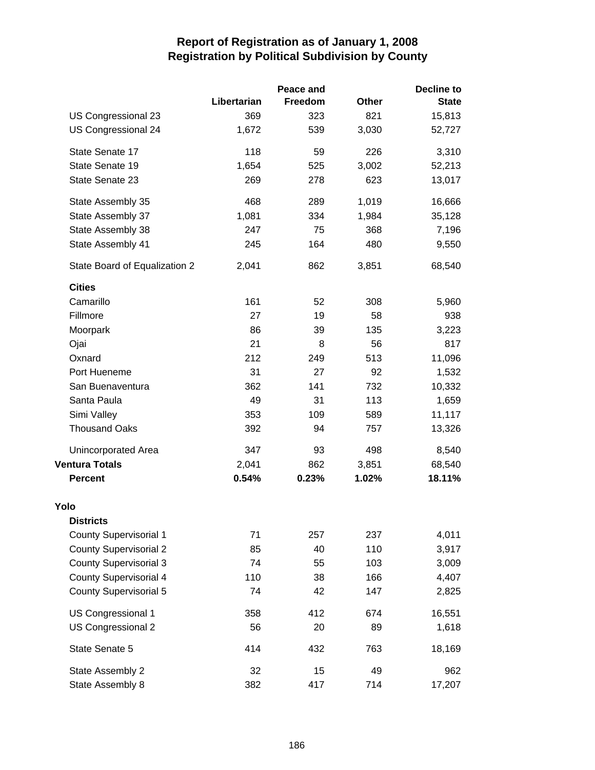# Report of Registration as of January 1, 2008
## Registration by Political Subdivision by County

| | Libertarian | Peace and Freedom | Other | Decline to State |
|---|---|---|---|---|
| US Congressional 23 | 369 | 323 | 821 | 15,813 |
| US Congressional 24 | 1,672 | 539 | 3,030 | 52,727 |
| State Senate 17 | 118 | 59 | 226 | 3,310 |
| State Senate 19 | 1,654 | 525 | 3,002 | 52,213 |
| State Senate 23 | 269 | 278 | 623 | 13,017 |
| State Assembly 35 | 468 | 289 | 1,019 | 16,666 |
| State Assembly 37 | 1,081 | 334 | 1,984 | 35,128 |
| State Assembly 38 | 247 | 75 | 368 | 7,196 |
| State Assembly 41 | 245 | 164 | 480 | 9,550 |
| State Board of Equalization 2 | 2,041 | 862 | 3,851 | 68,540 |
| **Cities** | | | | |
| Camarillo | 161 | 52 | 308 | 5,960 |
| Fillmore | 27 | 19 | 58 | 938 |
| Moorpark | 86 | 39 | 135 | 3,223 |
| Ojai | 21 | 8 | 56 | 817 |
| Oxnard | 212 | 249 | 513 | 11,096 |
| Port Hueneme | 31 | 27 | 92 | 1,532 |
| San Buenaventura | 362 | 141 | 732 | 10,332 |
| Santa Paula | 49 | 31 | 113 | 1,659 |
| Simi Valley | 353 | 109 | 589 | 11,117 |
| Thousand Oaks | 392 | 94 | 757 | 13,326 |
| Unincorporated Area | 347 | 93 | 498 | 8,540 |
| **Ventura Totals** | 2,041 | 862 | 3,851 | 68,540 |
| **Percent** | **0.54%** | **0.23%** | **1.02%** | **18.11%** |
| **Yolo** | | | | |
| **Districts** | | | | |
| County Supervisorial 1 | 71 | 257 | 237 | 4,011 |
| County Supervisorial 2 | 85 | 40 | 110 | 3,917 |
| County Supervisorial 3 | 74 | 55 | 103 | 3,009 |
| County Supervisorial 4 | 110 | 38 | 166 | 4,407 |
| County Supervisorial 5 | 74 | 42 | 147 | 2,825 |
| US Congressional 1 | 358 | 412 | 674 | 16,551 |
| US Congressional 2 | 56 | 20 | 89 | 1,618 |
| State Senate 5 | 414 | 432 | 763 | 18,169 |
| State Assembly 2 | 32 | 15 | 49 | 962 |
| State Assembly 8 | 382 | 417 | 714 | 17,207 |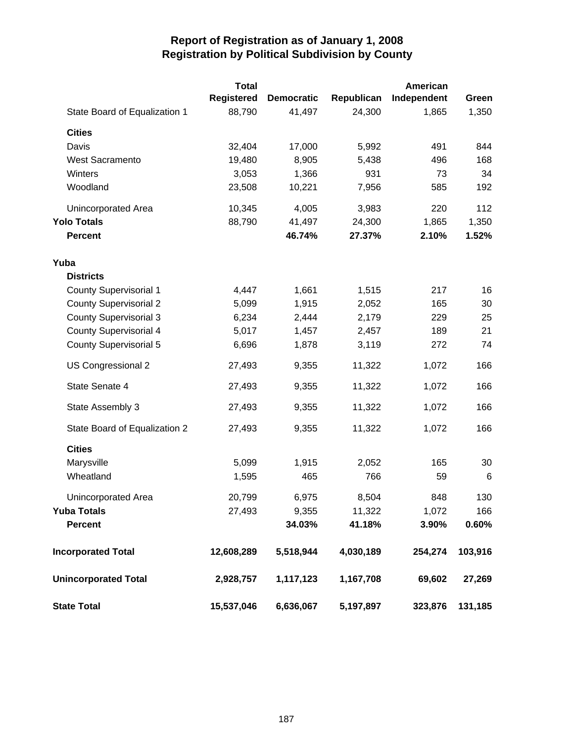# Report of Registration as of January 1, 2008
## Registration by Political Subdivision by County

| | Total Registered | Democratic | Republican | American Independent | Green |
|---|---|---|---|---|---|
| State Board of Equalization 1 | 88,790 | 41,497 | 24,300 | 1,865 | 1,350 |
| **Cities** | | | | | |
| Davis | 32,404 | 17,000 | 5,992 | 491 | 844 |
| West Sacramento | 19,480 | 8,905 | 5,438 | 496 | 168 |
| Winters | 3,053 | 1,366 | 931 | 73 | 34 |
| Woodland | 23,508 | 10,221 | 7,956 | 585 | 192 |
| Unincorporated Area | 10,345 | 4,005 | 3,983 | 220 | 112 |
| **Yolo Totals** | 88,790 | 41,497 | 24,300 | 1,865 | 1,350 |
| **Percent** | | **46.74%** | **27.37%** | **2.10%** | **1.52%** |
| **Yuba** | | | | | |
| **Districts** | | | | | |
| County Supervisorial 1 | 4,447 | 1,661 | 1,515 | 217 | 16 |
| County Supervisorial 2 | 5,099 | 1,915 | 2,052 | 165 | 30 |
| County Supervisorial 3 | 6,234 | 2,444 | 2,179 | 229 | 25 |
| County Supervisorial 4 | 5,017 | 1,457 | 2,457 | 189 | 21 |
| County Supervisorial 5 | 6,696 | 1,878 | 3,119 | 272 | 74 |
| US Congressional 2 | 27,493 | 9,355 | 11,322 | 1,072 | 166 |
| State Senate 4 | 27,493 | 9,355 | 11,322 | 1,072 | 166 |
| State Assembly 3 | 27,493 | 9,355 | 11,322 | 1,072 | 166 |
| State Board of Equalization 2 | 27,493 | 9,355 | 11,322 | 1,072 | 166 |
| **Cities** | | | | | |
| Marysville | 5,099 | 1,915 | 2,052 | 165 | 30 |
| Wheatland | 1,595 | 465 | 766 | 59 | 6 |
| Unincorporated Area | 20,799 | 6,975 | 8,504 | 848 | 130 |
| **Yuba Totals** | 27,493 | 9,355 | 11,322 | 1,072 | 166 |
| **Percent** | | **34.03%** | **41.18%** | **3.90%** | **0.60%** |
| **Incorporated Total** | **12,608,289** | **5,518,944** | **4,030,189** | **254,274** | **103,916** |
| **Unincorporated Total** | **2,928,757** | **1,117,123** | **1,167,708** | **69,602** | **27,269** |
| **State Total** | **15,537,046** | **6,636,067** | **5,197,897** | **323,876** | **131,185** |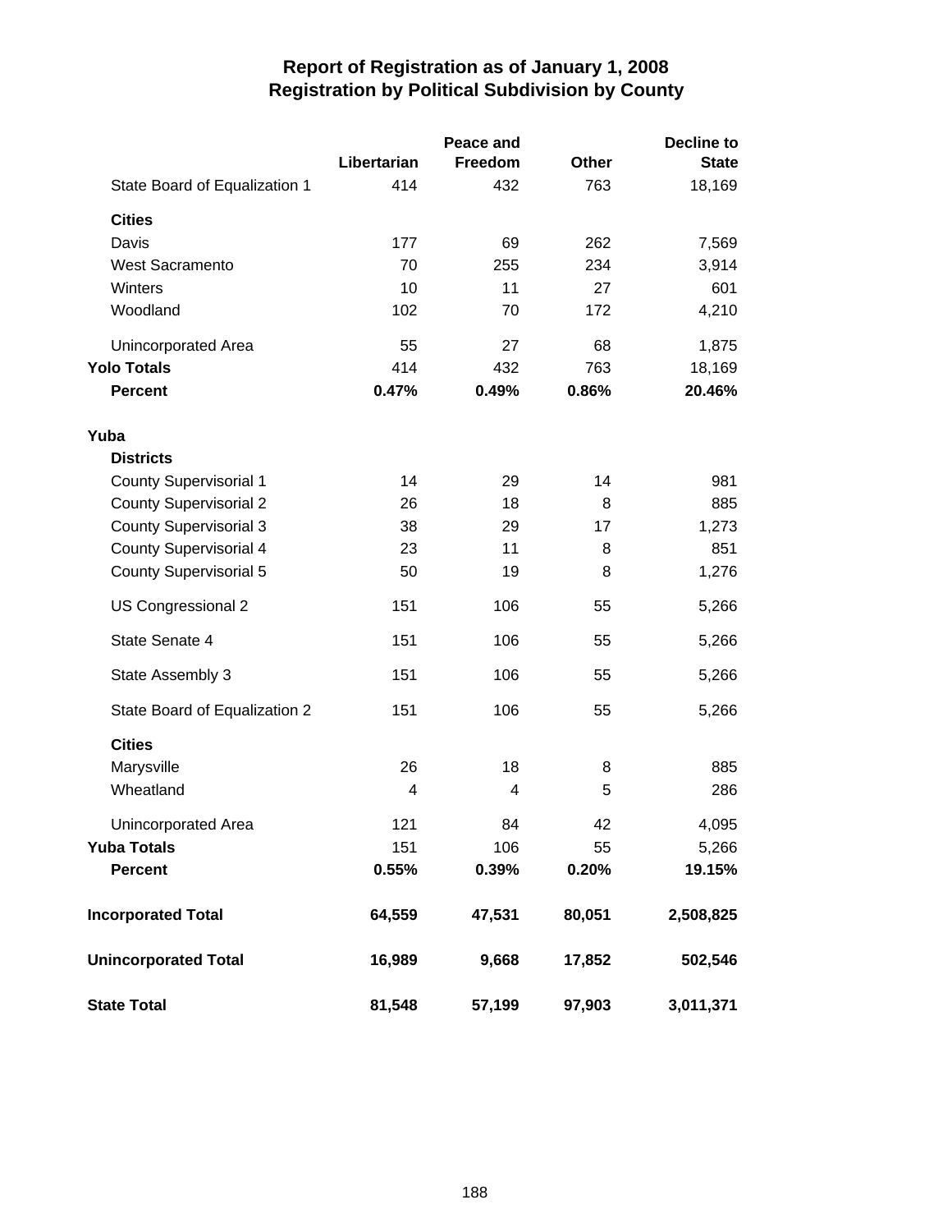# Report of Registration as of January 1, 2008
## Registration by Political Subdivision by County

| | Libertarian | Peace and Freedom | Other | Decline to State |
|---|---|---|---|---|
| State Board of Equalization 1 | 414 | 432 | 763 | 18,169 |
| **Cities** | | | | |
| Davis | 177 | 69 | 262 | 7,569 |
| West Sacramento | 70 | 255 | 234 | 3,914 |
| Winters | 10 | 11 | 27 | 601 |
| Woodland | 102 | 70 | 172 | 4,210 |
| Unincorporated Area | 55 | 27 | 68 | 1,875 |
| **Yolo Totals** | 414 | 432 | 763 | 18,169 |
| **Percent** | **0.47%** | **0.49%** | **0.86%** | **20.46%** |
| **Yuba** | | | | |
| **Districts** | | | | |
| County Supervisorial 1 | 14 | 29 | 14 | 981 |
| County Supervisorial 2 | 26 | 18 | 8 | 885 |
| County Supervisorial 3 | 38 | 29 | 17 | 1,273 |
| County Supervisorial 4 | 23 | 11 | 8 | 851 |
| County Supervisorial 5 | 50 | 19 | 8 | 1,276 |
| US Congressional 2 | 151 | 106 | 55 | 5,266 |
| State Senate 4 | 151 | 106 | 55 | 5,266 |
| State Assembly 3 | 151 | 106 | 55 | 5,266 |
| State Board of Equalization 2 | 151 | 106 | 55 | 5,266 |
| **Cities** | | | | |
| Marysville | 26 | 18 | 8 | 885 |
| Wheatland | 4 | 4 | 5 | 286 |
| Unincorporated Area | 121 | 84 | 42 | 4,095 |
| **Yuba Totals** | 151 | 106 | 55 | 5,266 |
| **Percent** | **0.55%** | **0.39%** | **0.20%** | **19.15%** |
| **Incorporated Total** | **64,559** | **47,531** | **80,051** | **2,508,825** |
| **Unincorporated Total** | **16,989** | **9,668** | **17,852** | **502,546** |
| **State Total** | **81,548** | **57,199** | **97,903** | **3,011,371** |